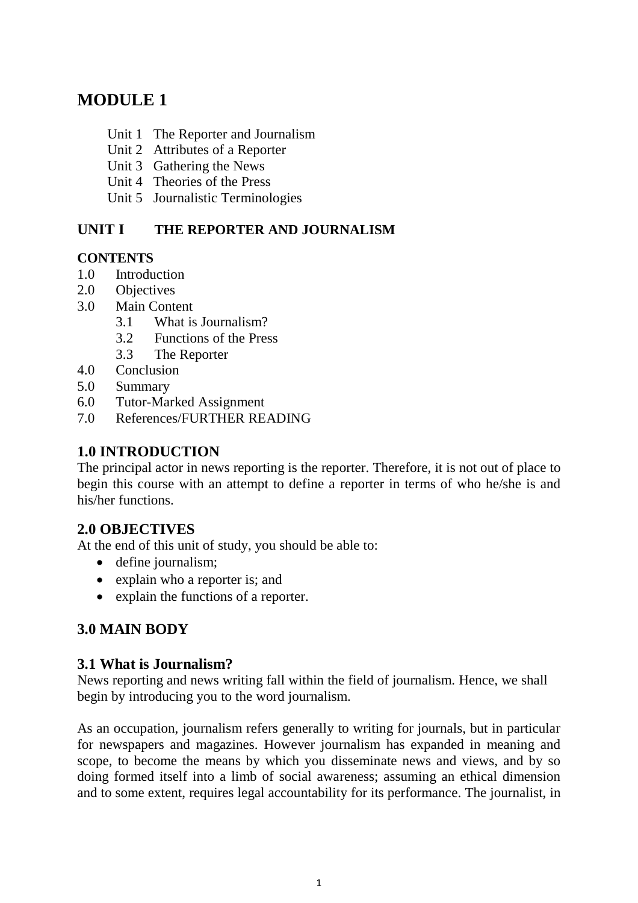# MODULE 1

- Unit 1 The Reporter and Journalism
- Unit 2 Attributes of a Reporter
- Unit 3 Gathering the News
- Unit 4 Theories of the Press
- Unit 5 Journalistic Terminologies

## UNIT I THE REPORTER AND JOURNALISM

**CONTENTS**

- 1.0 Introduction
- 2.0 Objectives
- 3.0 Main Content
  - 3.1 What is Journalism?
  - 3.2 Functions of the Press
  - 3.3 The Reporter
- 4.0 Conclusion
- 5.0 Summary
- 6.0 Tutor-Marked Assignment
- 7.0 References/FURTHER READING

## 1.0 INTRODUCTION

The principal actor in news reporting is the reporter. Therefore, it is not out of place to begin this course with an attempt to define a reporter in terms of who he/she is and his/her functions.

## 2.0 OBJECTIVES

At the end of this unit of study, you should be able to:

- define journalism;
- explain who a reporter is; and
- explain the functions of a reporter.

## 3.0 MAIN BODY

### 3.1 What is Journalism?

News reporting and news writing fall within the field of journalism. Hence, we shall begin by introducing you to the word journalism.

As an occupation, journalism refers generally to writing for journals, but in particular for newspapers and magazines. However journalism has expanded in meaning and scope, to become the means by which you disseminate news and views, and by so doing formed itself into a limb of social awareness; assuming an ethical dimension and to some extent, requires legal accountability for its performance. The journalist, in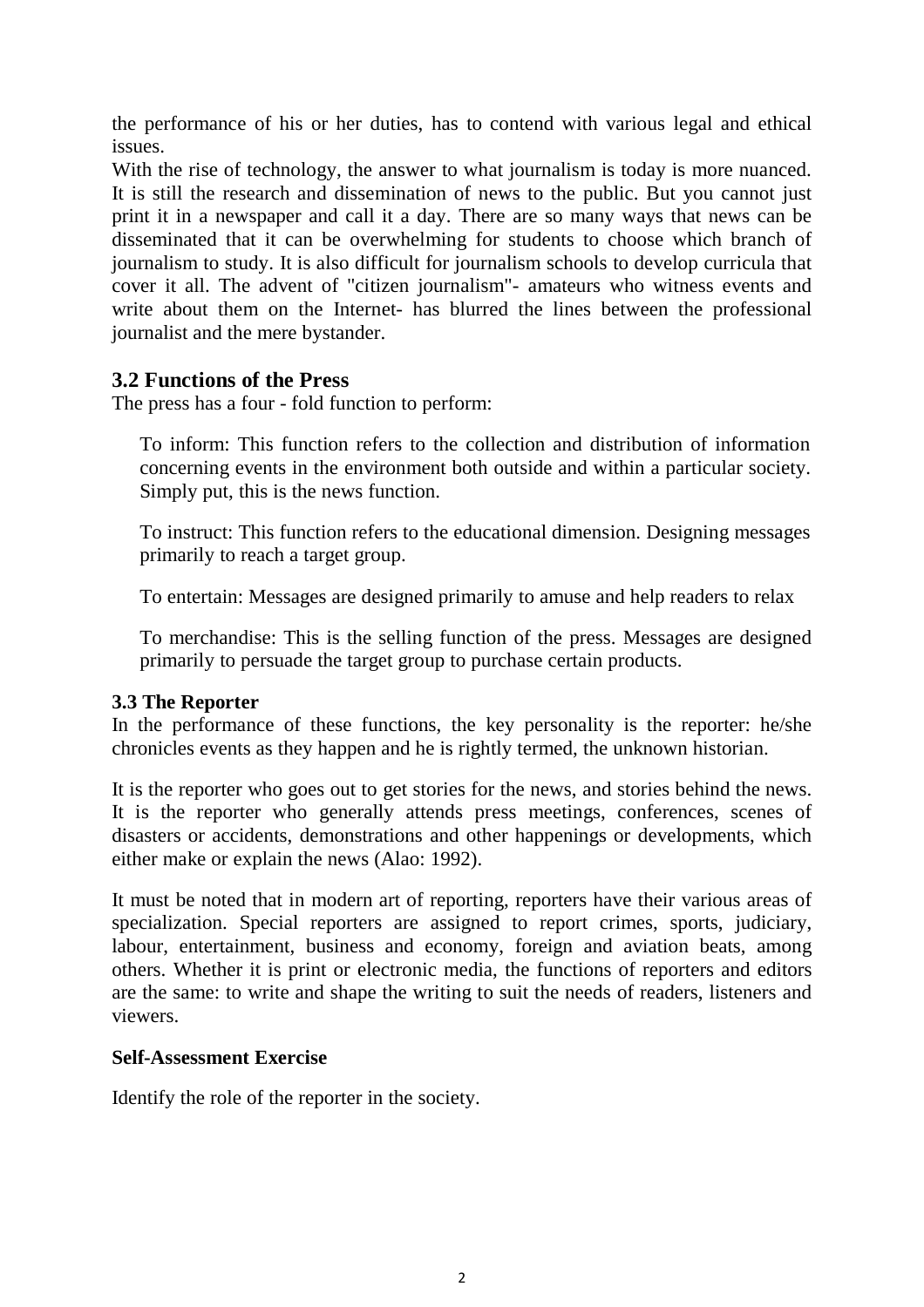the performance of his or her duties, has to contend with various legal and ethical issues.

With the rise of technology, the answer to what journalism is today is more nuanced. It is still the research and dissemination of news to the public. But you cannot just print it in a newspaper and call it a day. There are so many ways that news can be disseminated that it can be overwhelming for students to choose which branch of journalism to study. It is also difficult for journalism schools to develop curricula that cover it all. The advent of "citizen journalism"- amateurs who witness events and write about them on the Internet- has blurred the lines between the professional journalist and the mere bystander.

## 3.2 Functions of the Press

The press has a four - fold function to perform:

To inform: This function refers to the collection and distribution of information concerning events in the environment both outside and within a particular society. Simply put, this is the news function.

To instruct: This function refers to the educational dimension. Designing messages primarily to reach a target group.

To entertain: Messages are designed primarily to amuse and help readers to relax

To merchandise: This is the selling function of the press. Messages are designed primarily to persuade the target group to purchase certain products.

### 3.3 The Reporter

In the performance of these functions, the key personality is the reporter: he/she chronicles events as they happen and he is rightly termed, the unknown historian.

It is the reporter who goes out to get stories for the news, and stories behind the news. It is the reporter who generally attends press meetings, conferences, scenes of disasters or accidents, demonstrations and other happenings or developments, which either make or explain the news (Alao: 1992).

It must be noted that in modern art of reporting, reporters have their various areas of specialization. Special reporters are assigned to report crimes, sports, judiciary, labour, entertainment, business and economy, foreign and aviation beats, among others. Whether it is print or electronic media, the functions of reporters and editors are the same: to write and shape the writing to suit the needs of readers, listeners and viewers.

**Self-Assessment Exercise**

Identify the role of the reporter in the society.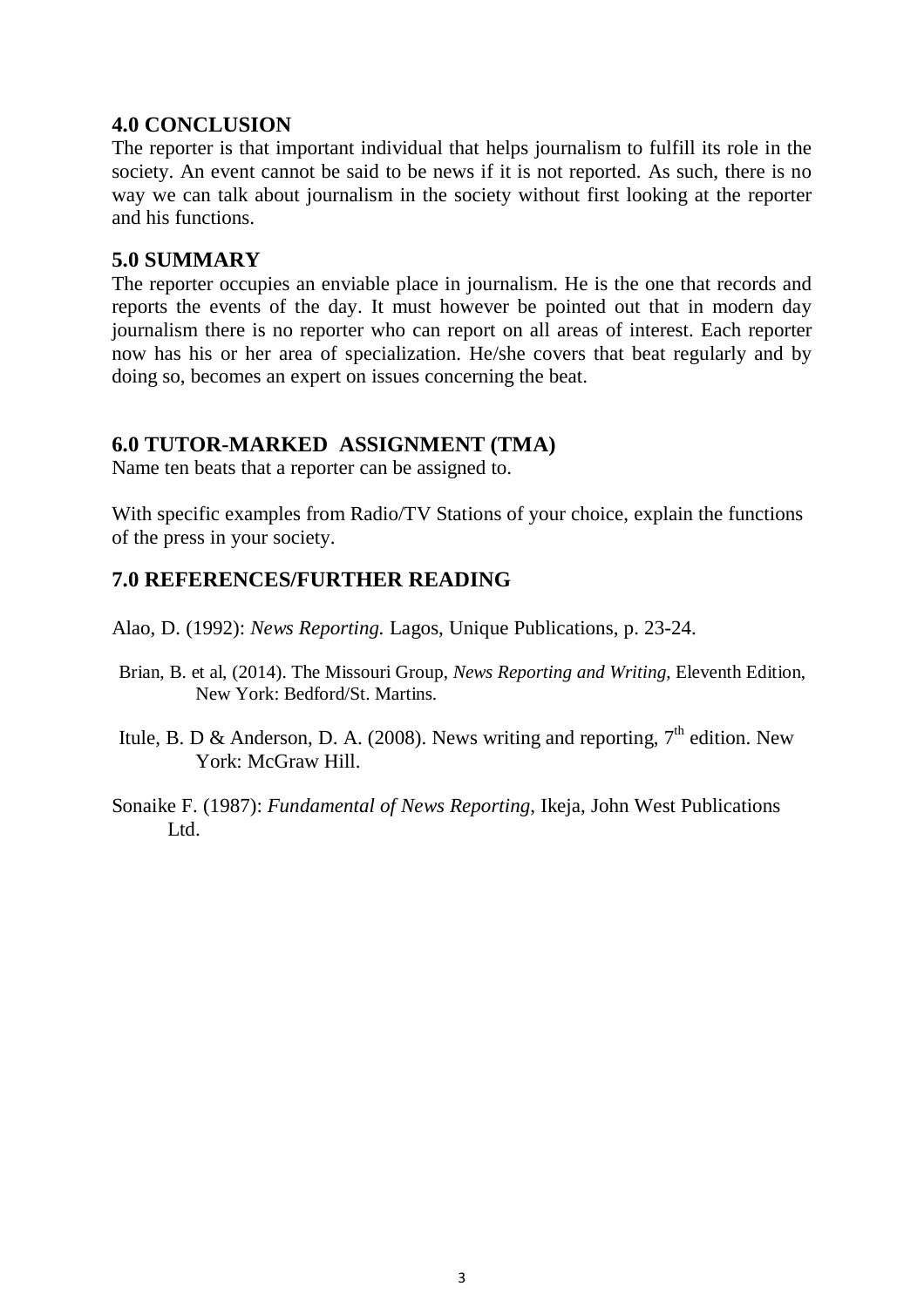## 4.0 CONCLUSION

The reporter is that important individual that helps journalism to fulfill its role in the society. An event cannot be said to be news if it is not reported. As such, there is no way we can talk about journalism in the society without first looking at the reporter and his functions.

## 5.0 SUMMARY

The reporter occupies an enviable place in journalism. He is the one that records and reports the events of the day. It must however be pointed out that in modern day journalism there is no reporter who can report on all areas of interest. Each reporter now has his or her area of specialization. He/she covers that beat regularly and by doing so, becomes an expert on issues concerning the beat.

## 6.0 TUTOR-MARKED ASSIGNMENT (TMA)

Name ten beats that a reporter can be assigned to.

With specific examples from Radio/TV Stations of your choice, explain the functions of the press in your society.

## 7.0 REFERENCES/FURTHER READING

Alao, D. (1992): *News Reporting.* Lagos, Unique Publications, p. 23-24.

Brian, B. et al, (2014). The Missouri Group, *News Reporting and Writing*, Eleventh Edition, New York: Bedford/St. Martins.

Itule, B. D & Anderson, D. A. (2008). News writing and reporting, 7th edition. New York: McGraw Hill.

Sonaike F. (1987): *Fundamental of News Reporting*, Ikeja, John West Publications Ltd.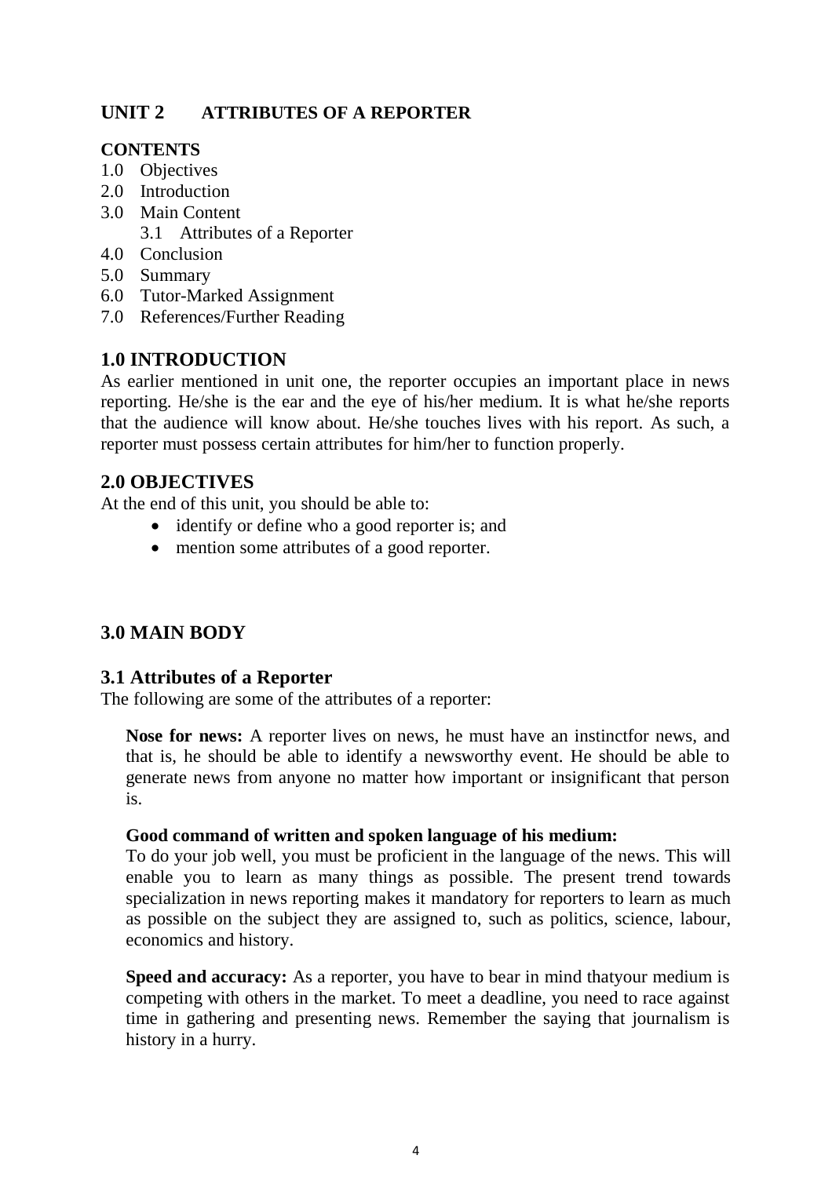## UNIT 2 ATTRIBUTES OF A REPORTER

**CONTENTS**

1.0 Objectives
2.0 Introduction
3.0 Main Content
  3.1 Attributes of a Reporter
4.0 Conclusion
5.0 Summary
6.0 Tutor-Marked Assignment
7.0 References/Further Reading

## 1.0 INTRODUCTION

As earlier mentioned in unit one, the reporter occupies an important place in news reporting. He/she is the ear and the eye of his/her medium. It is what he/she reports that the audience will know about. He/she touches lives with his report. As such, a reporter must possess certain attributes for him/her to function properly.

## 2.0 OBJECTIVES

At the end of this unit, you should be able to:

- identify or define who a good reporter is; and
- mention some attributes of a good reporter.

## 3.0 MAIN BODY

### 3.1 Attributes of a Reporter

The following are some of the attributes of a reporter:

**Nose for news:** A reporter lives on news, he must have an instinctfor news, and that is, he should be able to identify a newsworthy event. He should be able to generate news from anyone no matter how important or insignificant that person is.

**Good command of written and spoken language of his medium:**
To do your job well, you must be proficient in the language of the news. This will enable you to learn as many things as possible. The present trend towards specialization in news reporting makes it mandatory for reporters to learn as much as possible on the subject they are assigned to, such as politics, science, labour, economics and history.

**Speed and accuracy:** As a reporter, you have to bear in mind thatyour medium is competing with others in the market. To meet a deadline, you need to race against time in gathering and presenting news. Remember the saying that journalism is history in a hurry.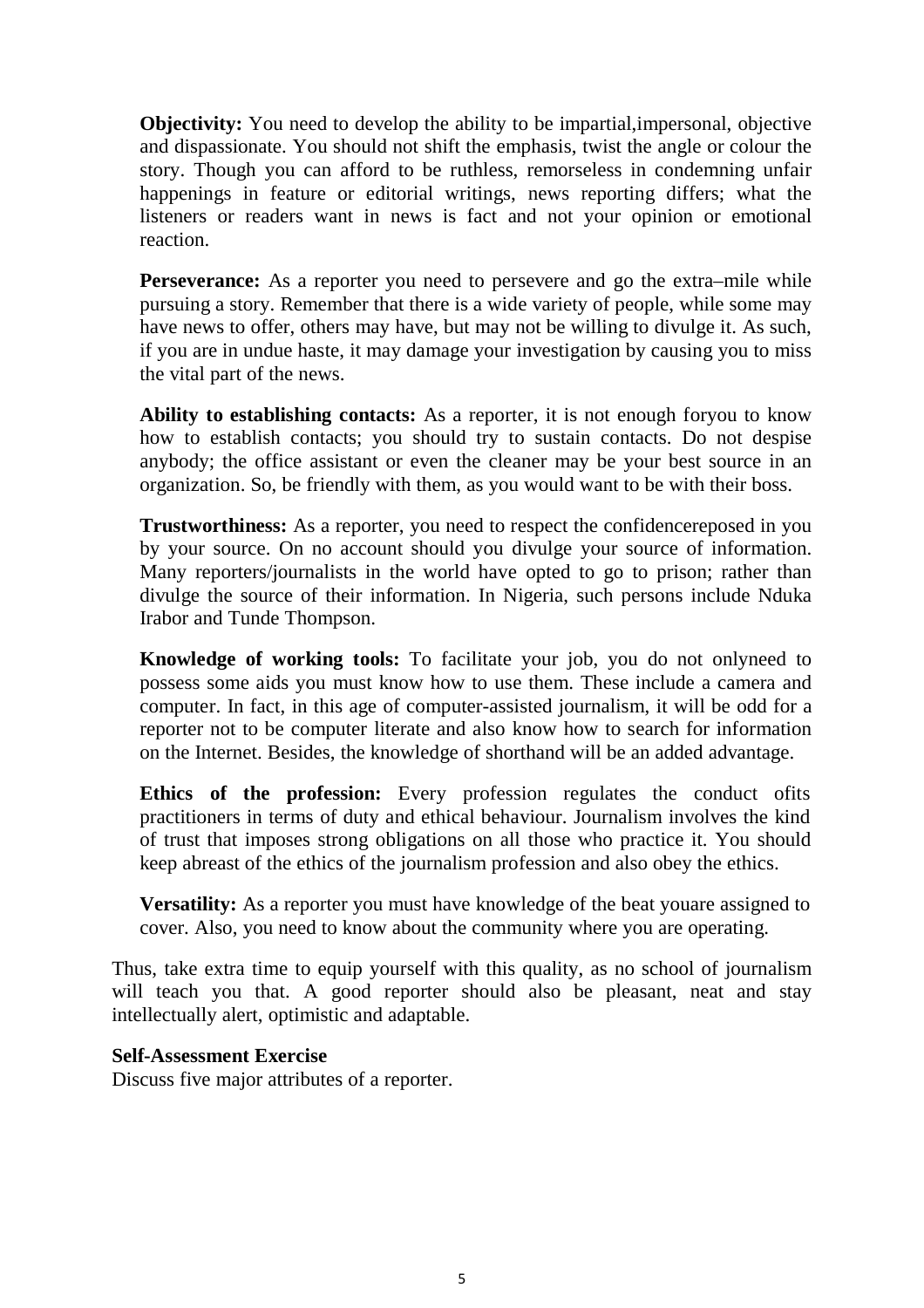**Objectivity:** You need to develop the ability to be impartial,impersonal, objective and dispassionate. You should not shift the emphasis, twist the angle or colour the story. Though you can afford to be ruthless, remorseless in condemning unfair happenings in feature or editorial writings, news reporting differs; what the listeners or readers want in news is fact and not your opinion or emotional reaction.

**Perseverance:** As a reporter you need to persevere and go the extra–mile while pursuing a story. Remember that there is a wide variety of people, while some may have news to offer, others may have, but may not be willing to divulge it. As such, if you are in undue haste, it may damage your investigation by causing you to miss the vital part of the news.

**Ability to establishing contacts:** As a reporter, it is not enough foryou to know how to establish contacts; you should try to sustain contacts. Do not despise anybody; the office assistant or even the cleaner may be your best source in an organization. So, be friendly with them, as you would want to be with their boss.

**Trustworthiness:** As a reporter, you need to respect the confidencereposed in you by your source. On no account should you divulge your source of information. Many reporters/journalists in the world have opted to go to prison; rather than divulge the source of their information. In Nigeria, such persons include Nduka Irabor and Tunde Thompson.

**Knowledge of working tools:** To facilitate your job, you do not onlyneed to possess some aids you must know how to use them. These include a camera and computer. In fact, in this age of computer-assisted journalism, it will be odd for a reporter not to be computer literate and also know how to search for information on the Internet. Besides, the knowledge of shorthand will be an added advantage.

**Ethics of the profession:** Every profession regulates the conduct ofits practitioners in terms of duty and ethical behaviour. Journalism involves the kind of trust that imposes strong obligations on all those who practice it. You should keep abreast of the ethics of the journalism profession and also obey the ethics.

**Versatility:** As a reporter you must have knowledge of the beat youare assigned to cover. Also, you need to know about the community where you are operating.

Thus, take extra time to equip yourself with this quality, as no school of journalism will teach you that. A good reporter should also be pleasant, neat and stay intellectually alert, optimistic and adaptable.

**Self-Assessment Exercise**

Discuss five major attributes of a reporter.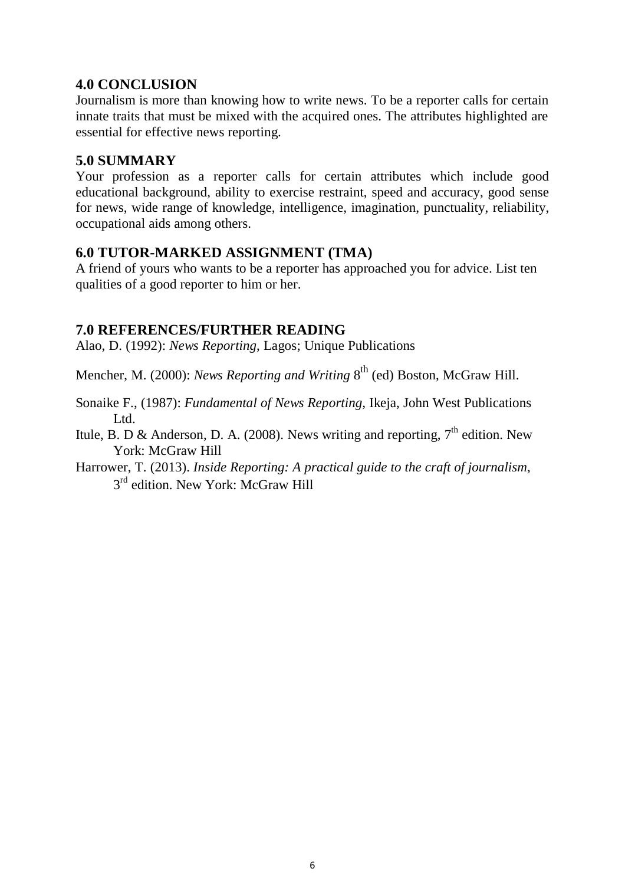## 4.0 CONCLUSION

Journalism is more than knowing how to write news. To be a reporter calls for certain innate traits that must be mixed with the acquired ones. The attributes highlighted are essential for effective news reporting.

## 5.0 SUMMARY

Your profession as a reporter calls for certain attributes which include good educational background, ability to exercise restraint, speed and accuracy, good sense for news, wide range of knowledge, intelligence, imagination, punctuality, reliability, occupational aids among others.

## 6.0 TUTOR-MARKED ASSIGNMENT (TMA)

A friend of yours who wants to be a reporter has approached you for advice. List ten qualities of a good reporter to him or her.

## 7.0 REFERENCES/FURTHER READING

Alao, D. (1992): *News Reporting*, Lagos; Unique Publications

Mencher, M. (2000): *News Reporting and Writing* 8th (ed) Boston, McGraw Hill.

Sonaike F., (1987): *Fundamental of News Reporting*, Ikeja, John West Publications Ltd.

Itule, B. D & Anderson, D. A. (2008). News writing and reporting, 7th edition. New York: McGraw Hill

Harrower, T. (2013). *Inside Reporting: A practical guide to the craft of journalism*, 3rd edition. New York: McGraw Hill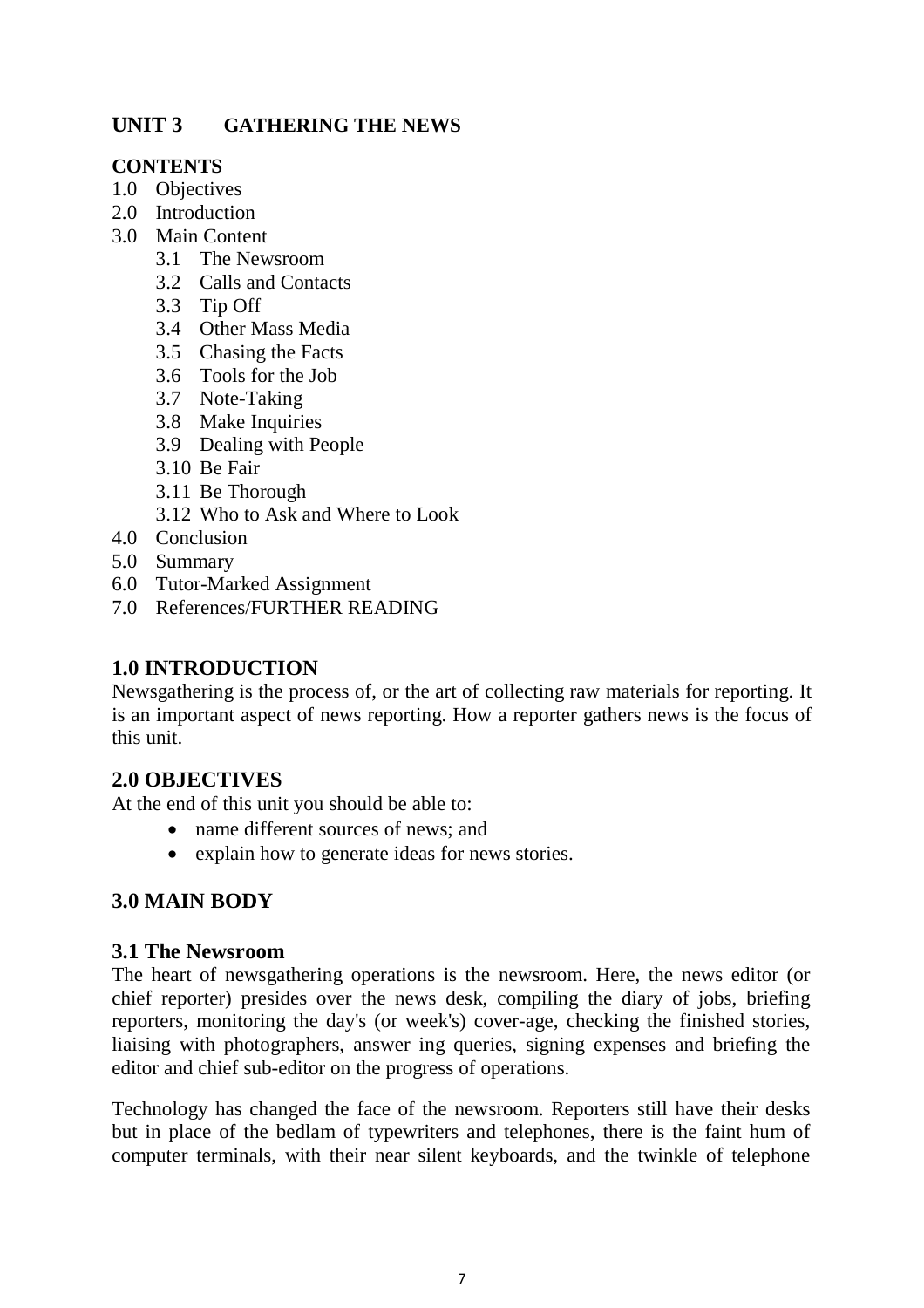## UNIT 3 GATHERING THE NEWS

**CONTENTS**

1.0 Objectives
2.0 Introduction
3.0 Main Content
   3.1 The Newsroom
   3.2 Calls and Contacts
   3.3 Tip Off
   3.4 Other Mass Media
   3.5 Chasing the Facts
   3.6 Tools for the Job
   3.7 Note-Taking
   3.8 Make Inquiries
   3.9 Dealing with People
   3.10 Be Fair
   3.11 Be Thorough
   3.12 Who to Ask and Where to Look
4.0 Conclusion
5.0 Summary
6.0 Tutor-Marked Assignment
7.0 References/FURTHER READING

## 1.0 INTRODUCTION

Newsgathering is the process of, or the art of collecting raw materials for reporting. It is an important aspect of news reporting. How a reporter gathers news is the focus of this unit.

## 2.0 OBJECTIVES

At the end of this unit you should be able to:

- name different sources of news; and
- explain how to generate ideas for news stories.

## 3.0 MAIN BODY

### 3.1 The Newsroom

The heart of newsgathering operations is the newsroom. Here, the news editor (or chief reporter) presides over the news desk, compiling the diary of jobs, briefing reporters, monitoring the day's (or week's) cover-age, checking the finished stories, liaising with photographers, answer ing queries, signing expenses and briefing the editor and chief sub-editor on the progress of operations.

Technology has changed the face of the newsroom. Reporters still have their desks but in place of the bedlam of typewriters and telephones, there is the faint hum of computer terminals, with their near silent keyboards, and the twinkle of telephone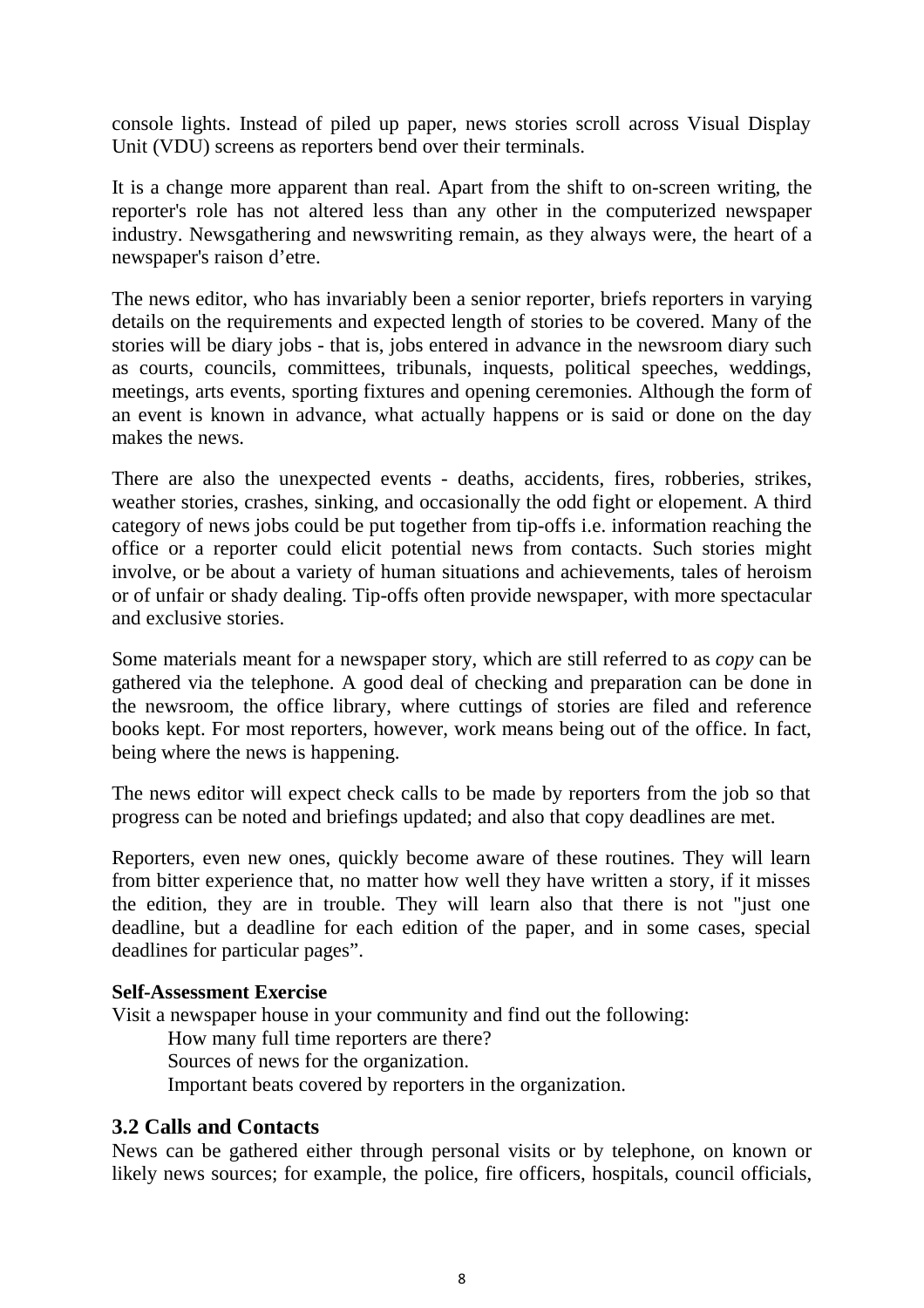console lights. Instead of piled up paper, news stories scroll across Visual Display Unit (VDU) screens as reporters bend over their terminals.

It is a change more apparent than real. Apart from the shift to on-screen writing, the reporter's role has not altered less than any other in the computerized newspaper industry. Newsgathering and newswriting remain, as they always were, the heart of a newspaper's raison d'etre.

The news editor, who has invariably been a senior reporter, briefs reporters in varying details on the requirements and expected length of stories to be covered. Many of the stories will be diary jobs - that is, jobs entered in advance in the newsroom diary such as courts, councils, committees, tribunals, inquests, political speeches, weddings, meetings, arts events, sporting fixtures and opening ceremonies. Although the form of an event is known in advance, what actually happens or is said or done on the day makes the news.

There are also the unexpected events - deaths, accidents, fires, robberies, strikes, weather stories, crashes, sinking, and occasionally the odd fight or elopement. A third category of news jobs could be put together from tip-offs i.e. information reaching the office or a reporter could elicit potential news from contacts. Such stories might involve, or be about a variety of human situations and achievements, tales of heroism or of unfair or shady dealing. Tip-offs often provide newspaper, with more spectacular and exclusive stories.

Some materials meant for a newspaper story, which are still referred to as *copy* can be gathered via the telephone. A good deal of checking and preparation can be done in the newsroom, the office library, where cuttings of stories are filed and reference books kept. For most reporters, however, work means being out of the office. In fact, being where the news is happening.

The news editor will expect check calls to be made by reporters from the job so that progress can be noted and briefings updated; and also that copy deadlines are met.

Reporters, even new ones, quickly become aware of these routines. They will learn from bitter experience that, no matter how well they have written a story, if it misses the edition, they are in trouble. They will learn also that there is not "just one deadline, but a deadline for each edition of the paper, and in some cases, special deadlines for particular pages".

**Self-Assessment Exercise**

Visit a newspaper house in your community and find out the following:

- How many full time reporters are there?
- Sources of news for the organization.
- Important beats covered by reporters in the organization.

## 3.2 Calls and Contacts

News can be gathered either through personal visits or by telephone, on known or likely news sources; for example, the police, fire officers, hospitals, council officials,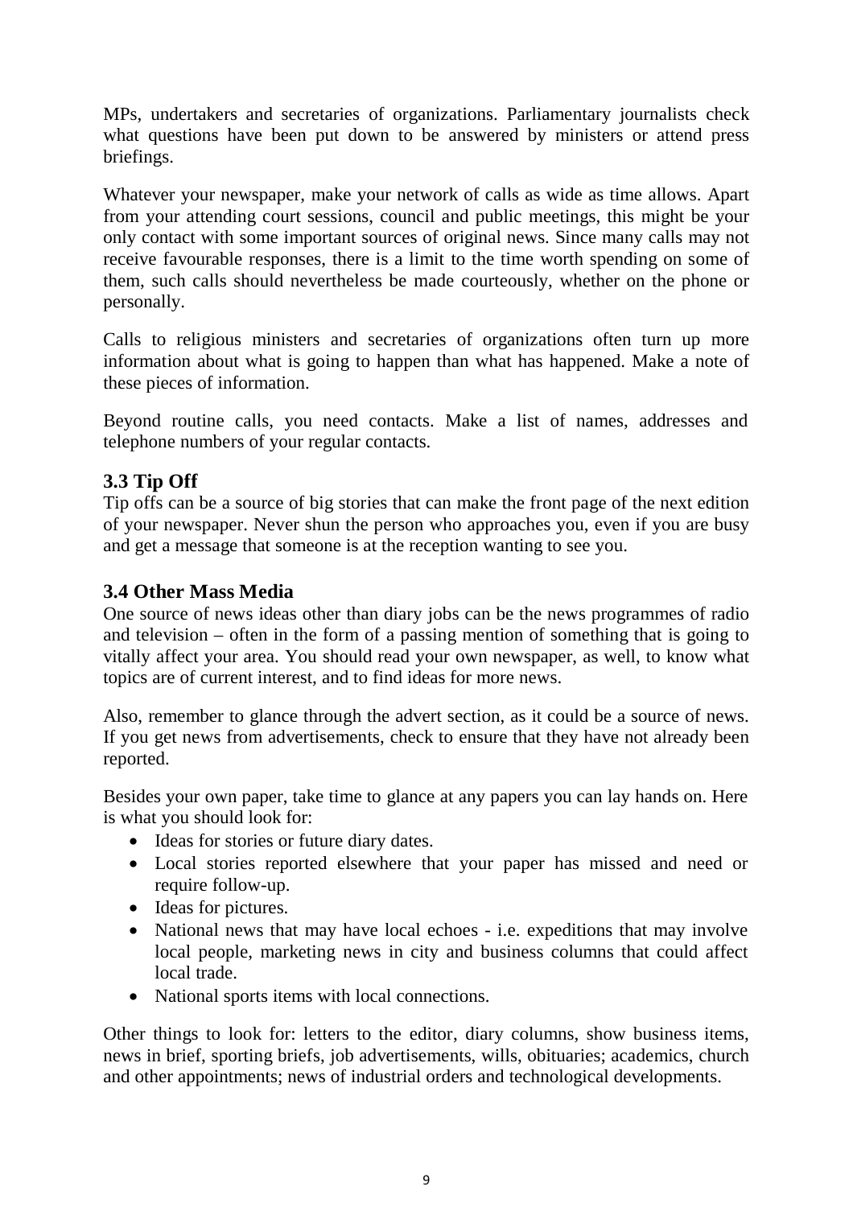MPs, undertakers and secretaries of organizations. Parliamentary journalists check what questions have been put down to be answered by ministers or attend press briefings.

Whatever your newspaper, make your network of calls as wide as time allows. Apart from your attending court sessions, council and public meetings, this might be your only contact with some important sources of original news. Since many calls may not receive favourable responses, there is a limit to the time worth spending on some of them, such calls should nevertheless be made courteously, whether on the phone or personally.

Calls to religious ministers and secretaries of organizations often turn up more information about what is going to happen than what has happened. Make a note of these pieces of information.

Beyond routine calls, you need contacts. Make a list of names, addresses and telephone numbers of your regular contacts.

### 3.3 Tip Off

Tip offs can be a source of big stories that can make the front page of the next edition of your newspaper. Never shun the person who approaches you, even if you are busy and get a message that someone is at the reception wanting to see you.

### 3.4 Other Mass Media

One source of news ideas other than diary jobs can be the news programmes of radio and television – often in the form of a passing mention of something that is going to vitally affect your area. You should read your own newspaper, as well, to know what topics are of current interest, and to find ideas for more news.

Also, remember to glance through the advert section, as it could be a source of news. If you get news from advertisements, check to ensure that they have not already been reported.

Besides your own paper, take time to glance at any papers you can lay hands on. Here is what you should look for:

- Ideas for stories or future diary dates.
- Local stories reported elsewhere that your paper has missed and need or require follow-up.
- Ideas for pictures.
- National news that may have local echoes - i.e. expeditions that may involve local people, marketing news in city and business columns that could affect local trade.
- National sports items with local connections.

Other things to look for: letters to the editor, diary columns, show business items, news in brief, sporting briefs, job advertisements, wills, obituaries; academics, church and other appointments; news of industrial orders and technological developments.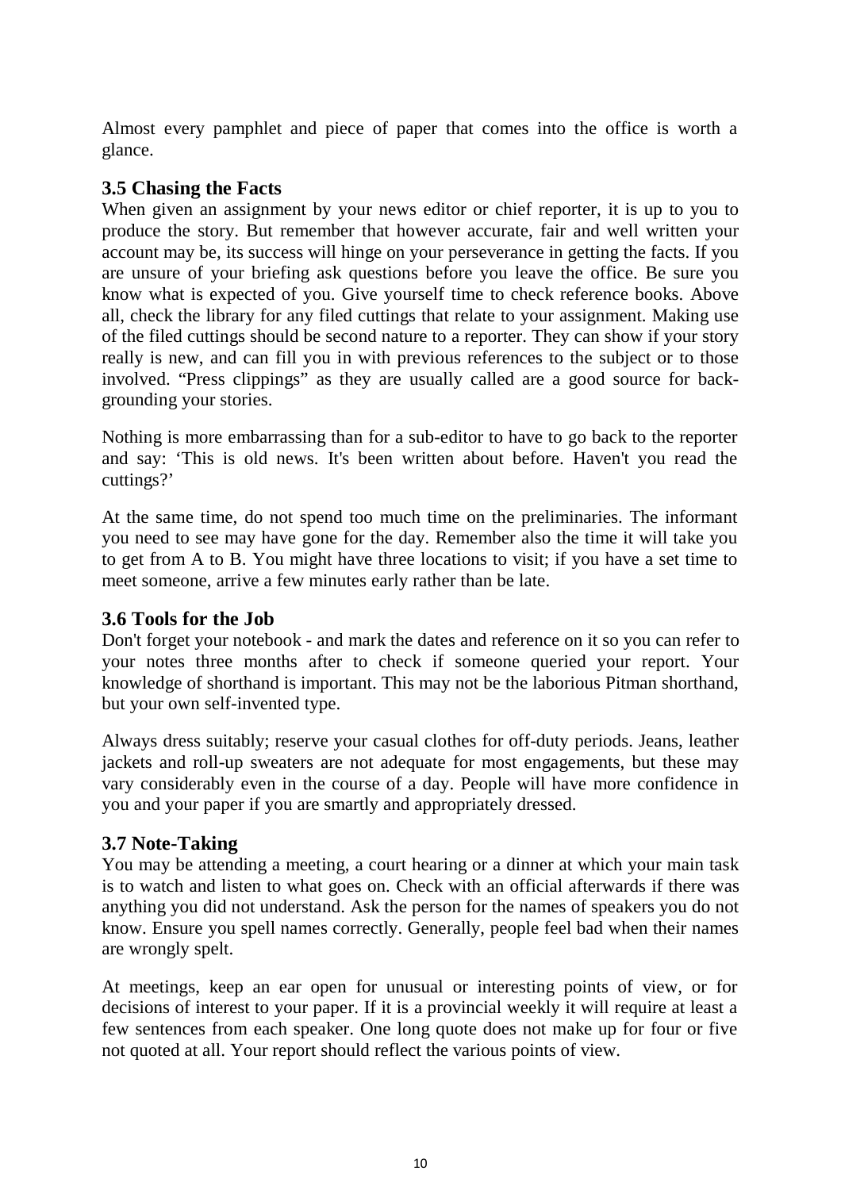Almost every pamphlet and piece of paper that comes into the office is worth a glance.

### 3.5 Chasing the Facts

When given an assignment by your news editor or chief reporter, it is up to you to produce the story. But remember that however accurate, fair and well written your account may be, its success will hinge on your perseverance in getting the facts. If you are unsure of your briefing ask questions before you leave the office. Be sure you know what is expected of you. Give yourself time to check reference books. Above all, check the library for any filed cuttings that relate to your assignment. Making use of the filed cuttings should be second nature to a reporter. They can show if your story really is new, and can fill you in with previous references to the subject or to those involved. "Press clippings" as they are usually called are a good source for back-grounding your stories.

Nothing is more embarrassing than for a sub-editor to have to go back to the reporter and say: 'This is old news. It's been written about before. Haven't you read the cuttings?'

At the same time, do not spend too much time on the preliminaries. The informant you need to see may have gone for the day. Remember also the time it will take you to get from A to B. You might have three locations to visit; if you have a set time to meet someone, arrive a few minutes early rather than be late.

### 3.6 Tools for the Job

Don't forget your notebook - and mark the dates and reference on it so you can refer to your notes three months after to check if someone queried your report. Your knowledge of shorthand is important. This may not be the laborious Pitman shorthand, but your own self-invented type.

Always dress suitably; reserve your casual clothes for off-duty periods. Jeans, leather jackets and roll-up sweaters are not adequate for most engagements, but these may vary considerably even in the course of a day. People will have more confidence in you and your paper if you are smartly and appropriately dressed.

### 3.7 Note-Taking

You may be attending a meeting, a court hearing or a dinner at which your main task is to watch and listen to what goes on. Check with an official afterwards if there was anything you did not understand. Ask the person for the names of speakers you do not know. Ensure you spell names correctly. Generally, people feel bad when their names are wrongly spelt.

At meetings, keep an ear open for unusual or interesting points of view, or for decisions of interest to your paper. If it is a provincial weekly it will require at least a few sentences from each speaker. One long quote does not make up for four or five not quoted at all. Your report should reflect the various points of view.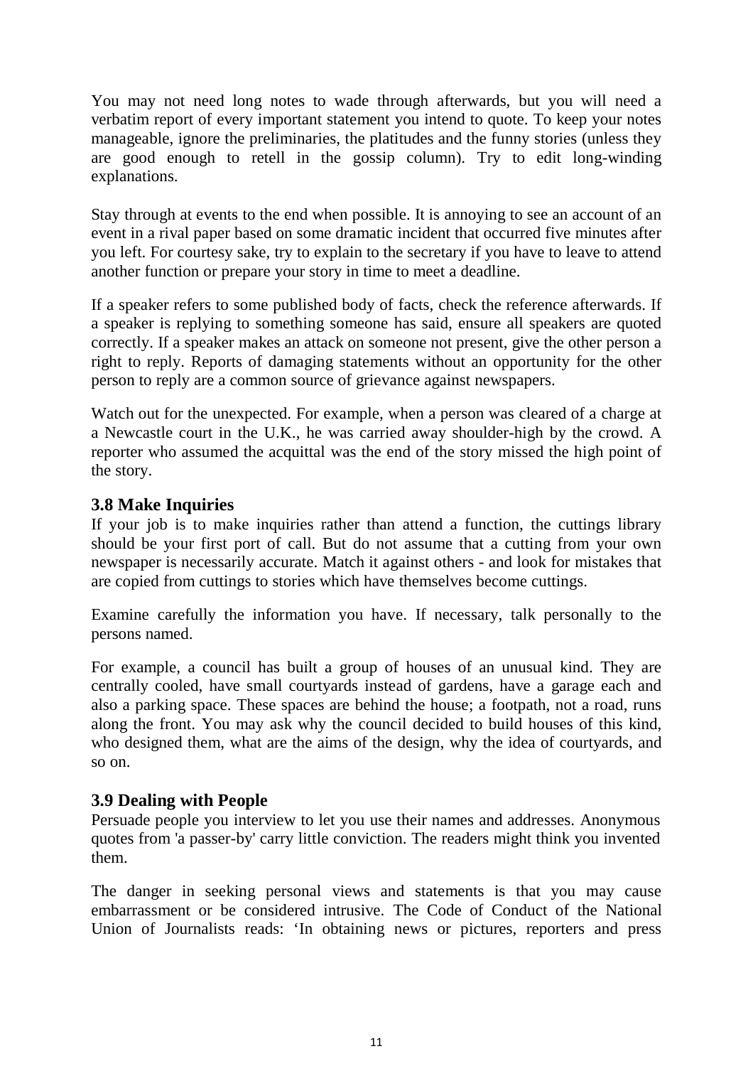You may not need long notes to wade through afterwards, but you will need a verbatim report of every important statement you intend to quote. To keep your notes manageable, ignore the preliminaries, the platitudes and the funny stories (unless they are good enough to retell in the gossip column). Try to edit long-winding explanations.

Stay through at events to the end when possible. It is annoying to see an account of an event in a rival paper based on some dramatic incident that occurred five minutes after you left. For courtesy sake, try to explain to the secretary if you have to leave to attend another function or prepare your story in time to meet a deadline.

If a speaker refers to some published body of facts, check the reference afterwards. If a speaker is replying to something someone has said, ensure all speakers are quoted correctly. If a speaker makes an attack on someone not present, give the other person a right to reply. Reports of damaging statements without an opportunity for the other person to reply are a common source of grievance against newspapers.

Watch out for the unexpected. For example, when a person was cleared of a charge at a Newcastle court in the U.K., he was carried away shoulder-high by the crowd. A reporter who assumed the acquittal was the end of the story missed the high point of the story.

### 3.8 Make Inquiries

If your job is to make inquiries rather than attend a function, the cuttings library should be your first port of call. But do not assume that a cutting from your own newspaper is necessarily accurate. Match it against others - and look for mistakes that are copied from cuttings to stories which have themselves become cuttings.

Examine carefully the information you have. If necessary, talk personally to the persons named.

For example, a council has built a group of houses of an unusual kind. They are centrally cooled, have small courtyards instead of gardens, have a garage each and also a parking space. These spaces are behind the house; a footpath, not a road, runs along the front. You may ask why the council decided to build houses of this kind, who designed them, what are the aims of the design, why the idea of courtyards, and so on.

### 3.9 Dealing with People

Persuade people you interview to let you use their names and addresses. Anonymous quotes from 'a passer-by' carry little conviction. The readers might think you invented them.

The danger in seeking personal views and statements is that you may cause embarrassment or be considered intrusive. The Code of Conduct of the National Union of Journalists reads: 'In obtaining news or pictures, reporters and press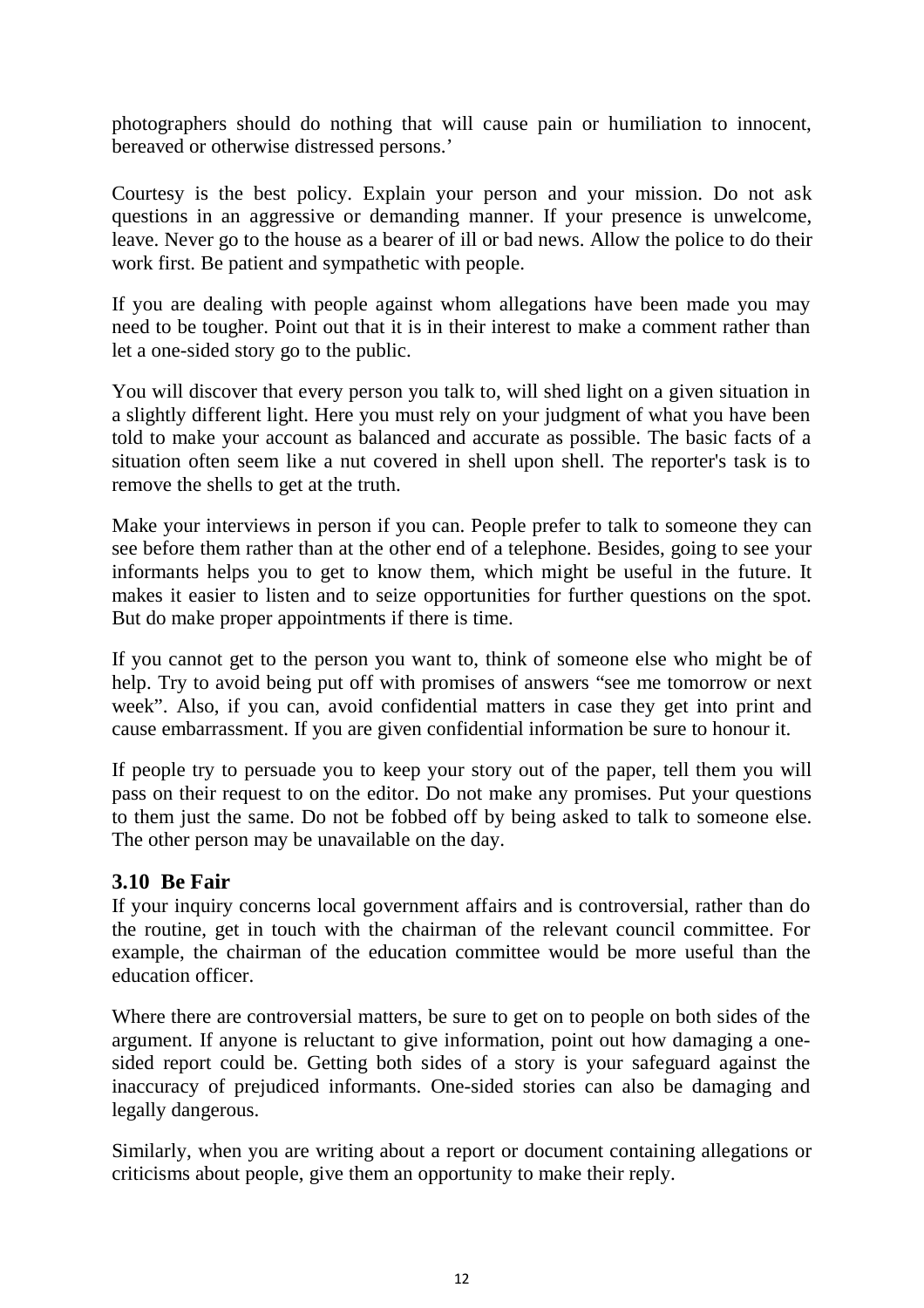photographers should do nothing that will cause pain or humiliation to innocent, bereaved or otherwise distressed persons.'

Courtesy is the best policy. Explain your person and your mission. Do not ask questions in an aggressive or demanding manner. If your presence is unwelcome, leave. Never go to the house as a bearer of ill or bad news. Allow the police to do their work first. Be patient and sympathetic with people.

If you are dealing with people against whom allegations have been made you may need to be tougher. Point out that it is in their interest to make a comment rather than let a one-sided story go to the public.

You will discover that every person you talk to, will shed light on a given situation in a slightly different light. Here you must rely on your judgment of what you have been told to make your account as balanced and accurate as possible. The basic facts of a situation often seem like a nut covered in shell upon shell. The reporter's task is to remove the shells to get at the truth.

Make your interviews in person if you can. People prefer to talk to someone they can see before them rather than at the other end of a telephone. Besides, going to see your informants helps you to get to know them, which might be useful in the future. It makes it easier to listen and to seize opportunities for further questions on the spot. But do make proper appointments if there is time.

If you cannot get to the person you want to, think of someone else who might be of help. Try to avoid being put off with promises of answers "see me tomorrow or next week". Also, if you can, avoid confidential matters in case they get into print and cause embarrassment. If you are given confidential information be sure to honour it.

If people try to persuade you to keep your story out of the paper, tell them you will pass on their request to on the editor. Do not make any promises. Put your questions to them just the same. Do not be fobbed off by being asked to talk to someone else. The other person may be unavailable on the day.

### 3.10 Be Fair

If your inquiry concerns local government affairs and is controversial, rather than do the routine, get in touch with the chairman of the relevant council committee. For example, the chairman of the education committee would be more useful than the education officer.

Where there are controversial matters, be sure to get on to people on both sides of the argument. If anyone is reluctant to give information, point out how damaging a one-sided report could be. Getting both sides of a story is your safeguard against the inaccuracy of prejudiced informants. One-sided stories can also be damaging and legally dangerous.

Similarly, when you are writing about a report or document containing allegations or criticisms about people, give them an opportunity to make their reply.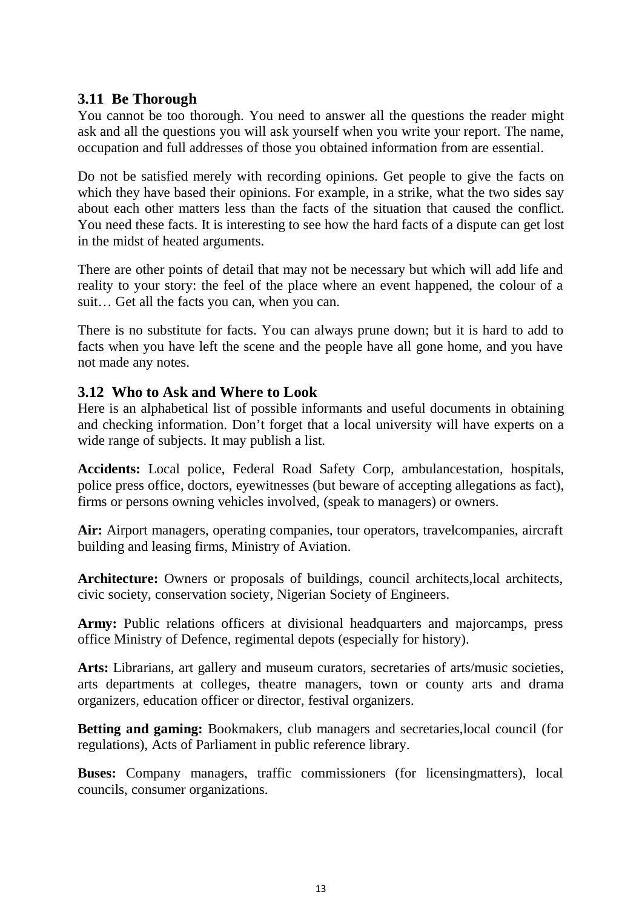### 3.11 Be Thorough

You cannot be too thorough. You need to answer all the questions the reader might ask and all the questions you will ask yourself when you write your report. The name, occupation and full addresses of those you obtained information from are essential.

Do not be satisfied merely with recording opinions. Get people to give the facts on which they have based their opinions. For example, in a strike, what the two sides say about each other matters less than the facts of the situation that caused the conflict. You need these facts. It is interesting to see how the hard facts of a dispute can get lost in the midst of heated arguments.

There are other points of detail that may not be necessary but which will add life and reality to your story: the feel of the place where an event happened, the colour of a suit… Get all the facts you can, when you can.

There is no substitute for facts. You can always prune down; but it is hard to add to facts when you have left the scene and the people have all gone home, and you have not made any notes.

### 3.12 Who to Ask and Where to Look

Here is an alphabetical list of possible informants and useful documents in obtaining and checking information. Don't forget that a local university will have experts on a wide range of subjects. It may publish a list.

**Accidents:** Local police, Federal Road Safety Corp, ambulancestation, hospitals, police press office, doctors, eyewitnesses (but beware of accepting allegations as fact), firms or persons owning vehicles involved, (speak to managers) or owners.

**Air:** Airport managers, operating companies, tour operators, travelcompanies, aircraft building and leasing firms, Ministry of Aviation.

**Architecture:** Owners or proposals of buildings, council architects,local architects, civic society, conservation society, Nigerian Society of Engineers.

**Army:** Public relations officers at divisional headquarters and majorcamps, press office Ministry of Defence, regimental depots (especially for history).

**Arts:** Librarians, art gallery and museum curators, secretaries of arts/music societies, arts departments at colleges, theatre managers, town or county arts and drama organizers, education officer or director, festival organizers.

**Betting and gaming:** Bookmakers, club managers and secretaries,local council (for regulations), Acts of Parliament in public reference library.

**Buses:** Company managers, traffic commissioners (for licensingmatters), local councils, consumer organizations.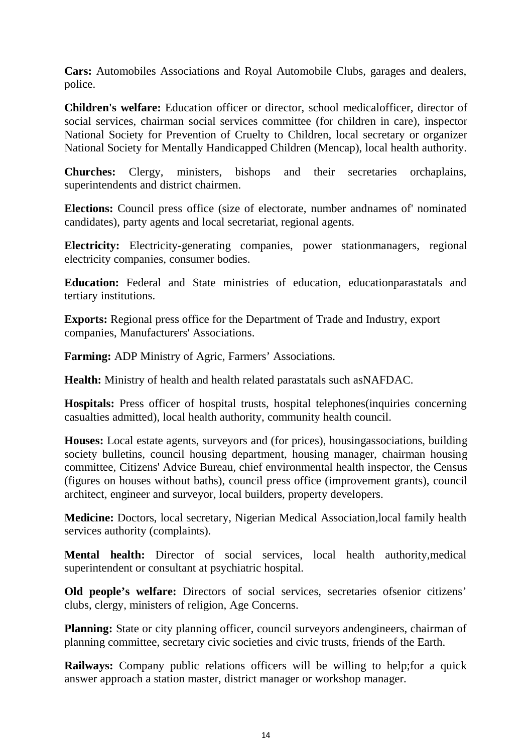**Cars:** Automobiles Associations and Royal Automobile Clubs, garages and dealers, police.

**Children's welfare:** Education officer or director, school medicalofficer, director of social services, chairman social services committee (for children in care), inspector National Society for Prevention of Cruelty to Children, local secretary or organizer National Society for Mentally Handicapped Children (Mencap), local health authority.

**Churches:** Clergy, ministers, bishops and their secretaries orchaplains, superintendents and district chairmen.

**Elections:** Council press office (size of electorate, number andnames of' nominated candidates), party agents and local secretariat, regional agents.

**Electricity:** Electricity-generating companies, power stationmanagers, regional electricity companies, consumer bodies.

**Education:** Federal and State ministries of education, educationparastatals and tertiary institutions.

**Exports:** Regional press office for the Department of Trade and Industry, export companies, Manufacturers' Associations.

**Farming:** ADP Ministry of Agric, Farmers' Associations.

**Health:** Ministry of health and health related parastatals such asNAFDAC.

**Hospitals:** Press officer of hospital trusts, hospital telephones(inquiries concerning casualties admitted), local health authority, community health council.

**Houses:** Local estate agents, surveyors and (for prices), housingassociations, building society bulletins, council housing department, housing manager, chairman housing committee, Citizens' Advice Bureau, chief environmental health inspector, the Census (figures on houses without baths), council press office (improvement grants), council architect, engineer and surveyor, local builders, property developers.

**Medicine:** Doctors, local secretary, Nigerian Medical Association,local family health services authority (complaints).

**Mental health:** Director of social services, local health authority,medical superintendent or consultant at psychiatric hospital.

**Old people's welfare:** Directors of social services, secretaries ofsenior citizens' clubs, clergy, ministers of religion, Age Concerns.

**Planning:** State or city planning officer, council surveyors andengineers, chairman of planning committee, secretary civic societies and civic trusts, friends of the Earth.

**Railways:** Company public relations officers will be willing to help;for a quick answer approach a station master, district manager or workshop manager.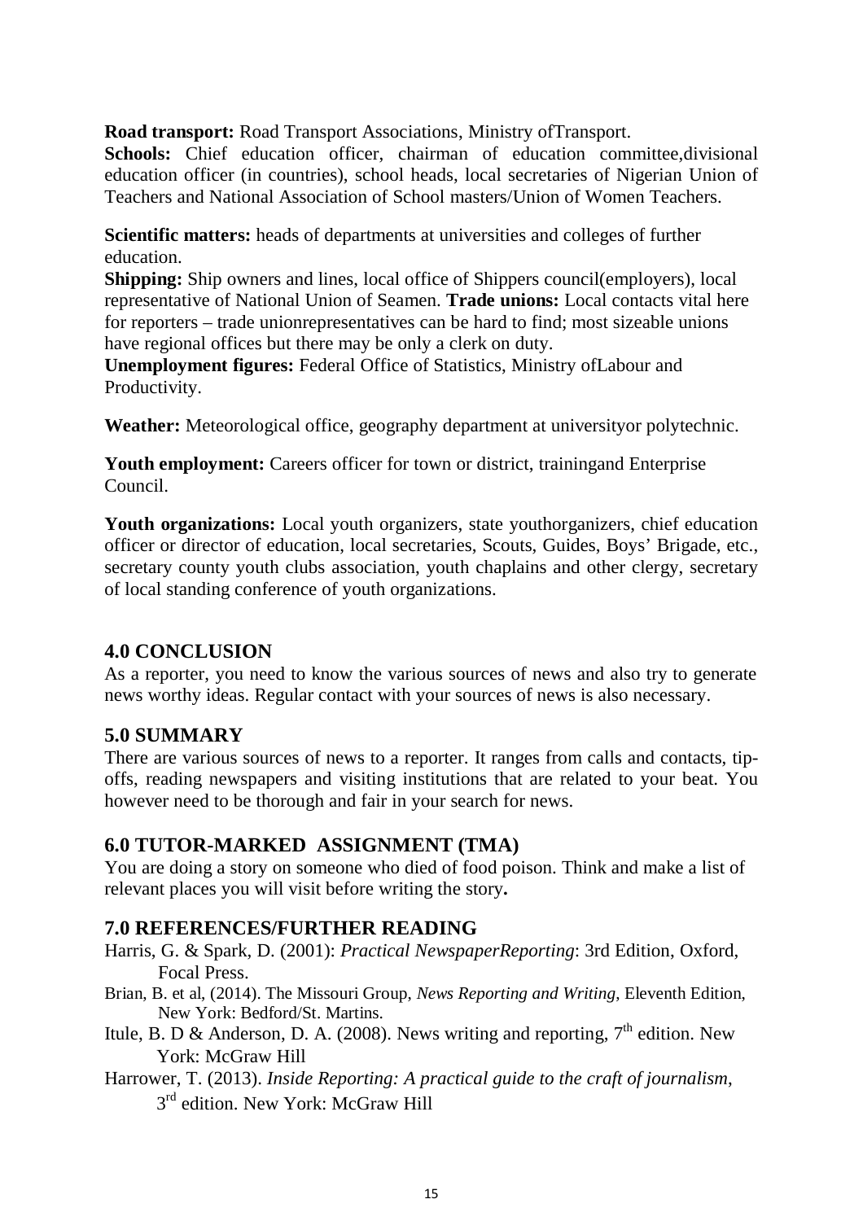**Road transport:** Road Transport Associations, Ministry ofTransport.

**Schools:** Chief education officer, chairman of education committee,divisional education officer (in countries), school heads, local secretaries of Nigerian Union of Teachers and National Association of School masters/Union of Women Teachers.

**Scientific matters:** heads of departments at universities and colleges of further education.

**Shipping:** Ship owners and lines, local office of Shippers council(employers), local representative of National Union of Seamen. **Trade unions:** Local contacts vital here for reporters – trade unionrepresentatives can be hard to find; most sizeable unions have regional offices but there may be only a clerk on duty.

**Unemployment figures:** Federal Office of Statistics, Ministry ofLabour and Productivity.

**Weather:** Meteorological office, geography department at universityor polytechnic.

**Youth employment:** Careers officer for town or district, trainingand Enterprise Council.

**Youth organizations:** Local youth organizers, state youthorganizers, chief education officer or director of education, local secretaries, Scouts, Guides, Boys' Brigade, etc., secretary county youth clubs association, youth chaplains and other clergy, secretary of local standing conference of youth organizations.

## 4.0 CONCLUSION

As a reporter, you need to know the various sources of news and also try to generate news worthy ideas. Regular contact with your sources of news is also necessary.

## 5.0 SUMMARY

There are various sources of news to a reporter. It ranges from calls and contacts, tip-offs, reading newspapers and visiting institutions that are related to your beat. You however need to be thorough and fair in your search for news.

## 6.0 TUTOR-MARKED ASSIGNMENT (TMA)

You are doing a story on someone who died of food poison. Think and make a list of relevant places you will visit before writing the story**.**

## 7.0 REFERENCES/FURTHER READING

Harris, G. & Spark, D. (2001): *Practical NewspaperReporting*: 3rd Edition, Oxford, Focal Press.

Brian, B. et al, (2014). The Missouri Group, *News Reporting and Writing*, Eleventh Edition, New York: Bedford/St. Martins.

Itule, B. D & Anderson, D. A. (2008). News writing and reporting, 7th edition. New York: McGraw Hill

Harrower, T. (2013). *Inside Reporting: A practical guide to the craft of journalism*, 3rd edition. New York: McGraw Hill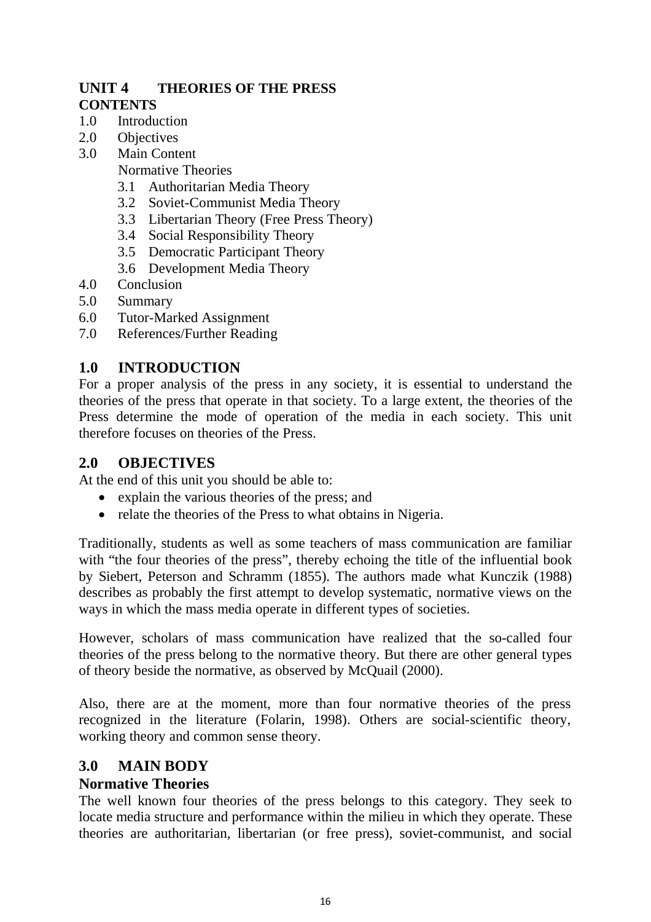## UNIT 4 THEORIES OF THE PRESS

**CONTENTS**

1.0 Introduction
2.0 Objectives
3.0 Main Content
    Normative Theories
    3.1 Authoritarian Media Theory
    3.2 Soviet-Communist Media Theory
    3.3 Libertarian Theory (Free Press Theory)
    3.4 Social Responsibility Theory
    3.5 Democratic Participant Theory
    3.6 Development Media Theory
4.0 Conclusion
5.0 Summary
6.0 Tutor-Marked Assignment
7.0 References/Further Reading

## 1.0 INTRODUCTION

For a proper analysis of the press in any society, it is essential to understand the theories of the press that operate in that society. To a large extent, the theories of the Press determine the mode of operation of the media in each society. This unit therefore focuses on theories of the Press.

## 2.0 OBJECTIVES

At the end of this unit you should be able to:

- explain the various theories of the press; and
- relate the theories of the Press to what obtains in Nigeria.

Traditionally, students as well as some teachers of mass communication are familiar with "the four theories of the press", thereby echoing the title of the influential book by Siebert, Peterson and Schramm (1855). The authors made what Kunczik (1988) describes as probably the first attempt to develop systematic, normative views on the ways in which the mass media operate in different types of societies.

However, scholars of mass communication have realized that the so-called four theories of the press belong to the normative theory. But there are other general types of theory beside the normative, as observed by McQuail (2000).

Also, there are at the moment, more than four normative theories of the press recognized in the literature (Folarin, 1998). Others are social-scientific theory, working theory and common sense theory.

## 3.0 MAIN BODY

### Normative Theories

The well known four theories of the press belongs to this category. They seek to locate media structure and performance within the milieu in which they operate. These theories are authoritarian, libertarian (or free press), soviet-communist, and social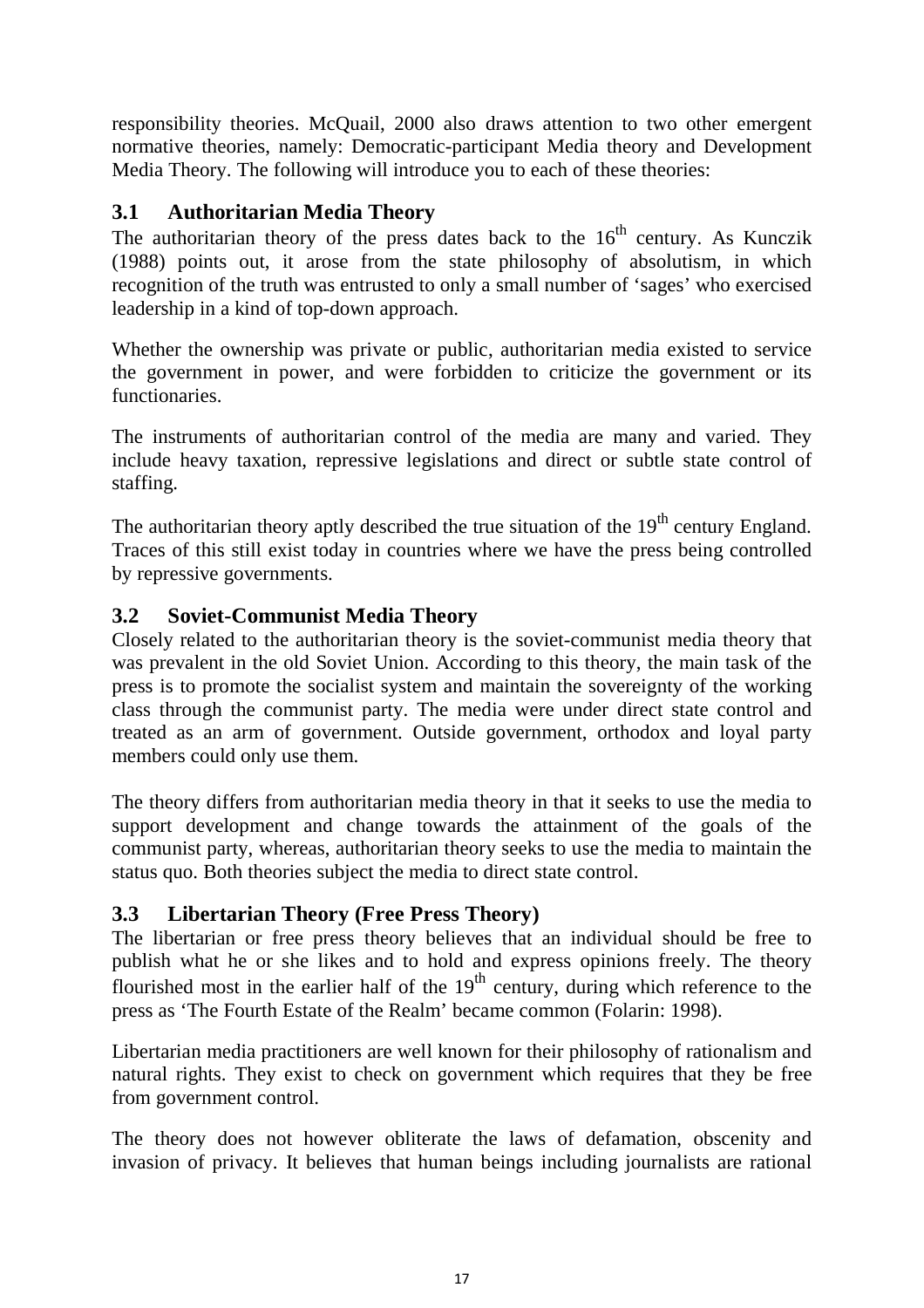responsibility theories. McQuail, 2000 also draws attention to two other emergent normative theories, namely: Democratic-participant Media theory and Development Media Theory. The following will introduce you to each of these theories:

### 3.1 Authoritarian Media Theory

The authoritarian theory of the press dates back to the $16^{th}$ century. As Kunczik (1988) points out, it arose from the state philosophy of absolutism, in which recognition of the truth was entrusted to only a small number of 'sages' who exercised leadership in a kind of top-down approach.

Whether the ownership was private or public, authoritarian media existed to service the government in power, and were forbidden to criticize the government or its functionaries.

The instruments of authoritarian control of the media are many and varied. They include heavy taxation, repressive legislations and direct or subtle state control of staffing.

The authoritarian theory aptly described the true situation of the $19^{th}$ century England. Traces of this still exist today in countries where we have the press being controlled by repressive governments.

### 3.2 Soviet-Communist Media Theory

Closely related to the authoritarian theory is the soviet-communist media theory that was prevalent in the old Soviet Union. According to this theory, the main task of the press is to promote the socialist system and maintain the sovereignty of the working class through the communist party. The media were under direct state control and treated as an arm of government. Outside government, orthodox and loyal party members could only use them.

The theory differs from authoritarian media theory in that it seeks to use the media to support development and change towards the attainment of the goals of the communist party, whereas, authoritarian theory seeks to use the media to maintain the status quo. Both theories subject the media to direct state control.

### 3.3 Libertarian Theory (Free Press Theory)

The libertarian or free press theory believes that an individual should be free to publish what he or she likes and to hold and express opinions freely. The theory flourished most in the earlier half of the $19^{th}$ century, during which reference to the press as 'The Fourth Estate of the Realm' became common (Folarin: 1998).

Libertarian media practitioners are well known for their philosophy of rationalism and natural rights. They exist to check on government which requires that they be free from government control.

The theory does not however obliterate the laws of defamation, obscenity and invasion of privacy. It believes that human beings including journalists are rational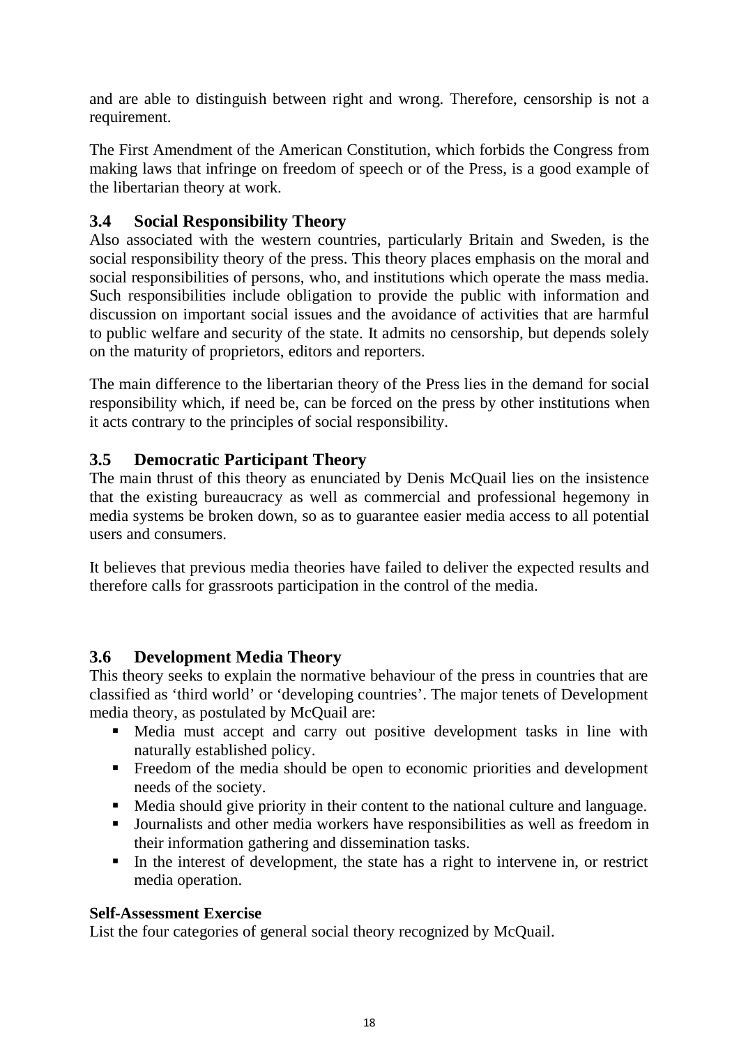and are able to distinguish between right and wrong. Therefore, censorship is not a requirement.

The First Amendment of the American Constitution, which forbids the Congress from making laws that infringe on freedom of speech or of the Press, is a good example of the libertarian theory at work.

### 3.4 Social Responsibility Theory

Also associated with the western countries, particularly Britain and Sweden, is the social responsibility theory of the press. This theory places emphasis on the moral and social responsibilities of persons, who, and institutions which operate the mass media. Such responsibilities include obligation to provide the public with information and discussion on important social issues and the avoidance of activities that are harmful to public welfare and security of the state. It admits no censorship, but depends solely on the maturity of proprietors, editors and reporters.

The main difference to the libertarian theory of the Press lies in the demand for social responsibility which, if need be, can be forced on the press by other institutions when it acts contrary to the principles of social responsibility.

### 3.5 Democratic Participant Theory

The main thrust of this theory as enunciated by Denis McQuail lies on the insistence that the existing bureaucracy as well as commercial and professional hegemony in media systems be broken down, so as to guarantee easier media access to all potential users and consumers.

It believes that previous media theories have failed to deliver the expected results and therefore calls for grassroots participation in the control of the media.

### 3.6 Development Media Theory

This theory seeks to explain the normative behaviour of the press in countries that are classified as 'third world' or 'developing countries'. The major tenets of Development media theory, as postulated by McQuail are:

- Media must accept and carry out positive development tasks in line with naturally established policy.
- Freedom of the media should be open to economic priorities and development needs of the society.
- Media should give priority in their content to the national culture and language.
- Journalists and other media workers have responsibilities as well as freedom in their information gathering and dissemination tasks.
- In the interest of development, the state has a right to intervene in, or restrict media operation.

**Self-Assessment Exercise**

List the four categories of general social theory recognized by McQuail.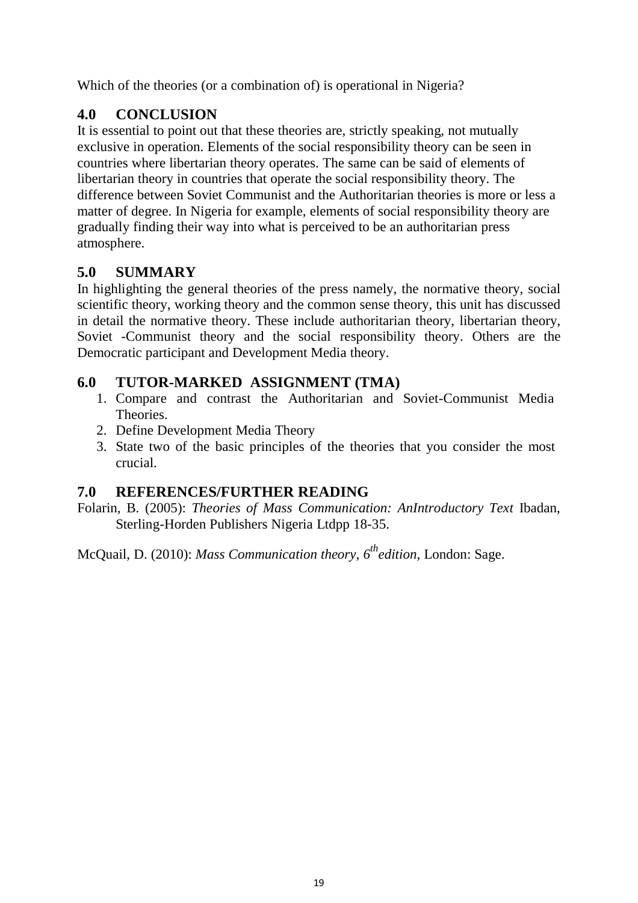Which of the theories (or a combination of) is operational in Nigeria?

## 4.0 CONCLUSION

It is essential to point out that these theories are, strictly speaking, not mutually exclusive in operation. Elements of the social responsibility theory can be seen in countries where libertarian theory operates. The same can be said of elements of libertarian theory in countries that operate the social responsibility theory. The difference between Soviet Communist and the Authoritarian theories is more or less a matter of degree. In Nigeria for example, elements of social responsibility theory are gradually finding their way into what is perceived to be an authoritarian press atmosphere.

## 5.0 SUMMARY

In highlighting the general theories of the press namely, the normative theory, social scientific theory, working theory and the common sense theory, this unit has discussed in detail the normative theory. These include authoritarian theory, libertarian theory, Soviet -Communist theory and the social responsibility theory. Others are the Democratic participant and Development Media theory.

## 6.0 TUTOR-MARKED ASSIGNMENT (TMA)

1. Compare and contrast the Authoritarian and Soviet-Communist Media Theories.
2. Define Development Media Theory
3. State two of the basic principles of the theories that you consider the most crucial.

## 7.0 REFERENCES/FURTHER READING

Folarin, B. (2005): *Theories of Mass Communication: AnIntroductory Text* Ibadan, Sterling-Horden Publishers Nigeria Ltdpp 18-35.

McQuail, D. (2010): *Mass Communication theory, 6th edition,* London: Sage.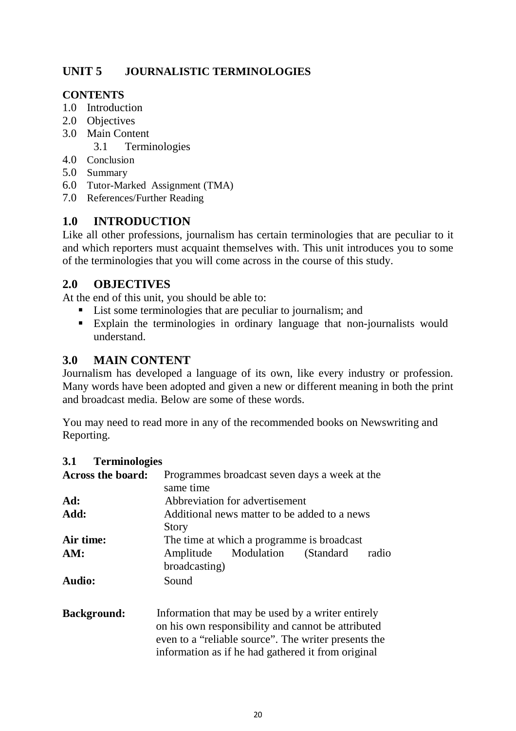## UNIT 5 JOURNALISTIC TERMINOLOGIES

**CONTENTS**

1.0 Introduction
2.0 Objectives
3.0 Main Content
   3.1 Terminologies
4.0 Conclusion
5.0 Summary
6.0 Tutor-Marked Assignment (TMA)
7.0 References/Further Reading

## 1.0 INTRODUCTION

Like all other professions, journalism has certain terminologies that are peculiar to it and which reporters must acquaint themselves with. This unit introduces you to some of the terminologies that you will come across in the course of this study.

## 2.0 OBJECTIVES

At the end of this unit, you should be able to:

- List some terminologies that are peculiar to journalism; and
- Explain the terminologies in ordinary language that non-journalists would understand.

## 3.0 MAIN CONTENT

Journalism has developed a language of its own, like every industry or profession. Many words have been adopted and given a new or different meaning in both the print and broadcast media. Below are some of these words.

You may need to read more in any of the recommended books on Newswriting and Reporting.

### 3.1 Terminologies

**Across the board:** Programmes broadcast seven days a week at the same time

**Ad:** Abbreviation for advertisement

**Add:** Additional news matter to be added to a news Story

**Air time:** The time at which a programme is broadcast

**AM:** Amplitude Modulation (Standard radio broadcasting)

**Audio:** Sound

**Background:** Information that may be used by a writer entirely on his own responsibility and cannot be attributed even to a "reliable source". The writer presents the information as if he had gathered it from original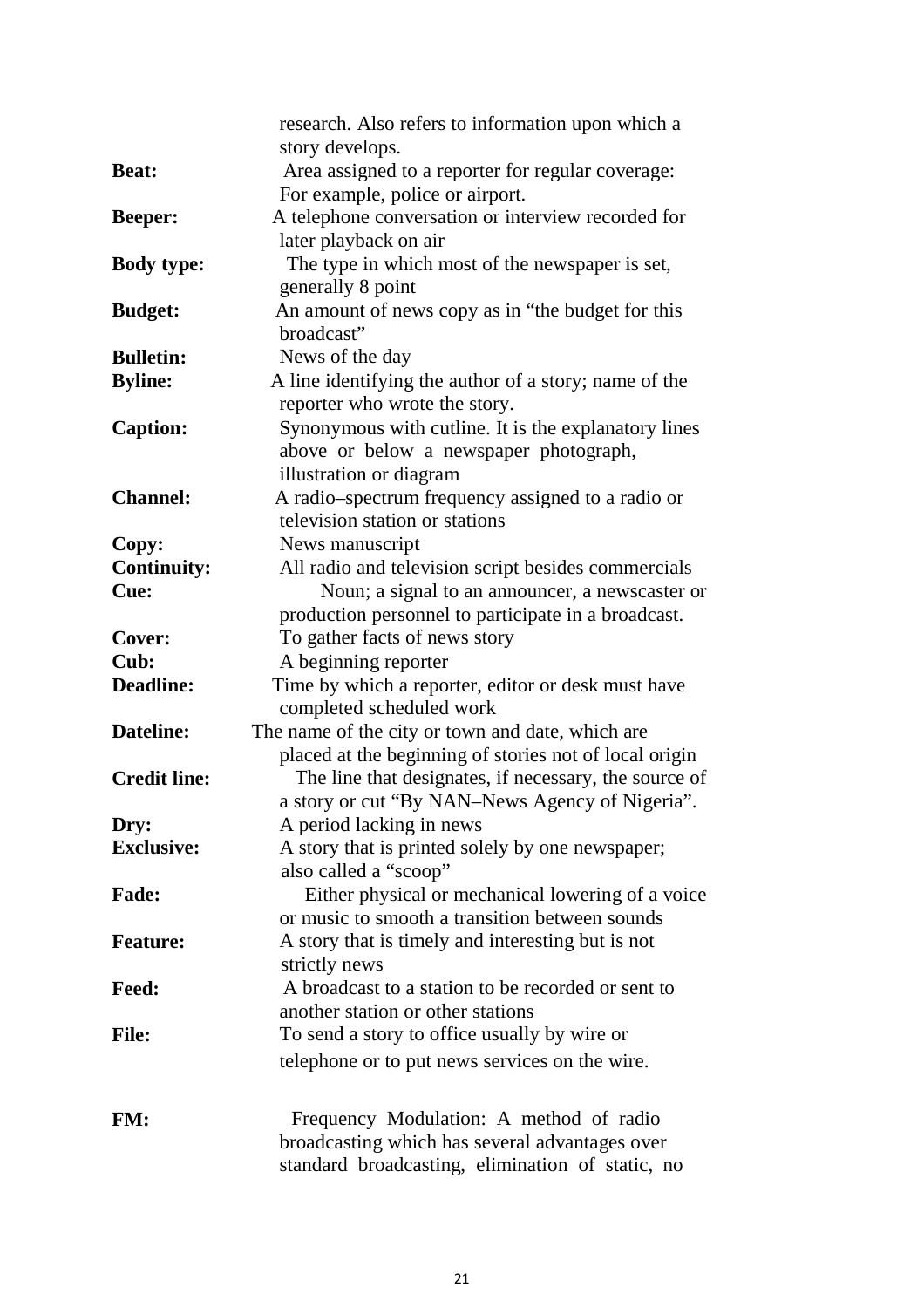research. Also refers to information upon which a story develops.

**Beat:** Area assigned to a reporter for regular coverage: For example, police or airport.

**Beeper:** A telephone conversation or interview recorded for later playback on air

**Body type:** The type in which most of the newspaper is set, generally 8 point

**Budget:** An amount of news copy as in "the budget for this broadcast"

**Bulletin:** News of the day

**Byline:** A line identifying the author of a story; name of the reporter who wrote the story.

**Caption:** Synonymous with cutline. It is the explanatory lines above or below a newspaper photograph, illustration or diagram

**Channel:** A radio–spectrum frequency assigned to a radio or television station or stations

**Copy:** News manuscript

**Continuity:** All radio and television script besides commercials

**Cue:** Noun; a signal to an announcer, a newscaster or production personnel to participate in a broadcast.

**Cover:** To gather facts of news story

**Cub:** A beginning reporter

**Deadline:** Time by which a reporter, editor or desk must have completed scheduled work

**Dateline:** The name of the city or town and date, which are placed at the beginning of stories not of local origin

**Credit line:** The line that designates, if necessary, the source of a story or cut "By NAN–News Agency of Nigeria".

**Dry:** A period lacking in news

**Exclusive:** A story that is printed solely by one newspaper; also called a "scoop"

**Fade:** Either physical or mechanical lowering of a voice or music to smooth a transition between sounds

**Feature:** A story that is timely and interesting but is not strictly news

**Feed:** A broadcast to a station to be recorded or sent to another station or other stations

**File:** To send a story to office usually by wire or telephone or to put news services on the wire.

**FM:** Frequency Modulation: A method of radio broadcasting which has several advantages over standard broadcasting, elimination of static, no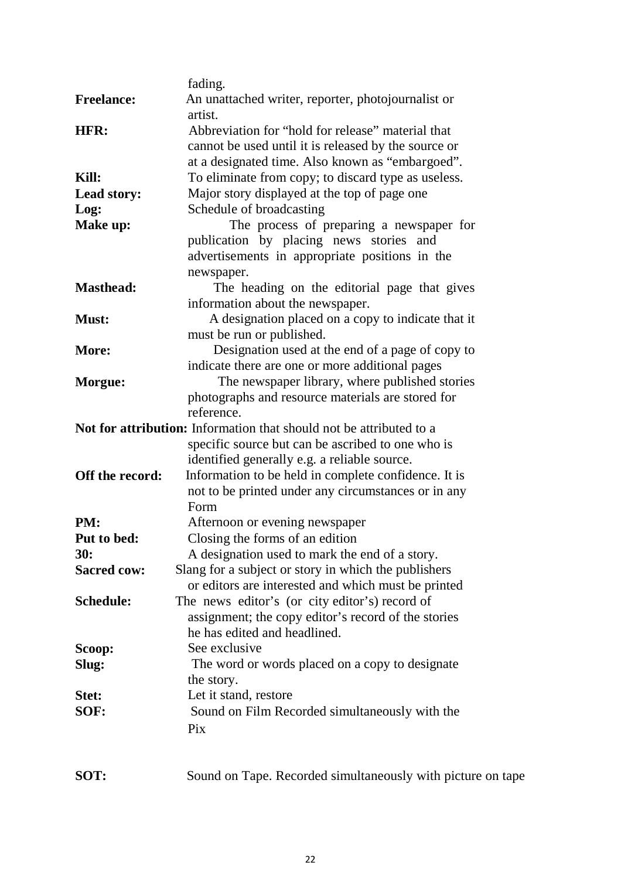fading.

**Freelance:** An unattached writer, reporter, photojournalist or artist.

**HFR:** Abbreviation for "hold for release" material that cannot be used until it is released by the source or at a designated time. Also known as "embargoed".

**Kill:** To eliminate from copy; to discard type as useless.

**Lead story:** Major story displayed at the top of page one

**Log:** Schedule of broadcasting

**Make up:** The process of preparing a newspaper for publication by placing news stories and advertisements in appropriate positions in the newspaper.

**Masthead:** The heading on the editorial page that gives information about the newspaper.

**Must:** A designation placed on a copy to indicate that it must be run or published.

**More:** Designation used at the end of a page of copy to indicate there are one or more additional pages

**Morgue:** The newspaper library, where published stories photographs and resource materials are stored for reference.

**Not for attribution:** Information that should not be attributed to a specific source but can be ascribed to one who is identified generally e.g. a reliable source.

**Off the record:** Information to be held in complete confidence. It is not to be printed under any circumstances or in any Form

**PM:** Afternoon or evening newspaper

**Put to bed:** Closing the forms of an edition

**30:** A designation used to mark the end of a story.

**Sacred cow:** Slang for a subject or story in which the publishers or editors are interested and which must be printed

**Schedule:** The news editor's (or city editor's) record of assignment; the copy editor's record of the stories he has edited and headlined.

**Scoop:** See exclusive

**Slug:** The word or words placed on a copy to designate the story.

**Stet:** Let it stand, restore

**SOF:** Sound on Film Recorded simultaneously with the Pix

**SOT:** Sound on Tape. Recorded simultaneously with picture on tape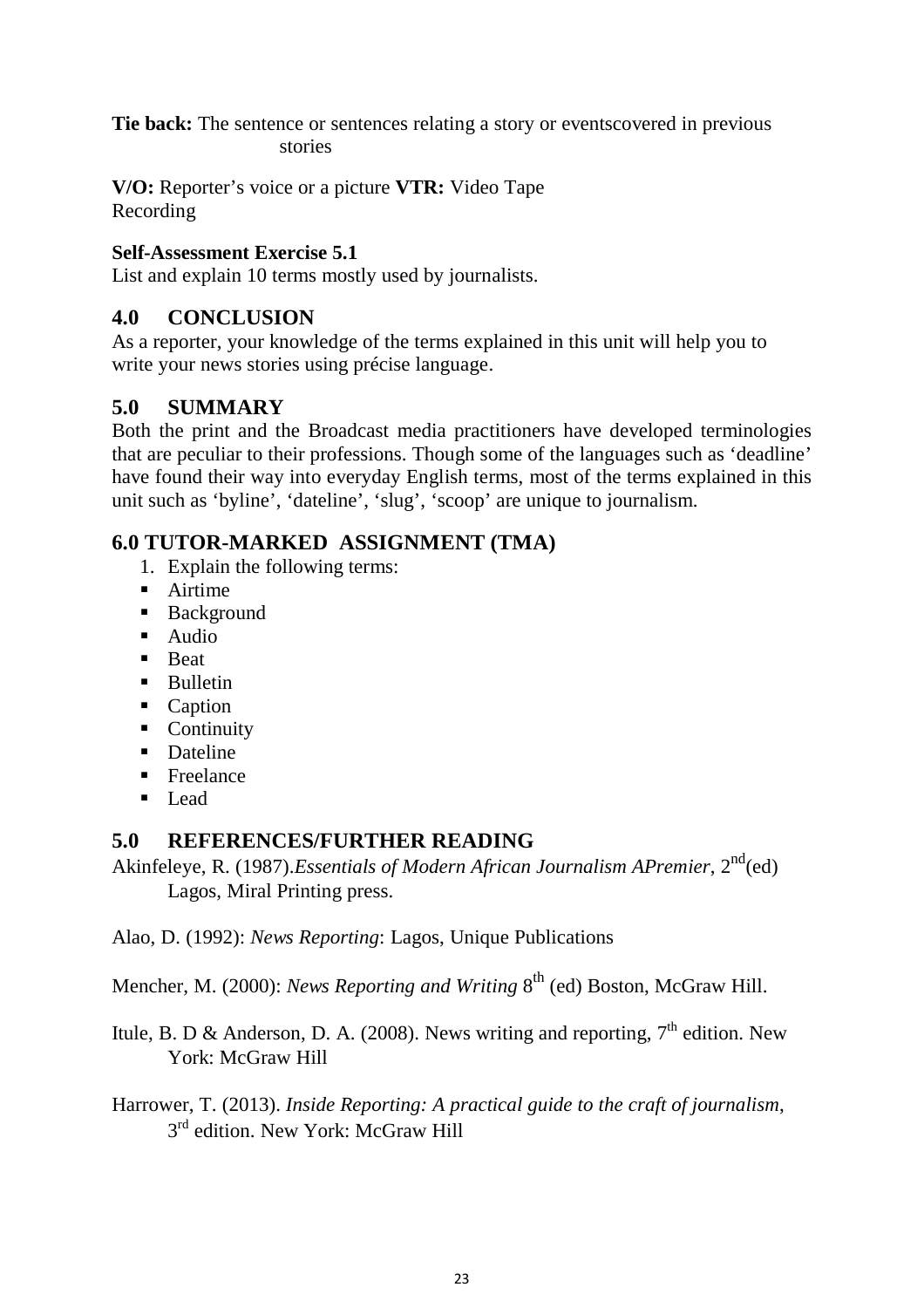**Tie back:** The sentence or sentences relating a story or eventscovered in previous stories

**V/O:** Reporter's voice or a picture **VTR:** Video Tape Recording

**Self-Assessment Exercise 5.1**

List and explain 10 terms mostly used by journalists.

## 4.0 CONCLUSION

As a reporter, your knowledge of the terms explained in this unit will help you to write your news stories using précise language.

## 5.0 SUMMARY

Both the print and the Broadcast media practitioners have developed terminologies that are peculiar to their professions. Though some of the languages such as 'deadline' have found their way into everyday English terms, most of the terms explained in this unit such as 'byline', 'dateline', 'slug', 'scoop' are unique to journalism.

## 6.0 TUTOR-MARKED ASSIGNMENT (TMA)

1. Explain the following terms:
   - Airtime
   - Background
   - Audio
   - Beat
   - Bulletin
   - Caption
   - Continuity
   - Dateline
   - Freelance
   - Lead

## 5.0 REFERENCES/FURTHER READING

Akinfeleye, R. (1987).*Essentials of Modern African Journalism APremier*, 2nd(ed) Lagos, Miral Printing press.

Alao, D. (1992): *News Reporting*: Lagos, Unique Publications

Mencher, M. (2000): *News Reporting and Writing* 8th (ed) Boston, McGraw Hill.

Itule, B. D & Anderson, D. A. (2008). News writing and reporting, 7th edition. New York: McGraw Hill

Harrower, T. (2013). *Inside Reporting: A practical guide to the craft of journalism*, 3rd edition. New York: McGraw Hill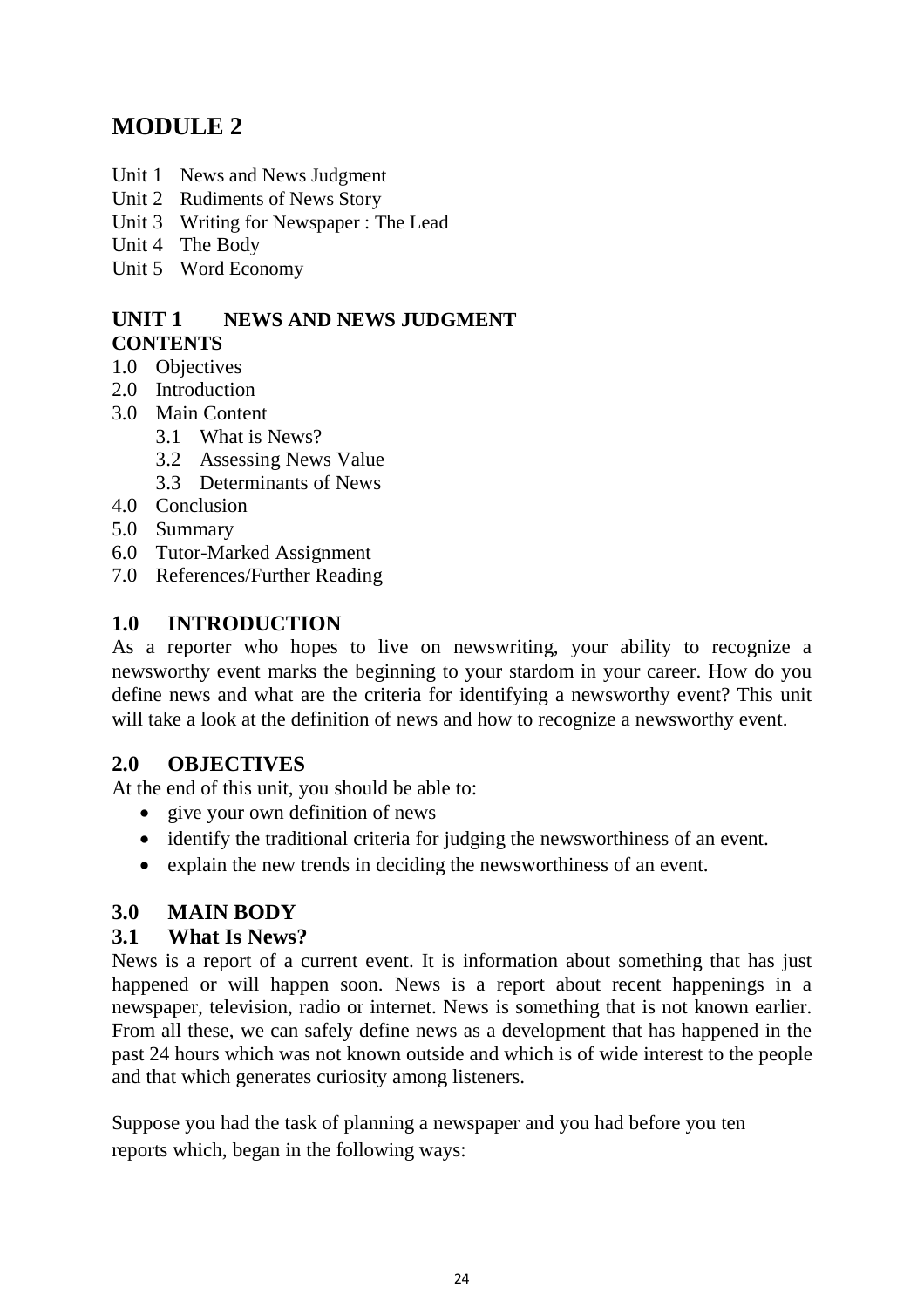# MODULE 2

Unit 1 News and News Judgment
Unit 2 Rudiments of News Story
Unit 3 Writing for Newspaper : The Lead
Unit 4 The Body
Unit 5 Word Economy

## UNIT 1 NEWS AND NEWS JUDGMENT

**CONTENTS**

1.0 Objectives
2.0 Introduction
3.0 Main Content
    3.1 What is News?
    3.2 Assessing News Value
    3.3 Determinants of News
4.0 Conclusion
5.0 Summary
6.0 Tutor-Marked Assignment
7.0 References/Further Reading

## 1.0 INTRODUCTION

As a reporter who hopes to live on newswriting, your ability to recognize a newsworthy event marks the beginning to your stardom in your career. How do you define news and what are the criteria for identifying a newsworthy event? This unit will take a look at the definition of news and how to recognize a newsworthy event.

## 2.0 OBJECTIVES

At the end of this unit, you should be able to:

- give your own definition of news
- identify the traditional criteria for judging the newsworthiness of an event.
- explain the new trends in deciding the newsworthiness of an event.

## 3.0 MAIN BODY

### 3.1 What Is News?

News is a report of a current event. It is information about something that has just happened or will happen soon. News is a report about recent happenings in a newspaper, television, radio or internet. News is something that is not known earlier. From all these, we can safely define news as a development that has happened in the past 24 hours which was not known outside and which is of wide interest to the people and that which generates curiosity among listeners.

Suppose you had the task of planning a newspaper and you had before you ten reports which, began in the following ways: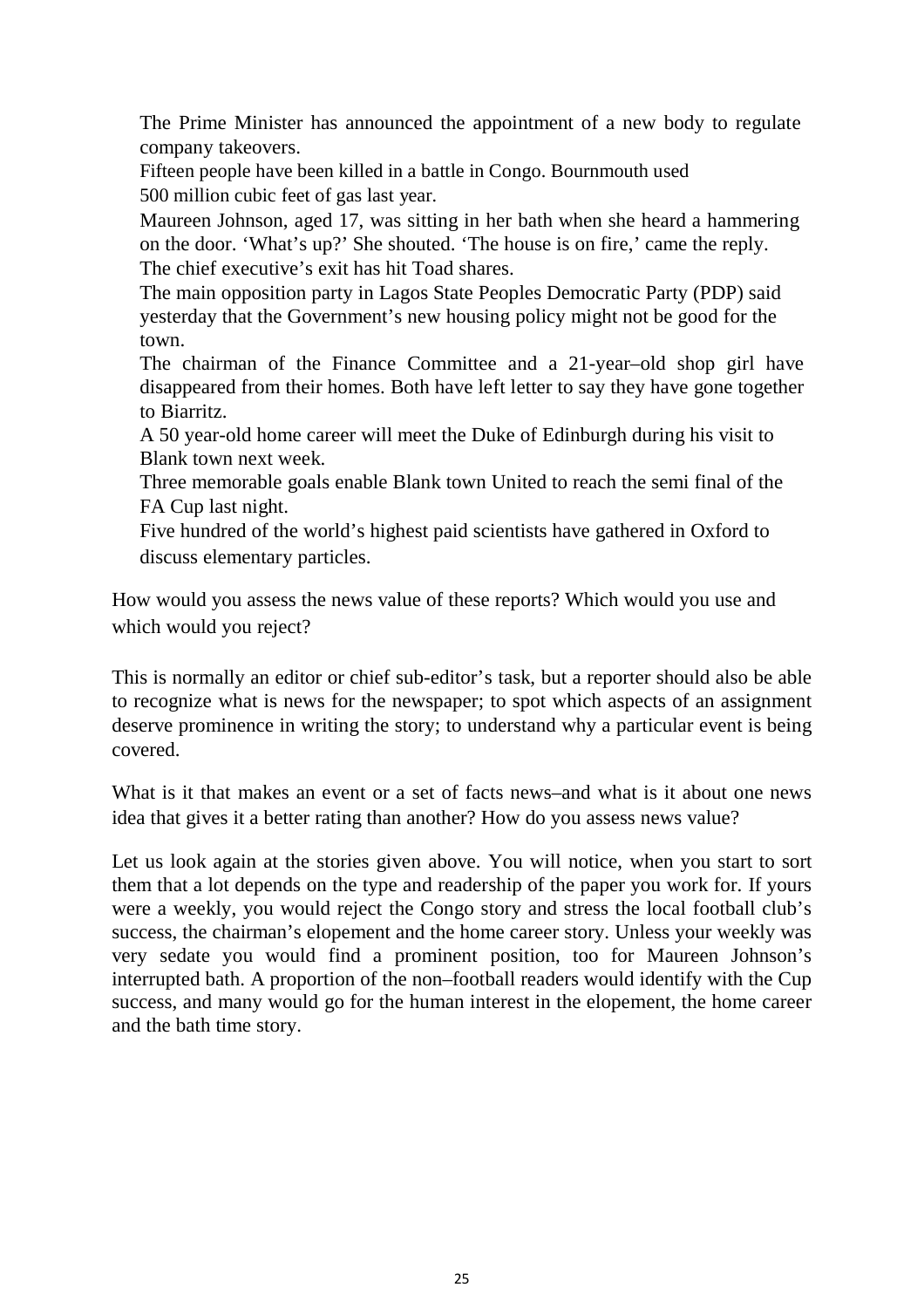The Prime Minister has announced the appointment of a new body to regulate company takeovers.

Fifteen people have been killed in a battle in Congo. Bournmouth used 500 million cubic feet of gas last year.

Maureen Johnson, aged 17, was sitting in her bath when she heard a hammering on the door. 'What's up?' She shouted. 'The house is on fire,' came the reply.

The chief executive's exit has hit Toad shares.

The main opposition party in Lagos State Peoples Democratic Party (PDP) said yesterday that the Government's new housing policy might not be good for the town.

The chairman of the Finance Committee and a 21-year–old shop girl have disappeared from their homes. Both have left letter to say they have gone together to Biarritz.

A 50 year-old home career will meet the Duke of Edinburgh during his visit to Blank town next week.

Three memorable goals enable Blank town United to reach the semi final of the FA Cup last night.

Five hundred of the world's highest paid scientists have gathered in Oxford to discuss elementary particles.

How would you assess the news value of these reports? Which would you use and which would you reject?

This is normally an editor or chief sub-editor's task, but a reporter should also be able to recognize what is news for the newspaper; to spot which aspects of an assignment deserve prominence in writing the story; to understand why a particular event is being covered.

What is it that makes an event or a set of facts news–and what is it about one news idea that gives it a better rating than another? How do you assess news value?

Let us look again at the stories given above. You will notice, when you start to sort them that a lot depends on the type and readership of the paper you work for. If yours were a weekly, you would reject the Congo story and stress the local football club's success, the chairman's elopement and the home career story. Unless your weekly was very sedate you would find a prominent position, too for Maureen Johnson's interrupted bath. A proportion of the non–football readers would identify with the Cup success, and many would go for the human interest in the elopement, the home career and the bath time story.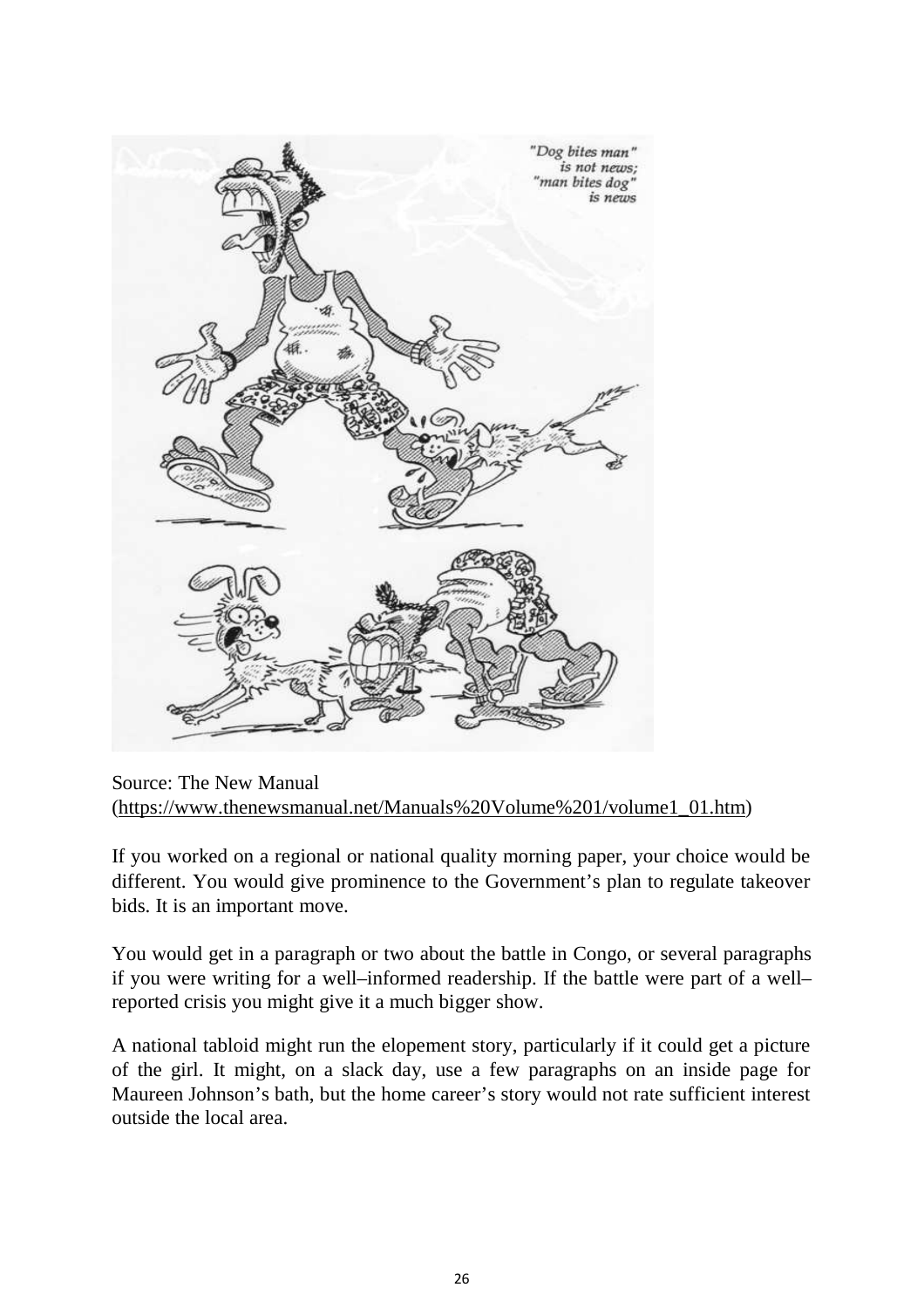Source: The New Manual (https://www.thenewsmanual.net/Manuals%20Volume%201/volume1_01.htm)

If you worked on a regional or national quality morning paper, your choice would be different. You would give prominence to the Government's plan to regulate takeover bids. It is an important move.

You would get in a paragraph or two about the battle in Congo, or several paragraphs if you were writing for a well–informed readership. If the battle were part of a well–reported crisis you might give it a much bigger show.

A national tabloid might run the elopement story, particularly if it could get a picture of the girl. It might, on a slack day, use a few paragraphs on an inside page for Maureen Johnson's bath, but the home career's story would not rate sufficient interest outside the local area.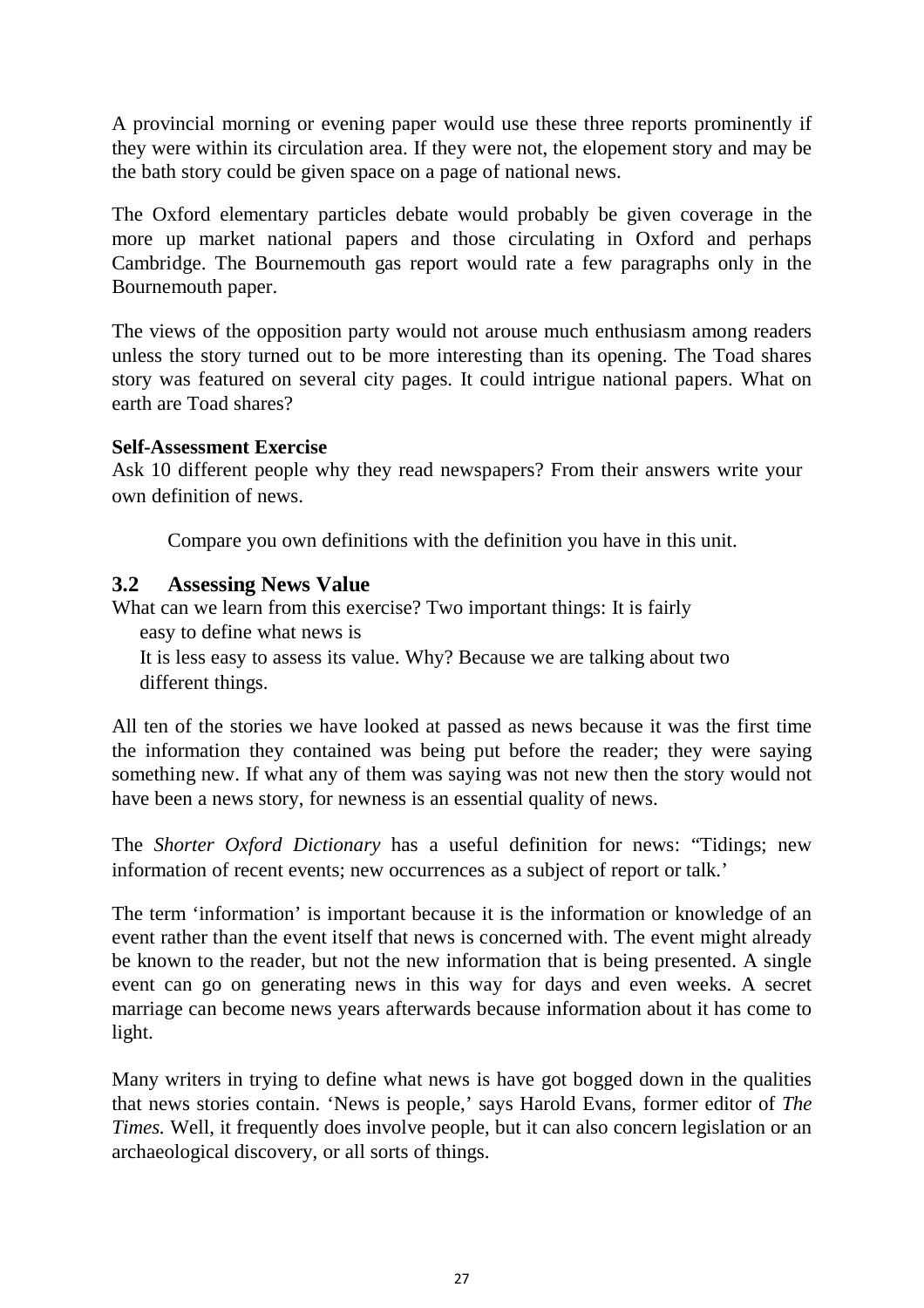A provincial morning or evening paper would use these three reports prominently if they were within its circulation area. If they were not, the elopement story and may be the bath story could be given space on a page of national news.

The Oxford elementary particles debate would probably be given coverage in the more up market national papers and those circulating in Oxford and perhaps Cambridge. The Bournemouth gas report would rate a few paragraphs only in the Bournemouth paper.

The views of the opposition party would not arouse much enthusiasm among readers unless the story turned out to be more interesting than its opening. The Toad shares story was featured on several city pages. It could intrigue national papers. What on earth are Toad shares?

**Self-Assessment Exercise**

Ask 10 different people why they read newspapers? From their answers write your own definition of news.

Compare you own definitions with the definition you have in this unit.

## 3.2 Assessing News Value

What can we learn from this exercise? Two important things: It is fairly easy to define what news is

It is less easy to assess its value. Why? Because we are talking about two different things.

All ten of the stories we have looked at passed as news because it was the first time the information they contained was being put before the reader; they were saying something new. If what any of them was saying was not new then the story would not have been a news story, for newness is an essential quality of news.

The *Shorter Oxford Dictionary* has a useful definition for news: "Tidings; new information of recent events; new occurrences as a subject of report or talk.'

The term 'information' is important because it is the information or knowledge of an event rather than the event itself that news is concerned with. The event might already be known to the reader, but not the new information that is being presented. A single event can go on generating news in this way for days and even weeks. A secret marriage can become news years afterwards because information about it has come to light.

Many writers in trying to define what news is have got bogged down in the qualities that news stories contain. 'News is people,' says Harold Evans, former editor of *The Times.* Well, it frequently does involve people, but it can also concern legislation or an archaeological discovery, or all sorts of things.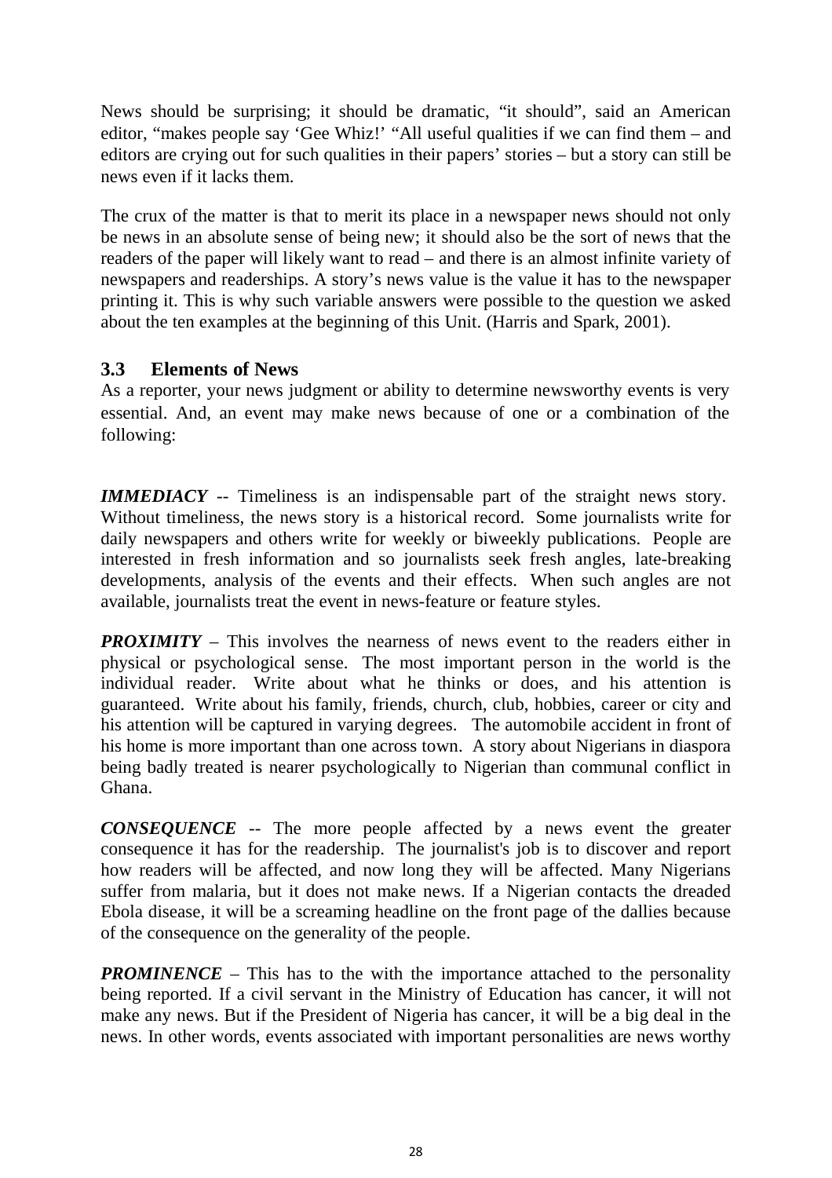News should be surprising; it should be dramatic, "it should", said an American editor, "makes people say 'Gee Whiz!' "All useful qualities if we can find them – and editors are crying out for such qualities in their papers' stories – but a story can still be news even if it lacks them.

The crux of the matter is that to merit its place in a newspaper news should not only be news in an absolute sense of being new; it should also be the sort of news that the readers of the paper will likely want to read – and there is an almost infinite variety of newspapers and readerships. A story's news value is the value it has to the newspaper printing it. This is why such variable answers were possible to the question we asked about the ten examples at the beginning of this Unit. (Harris and Spark, 2001).

### 3.3 Elements of News

As a reporter, your news judgment or ability to determine newsworthy events is very essential. And, an event may make news because of one or a combination of the following:

***IMMEDIACY*** -- Timeliness is an indispensable part of the straight news story. Without timeliness, the news story is a historical record. Some journalists write for daily newspapers and others write for weekly or biweekly publications. People are interested in fresh information and so journalists seek fresh angles, late-breaking developments, analysis of the events and their effects. When such angles are not available, journalists treat the event in news-feature or feature styles.

***PROXIMITY*** – This involves the nearness of news event to the readers either in physical or psychological sense. The most important person in the world is the individual reader. Write about what he thinks or does, and his attention is guaranteed. Write about his family, friends, church, club, hobbies, career or city and his attention will be captured in varying degrees. The automobile accident in front of his home is more important than one across town. A story about Nigerians in diaspora being badly treated is nearer psychologically to Nigerian than communal conflict in Ghana.

***CONSEQUENCE*** -- The more people affected by a news event the greater consequence it has for the readership. The journalist's job is to discover and report how readers will be affected, and now long they will be affected. Many Nigerians suffer from malaria, but it does not make news. If a Nigerian contacts the dreaded Ebola disease, it will be a screaming headline on the front page of the dallies because of the consequence on the generality of the people.

***PROMINENCE*** – This has to the with the importance attached to the personality being reported. If a civil servant in the Ministry of Education has cancer, it will not make any news. But if the President of Nigeria has cancer, it will be a big deal in the news. In other words, events associated with important personalities are news worthy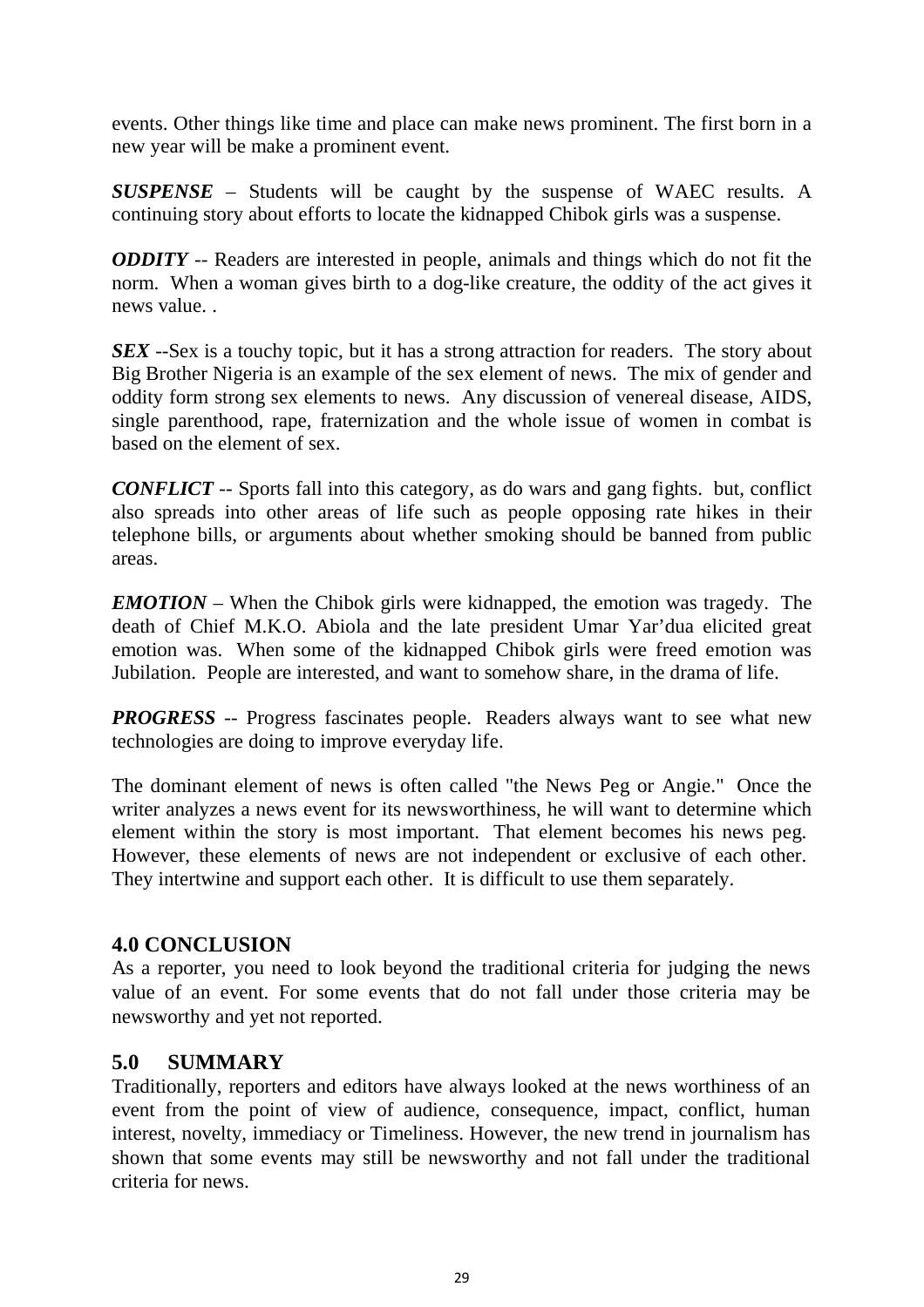events. Other things like time and place can make news prominent. The first born in a new year will be make a prominent event.

***SUSPENSE*** – Students will be caught by the suspense of WAEC results. A continuing story about efforts to locate the kidnapped Chibok girls was a suspense.

***ODDITY*** -- Readers are interested in people, animals and things which do not fit the norm. When a woman gives birth to a dog-like creature, the oddity of the act gives it news value. .

***SEX*** --Sex is a touchy topic, but it has a strong attraction for readers. The story about Big Brother Nigeria is an example of the sex element of news. The mix of gender and oddity form strong sex elements to news. Any discussion of venereal disease, AIDS, single parenthood, rape, fraternization and the whole issue of women in combat is based on the element of sex.

***CONFLICT*** -- Sports fall into this category, as do wars and gang fights. but, conflict also spreads into other areas of life such as people opposing rate hikes in their telephone bills, or arguments about whether smoking should be banned from public areas.

***EMOTION*** – When the Chibok girls were kidnapped, the emotion was tragedy. The death of Chief M.K.O. Abiola and the late president Umar Yar'dua elicited great emotion was. When some of the kidnapped Chibok girls were freed emotion was Jubilation. People are interested, and want to somehow share, in the drama of life.

***PROGRESS*** -- Progress fascinates people. Readers always want to see what new technologies are doing to improve everyday life.

The dominant element of news is often called "the News Peg or Angie." Once the writer analyzes a news event for its newsworthiness, he will want to determine which element within the story is most important. That element becomes his news peg. However, these elements of news are not independent or exclusive of each other. They intertwine and support each other. It is difficult to use them separately.

## 4.0 CONCLUSION

As a reporter, you need to look beyond the traditional criteria for judging the news value of an event. For some events that do not fall under those criteria may be newsworthy and yet not reported.

## 5.0 SUMMARY

Traditionally, reporters and editors have always looked at the news worthiness of an event from the point of view of audience, consequence, impact, conflict, human interest, novelty, immediacy or Timeliness. However, the new trend in journalism has shown that some events may still be newsworthy and not fall under the traditional criteria for news.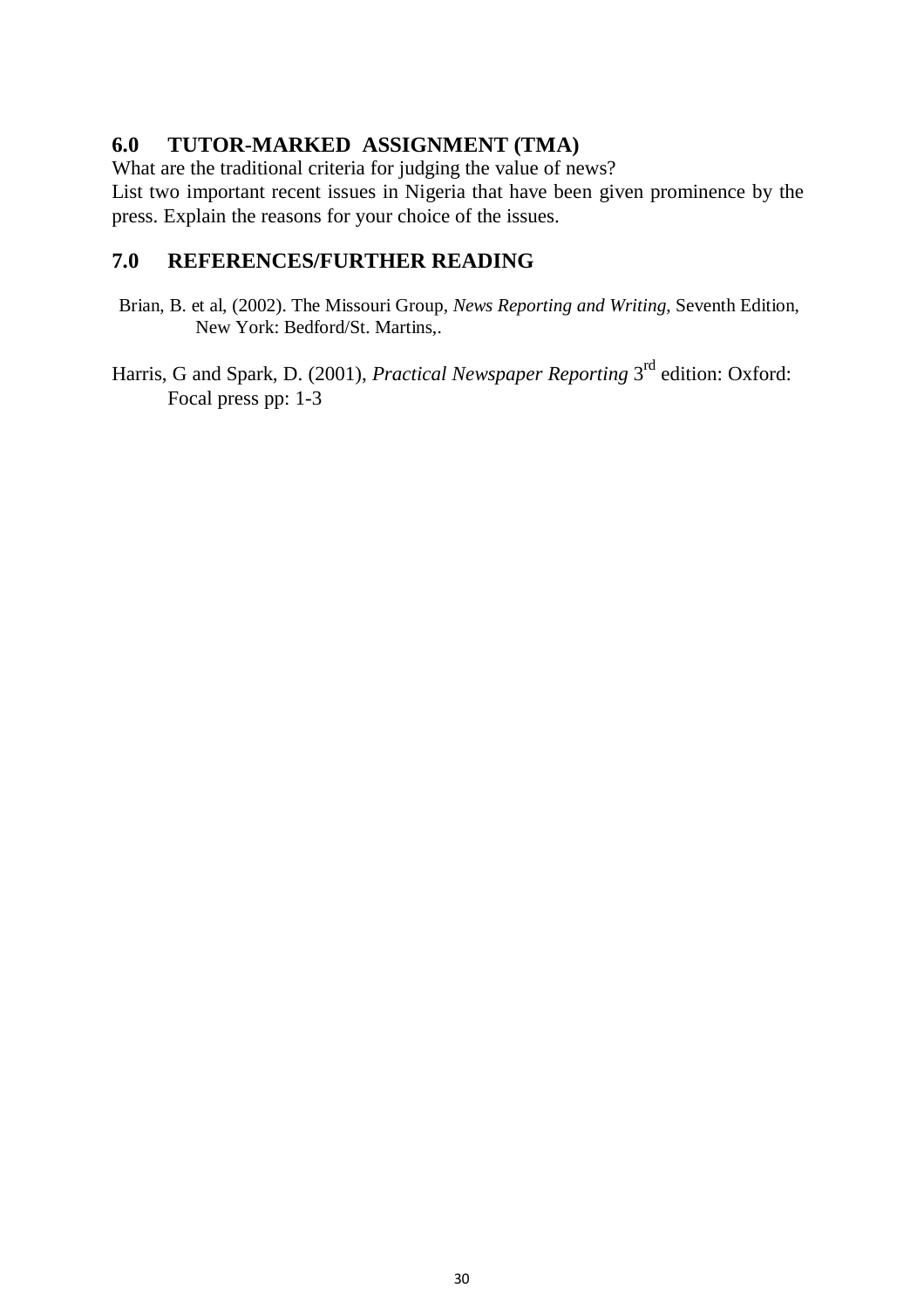## 6.0 TUTOR-MARKED ASSIGNMENT (TMA)

What are the traditional criteria for judging the value of news?

List two important recent issues in Nigeria that have been given prominence by the press. Explain the reasons for your choice of the issues.

## 7.0 REFERENCES/FURTHER READING

Brian, B. et al, (2002). The Missouri Group, *News Reporting and Writing*, Seventh Edition, New York: Bedford/St. Martins,.

Harris, G and Spark, D. (2001), *Practical Newspaper Reporting* 3rd edition: Oxford: Focal press pp: 1-3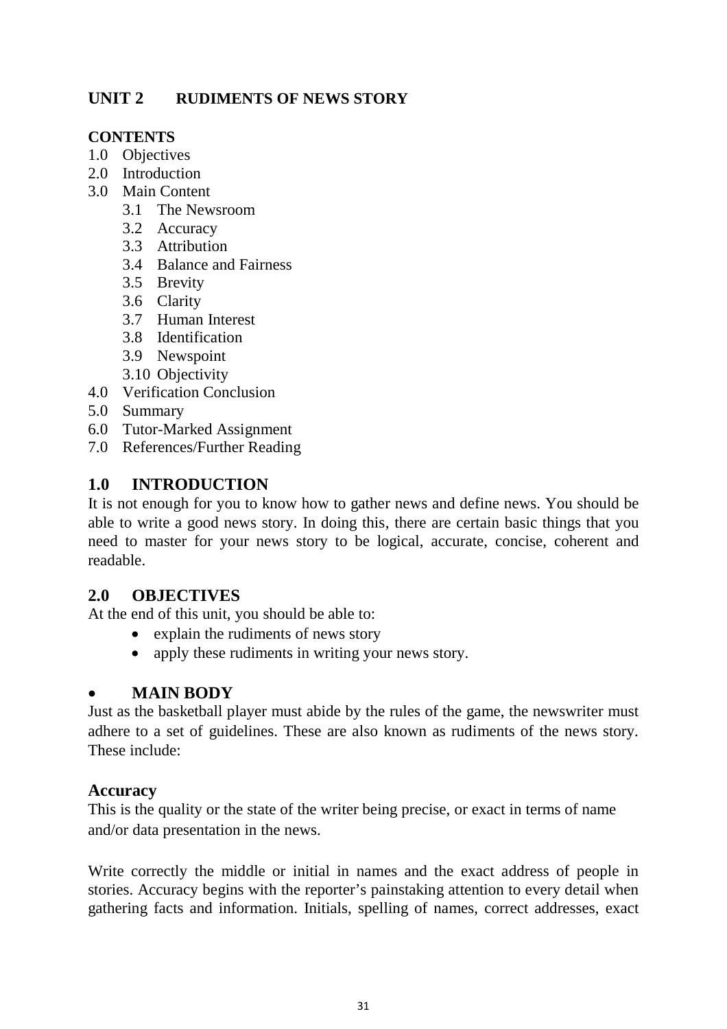## UNIT 2 RUDIMENTS OF NEWS STORY

**CONTENTS**

1.0 Objectives
2.0 Introduction
3.0 Main Content
    3.1 The Newsroom
    3.2 Accuracy
    3.3 Attribution
    3.4 Balance and Fairness
    3.5 Brevity
    3.6 Clarity
    3.7 Human Interest
    3.8 Identification
    3.9 Newspoint
    3.10 Objectivity
4.0 Verification Conclusion
5.0 Summary
6.0 Tutor-Marked Assignment
7.0 References/Further Reading

## 1.0 INTRODUCTION

It is not enough for you to know how to gather news and define news. You should be able to write a good news story. In doing this, there are certain basic things that you need to master for your news story to be logical, accurate, concise, coherent and readable.

## 2.0 OBJECTIVES

At the end of this unit, you should be able to:

- explain the rudiments of news story
- apply these rudiments in writing your news story.

## • MAIN BODY

Just as the basketball player must abide by the rules of the game, the newswriter must adhere to a set of guidelines. These are also known as rudiments of the news story. These include:

### Accuracy

This is the quality or the state of the writer being precise, or exact in terms of name and/or data presentation in the news.

Write correctly the middle or initial in names and the exact address of people in stories. Accuracy begins with the reporter's painstaking attention to every detail when gathering facts and information. Initials, spelling of names, correct addresses, exact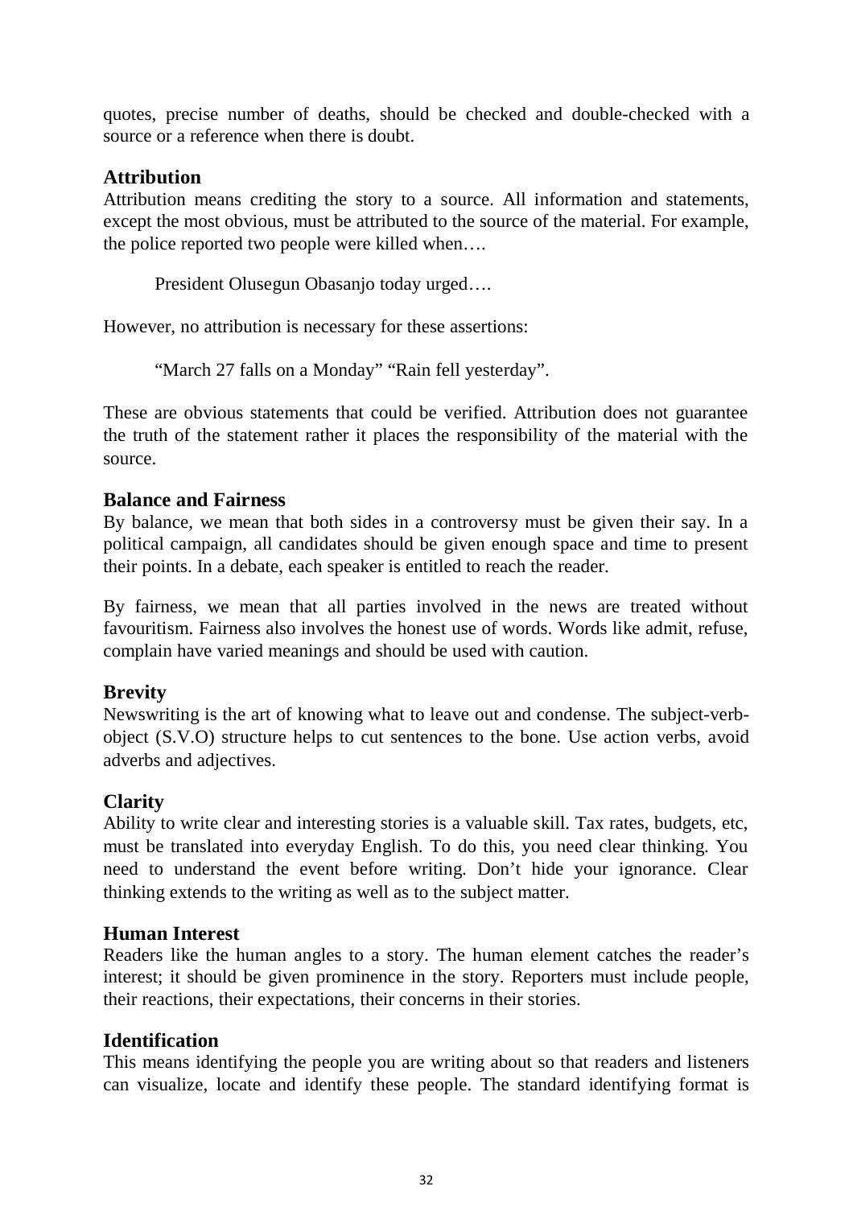quotes, precise number of deaths, should be checked and double-checked with a source or a reference when there is doubt.

### Attribution

Attribution means crediting the story to a source. All information and statements, except the most obvious, must be attributed to the source of the material. For example, the police reported two people were killed when….

President Olusegun Obasanjo today urged….

However, no attribution is necessary for these assertions:

"March 27 falls on a Monday" "Rain fell yesterday".

These are obvious statements that could be verified. Attribution does not guarantee the truth of the statement rather it places the responsibility of the material with the source.

### Balance and Fairness

By balance, we mean that both sides in a controversy must be given their say. In a political campaign, all candidates should be given enough space and time to present their points. In a debate, each speaker is entitled to reach the reader.

By fairness, we mean that all parties involved in the news are treated without favouritism. Fairness also involves the honest use of words. Words like admit, refuse, complain have varied meanings and should be used with caution.

### Brevity

Newswriting is the art of knowing what to leave out and condense. The subject-verb-object (S.V.O) structure helps to cut sentences to the bone. Use action verbs, avoid adverbs and adjectives.

### Clarity

Ability to write clear and interesting stories is a valuable skill. Tax rates, budgets, etc, must be translated into everyday English. To do this, you need clear thinking. You need to understand the event before writing. Don't hide your ignorance. Clear thinking extends to the writing as well as to the subject matter.

### Human Interest

Readers like the human angles to a story. The human element catches the reader's interest; it should be given prominence in the story. Reporters must include people, their reactions, their expectations, their concerns in their stories.

### Identification

This means identifying the people you are writing about so that readers and listeners can visualize, locate and identify these people. The standard identifying format is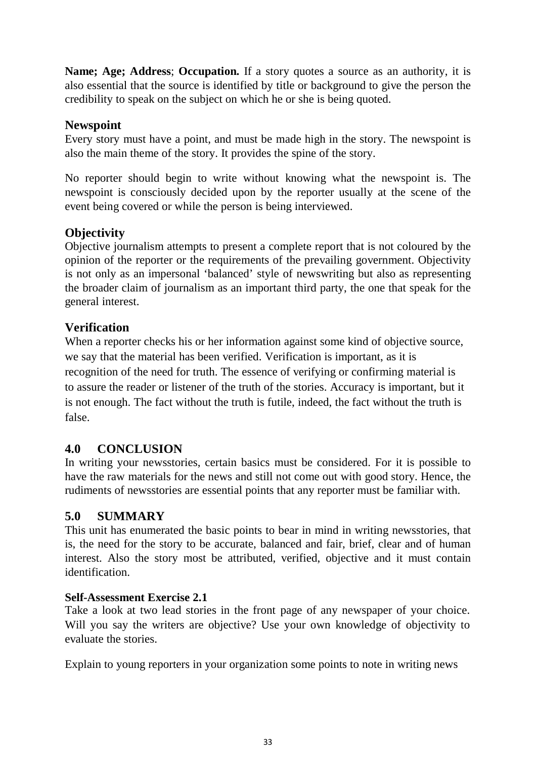**Name; Age; Address**; **Occupation.** If a story quotes a source as an authority, it is also essential that the source is identified by title or background to give the person the credibility to speak on the subject on which he or she is being quoted.

### Newspoint

Every story must have a point, and must be made high in the story. The newspoint is also the main theme of the story. It provides the spine of the story.

No reporter should begin to write without knowing what the newspoint is. The newspoint is consciously decided upon by the reporter usually at the scene of the event being covered or while the person is being interviewed.

### Objectivity

Objective journalism attempts to present a complete report that is not coloured by the opinion of the reporter or the requirements of the prevailing government. Objectivity is not only as an impersonal 'balanced' style of newswriting but also as representing the broader claim of journalism as an important third party, the one that speak for the general interest.

### Verification

When a reporter checks his or her information against some kind of objective source, we say that the material has been verified. Verification is important, as it is recognition of the need for truth. The essence of verifying or confirming material is to assure the reader or listener of the truth of the stories. Accuracy is important, but it is not enough. The fact without the truth is futile, indeed, the fact without the truth is false.

## 4.0 CONCLUSION

In writing your newsstories, certain basics must be considered. For it is possible to have the raw materials for the news and still not come out with good story. Hence, the rudiments of newsstories are essential points that any reporter must be familiar with.

## 5.0 SUMMARY

This unit has enumerated the basic points to bear in mind in writing newsstories, that is, the need for the story to be accurate, balanced and fair, brief, clear and of human interest. Also the story most be attributed, verified, objective and it must contain identification.

**Self-Assessment Exercise 2.1**

Take a look at two lead stories in the front page of any newspaper of your choice. Will you say the writers are objective? Use your own knowledge of objectivity to evaluate the stories.

Explain to young reporters in your organization some points to note in writing news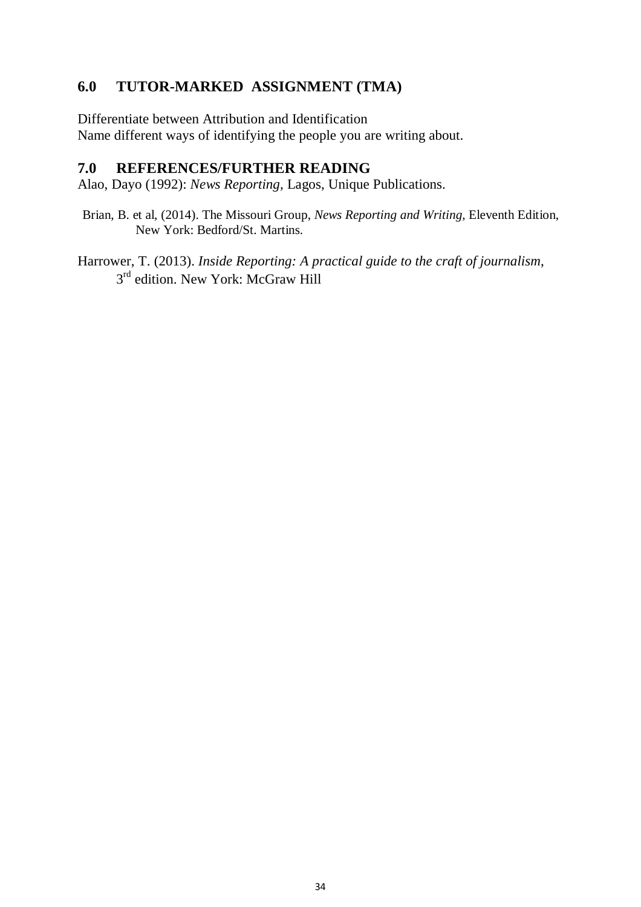## 6.0 TUTOR-MARKED ASSIGNMENT (TMA)

Differentiate between Attribution and Identification
Name different ways of identifying the people you are writing about.

## 7.0 REFERENCES/FURTHER READING

Alao, Dayo (1992): *News Reporting*, Lagos, Unique Publications.

Brian, B. et al, (2014). The Missouri Group, *News Reporting and Writing*, Eleventh Edition, New York: Bedford/St. Martins.

Harrower, T. (2013). *Inside Reporting: A practical guide to the craft of journalism*, 3rd edition. New York: McGraw Hill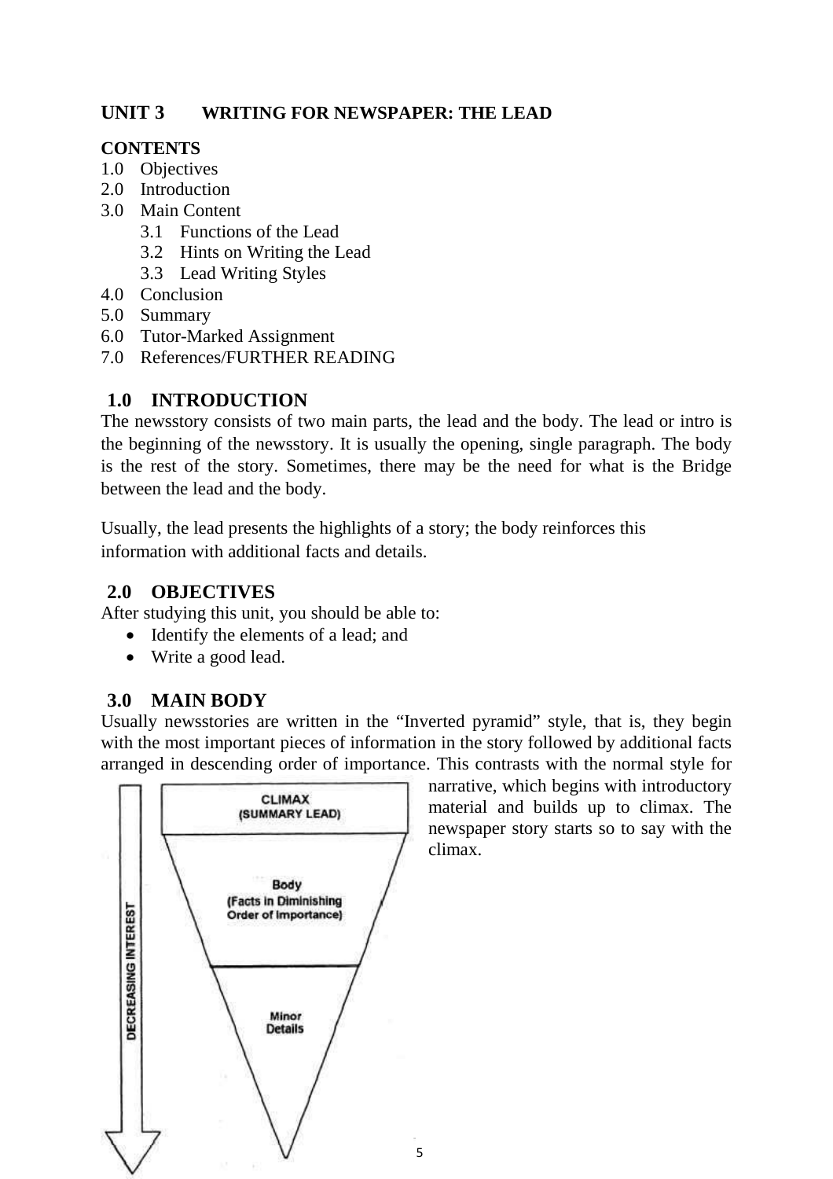## UNIT 3 WRITING FOR NEWSPAPER: THE LEAD

**CONTENTS**

1.0 Objectives
2.0 Introduction
3.0 Main Content
   3.1 Functions of the Lead
   3.2 Hints on Writing the Lead
   3.3 Lead Writing Styles
4.0 Conclusion
5.0 Summary
6.0 Tutor-Marked Assignment
7.0 References/FURTHER READING

### 1.0 INTRODUCTION

The newsstory consists of two main parts, the lead and the body. The lead or intro is the beginning of the newsstory. It is usually the opening, single paragraph. The body is the rest of the story. Sometimes, there may be the need for what is the Bridge between the lead and the body.

Usually, the lead presents the highlights of a story; the body reinforces this information with additional facts and details.

### 2.0 OBJECTIVES

After studying this unit, you should be able to:

- Identify the elements of a lead; and
- Write a good lead.

### 3.0 MAIN BODY

Usually newsstories are written in the "Inverted pyramid" style, that is, they begin with the most important pieces of information in the story followed by additional facts arranged in descending order of importance. This contrasts with the normal style for narrative, which begins with introductory material and builds up to climax. The newspaper story starts so to say with the climax.

DECREASING INTEREST

CLIMAX (SUMMARY LEAD)

Body (Facts in Diminishing Order of Importance)

Minor Details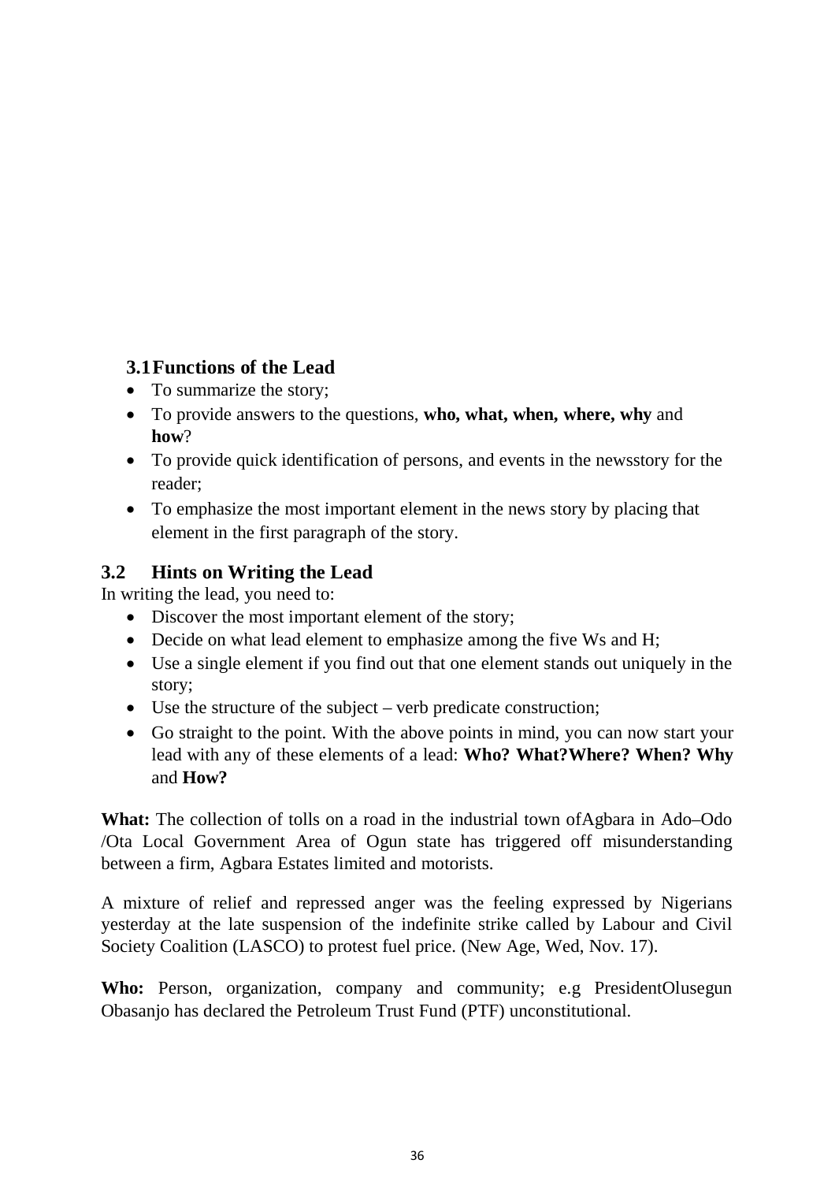### 3.1 Functions of the Lead

- To summarize the story;
- To provide answers to the questions, **who, what, when, where, why** and **how**?
- To provide quick identification of persons, and events in the newsstory for the reader;
- To emphasize the most important element in the news story by placing that element in the first paragraph of the story.

### 3.2 Hints on Writing the Lead

In writing the lead, you need to:

- Discover the most important element of the story;
- Decide on what lead element to emphasize among the five Ws and H;
- Use a single element if you find out that one element stands out uniquely in the story;
- Use the structure of the subject – verb predicate construction;
- Go straight to the point. With the above points in mind, you can now start your lead with any of these elements of a lead: **Who? What?Where? When? Why** and **How?**

**What:** The collection of tolls on a road in the industrial town ofAgbara in Ado–Odo /Ota Local Government Area of Ogun state has triggered off misunderstanding between a firm, Agbara Estates limited and motorists.

A mixture of relief and repressed anger was the feeling expressed by Nigerians yesterday at the late suspension of the indefinite strike called by Labour and Civil Society Coalition (LASCO) to protest fuel price. (New Age, Wed, Nov. 17).

**Who:** Person, organization, company and community; e.g PresidentOlusegun Obasanjo has declared the Petroleum Trust Fund (PTF) unconstitutional.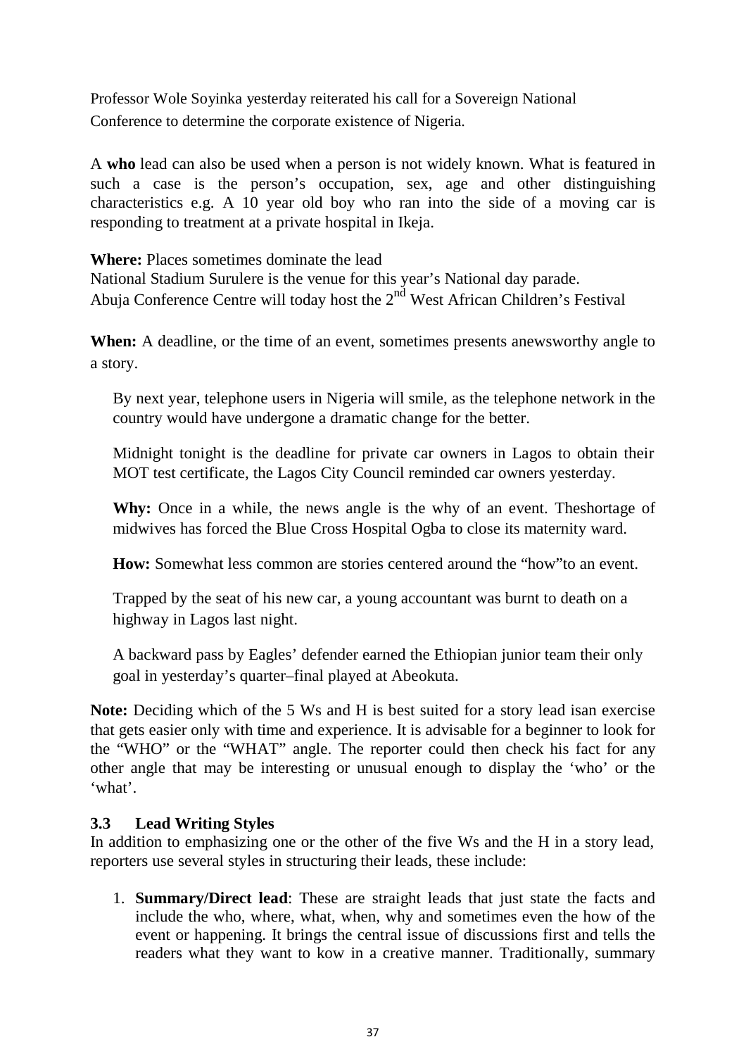Professor Wole Soyinka yesterday reiterated his call for a Sovereign National Conference to determine the corporate existence of Nigeria.

A **who** lead can also be used when a person is not widely known. What is featured in such a case is the person's occupation, sex, age and other distinguishing characteristics e.g. A 10 year old boy who ran into the side of a moving car is responding to treatment at a private hospital in Ikeja.

**Where:** Places sometimes dominate the lead
National Stadium Surulere is the venue for this year's National day parade.
Abuja Conference Centre will today host the 2nd West African Children's Festival

**When:** A deadline, or the time of an event, sometimes presents anewsworthy angle to a story.

By next year, telephone users in Nigeria will smile, as the telephone network in the country would have undergone a dramatic change for the better.

Midnight tonight is the deadline for private car owners in Lagos to obtain their MOT test certificate, the Lagos City Council reminded car owners yesterday.

**Why:** Once in a while, the news angle is the why of an event. Theshortage of midwives has forced the Blue Cross Hospital Ogba to close its maternity ward.

**How:** Somewhat less common are stories centered around the "how"to an event.

Trapped by the seat of his new car, a young accountant was burnt to death on a highway in Lagos last night.

A backward pass by Eagles' defender earned the Ethiopian junior team their only goal in yesterday's quarter–final played at Abeokuta.

**Note:** Deciding which of the 5 Ws and H is best suited for a story lead isan exercise that gets easier only with time and experience. It is advisable for a beginner to look for the "WHO" or the "WHAT" angle. The reporter could then check his fact for any other angle that may be interesting or unusual enough to display the 'who' or the 'what'.

### 3.3 Lead Writing Styles

In addition to emphasizing one or the other of the five Ws and the H in a story lead, reporters use several styles in structuring their leads, these include:

1. **Summary/Direct lead**: These are straight leads that just state the facts and include the who, where, what, when, why and sometimes even the how of the event or happening. It brings the central issue of discussions first and tells the readers what they want to kow in a creative manner. Traditionally, summary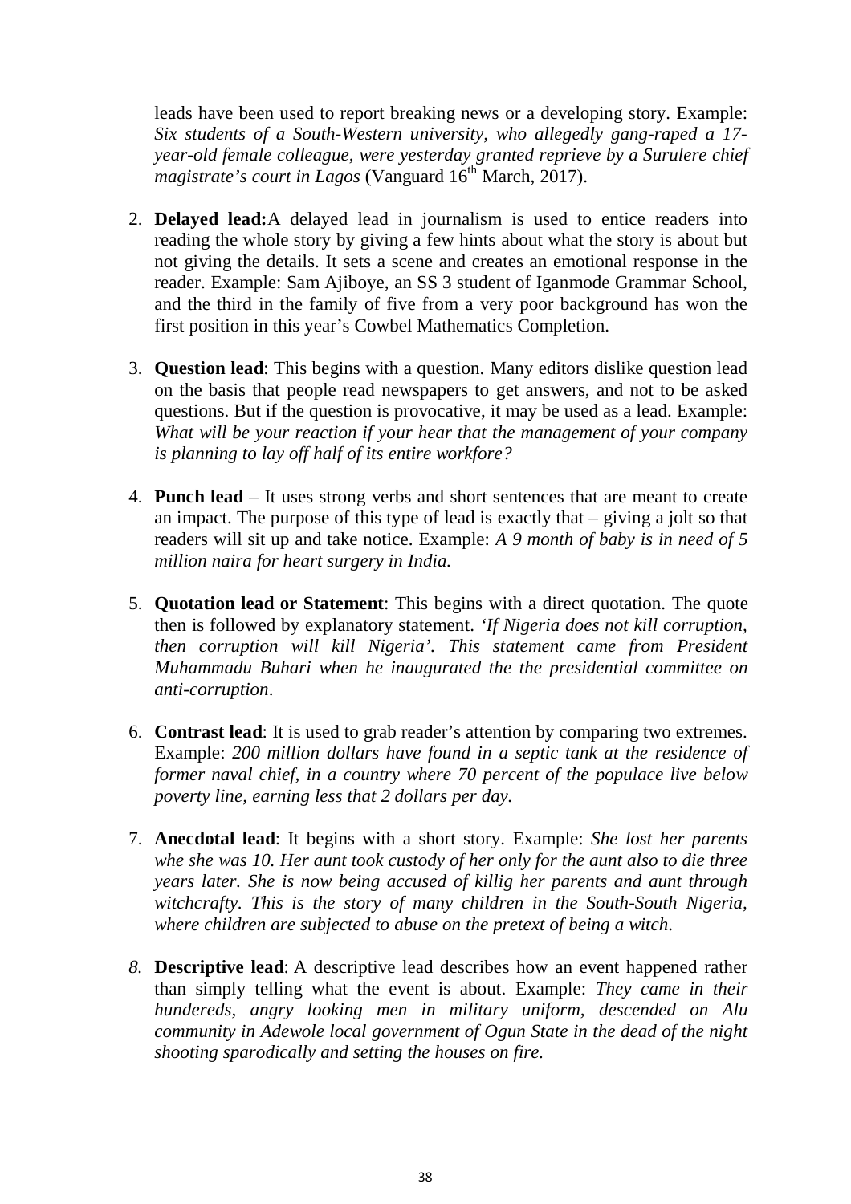leads have been used to report breaking news or a developing story. Example: *Six students of a South-Western university, who allegedly gang-raped a 17-year-old female colleague, were yesterday granted reprieve by a Surulere chief magistrate's court in Lagos* (Vanguard 16th March, 2017).

2. **Delayed lead:** A delayed lead in journalism is used to entice readers into reading the whole story by giving a few hints about what the story is about but not giving the details. It sets a scene and creates an emotional response in the reader. Example: Sam Ajiboye, an SS 3 student of Iganmode Grammar School, and the third in the family of five from a very poor background has won the first position in this year's Cowbel Mathematics Completion.

3. **Question lead**: This begins with a question. Many editors dislike question lead on the basis that people read newspapers to get answers, and not to be asked questions. But if the question is provocative, it may be used as a lead. Example: *What will be your reaction if your hear that the management of your company is planning to lay off half of its entire workforce?*

4. **Punch lead** – It uses strong verbs and short sentences that are meant to create an impact. The purpose of this type of lead is exactly that – giving a jolt so that readers will sit up and take notice. Example: *A 9 month of baby is in need of 5 million naira for heart surgery in India.*

5. **Quotation lead or Statement**: This begins with a direct quotation. The quote then is followed by explanatory statement. *'If Nigeria does not kill corruption, then corruption will kill Nigeria'. This statement came from President Muhammadu Buhari when he inaugurated the the presidential committee on anti-corruption*.

6. **Contrast lead**: It is used to grab reader's attention by comparing two extremes. Example: *200 million dollars have found in a septic tank at the residence of former naval chief, in a country where 70 percent of the populace live below poverty line, earning less that 2 dollars per day.*

7. **Anecdotal lead**: It begins with a short story. Example: *She lost her parents whe she was 10. Her aunt took custody of her only for the aunt also to die three years later. She is now being accused of killig her parents and aunt through witchcrafty. This is the story of many children in the South-South Nigeria, where children are subjected to abuse on the pretext of being a witch*.

8. **Descriptive lead**: A descriptive lead describes how an event happened rather than simply telling what the event is about. Example: *They came in their hundereds, angry looking men in military uniform, descended on Alu community in Adewole local government of Ogun State in the dead of the night shooting sparodically and setting the houses on fire.*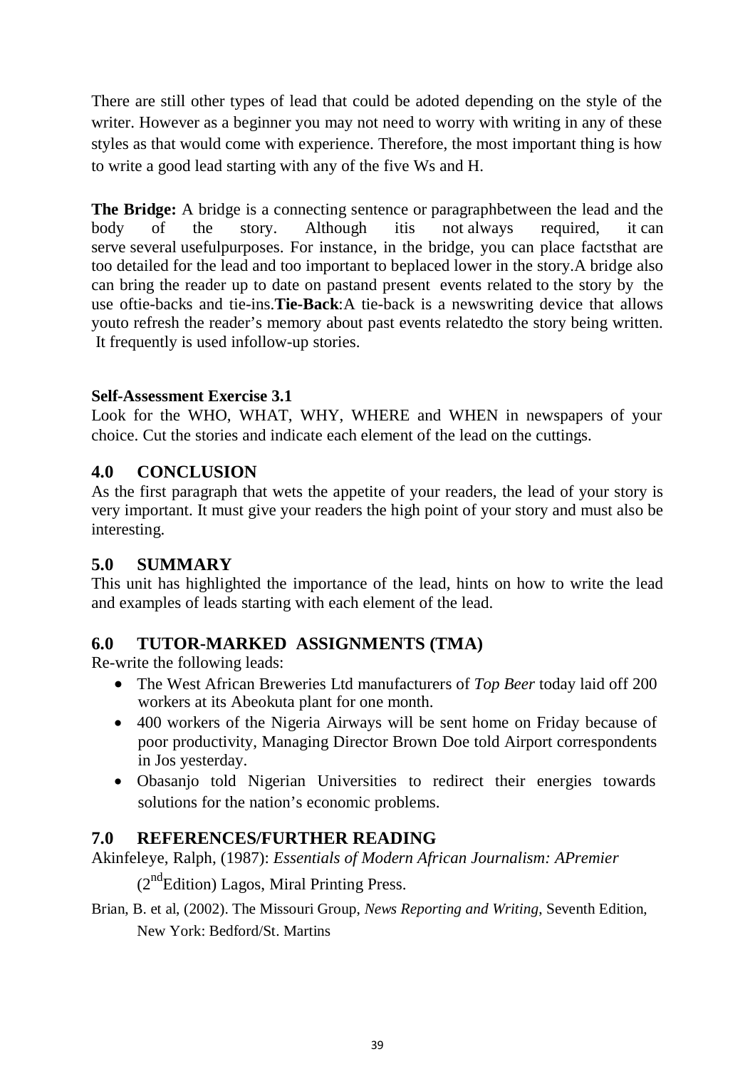There are still other types of lead that could be adoted depending on the style of the writer. However as a beginner you may not need to worry with writing in any of these styles as that would come with experience. Therefore, the most important thing is how to write a good lead starting with any of the five Ws and H.

**The Bridge:** A bridge is a connecting sentence or paragraphbetween the lead and the body of the story. Although itis not always required, it can serve several usefulpurposes. For instance, in the bridge, you can place factsthat are too detailed for the lead and too important to beplaced lower in the story.A bridge also can bring the reader up to date on pastand present events related to the story by the use oftie-backs and tie-ins.**Tie-Back**:A tie-back is a newswriting device that allows youto refresh the reader's memory about past events relatedto the story being written. It frequently is used infollow-up stories.

**Self-Assessment Exercise 3.1**

Look for the WHO, WHAT, WHY, WHERE and WHEN in newspapers of your choice. Cut the stories and indicate each element of the lead on the cuttings.

## 4.0 CONCLUSION

As the first paragraph that wets the appetite of your readers, the lead of your story is very important. It must give your readers the high point of your story and must also be interesting.

## 5.0 SUMMARY

This unit has highlighted the importance of the lead, hints on how to write the lead and examples of leads starting with each element of the lead.

## 6.0 TUTOR-MARKED ASSIGNMENTS (TMA)

Re-write the following leads:

- The West African Breweries Ltd manufacturers of *Top Beer* today laid off 200 workers at its Abeokuta plant for one month.
- 400 workers of the Nigeria Airways will be sent home on Friday because of poor productivity, Managing Director Brown Doe told Airport correspondents in Jos yesterday.
- Obasanjo told Nigerian Universities to redirect their energies towards solutions for the nation's economic problems.

## 7.0 REFERENCES/FURTHER READING

Akinfeleye, Ralph, (1987): *Essentials of Modern African Journalism: APremier* (2nd Edition) Lagos, Miral Printing Press.

Brian, B. et al, (2002). The Missouri Group, *News Reporting and Writing*, Seventh Edition, New York: Bedford/St. Martins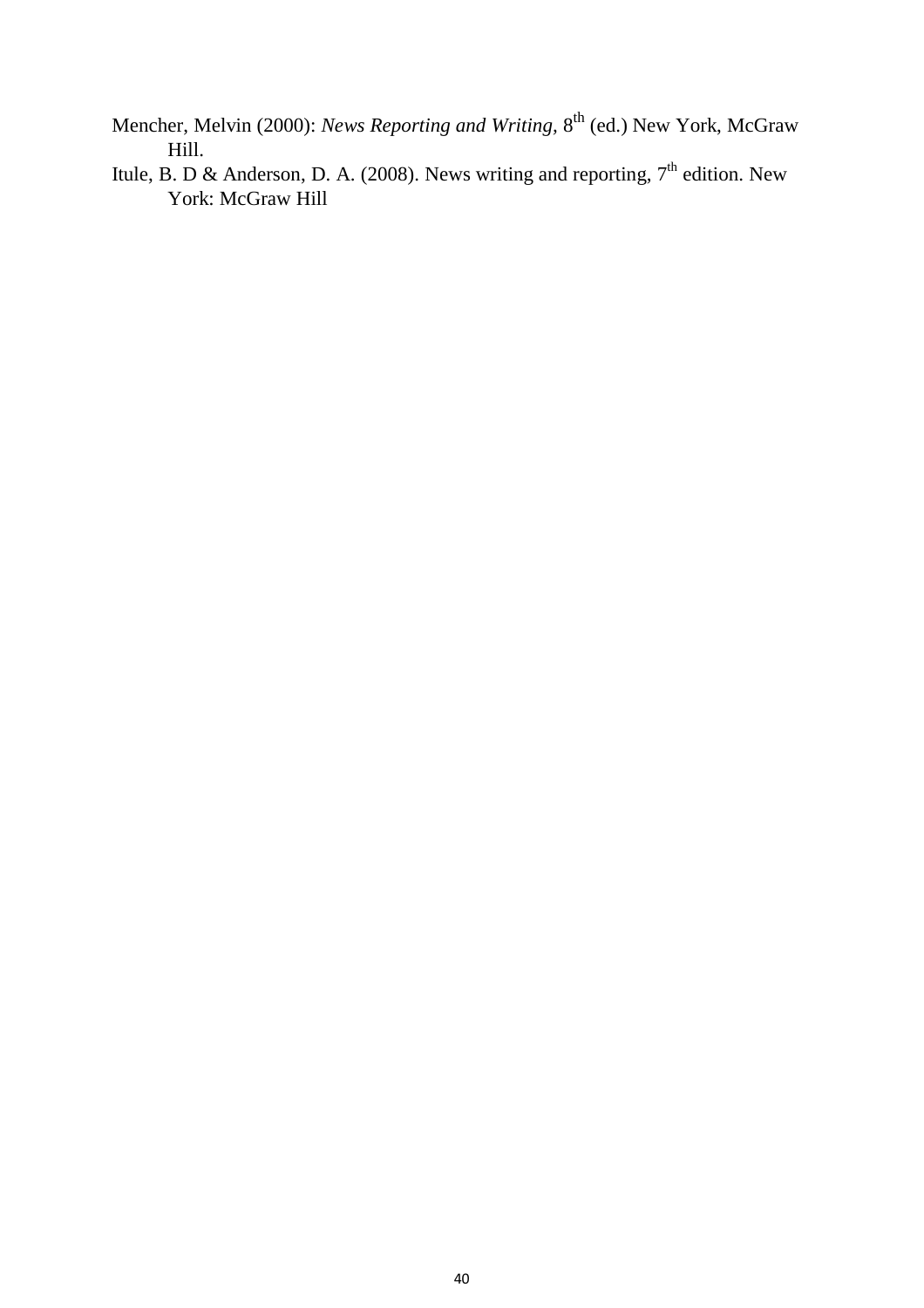Mencher, Melvin (2000): *News Reporting and Writing*, 8th (ed.) New York, McGraw Hill.

Itule, B. D & Anderson, D. A. (2008). News writing and reporting, 7th edition. New York: McGraw Hill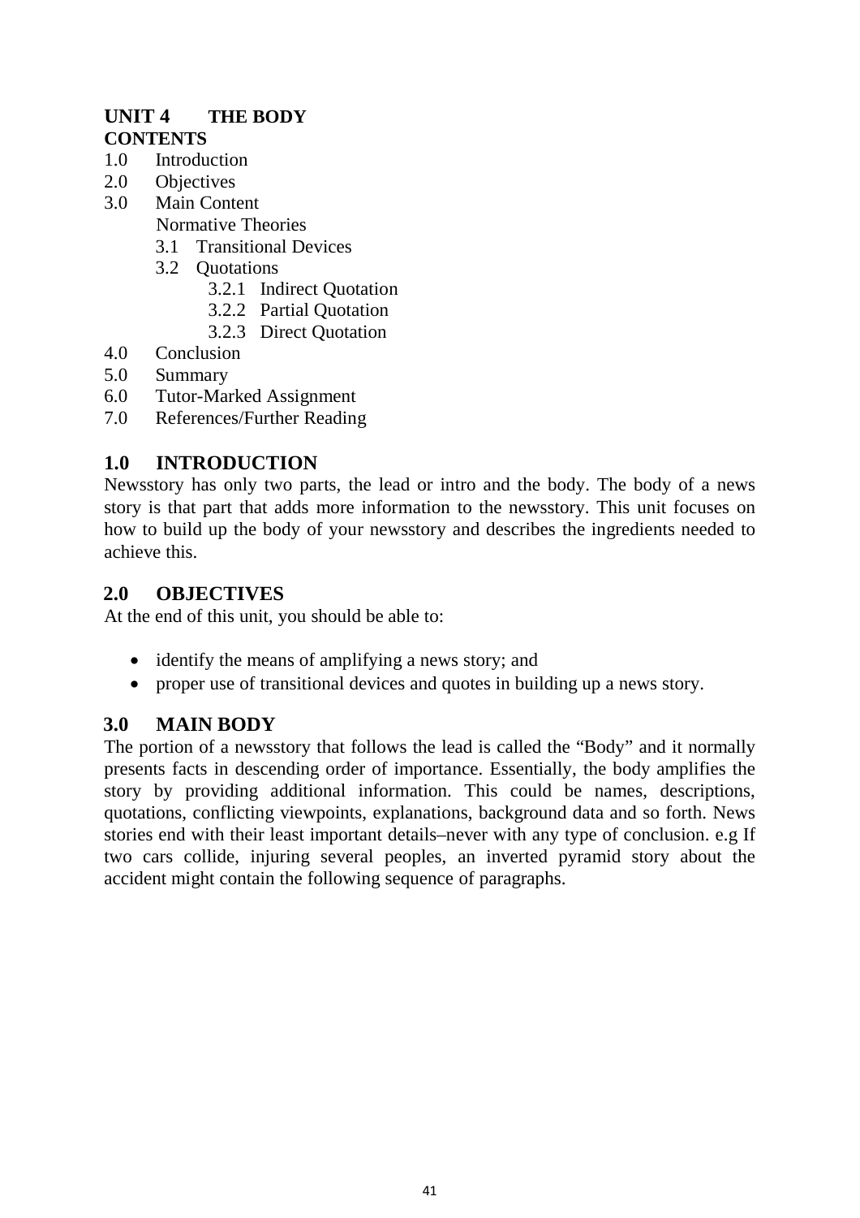# UNIT 4 THE BODY

**CONTENTS**

1.0 Introduction
2.0 Objectives
3.0 Main Content
  Normative Theories
  3.1 Transitional Devices
  3.2 Quotations
    3.2.1 Indirect Quotation
    3.2.2 Partial Quotation
    3.2.3 Direct Quotation
4.0 Conclusion
5.0 Summary
6.0 Tutor-Marked Assignment
7.0 References/Further Reading

## 1.0 INTRODUCTION

Newsstory has only two parts, the lead or intro and the body. The body of a news story is that part that adds more information to the newsstory. This unit focuses on how to build up the body of your newsstory and describes the ingredients needed to achieve this.

## 2.0 OBJECTIVES

At the end of this unit, you should be able to:

- identify the means of amplifying a news story; and
- proper use of transitional devices and quotes in building up a news story.

## 3.0 MAIN BODY

The portion of a newsstory that follows the lead is called the "Body" and it normally presents facts in descending order of importance. Essentially, the body amplifies the story by providing additional information. This could be names, descriptions, quotations, conflicting viewpoints, explanations, background data and so forth. News stories end with their least important details–never with any type of conclusion. e.g If two cars collide, injuring several peoples, an inverted pyramid story about the accident might contain the following sequence of paragraphs.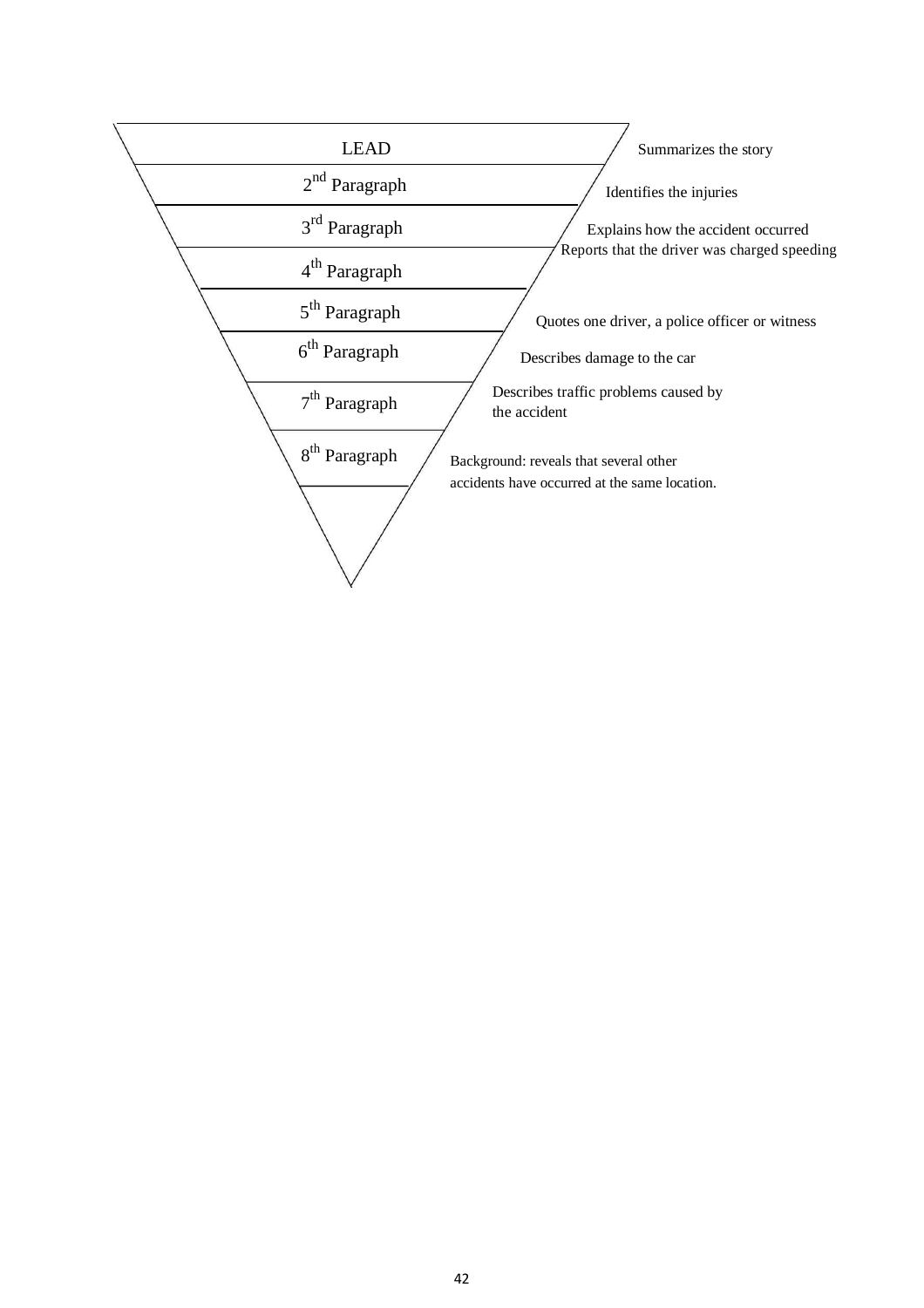| Paragraph | Content |
| --- | --- |
| LEAD | Summarizes the story |
| 2nd Paragraph | Identifies the injuries |
| 3rd Paragraph | Explains how the accident occurred |
| 4th Paragraph | Reports that the driver was charged speeding |
| 5th Paragraph | Quotes one driver, a police officer or witness |
| 6th Paragraph | Describes damage to the car |
| 7th Paragraph | Describes traffic problems caused by the accident |
| 8th Paragraph | Background: reveals that several other accidents have occurred at the same location. |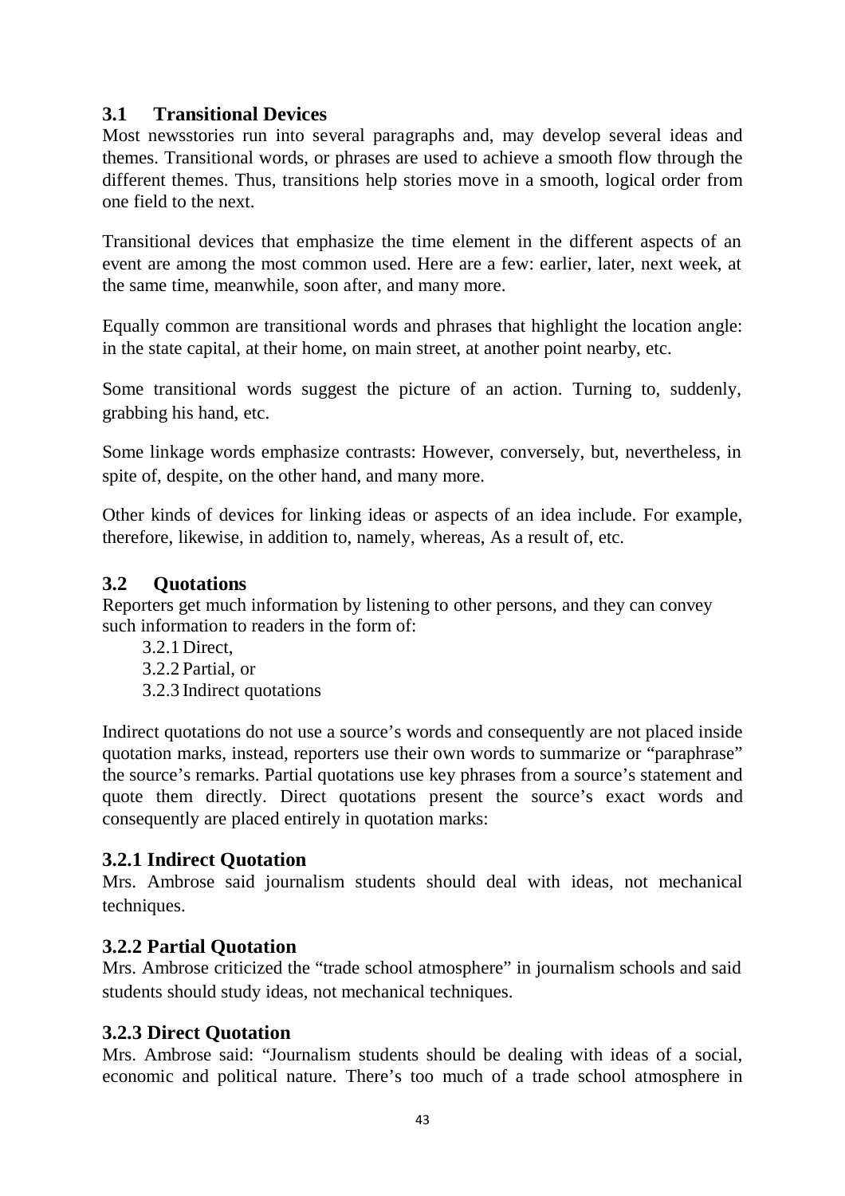## 3.1 Transitional Devices

Most newsstories run into several paragraphs and, may develop several ideas and themes. Transitional words, or phrases are used to achieve a smooth flow through the different themes. Thus, transitions help stories move in a smooth, logical order from one field to the next.

Transitional devices that emphasize the time element in the different aspects of an event are among the most common used. Here are a few: earlier, later, next week, at the same time, meanwhile, soon after, and many more.

Equally common are transitional words and phrases that highlight the location angle: in the state capital, at their home, on main street, at another point nearby, etc.

Some transitional words suggest the picture of an action. Turning to, suddenly, grabbing his hand, etc.

Some linkage words emphasize contrasts: However, conversely, but, nevertheless, in spite of, despite, on the other hand, and many more.

Other kinds of devices for linking ideas or aspects of an idea include. For example, therefore, likewise, in addition to, namely, whereas, As a result of, etc.

## 3.2 Quotations

Reporters get much information by listening to other persons, and they can convey such information to readers in the form of:

3.2.1 Direct,
3.2.2 Partial, or
3.2.3 Indirect quotations

Indirect quotations do not use a source's words and consequently are not placed inside quotation marks, instead, reporters use their own words to summarize or "paraphrase" the source's remarks. Partial quotations use key phrases from a source's statement and quote them directly. Direct quotations present the source's exact words and consequently are placed entirely in quotation marks:

### 3.2.1 Indirect Quotation

Mrs. Ambrose said journalism students should deal with ideas, not mechanical techniques.

### 3.2.2 Partial Quotation

Mrs. Ambrose criticized the "trade school atmosphere" in journalism schools and said students should study ideas, not mechanical techniques.

### 3.2.3 Direct Quotation

Mrs. Ambrose said: "Journalism students should be dealing with ideas of a social, economic and political nature. There's too much of a trade school atmosphere in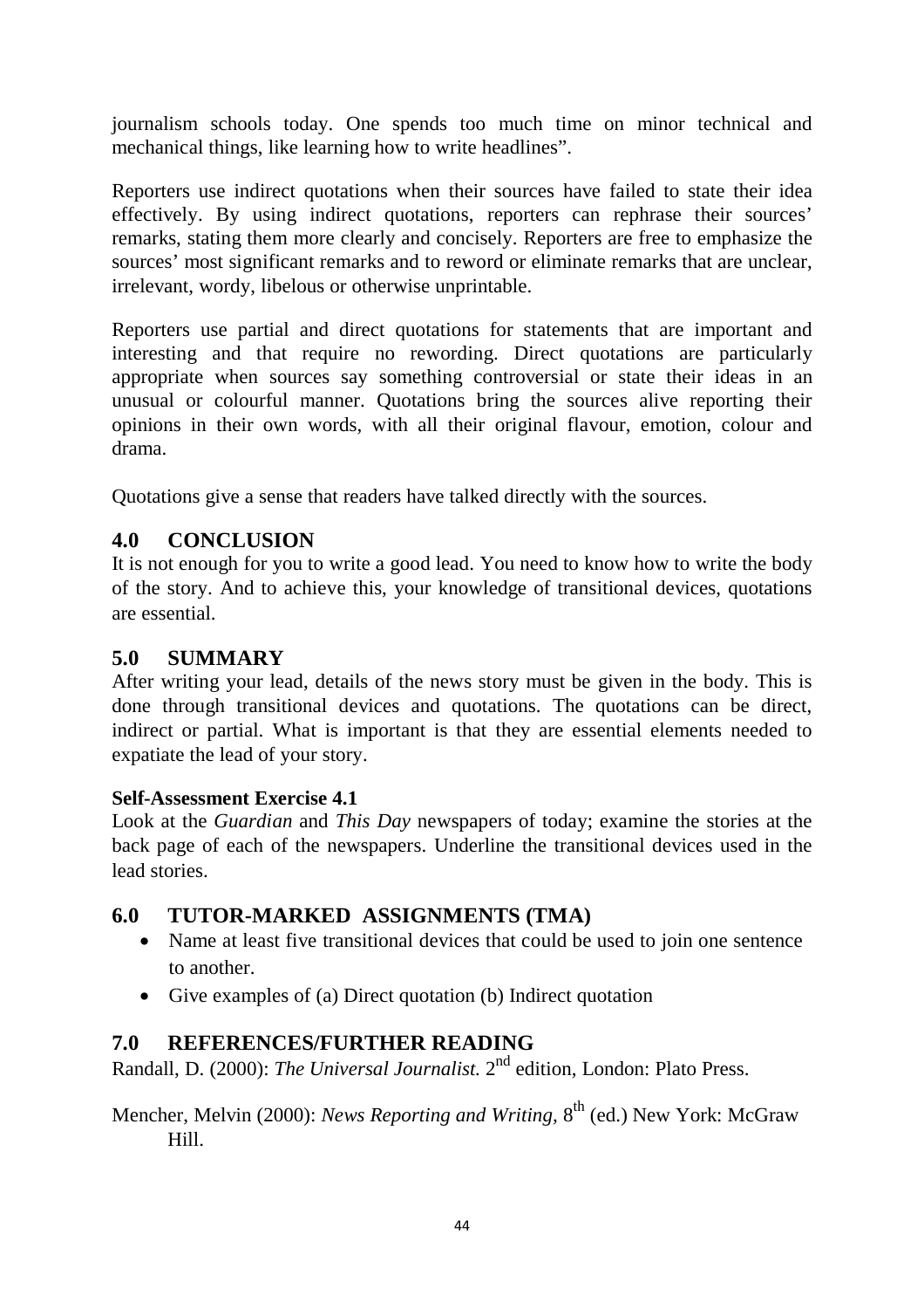journalism schools today. One spends too much time on minor technical and mechanical things, like learning how to write headlines".

Reporters use indirect quotations when their sources have failed to state their idea effectively. By using indirect quotations, reporters can rephrase their sources' remarks, stating them more clearly and concisely. Reporters are free to emphasize the sources' most significant remarks and to reword or eliminate remarks that are unclear, irrelevant, wordy, libelous or otherwise unprintable.

Reporters use partial and direct quotations for statements that are important and interesting and that require no rewording. Direct quotations are particularly appropriate when sources say something controversial or state their ideas in an unusual or colourful manner. Quotations bring the sources alive reporting their opinions in their own words, with all their original flavour, emotion, colour and drama.

Quotations give a sense that readers have talked directly with the sources.

## 4.0 CONCLUSION

It is not enough for you to write a good lead. You need to know how to write the body of the story. And to achieve this, your knowledge of transitional devices, quotations are essential.

## 5.0 SUMMARY

After writing your lead, details of the news story must be given in the body. This is done through transitional devices and quotations. The quotations can be direct, indirect or partial. What is important is that they are essential elements needed to expatiate the lead of your story.

**Self-Assessment Exercise 4.1**

Look at the *Guardian* and *This Day* newspapers of today; examine the stories at the back page of each of the newspapers. Underline the transitional devices used in the lead stories.

## 6.0 TUTOR-MARKED ASSIGNMENTS (TMA)

- Name at least five transitional devices that could be used to join one sentence to another.
- Give examples of (a) Direct quotation (b) Indirect quotation

## 7.0 REFERENCES/FURTHER READING

Randall, D. (2000): *The Universal Journalist*. 2nd edition, London: Plato Press.

Mencher, Melvin (2000): *News Reporting and Writing*, 8th (ed.) New York: McGraw Hill.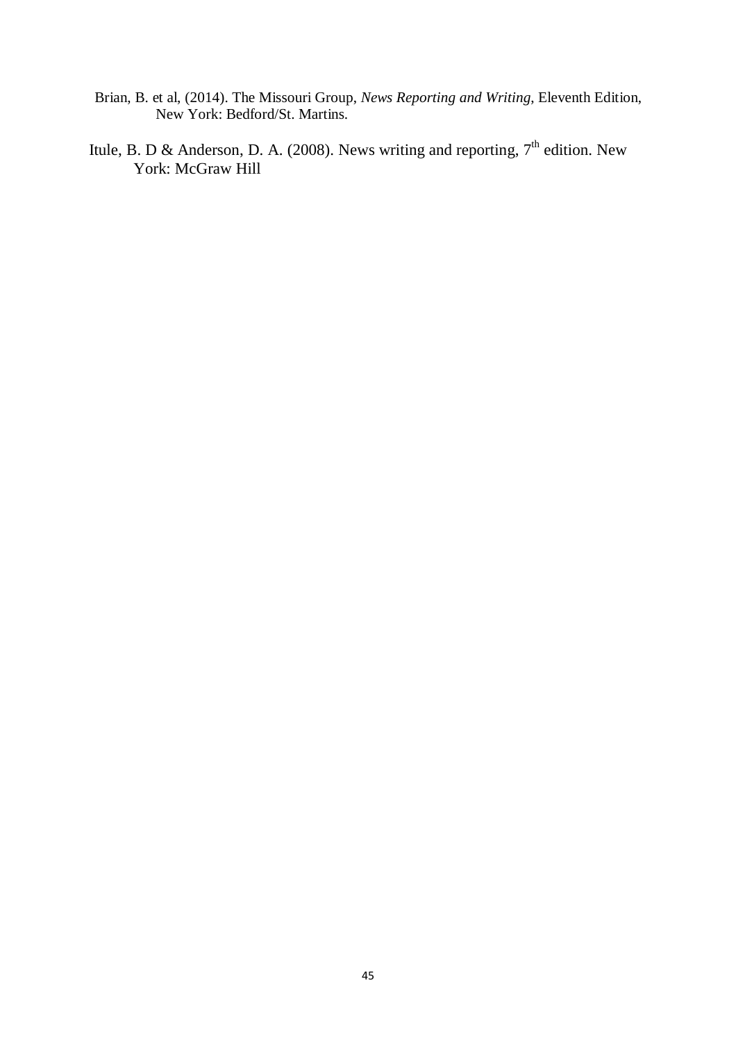Brian, B. et al, (2014). The Missouri Group, *News Reporting and Writing*, Eleventh Edition, New York: Bedford/St. Martins.

Itule, B. D & Anderson, D. A. (2008). News writing and reporting, 7th edition. New York: McGraw Hill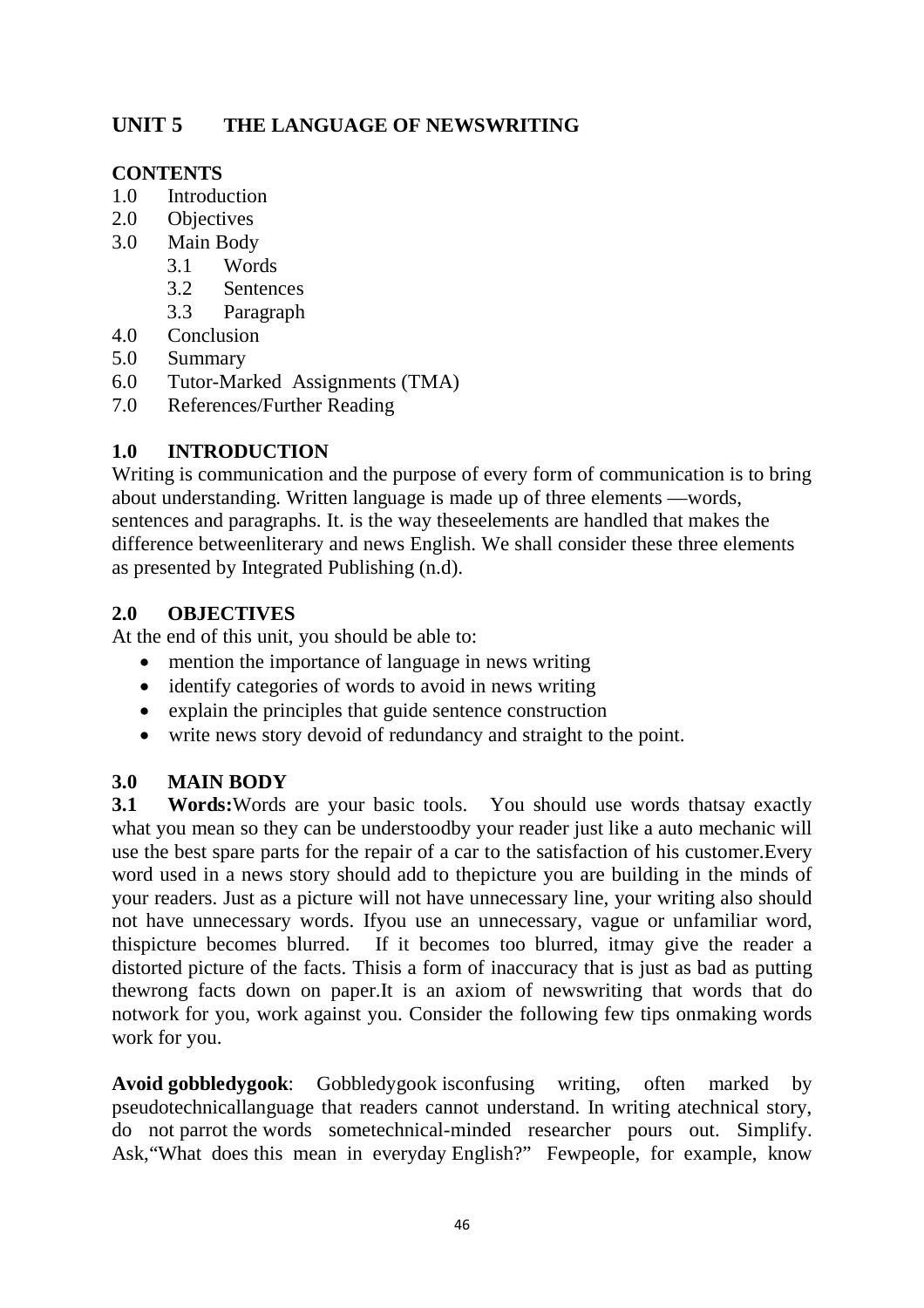## UNIT 5 THE LANGUAGE OF NEWSWRITING

**CONTENTS**

1.0 Introduction
2.0 Objectives
3.0 Main Body
   3.1 Words
   3.2 Sentences
   3.3 Paragraph
4.0 Conclusion
5.0 Summary
6.0 Tutor-Marked Assignments (TMA)
7.0 References/Further Reading

### 1.0 INTRODUCTION

Writing is communication and the purpose of every form of communication is to bring about understanding. Written language is made up of three elements —words, sentences and paragraphs. It. is the way theseelements are handled that makes the difference betweenliterary and news English. We shall consider these three elements as presented by Integrated Publishing (n.d).

### 2.0 OBJECTIVES

At the end of this unit, you should be able to:

- mention the importance of language in news writing
- identify categories of words to avoid in news writing
- explain the principles that guide sentence construction
- write news story devoid of redundancy and straight to the point.

### 3.0 MAIN BODY

**3.1 Words:**Words are your basic tools. You should use words thatsay exactly what you mean so they can be understoodby your reader just like a auto mechanic will use the best spare parts for the repair of a car to the satisfaction of his customer.Every word used in a news story should add to thepicture you are building in the minds of your readers. Just as a picture will not have unnecessary line, your writing also should not have unnecessary words. Ifyou use an unnecessary, vague or unfamiliar word, thispicture becomes blurred. If it becomes too blurred, itmay give the reader a distorted picture of the facts. Thisis a form of inaccuracy that is just as bad as putting thewrong facts down on paper.It is an axiom of newswriting that words that do notwork for you, work against you. Consider the following few tips onmaking words work for you.

**Avoid gobbledygook**: Gobbledygook isconfusing writing, often marked by pseudotechnicallanguage that readers cannot understand. In writing atechnical story, do not parrot the words sometechnical-minded researcher pours out. Simplify. Ask,"What does this mean in everyday English?" Fewpeople, for example, know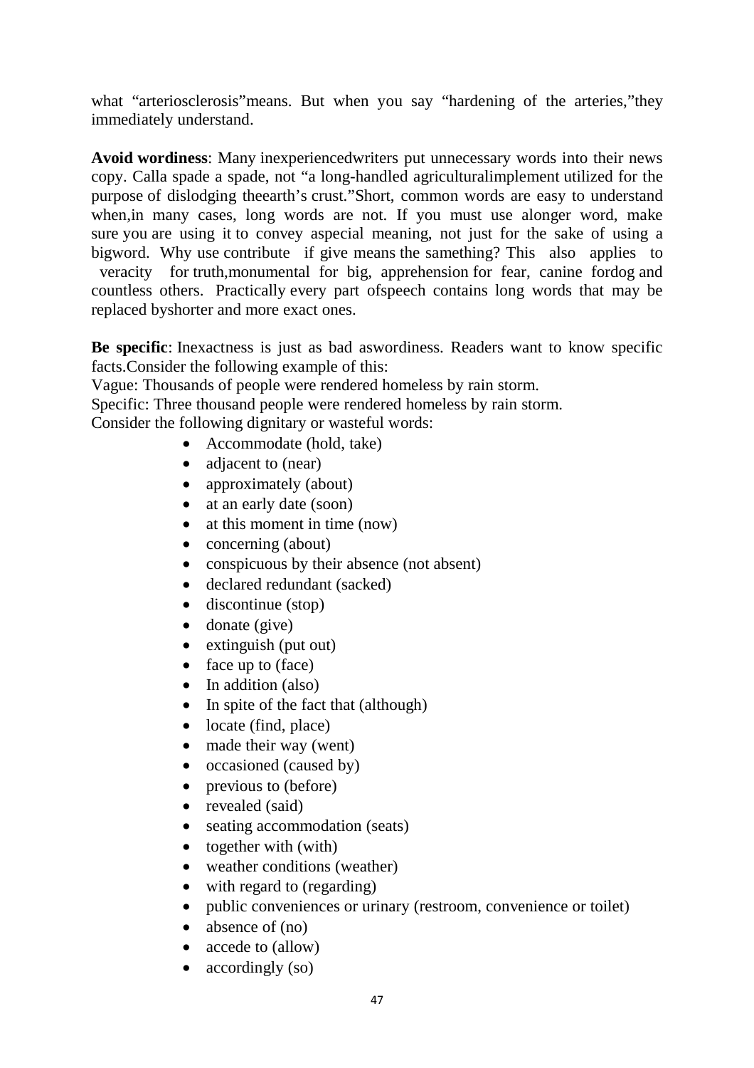what "arteriosclerosis"means. But when you say "hardening of the arteries,"they immediately understand.

**Avoid wordiness**: Many inexperiencedwriters put unnecessary words into their news copy. Calla spade a spade, not "a long-handled agriculturalimplement utilized for the purpose of dislodging theearth's crust."Short, common words are easy to understand when,in many cases, long words are not. If you must use alonger word, make sure you are using it to convey aspecial meaning, not just for the sake of using a bigword. Why use contribute if give means the samething? This also applies to veracity for truth,monumental for big, apprehension for fear, canine fordog and countless others. Practically every part ofspeech contains long words that may be replaced byshorter and more exact ones.

**Be specific**: Inexactness is just as bad aswordiness. Readers want to know specific facts.Consider the following example of this:

Vague: Thousands of people were rendered homeless by rain storm.

Specific: Three thousand people were rendered homeless by rain storm.

Consider the following dignitary or wasteful words:

- Accommodate (hold, take)
- adjacent to (near)
- approximately (about)
- at an early date (soon)
- at this moment in time (now)
- concerning (about)
- conspicuous by their absence (not absent)
- declared redundant (sacked)
- discontinue (stop)
- donate (give)
- extinguish (put out)
- face up to (face)
- In addition (also)
- In spite of the fact that (although)
- locate (find, place)
- made their way (went)
- occasioned (caused by)
- previous to (before)
- revealed (said)
- seating accommodation (seats)
- together with (with)
- weather conditions (weather)
- with regard to (regarding)
- public conveniences or urinary (restroom, convenience or toilet)
- absence of (no)
- accede to (allow)
- accordingly (so)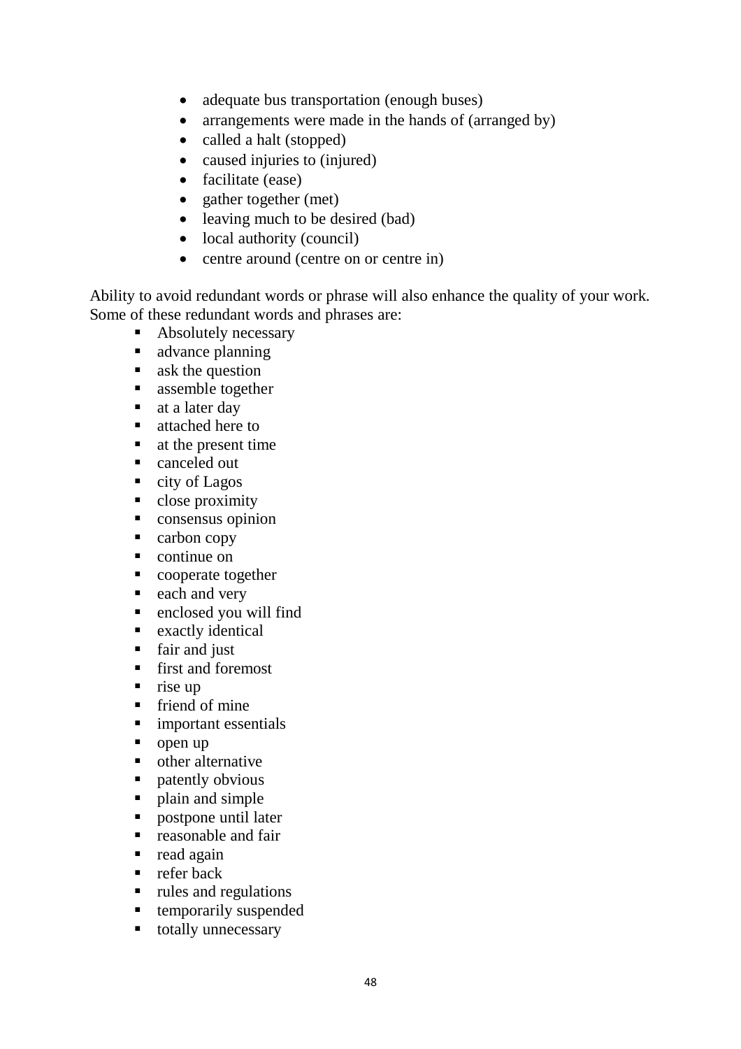- adequate bus transportation (enough buses)
- arrangements were made in the hands of (arranged by)
- called a halt (stopped)
- caused injuries to (injured)
- facilitate (ease)
- gather together (met)
- leaving much to be desired (bad)
- local authority (council)
- centre around (centre on or centre in)

Ability to avoid redundant words or phrase will also enhance the quality of your work. Some of these redundant words and phrases are:

- Absolutely necessary
- advance planning
- ask the question
- assemble together
- at a later day
- attached here to
- at the present time
- canceled out
- city of Lagos
- close proximity
- consensus opinion
- carbon copy
- continue on
- cooperate together
- each and very
- enclosed you will find
- exactly identical
- fair and just
- first and foremost
- rise up
- friend of mine
- important essentials
- open up
- other alternative
- patently obvious
- plain and simple
- postpone until later
- reasonable and fair
- read again
- refer back
- rules and regulations
- temporarily suspended
- totally unnecessary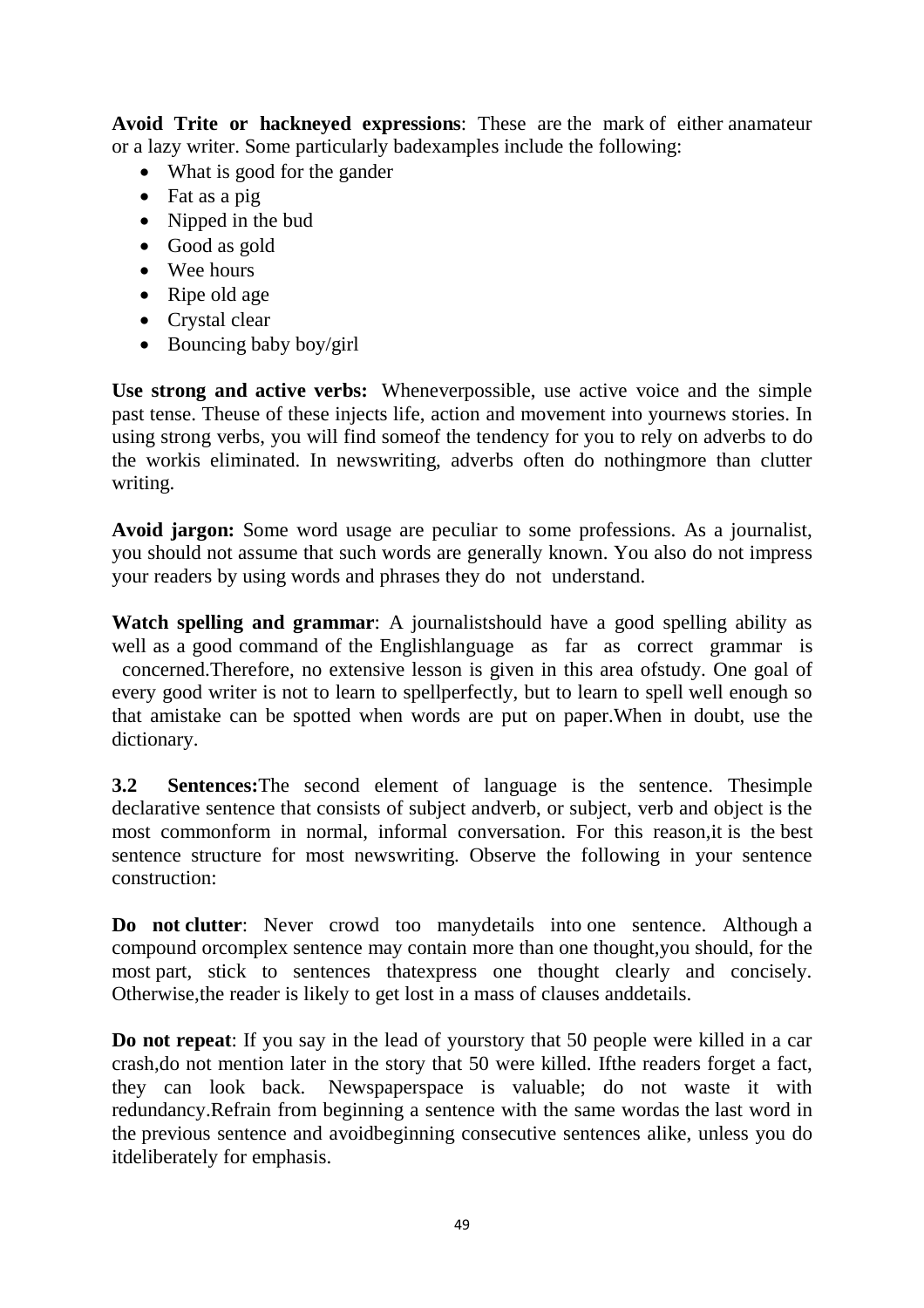**Avoid Trite or hackneyed expressions**: These are the mark of either anamateur or a lazy writer. Some particularly badexamples include the following:

- What is good for the gander
- Fat as a pig
- Nipped in the bud
- Good as gold
- Wee hours
- Ripe old age
- Crystal clear
- Bouncing baby boy/girl

**Use strong and active verbs:** Wheneverpossible, use active voice and the simple past tense. Theuse of these injects life, action and movement into yournews stories. In using strong verbs, you will find someof the tendency for you to rely on adverbs to do the workis eliminated. In newswriting, adverbs often do nothingmore than clutter writing.

**Avoid jargon:** Some word usage are peculiar to some professions. As a journalist, you should not assume that such words are generally known. You also do not impress your readers by using words and phrases they do not understand.

**Watch spelling and grammar**: A journalistshould have a good spelling ability as well as a good command of the Englishlanguage as far as correct grammar is concerned.Therefore, no extensive lesson is given in this area ofstudy. One goal of every good writer is not to learn to spellperfectly, but to learn to spell well enough so that amistake can be spotted when words are put on paper.When in doubt, use the dictionary.

**3.2 Sentences:**The second element of language is the sentence. Thesimple declarative sentence that consists of subject andverb, or subject, verb and object is the most commonform in normal, informal conversation. For this reason,it is the best sentence structure for most newswriting. Observe the following in your sentence construction:

**Do not clutter**: Never crowd too manydetails into one sentence. Although a compound orcomplex sentence may contain more than one thought,you should, for the most part, stick to sentences thatexpress one thought clearly and concisely. Otherwise,the reader is likely to get lost in a mass of clauses anddetails.

**Do not repeat**: If you say in the lead of yourstory that 50 people were killed in a car crash,do not mention later in the story that 50 were killed. Ifthe readers forget a fact, they can look back. Newspaperspace is valuable; do not waste it with redundancy.Refrain from beginning a sentence with the same wordas the last word in the previous sentence and avoidbeginning consecutive sentences alike, unless you do itdeliberately for emphasis.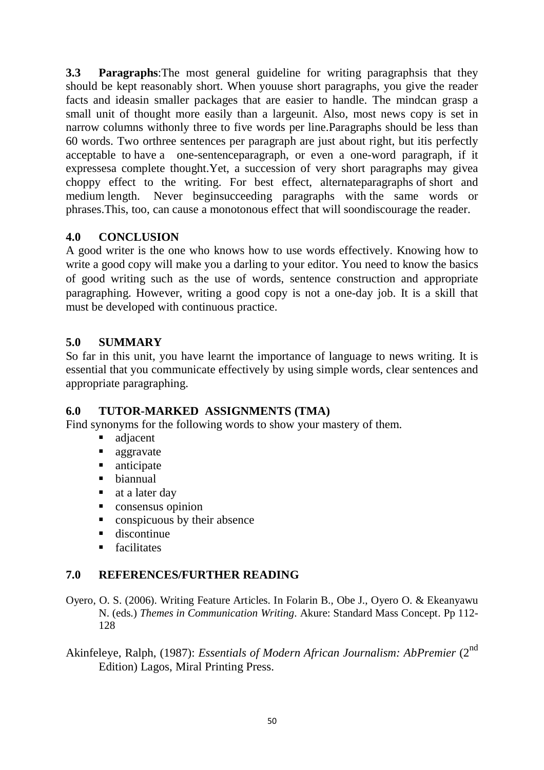**3.3 Paragraphs**:The most general guideline for writing paragraphsis that they should be kept reasonably short. When youuse short paragraphs, you give the reader facts and ideasin smaller packages that are easier to handle. The mindcan grasp a small unit of thought more easily than a largeunit. Also, most news copy is set in narrow columns withonly three to five words per line.Paragraphs should be less than 60 words. Two orthree sentences per paragraph are just about right, but itis perfectly acceptable to have a one-sentenceparagraph, or even a one-word paragraph, if it expressesa complete thought.Yet, a succession of very short paragraphs may givea choppy effect to the writing. For best effect, alternateparagraphs of short and medium length. Never beginsucceeding paragraphs with the same words or phrases.This, too, can cause a monotonous effect that will soondiscourage the reader.

## 4.0 CONCLUSION

A good writer is the one who knows how to use words effectively. Knowing how to write a good copy will make you a darling to your editor. You need to know the basics of good writing such as the use of words, sentence construction and appropriate paragraphing. However, writing a good copy is not a one-day job. It is a skill that must be developed with continuous practice.

## 5.0 SUMMARY

So far in this unit, you have learnt the importance of language to news writing. It is essential that you communicate effectively by using simple words, clear sentences and appropriate paragraphing.

## 6.0 TUTOR-MARKED ASSIGNMENTS (TMA)

Find synonyms for the following words to show your mastery of them.

- adjacent
- aggravate
- anticipate
- biannual
- at a later day
- consensus opinion
- conspicuous by their absence
- discontinue
- facilitates

## 7.0 REFERENCES/FURTHER READING

Oyero, O. S. (2006). Writing Feature Articles. In Folarin B., Obe J., Oyero O. & Ekeanyawu N. (eds.) *Themes in Communication Writing*. Akure: Standard Mass Concept. Pp 112-128

Akinfeleye, Ralph, (1987): *Essentials of Modern African Journalism: AbPremier* (2nd Edition) Lagos, Miral Printing Press.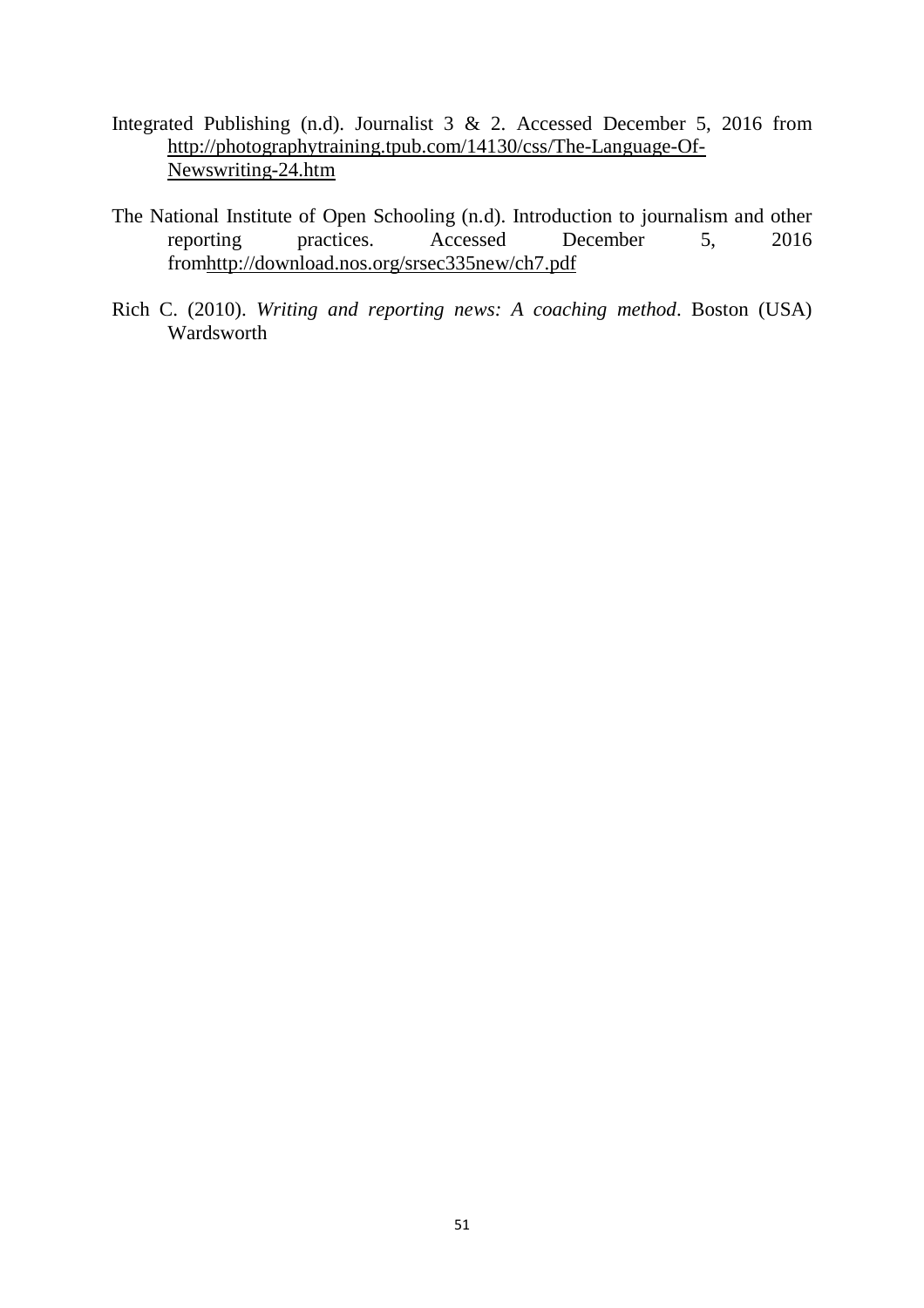Integrated Publishing (n.d). Journalist 3 & 2. Accessed December 5, 2016 from http://photographytraining.tpub.com/14130/css/The-Language-Of-Newswriting-24.htm

The National Institute of Open Schooling (n.d). Introduction to journalism and other reporting practices. Accessed December 5, 2016 fromhttp://download.nos.org/srsec335new/ch7.pdf

Rich C. (2010). *Writing and reporting news: A coaching method*. Boston (USA) Wardsworth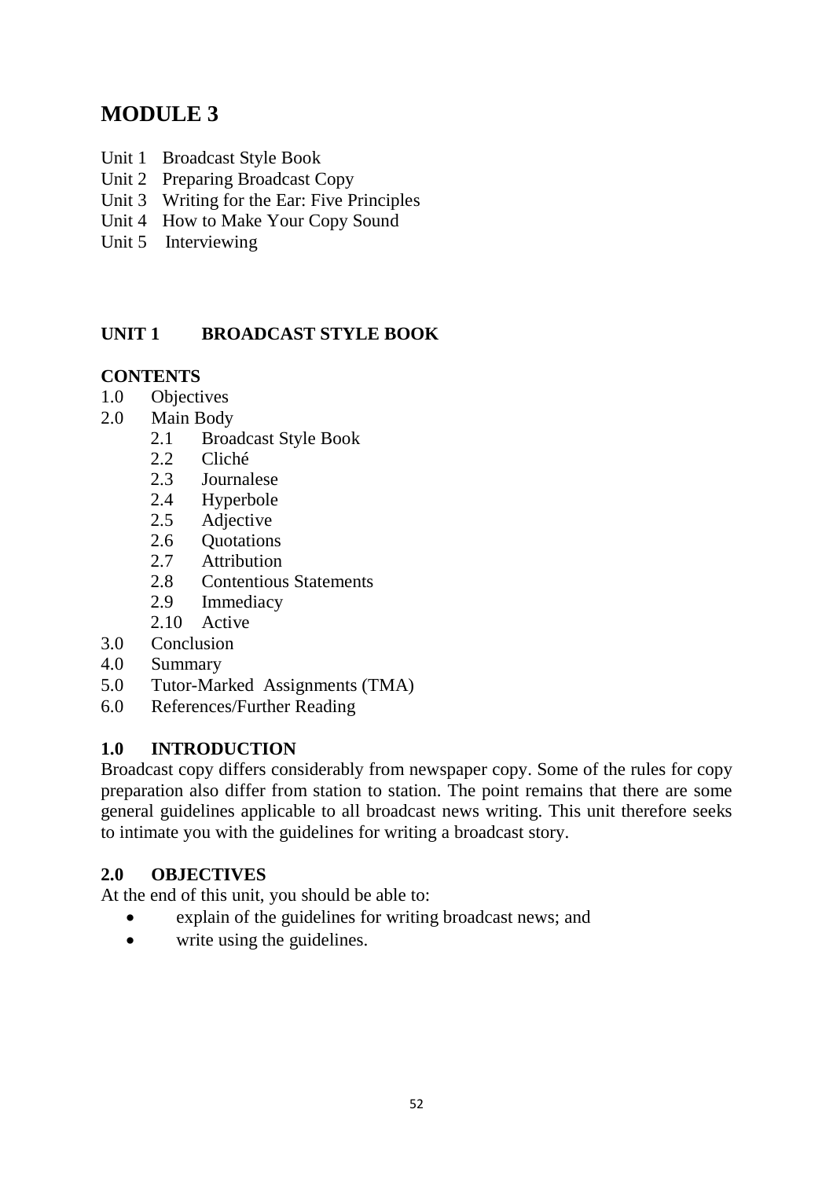# MODULE 3

Unit 1 Broadcast Style Book
Unit 2 Preparing Broadcast Copy
Unit 3 Writing for the Ear: Five Principles
Unit 4 How to Make Your Copy Sound
Unit 5 Interviewing

## UNIT 1 BROADCAST STYLE BOOK

**CONTENTS**

1.0 Objectives
2.0 Main Body
  2.1 Broadcast Style Book
  2.2 Cliché
  2.3 Journalese
  2.4 Hyperbole
  2.5 Adjective
  2.6 Quotations
  2.7 Attribution
  2.8 Contentious Statements
  2.9 Immediacy
  2.10 Active
3.0 Conclusion
4.0 Summary
5.0 Tutor-Marked Assignments (TMA)
6.0 References/Further Reading

### 1.0 INTRODUCTION

Broadcast copy differs considerably from newspaper copy. Some of the rules for copy preparation also differ from station to station. The point remains that there are some general guidelines applicable to all broadcast news writing. This unit therefore seeks to intimate you with the guidelines for writing a broadcast story.

### 2.0 OBJECTIVES

At the end of this unit, you should be able to:

- explain of the guidelines for writing broadcast news; and
- write using the guidelines.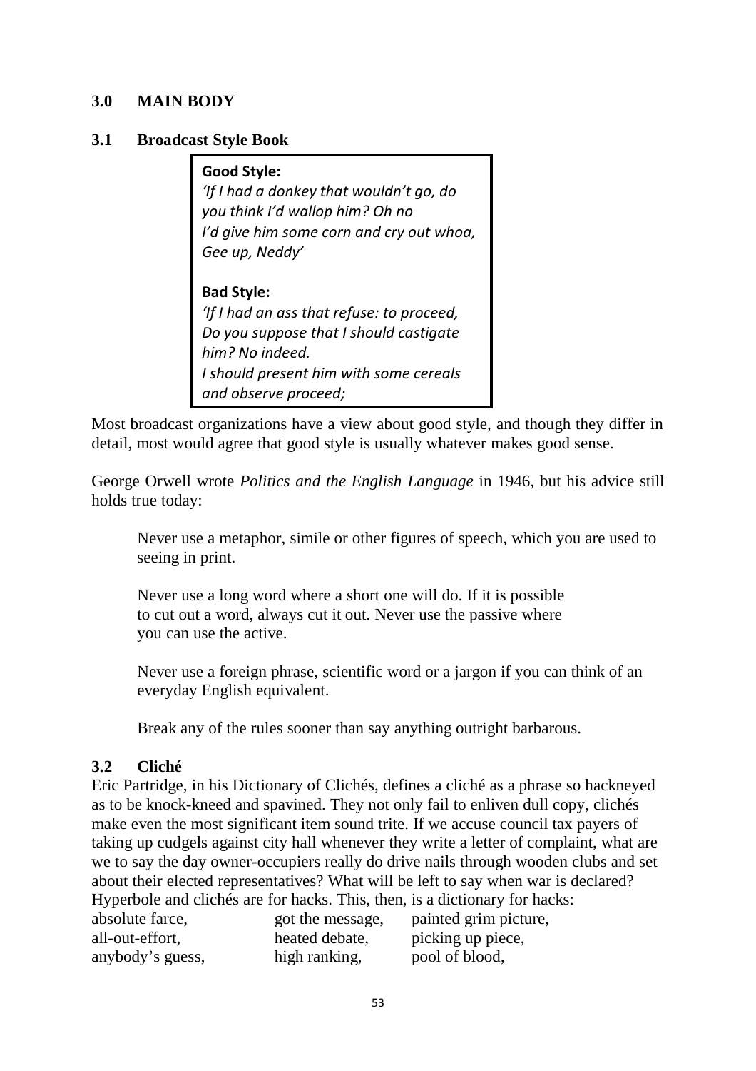## 3.0 MAIN BODY

### 3.1 Broadcast Style Book

> **Good Style:**
> *'If I had a donkey that wouldn't go, do you think I'd wallop him? Oh no*
> *I'd give him some corn and cry out whoa, Gee up, Neddy'*
>
> **Bad Style:**
> *'If I had an ass that refuse: to proceed, Do you suppose that I should castigate him? No indeed.*
> *I should present him with some cereals and observe proceed;*

Most broadcast organizations have a view about good style, and though they differ in detail, most would agree that good style is usually whatever makes good sense.

George Orwell wrote *Politics and the English Language* in 1946, but his advice still holds true today:

> Never use a metaphor, simile or other figures of speech, which you are used to seeing in print.
>
> Never use a long word where a short one will do. If it is possible to cut out a word, always cut it out. Never use the passive where you can use the active.
>
> Never use a foreign phrase, scientific word or a jargon if you can think of an everyday English equivalent.
>
> Break any of the rules sooner than say anything outright barbarous.

### 3.2 Cliché

Eric Partridge, in his Dictionary of Clichés, defines a cliché as a phrase so hackneyed as to be knock-kneed and spavined. They not only fail to enliven dull copy, clichés make even the most significant item sound trite. If we accuse council tax payers of taking up cudgels against city hall whenever they write a letter of complaint, what are we to say the day owner-occupiers really do drive nails through wooden clubs and set about their elected representatives? What will be left to say when war is declared? Hyperbole and clichés are for hacks. This, then, is a dictionary for hacks:

| | | |
|---|---|---|
| absolute farce, | got the message, | painted grim picture, |
| all-out-effort, | heated debate, | picking up piece, |
| anybody's guess, | high ranking, | pool of blood, |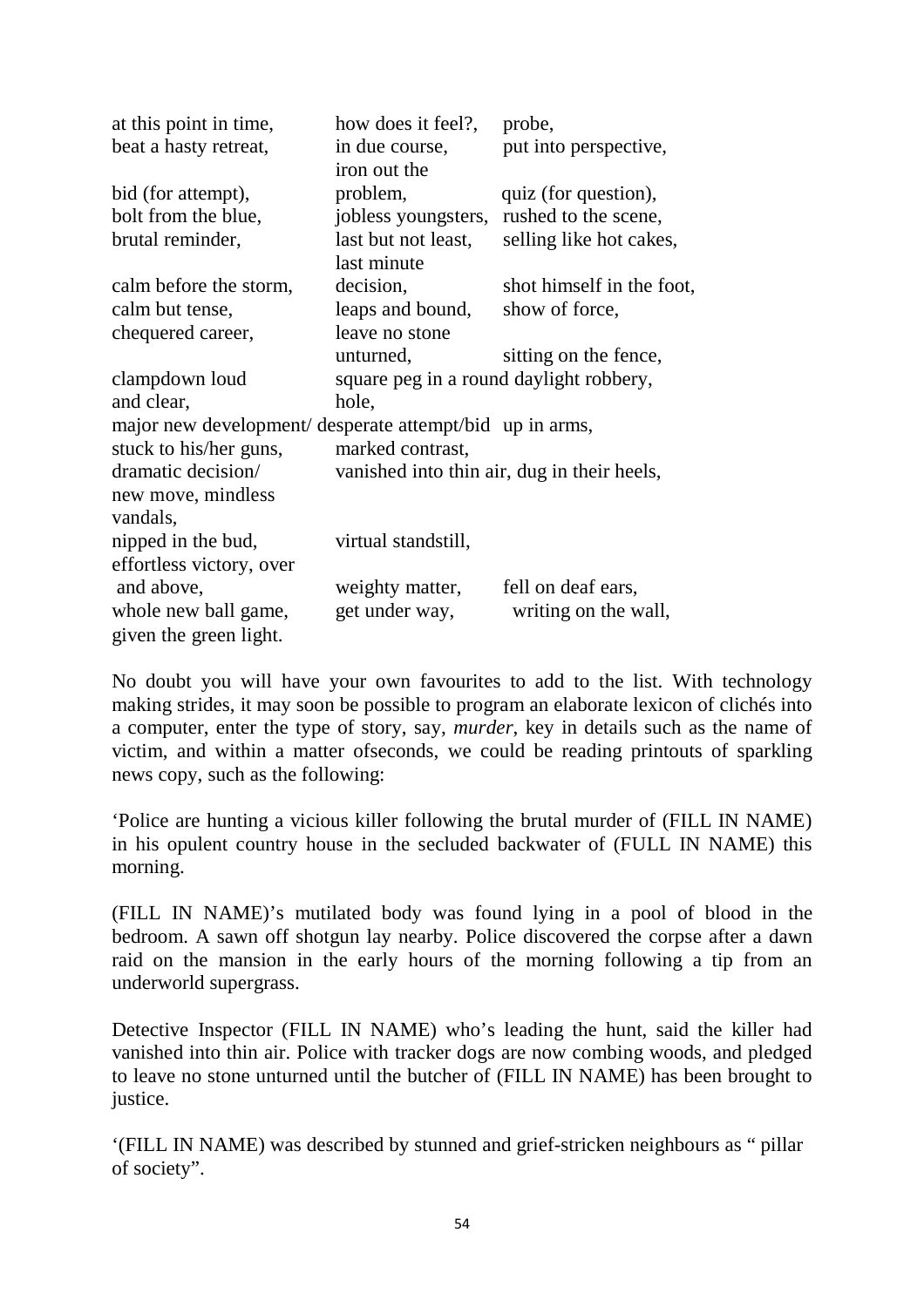at this point in time, beat a hasty retreat, bid (for attempt), bolt from the blue, brutal reminder, calm before the storm, calm but tense, chequered career, clampdown loud and clear, how does it feel?, in due course, iron out the problem, jobless youngsters, last but not least, last minute decision, leaps and bound, leave no stone unturned, probe, put into perspective, quiz (for question), rushed to the scene, selling like hot cakes, shot himself in the foot, show of force, sitting on the fence, square peg in a round hole, daylight robbery, major new development/ desperate attempt/bid up in arms, stuck to his/her guns, marked contrast, dramatic decision/ new move, mindless vandals, vanished into thin air, dug in their heels, nipped in the bud, virtual standstill, effortless victory, over and above, weighty matter, fell on deaf ears, whole new ball game, get under way, writing on the wall, given the green light.

No doubt you will have your own favourites to add to the list. With technology making strides, it may soon be possible to program an elaborate lexicon of clichés into a computer, enter the type of story, say, *murder*, key in details such as the name of victim, and within a matter ofseconds, we could be reading printouts of sparkling news copy, such as the following:

'Police are hunting a vicious killer following the brutal murder of (FILL IN NAME) in his opulent country house in the secluded backwater of (FULL IN NAME) this morning.

(FILL IN NAME)'s mutilated body was found lying in a pool of blood in the bedroom. A sawn off shotgun lay nearby. Police discovered the corpse after a dawn raid on the mansion in the early hours of the morning following a tip from an underworld supergrass.

Detective Inspector (FILL IN NAME) who's leading the hunt, said the killer had vanished into thin air. Police with tracker dogs are now combing woods, and pledged to leave no stone unturned until the butcher of (FILL IN NAME) has been brought to justice.

'(FILL IN NAME) was described by stunned and grief-stricken neighbours as " pillar of society".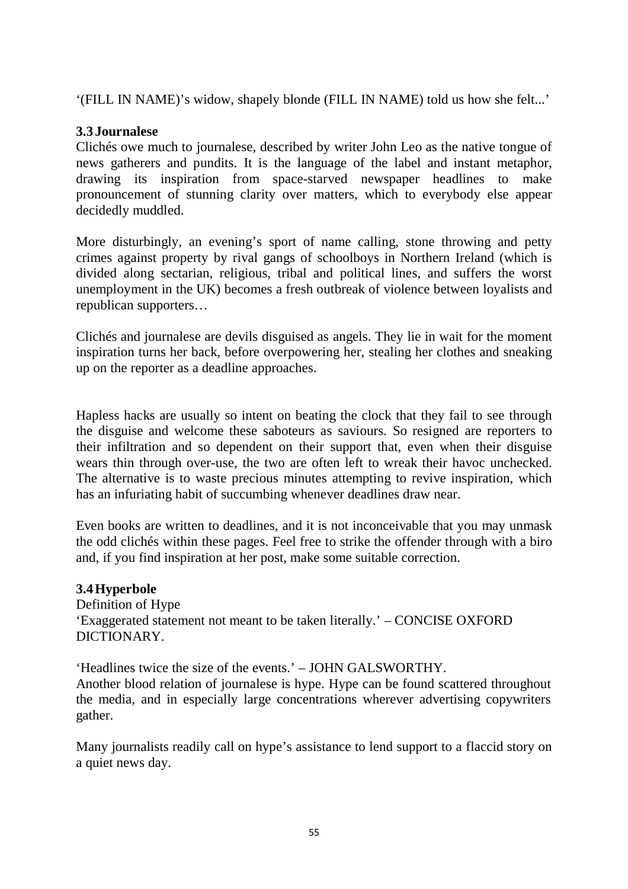‘(FILL IN NAME)’s widow, shapely blonde (FILL IN NAME) told us how she felt...’

### 3.3 Journalese

Clichés owe much to journalese, described by writer John Leo as the native tongue of news gatherers and pundits. It is the language of the label and instant metaphor, drawing its inspiration from space-starved newspaper headlines to make pronouncement of stunning clarity over matters, which to everybody else appear decidedly muddled.

More disturbingly, an evening’s sport of name calling, stone throwing and petty crimes against property by rival gangs of schoolboys in Northern Ireland (which is divided along sectarian, religious, tribal and political lines, and suffers the worst unemployment in the UK) becomes a fresh outbreak of violence between loyalists and republican supporters…

Clichés and journalese are devils disguised as angels. They lie in wait for the moment inspiration turns her back, before overpowering her, stealing her clothes and sneaking up on the reporter as a deadline approaches.

Hapless hacks are usually so intent on beating the clock that they fail to see through the disguise and welcome these saboteurs as saviours. So resigned are reporters to their infiltration and so dependent on their support that, even when their disguise wears thin through over-use, the two are often left to wreak their havoc unchecked. The alternative is to waste precious minutes attempting to revive inspiration, which has an infuriating habit of succumbing whenever deadlines draw near.

Even books are written to deadlines, and it is not inconceivable that you may unmask the odd clichés within these pages. Feel free to strike the offender through with a biro and, if you find inspiration at her post, make some suitable correction.

### 3.4 Hyperbole

Definition of Hype
‘Exaggerated statement not meant to be taken literally.’ – CONCISE OXFORD DICTIONARY.

‘Headlines twice the size of the events.’ – JOHN GALSWORTHY.
Another blood relation of journalese is hype. Hype can be found scattered throughout the media, and in especially large concentrations wherever advertising copywriters gather.

Many journalists readily call on hype’s assistance to lend support to a flaccid story on a quiet news day.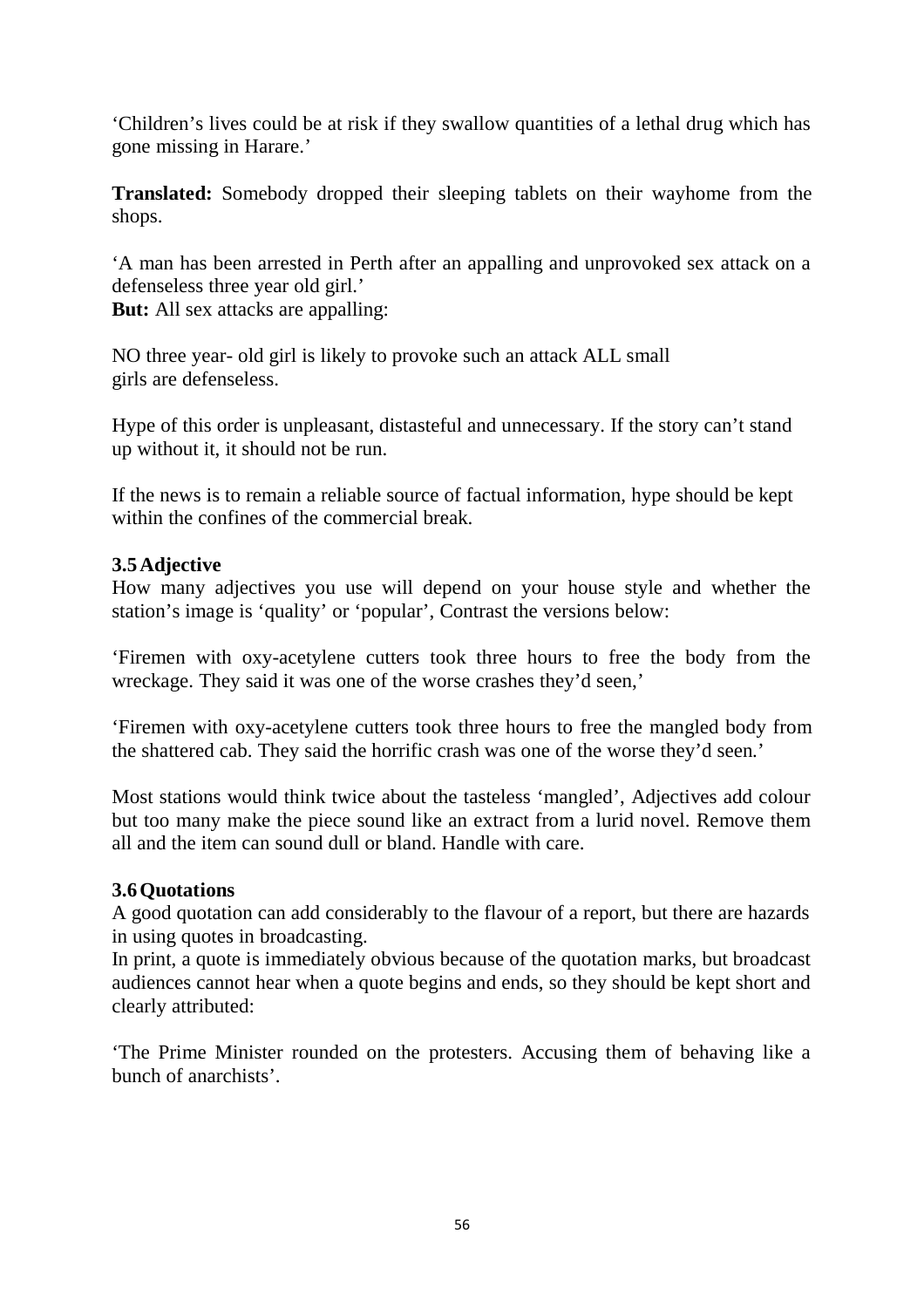'Children's lives could be at risk if they swallow quantities of a lethal drug which has gone missing in Harare.'

**Translated:** Somebody dropped their sleeping tablets on their wayhome from the shops.

'A man has been arrested in Perth after an appalling and unprovoked sex attack on a defenseless three year old girl.'
**But:** All sex attacks are appalling:

NO three year- old girl is likely to provoke such an attack ALL small girls are defenseless.

Hype of this order is unpleasant, distasteful and unnecessary. If the story can't stand up without it, it should not be run.

If the news is to remain a reliable source of factual information, hype should be kept within the confines of the commercial break.

### 3.5 Adjective

How many adjectives you use will depend on your house style and whether the station's image is 'quality' or 'popular', Contrast the versions below:

'Firemen with oxy-acetylene cutters took three hours to free the body from the wreckage. They said it was one of the worse crashes they'd seen,'

'Firemen with oxy-acetylene cutters took three hours to free the mangled body from the shattered cab. They said the horrific crash was one of the worse they'd seen.'

Most stations would think twice about the tasteless 'mangled', Adjectives add colour but too many make the piece sound like an extract from a lurid novel. Remove them all and the item can sound dull or bland. Handle with care.

### 3.6 Quotations

A good quotation can add considerably to the flavour of a report, but there are hazards in using quotes in broadcasting.
In print, a quote is immediately obvious because of the quotation marks, but broadcast audiences cannot hear when a quote begins and ends, so they should be kept short and clearly attributed:

'The Prime Minister rounded on the protesters. Accusing them of behaving like a bunch of anarchists'.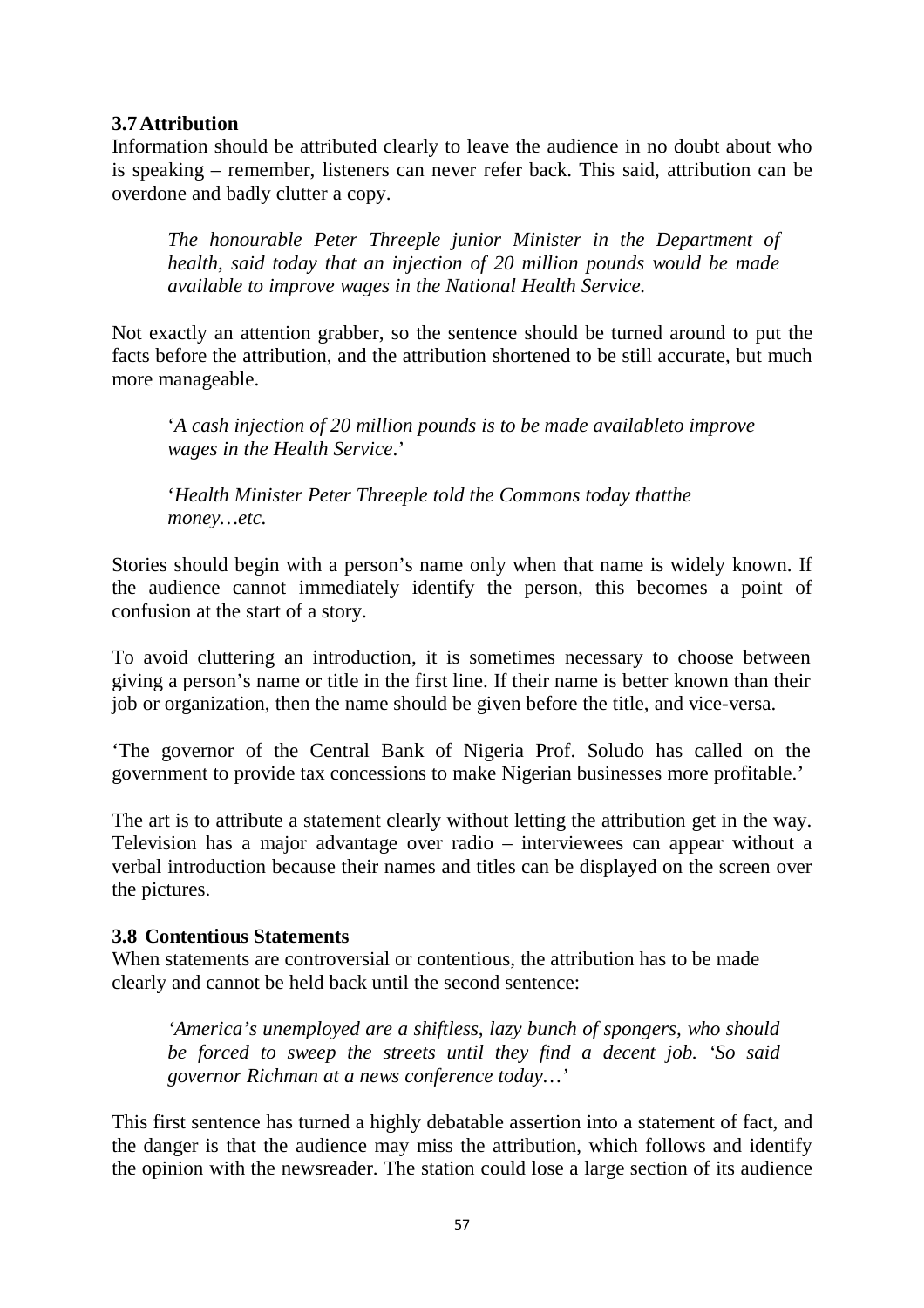### 3.7 Attribution

Information should be attributed clearly to leave the audience in no doubt about who is speaking – remember, listeners can never refer back. This said, attribution can be overdone and badly clutter a copy.

> *The honourable Peter Threeple junior Minister in the Department of health, said today that an injection of 20 million pounds would be made available to improve wages in the National Health Service.*

Not exactly an attention grabber, so the sentence should be turned around to put the facts before the attribution, and the attribution shortened to be still accurate, but much more manageable.

> '*A cash injection of 20 million pounds is to be made availableto improve wages in the Health Service*.'
>
> '*Health Minister Peter Threeple told the Commons today thatthe money…etc.*

Stories should begin with a person's name only when that name is widely known. If the audience cannot immediately identify the person, this becomes a point of confusion at the start of a story.

To avoid cluttering an introduction, it is sometimes necessary to choose between giving a person's name or title in the first line. If their name is better known than their job or organization, then the name should be given before the title, and vice-versa.

'The governor of the Central Bank of Nigeria Prof. Soludo has called on the government to provide tax concessions to make Nigerian businesses more profitable.'

The art is to attribute a statement clearly without letting the attribution get in the way. Television has a major advantage over radio – interviewees can appear without a verbal introduction because their names and titles can be displayed on the screen over the pictures.

### 3.8 Contentious Statements

When statements are controversial or contentious, the attribution has to be made clearly and cannot be held back until the second sentence:

> *'America's unemployed are a shiftless, lazy bunch of spongers, who should be forced to sweep the streets until they find a decent job. 'So said governor Richman at a news conference today…'*

This first sentence has turned a highly debatable assertion into a statement of fact, and the danger is that the audience may miss the attribution, which follows and identify the opinion with the newsreader. The station could lose a large section of its audience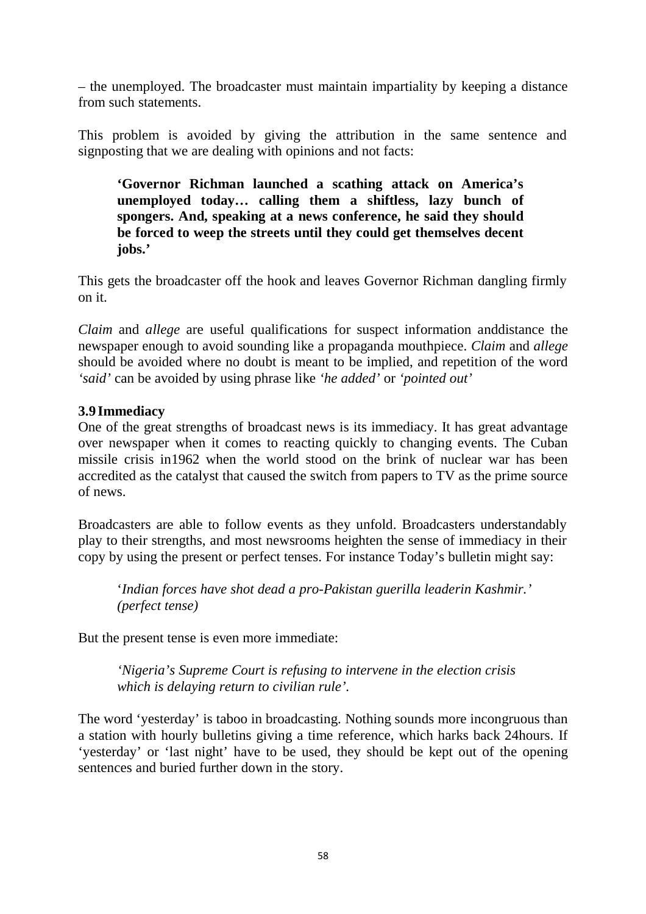– the unemployed. The broadcaster must maintain impartiality by keeping a distance from such statements.

This problem is avoided by giving the attribution in the same sentence and signposting that we are dealing with opinions and not facts:

> **'Governor Richman launched a scathing attack on America's unemployed today… calling them a shiftless, lazy bunch of spongers. And, speaking at a news conference, he said they should be forced to weep the streets until they could get themselves decent jobs.'**

This gets the broadcaster off the hook and leaves Governor Richman dangling firmly on it.

*Claim* and *allege* are useful qualifications for suspect information anddistance the newspaper enough to avoid sounding like a propaganda mouthpiece. *Claim* and *allege* should be avoided where no doubt is meant to be implied, and repetition of the word *'said'* can be avoided by using phrase like *'he added'* or *'pointed out'*

### 3.9 Immediacy

One of the great strengths of broadcast news is its immediacy. It has great advantage over newspaper when it comes to reacting quickly to changing events. The Cuban missile crisis in1962 when the world stood on the brink of nuclear war has been accredited as the catalyst that caused the switch from papers to TV as the prime source of news.

Broadcasters are able to follow events as they unfold. Broadcasters understandably play to their strengths, and most newsrooms heighten the sense of immediacy in their copy by using the present or perfect tenses. For instance Today's bulletin might say:

> '*Indian forces have shot dead a pro-Pakistan guerilla leaderin Kashmir.' (perfect tense)*

But the present tense is even more immediate:

> *'Nigeria's Supreme Court is refusing to intervene in the election crisis which is delaying return to civilian rule'.*

The word 'yesterday' is taboo in broadcasting. Nothing sounds more incongruous than a station with hourly bulletins giving a time reference, which harks back 24hours. If 'yesterday' or 'last night' have to be used, they should be kept out of the opening sentences and buried further down in the story.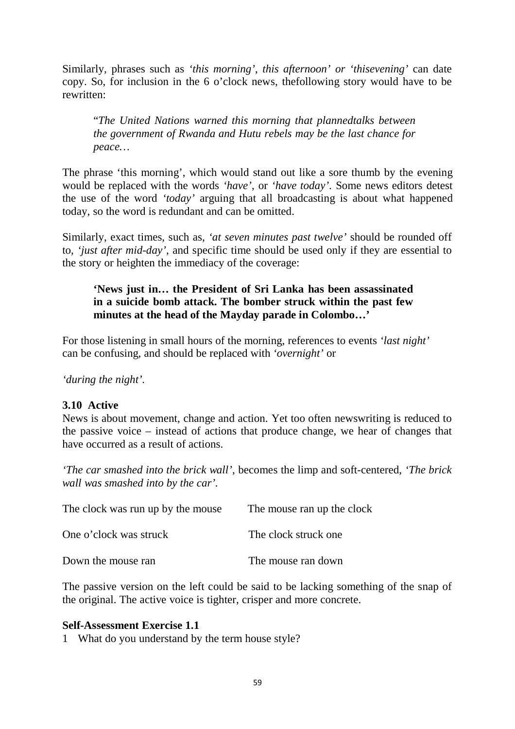Similarly, phrases such as *'this morning', this afternoon' or 'thisevening'* can date copy. So, for inclusion in the 6 o'clock news, thefollowing story would have to be rewritten:

> "*The United Nations warned this morning that plannedtalks between the government of Rwanda and Hutu rebels may be the last chance for peace…*

The phrase 'this morning', which would stand out like a sore thumb by the evening would be replaced with the words *'have'*, or *'have today'*. Some news editors detest the use of the word *'today'* arguing that all broadcasting is about what happened today, so the word is redundant and can be omitted.

Similarly, exact times, such as, *'at seven minutes past twelve'* should be rounded off to, *'just after mid-day'*, and specific time should be used only if they are essential to the story or heighten the immediacy of the coverage:

> **'News just in… the President of Sri Lanka has been assassinated in a suicide bomb attack. The bomber struck within the past few minutes at the head of the Mayday parade in Colombo…'**

For those listening in small hours of the morning, references to events *'last night'* can be confusing, and should be replaced with *'overnight'* or

*'during the night'*.

### 3.10 Active

News is about movement, change and action. Yet too often newswriting is reduced to the passive voice – instead of actions that produce change, we hear of changes that have occurred as a result of actions.

*'The car smashed into the brick wall'*, becomes the limp and soft-centered, *'The brick wall was smashed into by the car'*.

| | |
|---|---|
| The clock was run up by the mouse | The mouse ran up the clock |
| One o'clock was struck | The clock struck one |
| Down the mouse ran | The mouse ran down |

The passive version on the left could be said to be lacking something of the snap of the original. The active voice is tighter, crisper and more concrete.

**Self-Assessment Exercise 1.1**

1 What do you understand by the term house style?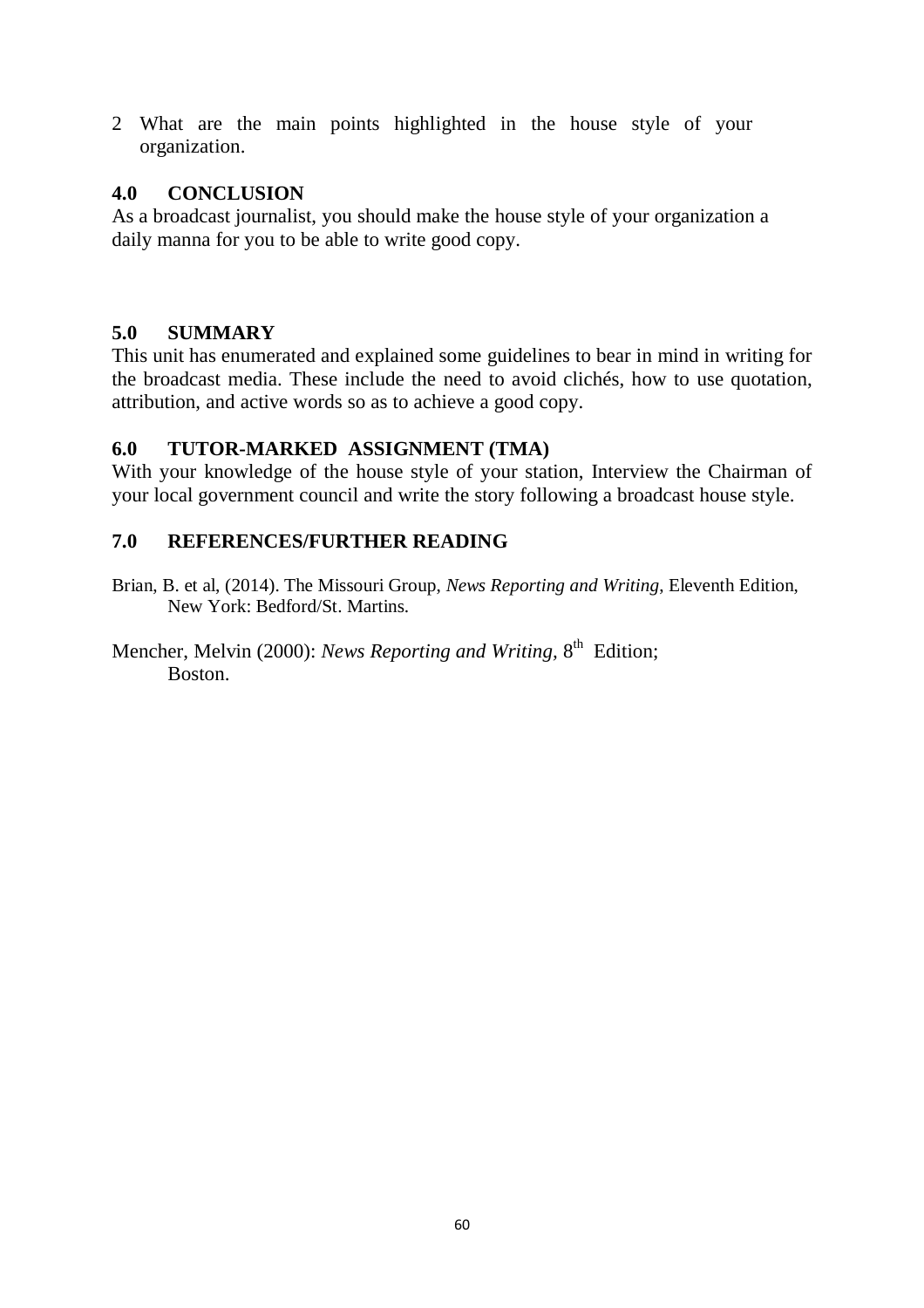2 What are the main points highlighted in the house style of your organization.

## 4.0 CONCLUSION

As a broadcast journalist, you should make the house style of your organization a daily manna for you to be able to write good copy.

## 5.0 SUMMARY

This unit has enumerated and explained some guidelines to bear in mind in writing for the broadcast media. These include the need to avoid clichés, how to use quotation, attribution, and active words so as to achieve a good copy.

## 6.0 TUTOR-MARKED ASSIGNMENT (TMA)

With your knowledge of the house style of your station, Interview the Chairman of your local government council and write the story following a broadcast house style.

## 7.0 REFERENCES/FURTHER READING

Brian, B. et al, (2014). The Missouri Group, *News Reporting and Writing*, Eleventh Edition, New York: Bedford/St. Martins.

Mencher, Melvin (2000): *News Reporting and Writing*, 8th Edition; Boston.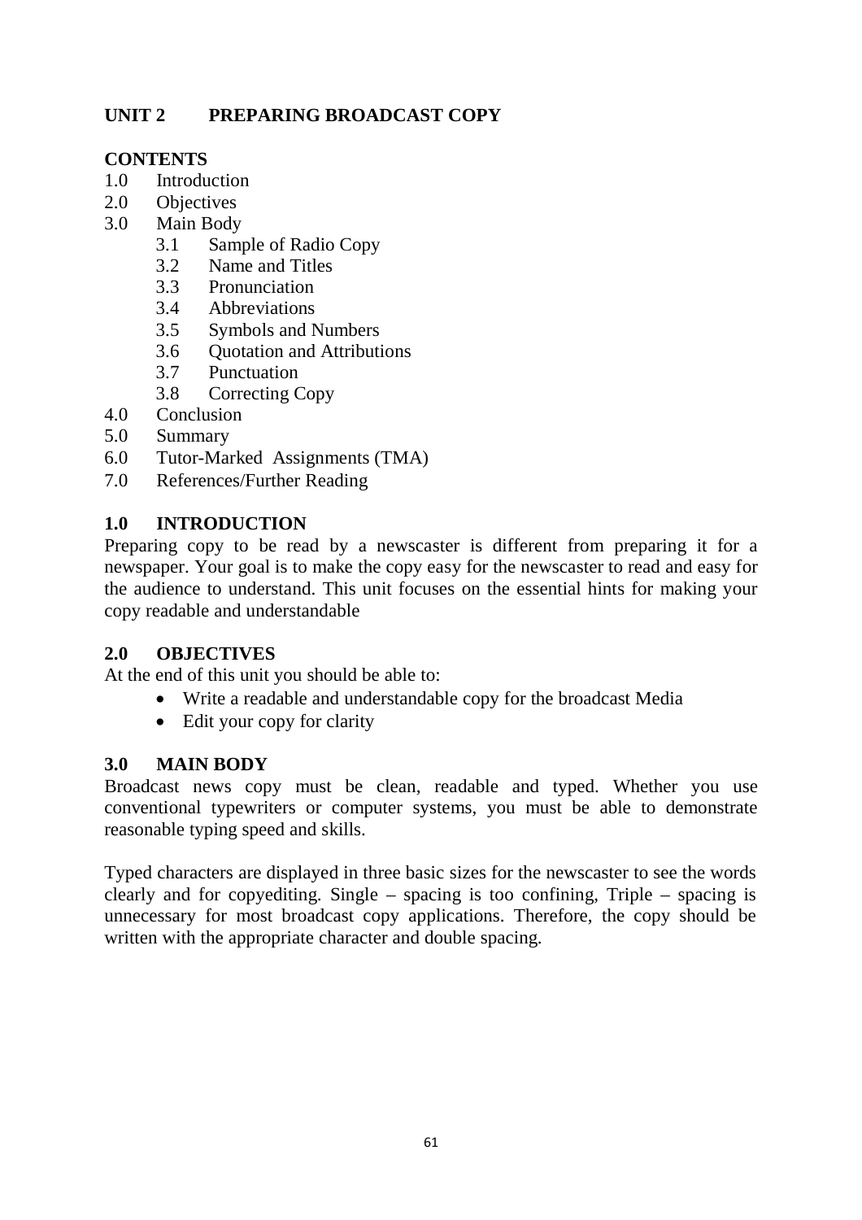## UNIT 2 PREPARING BROADCAST COPY

**CONTENTS**

1.0 Introduction
2.0 Objectives
3.0 Main Body
    3.1 Sample of Radio Copy
    3.2 Name and Titles
    3.3 Pronunciation
    3.4 Abbreviations
    3.5 Symbols and Numbers
    3.6 Quotation and Attributions
    3.7 Punctuation
    3.8 Correcting Copy
4.0 Conclusion
5.0 Summary
6.0 Tutor-Marked Assignments (TMA)
7.0 References/Further Reading

### 1.0 INTRODUCTION

Preparing copy to be read by a newscaster is different from preparing it for a newspaper. Your goal is to make the copy easy for the newscaster to read and easy for the audience to understand. This unit focuses on the essential hints for making your copy readable and understandable

### 2.0 OBJECTIVES

At the end of this unit you should be able to:

- Write a readable and understandable copy for the broadcast Media
- Edit your copy for clarity

### 3.0 MAIN BODY

Broadcast news copy must be clean, readable and typed. Whether you use conventional typewriters or computer systems, you must be able to demonstrate reasonable typing speed and skills.

Typed characters are displayed in three basic sizes for the newscaster to see the words clearly and for copyediting. Single – spacing is too confining, Triple – spacing is unnecessary for most broadcast copy applications. Therefore, the copy should be written with the appropriate character and double spacing.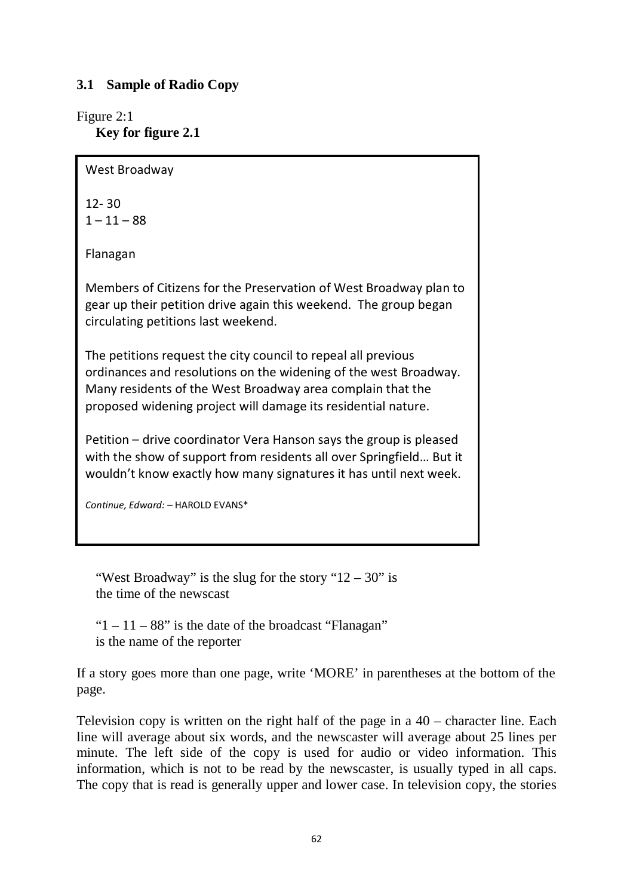### 3.1 Sample of Radio Copy

Figure 2:1

**Key for figure 2.1**

> West Broadway
>
> 12- 30
> 1 – 11 – 88
>
> Flanagan
>
> Members of Citizens for the Preservation of West Broadway plan to gear up their petition drive again this weekend. The group began circulating petitions last weekend.
>
> The petitions request the city council to repeal all previous ordinances and resolutions on the widening of the west Broadway. Many residents of the West Broadway area complain that the proposed widening project will damage its residential nature.
>
> Petition – drive coordinator Vera Hanson says the group is pleased with the show of support from residents all over Springfield… But it wouldn't know exactly how many signatures it has until next week.
>
> *Continue, Edward:* – HAROLD EVANS*

"West Broadway" is the slug for the story "12 – 30" is the time of the newscast

"1 – 11 – 88" is the date of the broadcast "Flanagan" is the name of the reporter

If a story goes more than one page, write 'MORE' in parentheses at the bottom of the page.

Television copy is written on the right half of the page in a 40 – character line. Each line will average about six words, and the newscaster will average about 25 lines per minute. The left side of the copy is used for audio or video information. This information, which is not to be read by the newscaster, is usually typed in all caps. The copy that is read is generally upper and lower case. In television copy, the stories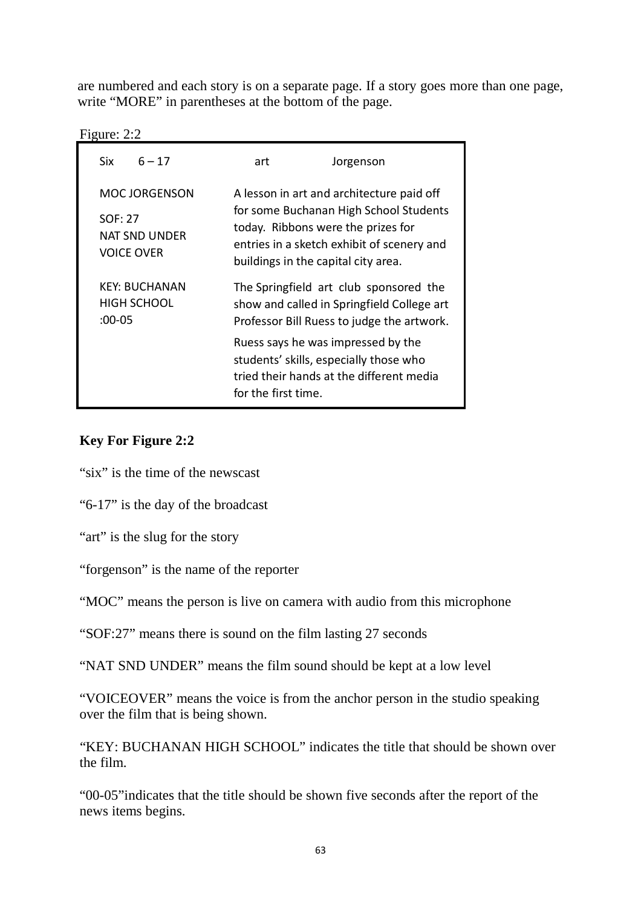are numbered and each story is on a separate page. If a story goes more than one page, write "MORE" in parentheses at the bottom of the page.

Figure: 2:2

| Six 6 – 17 | art Jorgenson |
|---|---|
| MOC JORGENSON<br>SOF: 27<br>NAT SND UNDER<br>VOICE OVER | A lesson in art and architecture paid off for some Buchanan High School Students today. Ribbons were the prizes for entries in a sketch exhibit of scenery and buildings in the capital city area. |
| KEY: BUCHANAN HIGH SCHOOL<br>:00-05 | The Springfield art club sponsored the show and called in Springfield College art Professor Bill Ruess to judge the artwork.<br>Ruess says he was impressed by the students' skills, especially those who tried their hands at the different media for the first time. |

**Key For Figure 2:2**

"six" is the time of the newscast

"6-17" is the day of the broadcast

"art" is the slug for the story

"forgenson" is the name of the reporter

"MOC" means the person is live on camera with audio from this microphone

"SOF:27" means there is sound on the film lasting 27 seconds

"NAT SND UNDER" means the film sound should be kept at a low level

"VOICEOVER" means the voice is from the anchor person in the studio speaking over the film that is being shown.

"KEY: BUCHANAN HIGH SCHOOL" indicates the title that should be shown over the film.

"00-05"indicates that the title should be shown five seconds after the report of the news items begins.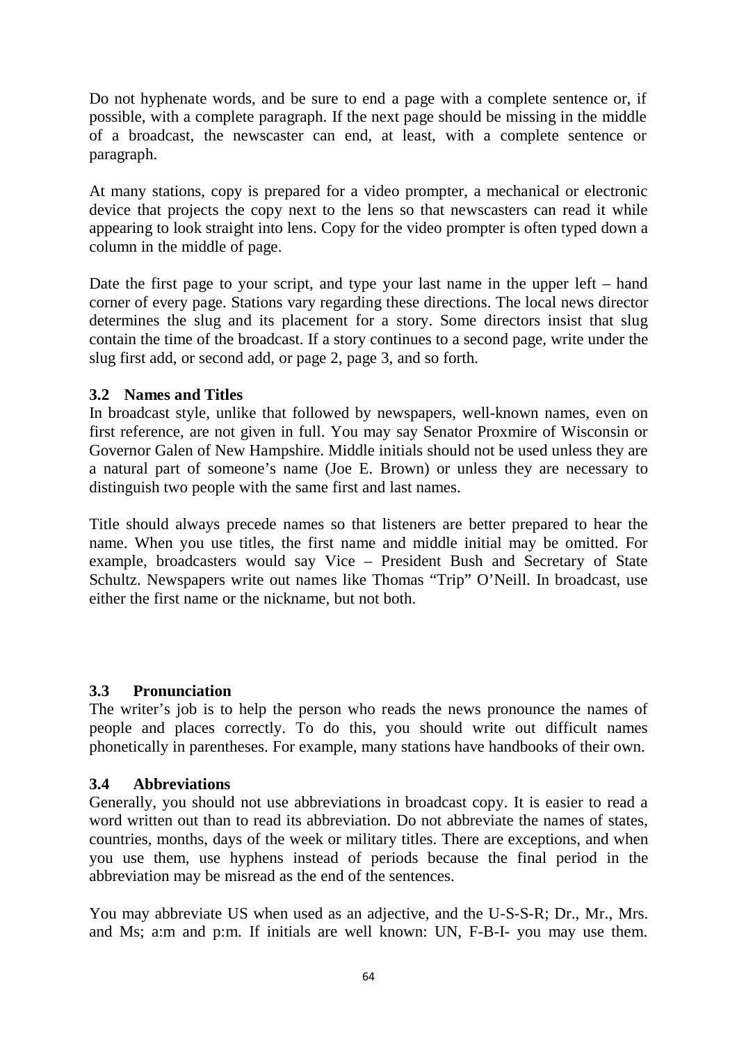Do not hyphenate words, and be sure to end a page with a complete sentence or, if possible, with a complete paragraph. If the next page should be missing in the middle of a broadcast, the newscaster can end, at least, with a complete sentence or paragraph.

At many stations, copy is prepared for a video prompter, a mechanical or electronic device that projects the copy next to the lens so that newscasters can read it while appearing to look straight into lens. Copy for the video prompter is often typed down a column in the middle of page.

Date the first page to your script, and type your last name in the upper left – hand corner of every page. Stations vary regarding these directions. The local news director determines the slug and its placement for a story. Some directors insist that slug contain the time of the broadcast. If a story continues to a second page, write under the slug first add, or second add, or page 2, page 3, and so forth.

### 3.2 Names and Titles

In broadcast style, unlike that followed by newspapers, well-known names, even on first reference, are not given in full. You may say Senator Proxmire of Wisconsin or Governor Galen of New Hampshire. Middle initials should not be used unless they are a natural part of someone's name (Joe E. Brown) or unless they are necessary to distinguish two people with the same first and last names.

Title should always precede names so that listeners are better prepared to hear the name. When you use titles, the first name and middle initial may be omitted. For example, broadcasters would say Vice – President Bush and Secretary of State Schultz. Newspapers write out names like Thomas "Trip" O'Neill. In broadcast, use either the first name or the nickname, but not both.

### 3.3 Pronunciation

The writer's job is to help the person who reads the news pronounce the names of people and places correctly. To do this, you should write out difficult names phonetically in parentheses. For example, many stations have handbooks of their own.

### 3.4 Abbreviations

Generally, you should not use abbreviations in broadcast copy. It is easier to read a word written out than to read its abbreviation. Do not abbreviate the names of states, countries, months, days of the week or military titles. There are exceptions, and when you use them, use hyphens instead of periods because the final period in the abbreviation may be misread as the end of the sentences.

You may abbreviate US when used as an adjective, and the U-S-S-R; Dr., Mr., Mrs. and Ms; a:m and p:m. If initials are well known: UN, F-B-I- you may use them.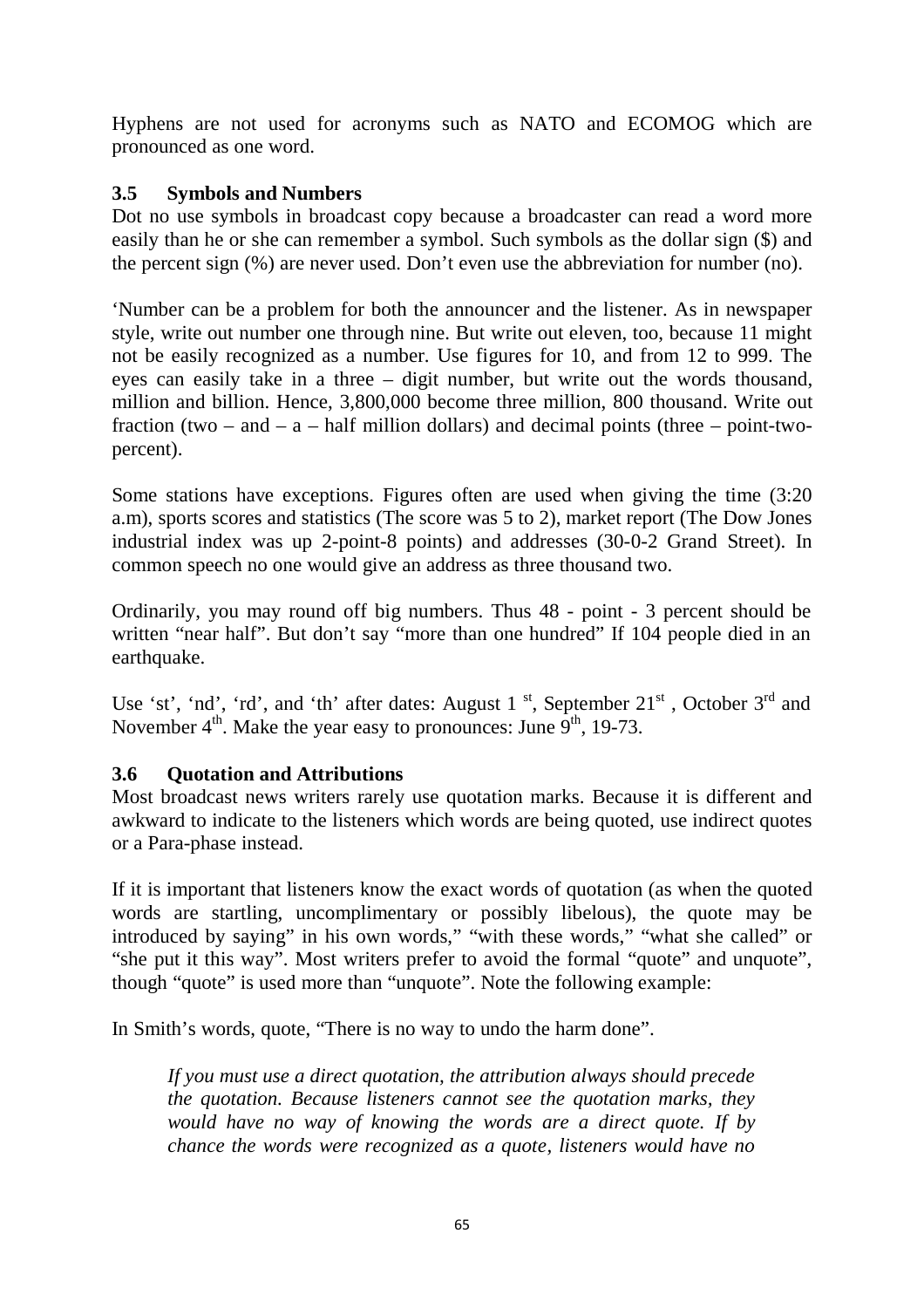Hyphens are not used for acronyms such as NATO and ECOMOG which are pronounced as one word.

### 3.5 Symbols and Numbers

Dot no use symbols in broadcast copy because a broadcaster can read a word more easily than he or she can remember a symbol. Such symbols as the dollar sign ($) and the percent sign (%) are never used. Don't even use the abbreviation for number (no).

'Number can be a problem for both the announcer and the listener. As in newspaper style, write out number one through nine. But write out eleven, too, because 11 might not be easily recognized as a number. Use figures for 10, and from 12 to 999. The eyes can easily take in a three – digit number, but write out the words thousand, million and billion. Hence, 3,800,000 become three million, 800 thousand. Write out fraction (two – and – a – half million dollars) and decimal points (three – point-two-percent).

Some stations have exceptions. Figures often are used when giving the time (3:20 a.m), sports scores and statistics (The score was 5 to 2), market report (The Dow Jones industrial index was up 2-point-8 points) and addresses (30-0-2 Grand Street). In common speech no one would give an address as three thousand two.

Ordinarily, you may round off big numbers. Thus 48 - point - 3 percent should be written "near half". But don't say "more than one hundred" If 104 people died in an earthquake.

Use 'st', 'nd', 'rd', and 'th' after dates: August 1[st], September 21[st], October 3[rd] and November 4[th]. Make the year easy to pronounces: June 9[th], 19-73.

### 3.6 Quotation and Attributions

Most broadcast news writers rarely use quotation marks. Because it is different and awkward to indicate to the listeners which words are being quoted, use indirect quotes or a Para-phase instead.

If it is important that listeners know the exact words of quotation (as when the quoted words are startling, uncomplimentary or possibly libelous), the quote may be introduced by saying" in his own words," "with these words," "what she called" or "she put it this way". Most writers prefer to avoid the formal "quote" and unquote", though "quote" is used more than "unquote". Note the following example:

In Smith's words, quote, "There is no way to undo the harm done".

> *If you must use a direct quotation, the attribution always should precede the quotation. Because listeners cannot see the quotation marks, they would have no way of knowing the words are a direct quote. If by chance the words were recognized as a quote, listeners would have no*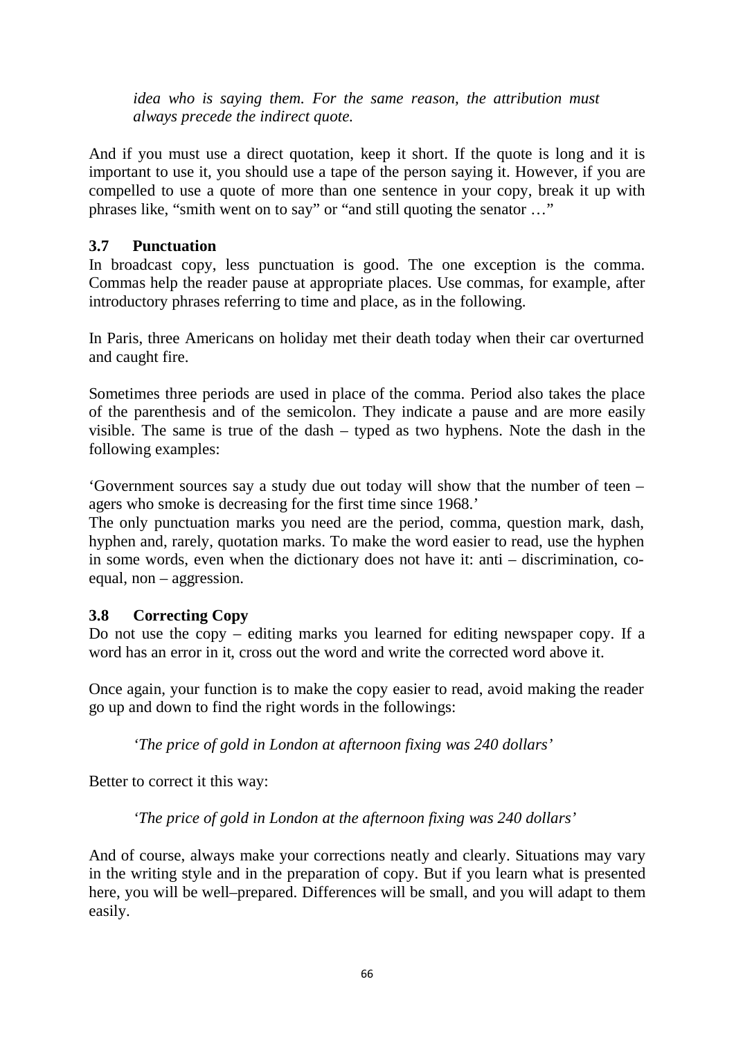*idea who is saying them. For the same reason, the attribution must always precede the indirect quote.*

And if you must use a direct quotation, keep it short. If the quote is long and it is important to use it, you should use a tape of the person saying it. However, if you are compelled to use a quote of more than one sentence in your copy, break it up with phrases like, "smith went on to say" or "and still quoting the senator …"

### 3.7 Punctuation

In broadcast copy, less punctuation is good. The one exception is the comma. Commas help the reader pause at appropriate places. Use commas, for example, after introductory phrases referring to time and place, as in the following.

In Paris, three Americans on holiday met their death today when their car overturned and caught fire.

Sometimes three periods are used in place of the comma. Period also takes the place of the parenthesis and of the semicolon. They indicate a pause and are more easily visible. The same is true of the dash – typed as two hyphens. Note the dash in the following examples:

'Government sources say a study due out today will show that the number of teen – agers who smoke is decreasing for the first time since 1968.'

The only punctuation marks you need are the period, comma, question mark, dash, hyphen and, rarely, quotation marks. To make the word easier to read, use the hyphen in some words, even when the dictionary does not have it: anti – discrimination, co-equal, non – aggression.

### 3.8 Correcting Copy

Do not use the copy – editing marks you learned for editing newspaper copy. If a word has an error in it, cross out the word and write the corrected word above it.

Once again, your function is to make the copy easier to read, avoid making the reader go up and down to find the right words in the followings:

*'The price of gold in London at afternoon fixing was 240 dollars'*

Better to correct it this way:

*'The price of gold in London at the afternoon fixing was 240 dollars'*

And of course, always make your corrections neatly and clearly. Situations may vary in the writing style and in the preparation of copy. But if you learn what is presented here, you will be well–prepared. Differences will be small, and you will adapt to them easily.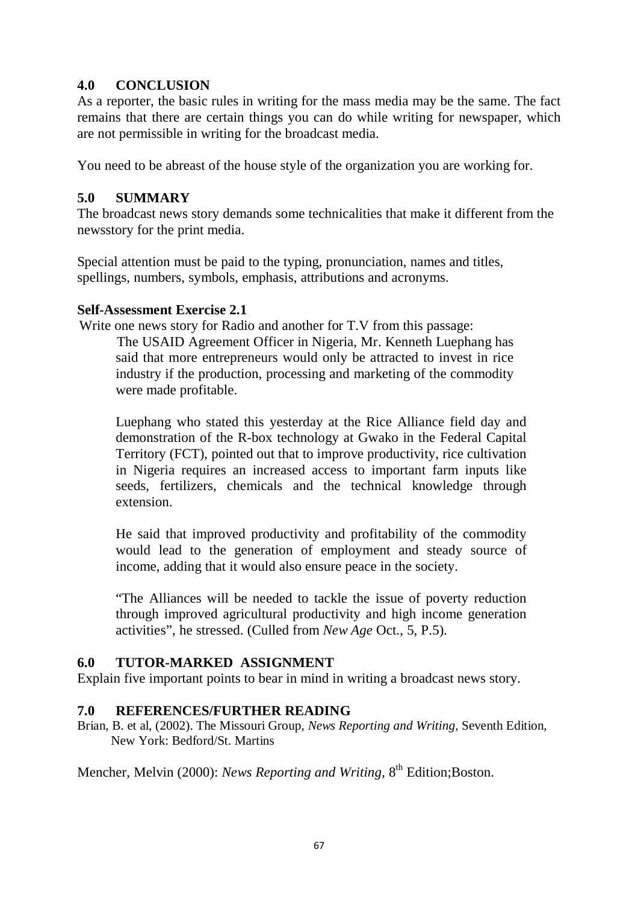## 4.0 CONCLUSION

As a reporter, the basic rules in writing for the mass media may be the same. The fact remains that there are certain things you can do while writing for newspaper, which are not permissible in writing for the broadcast media.

You need to be abreast of the house style of the organization you are working for.

## 5.0 SUMMARY

The broadcast news story demands some technicalities that make it different from the newsstory for the print media.

Special attention must be paid to the typing, pronunciation, names and titles, spellings, numbers, symbols, emphasis, attributions and acronyms.

### Self-Assessment Exercise 2.1

Write one news story for Radio and another for T.V from this passage:

> The USAID Agreement Officer in Nigeria, Mr. Kenneth Luephang has said that more entrepreneurs would only be attracted to invest in rice industry if the production, processing and marketing of the commodity were made profitable.
>
> Luephang who stated this yesterday at the Rice Alliance field day and demonstration of the R-box technology at Gwako in the Federal Capital Territory (FCT), pointed out that to improve productivity, rice cultivation in Nigeria requires an increased access to important farm inputs like seeds, fertilizers, chemicals and the technical knowledge through extension.
>
> He said that improved productivity and profitability of the commodity would lead to the generation of employment and steady source of income, adding that it would also ensure peace in the society.
>
> "The Alliances will be needed to tackle the issue of poverty reduction through improved agricultural productivity and high income generation activities", he stressed. (Culled from *New Age* Oct., 5, P.5).

## 6.0 TUTOR-MARKED ASSIGNMENT

Explain five important points to bear in mind in writing a broadcast news story.

## 7.0 REFERENCES/FURTHER READING

Brian, B. et al, (2002). The Missouri Group, *News Reporting and Writing*, Seventh Edition, New York: Bedford/St. Martins

Mencher, Melvin (2000): *News Reporting and Writing*, 8th Edition;Boston.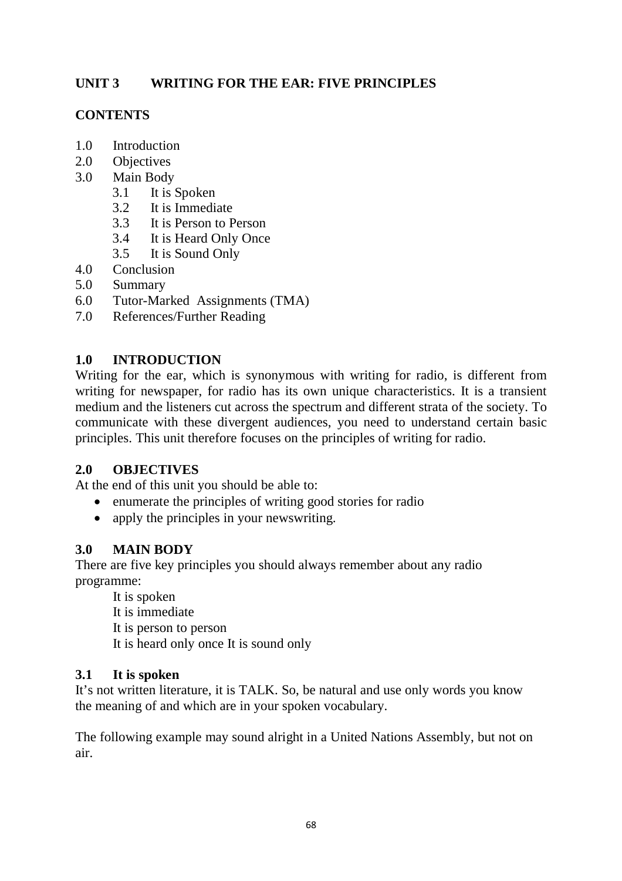## UNIT 3 WRITING FOR THE EAR: FIVE PRINCIPLES

### CONTENTS

1.0 Introduction
2.0 Objectives
3.0 Main Body
  3.1 It is Spoken
  3.2 It is Immediate
  3.3 It is Person to Person
  3.4 It is Heard Only Once
  3.5 It is Sound Only
4.0 Conclusion
5.0 Summary
6.0 Tutor-Marked Assignments (TMA)
7.0 References/Further Reading

### 1.0 INTRODUCTION

Writing for the ear, which is synonymous with writing for radio, is different from writing for newspaper, for radio has its own unique characteristics. It is a transient medium and the listeners cut across the spectrum and different strata of the society. To communicate with these divergent audiences, you need to understand certain basic principles. This unit therefore focuses on the principles of writing for radio.

### 2.0 OBJECTIVES

At the end of this unit you should be able to:

- enumerate the principles of writing good stories for radio
- apply the principles in your newswriting.

### 3.0 MAIN BODY

There are five key principles you should always remember about any radio programme:

It is spoken
It is immediate
It is person to person
It is heard only once It is sound only

### 3.1 It is spoken

It's not written literature, it is TALK. So, be natural and use only words you know the meaning of and which are in your spoken vocabulary.

The following example may sound alright in a United Nations Assembly, but not on air.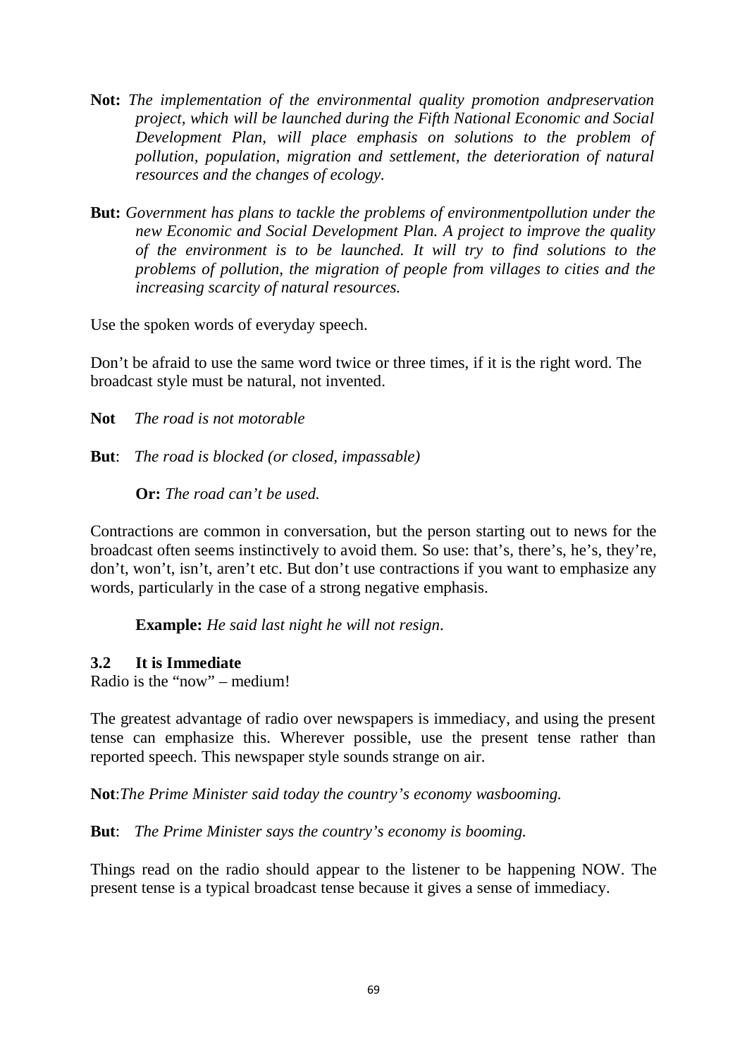**Not:** *The implementation of the environmental quality promotion andpreservation project, which will be launched during the Fifth National Economic and Social Development Plan, will place emphasis on solutions to the problem of pollution, population, migration and settlement, the deterioration of natural resources and the changes of ecology.*

**But:** *Government has plans to tackle the problems of environmentpollution under the new Economic and Social Development Plan. A project to improve the quality of the environment is to be launched. It will try to find solutions to the problems of pollution, the migration of people from villages to cities and the increasing scarcity of natural resources.*

Use the spoken words of everyday speech.

Don't be afraid to use the same word twice or three times, if it is the right word. The broadcast style must be natural, not invented.

**Not** *The road is not motorable*

**But**: *The road is blocked (or closed, impassable)*

**Or:** *The road can't be used.*

Contractions are common in conversation, but the person starting out to news for the broadcast often seems instinctively to avoid them. So use: that's, there's, he's, they're, don't, won't, isn't, aren't etc. But don't use contractions if you want to emphasize any words, particularly in the case of a strong negative emphasis.

**Example:** *He said last night he will not resign.*

### 3.2 It is Immediate

Radio is the "now" – medium!

The greatest advantage of radio over newspapers is immediacy, and using the present tense can emphasize this. Wherever possible, use the present tense rather than reported speech. This newspaper style sounds strange on air.

**Not**:*The Prime Minister said today the country's economy wasbooming.*

**But**: *The Prime Minister says the country's economy is booming.*

Things read on the radio should appear to the listener to be happening NOW. The present tense is a typical broadcast tense because it gives a sense of immediacy.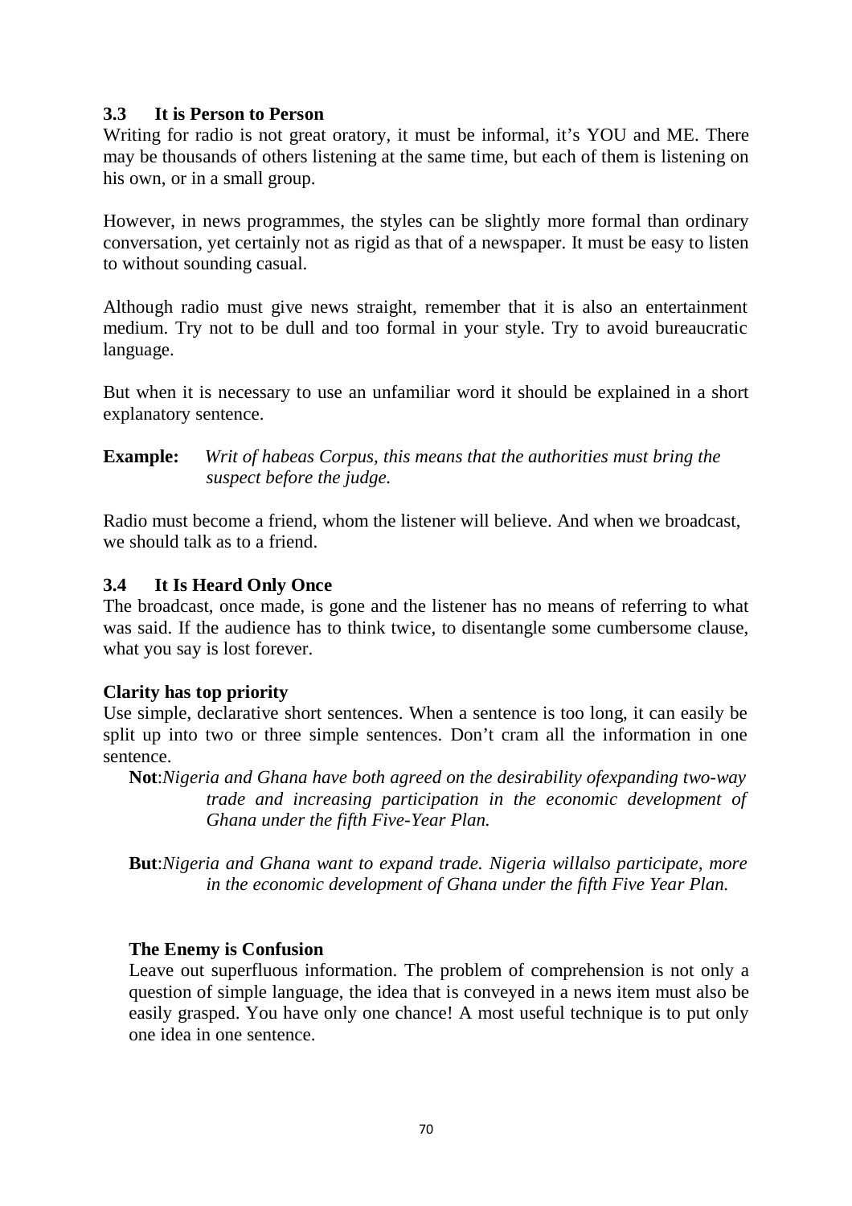### 3.3 It is Person to Person

Writing for radio is not great oratory, it must be informal, it's YOU and ME. There may be thousands of others listening at the same time, but each of them is listening on his own, or in a small group.

However, in news programmes, the styles can be slightly more formal than ordinary conversation, yet certainly not as rigid as that of a newspaper. It must be easy to listen to without sounding casual.

Although radio must give news straight, remember that it is also an entertainment medium. Try not to be dull and too formal in your style. Try to avoid bureaucratic language.

But when it is necessary to use an unfamiliar word it should be explained in a short explanatory sentence.

**Example:** *Writ of habeas Corpus, this means that the authorities must bring the suspect before the judge.*

Radio must become a friend, whom the listener will believe. And when we broadcast, we should talk as to a friend.

### 3.4 It Is Heard Only Once

The broadcast, once made, is gone and the listener has no means of referring to what was said. If the audience has to think twice, to disentangle some cumbersome clause, what you say is lost forever.

**Clarity has top priority**

Use simple, declarative short sentences. When a sentence is too long, it can easily be split up into two or three simple sentences. Don't cram all the information in one sentence.

**Not**:*Nigeria and Ghana have both agreed on the desirability ofexpanding two-way trade and increasing participation in the economic development of Ghana under the fifth Five-Year Plan.*

**But**:*Nigeria and Ghana want to expand trade. Nigeria willalso participate, more in the economic development of Ghana under the fifth Five Year Plan.*

**The Enemy is Confusion**

Leave out superfluous information. The problem of comprehension is not only a question of simple language, the idea that is conveyed in a news item must also be easily grasped. You have only one chance! A most useful technique is to put only one idea in one sentence.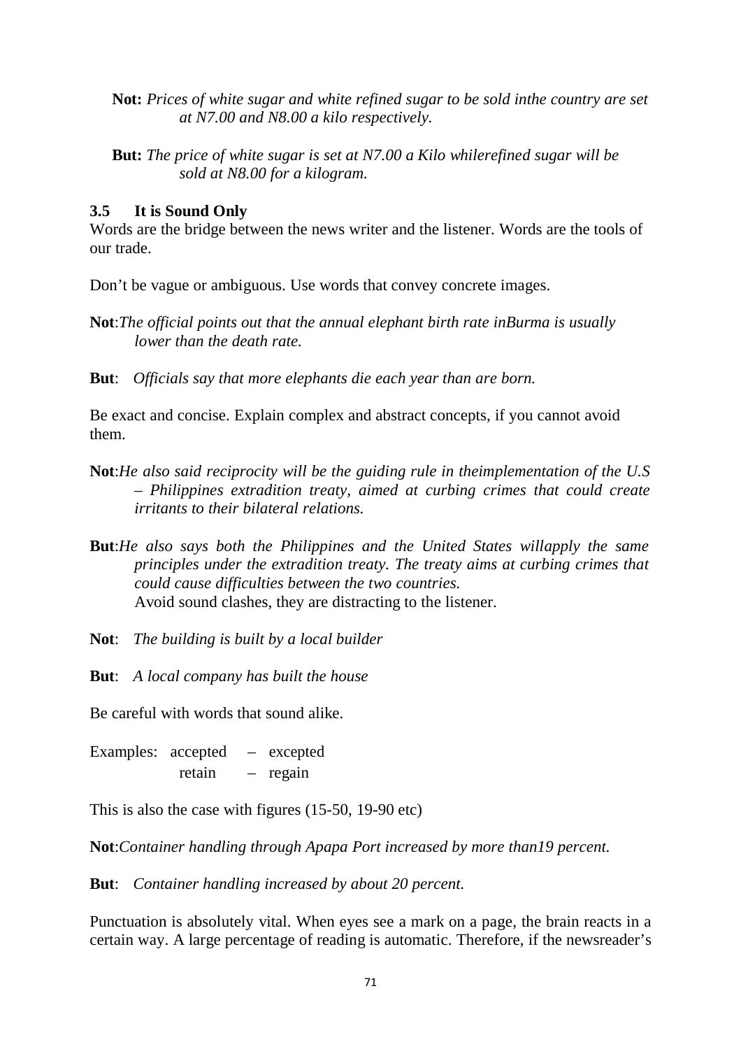**Not:** *Prices of white sugar and white refined sugar to be sold inthe country are set at N7.00 and N8.00 a kilo respectively.*

**But:** *The price of white sugar is set at N7.00 a Kilo whilerefined sugar will be sold at N8.00 for a kilogram.*

### 3.5 It is Sound Only

Words are the bridge between the news writer and the listener. Words are the tools of our trade.

Don't be vague or ambiguous. Use words that convey concrete images.

**Not**:*The official points out that the annual elephant birth rate inBurma is usually lower than the death rate.*

**But**: *Officials say that more elephants die each year than are born.*

Be exact and concise. Explain complex and abstract concepts, if you cannot avoid them.

**Not**:*He also said reciprocity will be the guiding rule in theimplementation of the U.S – Philippines extradition treaty, aimed at curbing crimes that could create irritants to their bilateral relations.*

**But**:*He also says both the Philippines and the United States willapply the same principles under the extradition treaty. The treaty aims at curbing crimes that could cause difficulties between the two countries.*
Avoid sound clashes, they are distracting to the listener.

**Not**: *The building is built by a local builder*

**But**: *A local company has built the house*

Be careful with words that sound alike.

Examples: accepted – excepted
retain – regain

This is also the case with figures (15-50, 19-90 etc)

**Not**:*Container handling through Apapa Port increased by more than19 percent.*

**But**: *Container handling increased by about 20 percent.*

Punctuation is absolutely vital. When eyes see a mark on a page, the brain reacts in a certain way. A large percentage of reading is automatic. Therefore, if the newsreader's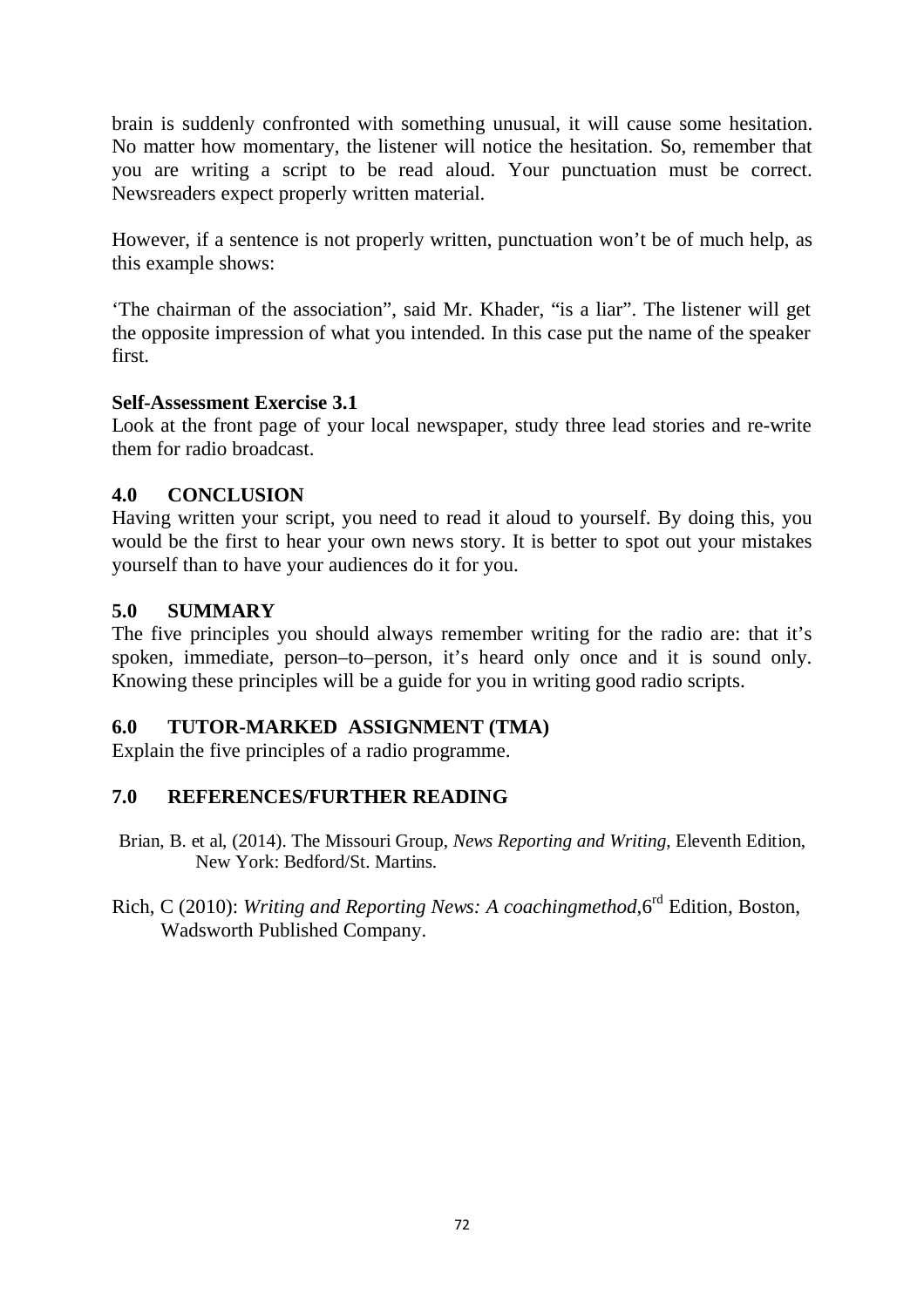brain is suddenly confronted with something unusual, it will cause some hesitation. No matter how momentary, the listener will notice the hesitation. So, remember that you are writing a script to be read aloud. Your punctuation must be correct. Newsreaders expect properly written material.

However, if a sentence is not properly written, punctuation won't be of much help, as this example shows:

'The chairman of the association", said Mr. Khader, "is a liar". The listener will get the opposite impression of what you intended. In this case put the name of the speaker first.

**Self-Assessment Exercise 3.1**

Look at the front page of your local newspaper, study three lead stories and re-write them for radio broadcast.

## 4.0 CONCLUSION

Having written your script, you need to read it aloud to yourself. By doing this, you would be the first to hear your own news story. It is better to spot out your mistakes yourself than to have your audiences do it for you.

## 5.0 SUMMARY

The five principles you should always remember writing for the radio are: that it's spoken, immediate, person–to–person, it's heard only once and it is sound only. Knowing these principles will be a guide for you in writing good radio scripts.

## 6.0 TUTOR-MARKED ASSIGNMENT (TMA)

Explain the five principles of a radio programme.

## 7.0 REFERENCES/FURTHER READING

Brian, B. et al, (2014). The Missouri Group, *News Reporting and Writing*, Eleventh Edition, New York: Bedford/St. Martins.

Rich, C (2010): *Writing and Reporting News: A coachingmethod*,6rd Edition, Boston, Wadsworth Published Company.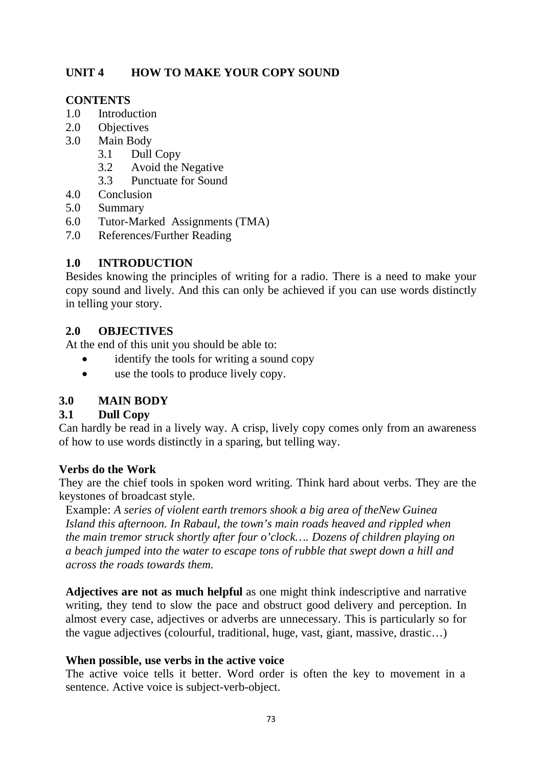## UNIT 4 HOW TO MAKE YOUR COPY SOUND

**CONTENTS**

1.0 Introduction
2.0 Objectives
3.0 Main Body
   3.1 Dull Copy
   3.2 Avoid the Negative
   3.3 Punctuate for Sound
4.0 Conclusion
5.0 Summary
6.0 Tutor-Marked Assignments (TMA)
7.0 References/Further Reading

### 1.0 INTRODUCTION

Besides knowing the principles of writing for a radio. There is a need to make your copy sound and lively. And this can only be achieved if you can use words distinctly in telling your story.

### 2.0 OBJECTIVES

At the end of this unit you should be able to:

- identify the tools for writing a sound copy
- use the tools to produce lively copy.

### 3.0 MAIN BODY

#### 3.1 Dull Copy

Can hardly be read in a lively way. A crisp, lively copy comes only from an awareness of how to use words distinctly in a sparing, but telling way.

**Verbs do the Work**

They are the chief tools in spoken word writing. Think hard about verbs. They are the keystones of broadcast style.

Example: *A series of violent earth tremors shook a big area of theNew Guinea Island this afternoon. In Rabaul, the town's main roads heaved and rippled when the main tremor struck shortly after four o'clock…. Dozens of children playing on a beach jumped into the water to escape tons of rubble that swept down a hill and across the roads towards them.*

**Adjectives are not as much helpful** as one might think indescriptive and narrative writing, they tend to slow the pace and obstruct good delivery and perception. In almost every case, adjectives or adverbs are unnecessary. This is particularly so for the vague adjectives (colourful, traditional, huge, vast, giant, massive, drastic…)

**When possible, use verbs in the active voice**

The active voice tells it better. Word order is often the key to movement in a sentence. Active voice is subject-verb-object.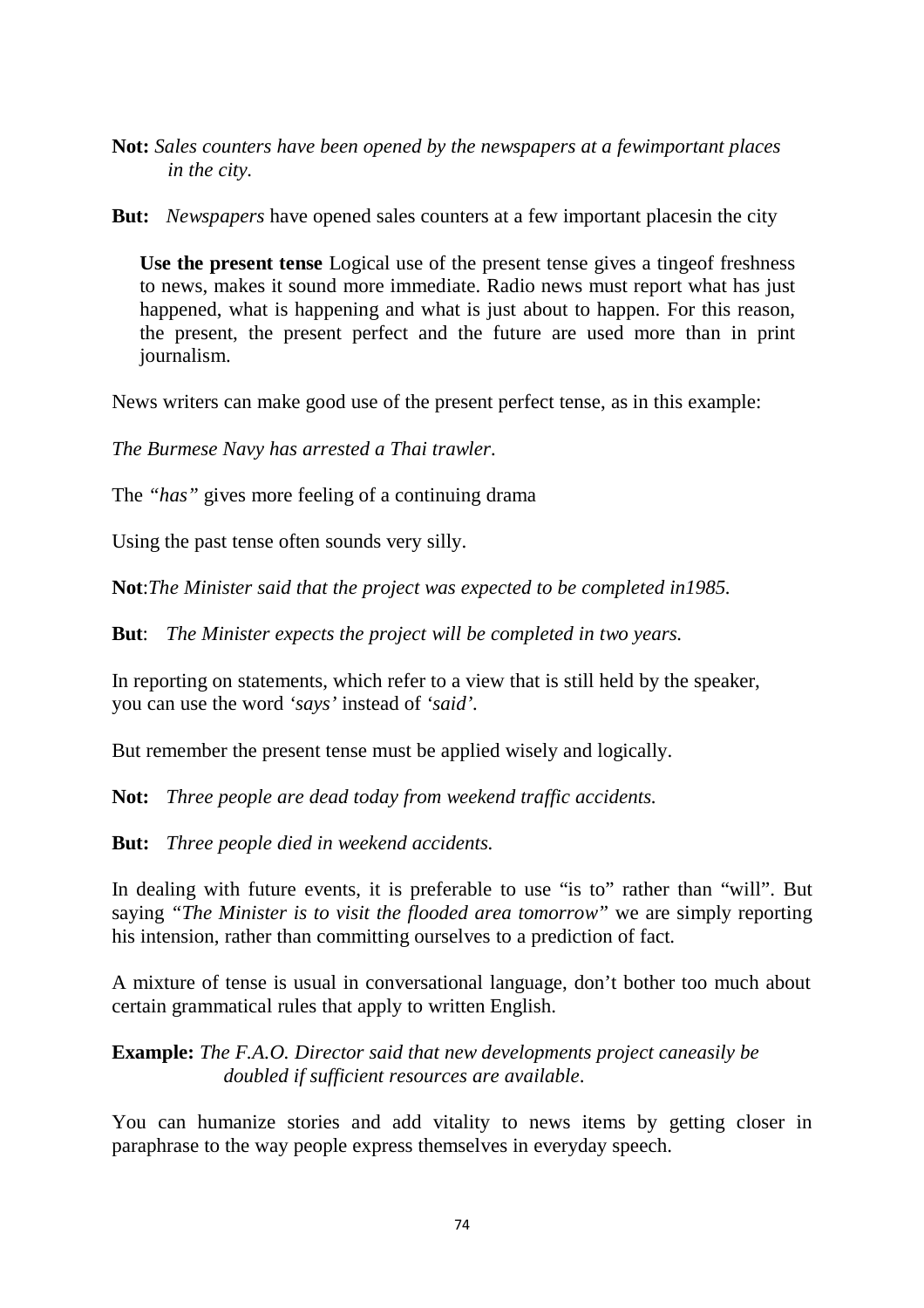**Not:** *Sales counters have been opened by the newspapers at a fewimportant places in the city.*

**But:** *Newspapers* have opened sales counters at a few important placesin the city

**Use the present tense** Logical use of the present tense gives a tingeof freshness to news, makes it sound more immediate. Radio news must report what has just happened, what is happening and what is just about to happen. For this reason, the present, the present perfect and the future are used more than in print journalism.

News writers can make good use of the present perfect tense, as in this example:

*The Burmese Navy has arrested a Thai trawler.*

The *"has"* gives more feeling of a continuing drama

Using the past tense often sounds very silly.

**Not**:*The Minister said that the project was expected to be completed in1985.*

**But**: *The Minister expects the project will be completed in two years.*

In reporting on statements, which refer to a view that is still held by the speaker, you can use the word *'says'* instead of *'said'*.

But remember the present tense must be applied wisely and logically.

**Not:** *Three people are dead today from weekend traffic accidents.*

**But:** *Three people died in weekend accidents.*

In dealing with future events, it is preferable to use "is to" rather than "will". But saying *"The Minister is to visit the flooded area tomorrow"* we are simply reporting his intension, rather than committing ourselves to a prediction of fact.

A mixture of tense is usual in conversational language, don't bother too much about certain grammatical rules that apply to written English.

**Example:** *The F.A.O. Director said that new developments project caneasily be doubled if sufficient resources are available.*

You can humanize stories and add vitality to news items by getting closer in paraphrase to the way people express themselves in everyday speech.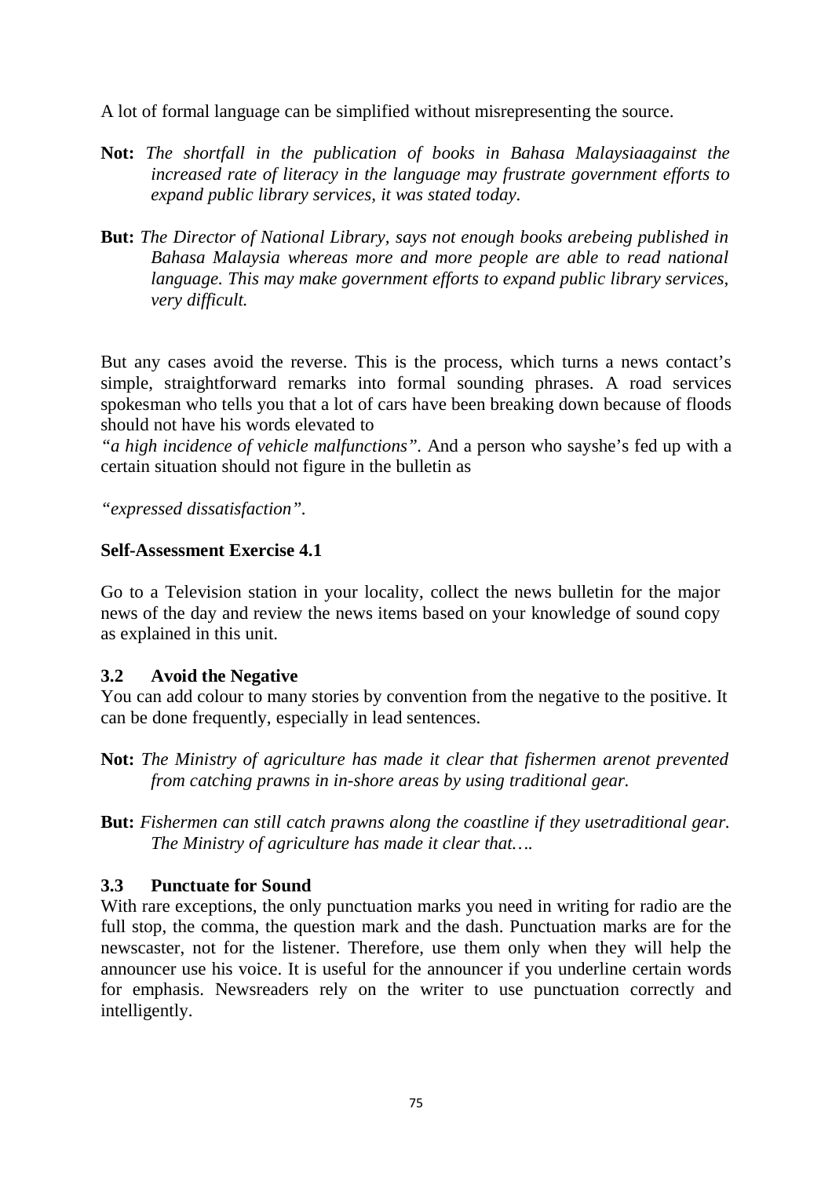A lot of formal language can be simplified without misrepresenting the source.

**Not:** *The shortfall in the publication of books in Bahasa Malaysiaagainst the increased rate of literacy in the language may frustrate government efforts to expand public library services, it was stated today.*

**But:** *The Director of National Library, says not enough books arebeing published in Bahasa Malaysia whereas more and more people are able to read national language. This may make government efforts to expand public library services, very difficult.*

But any cases avoid the reverse. This is the process, which turns a news contact's simple, straightforward remarks into formal sounding phrases. A road services spokesman who tells you that a lot of cars have been breaking down because of floods should not have his words elevated to

*"a high incidence of vehicle malfunctions".* And a person who sayshe's fed up with a certain situation should not figure in the bulletin as

*"expressed dissatisfaction".*

**Self-Assessment Exercise 4.1**

Go to a Television station in your locality, collect the news bulletin for the major news of the day and review the news items based on your knowledge of sound copy as explained in this unit.

### 3.2 Avoid the Negative

You can add colour to many stories by convention from the negative to the positive. It can be done frequently, especially in lead sentences.

**Not:** *The Ministry of agriculture has made it clear that fishermen arenot prevented from catching prawns in in-shore areas by using traditional gear.*

**But:** *Fishermen can still catch prawns along the coastline if they usetraditional gear. The Ministry of agriculture has made it clear that….*

### 3.3 Punctuate for Sound

With rare exceptions, the only punctuation marks you need in writing for radio are the full stop, the comma, the question mark and the dash. Punctuation marks are for the newscaster, not for the listener. Therefore, use them only when they will help the announcer use his voice. It is useful for the announcer if you underline certain words for emphasis. Newsreaders rely on the writer to use punctuation correctly and intelligently.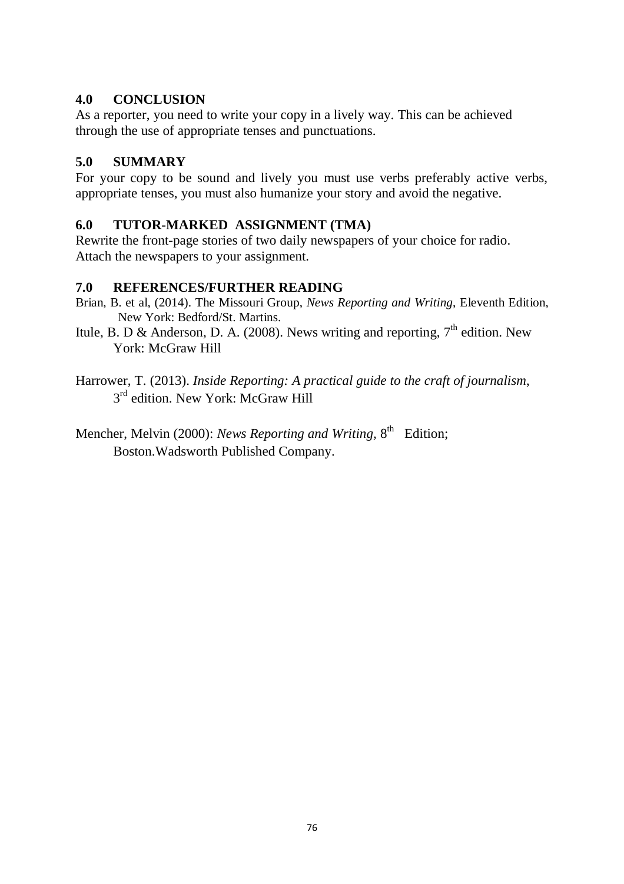## 4.0 CONCLUSION

As a reporter, you need to write your copy in a lively way. This can be achieved through the use of appropriate tenses and punctuations.

## 5.0 SUMMARY

For your copy to be sound and lively you must use verbs preferably active verbs, appropriate tenses, you must also humanize your story and avoid the negative.

## 6.0 TUTOR-MARKED ASSIGNMENT (TMA)

Rewrite the front-page stories of two daily newspapers of your choice for radio. Attach the newspapers to your assignment.

## 7.0 REFERENCES/FURTHER READING

Brian, B. et al, (2014). The Missouri Group, *News Reporting and Writing*, Eleventh Edition, New York: Bedford/St. Martins.

Itule, B. D & Anderson, D. A. (2008). News writing and reporting, 7th edition. New York: McGraw Hill

Harrower, T. (2013). *Inside Reporting: A practical guide to the craft of journalism*, 3rd edition. New York: McGraw Hill

Mencher, Melvin (2000): *News Reporting and Writing*, 8th Edition; Boston.Wadsworth Published Company.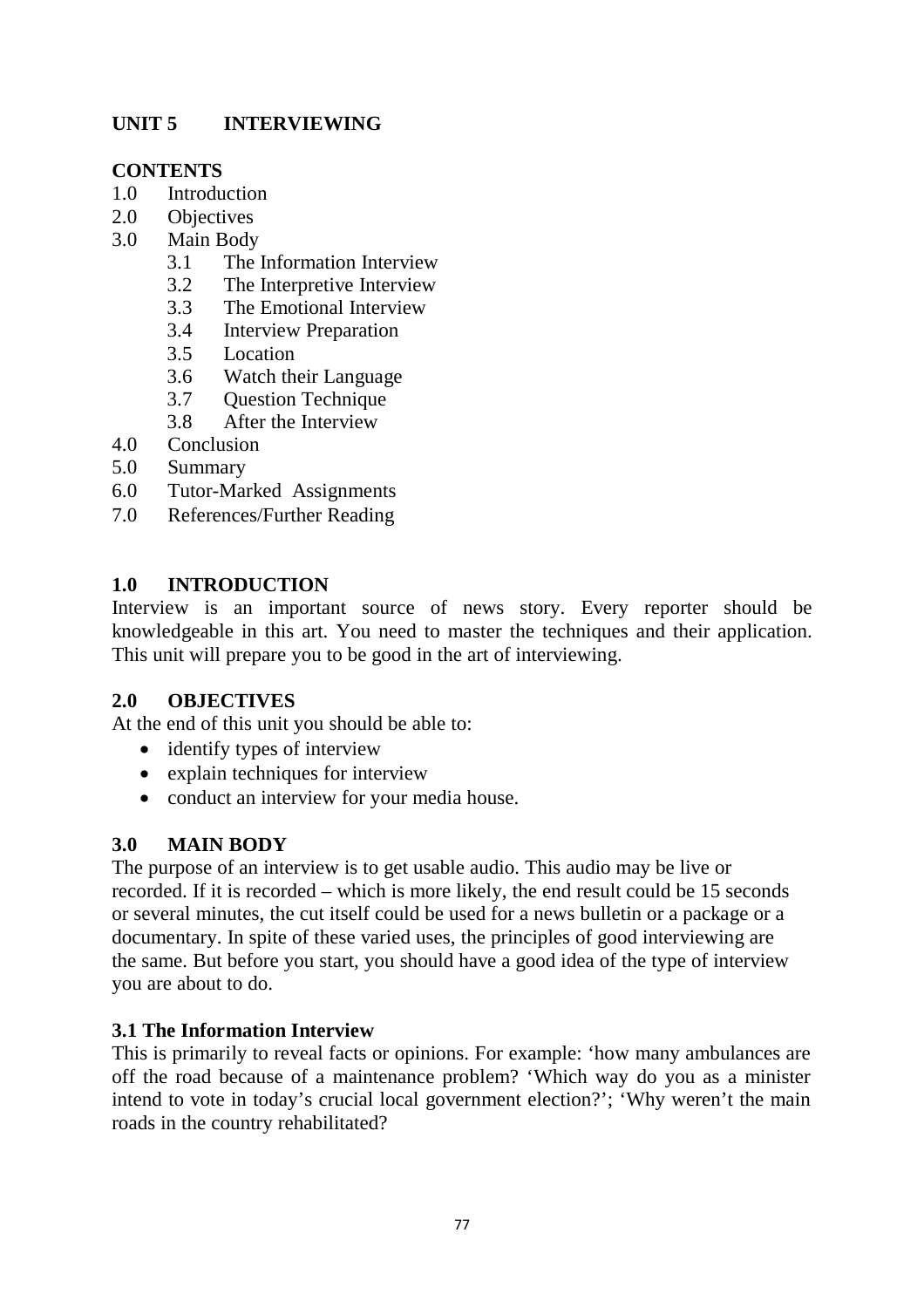# UNIT 5 INTERVIEWING

## CONTENTS

1.0 Introduction
2.0 Objectives
3.0 Main Body
  3.1 The Information Interview
  3.2 The Interpretive Interview
  3.3 The Emotional Interview
  3.4 Interview Preparation
  3.5 Location
  3.6 Watch their Language
  3.7 Question Technique
  3.8 After the Interview
4.0 Conclusion
5.0 Summary
6.0 Tutor-Marked Assignments
7.0 References/Further Reading

## 1.0 INTRODUCTION

Interview is an important source of news story. Every reporter should be knowledgeable in this art. You need to master the techniques and their application. This unit will prepare you to be good in the art of interviewing.

## 2.0 OBJECTIVES

At the end of this unit you should be able to:

- identify types of interview
- explain techniques for interview
- conduct an interview for your media house.

## 3.0 MAIN BODY

The purpose of an interview is to get usable audio. This audio may be live or recorded. If it is recorded – which is more likely, the end result could be 15 seconds or several minutes, the cut itself could be used for a news bulletin or a package or a documentary. In spite of these varied uses, the principles of good interviewing are the same. But before you start, you should have a good idea of the type of interview you are about to do.

### 3.1 The Information Interview

This is primarily to reveal facts or opinions. For example: 'how many ambulances are off the road because of a maintenance problem? 'Which way do you as a minister intend to vote in today's crucial local government election?'; 'Why weren't the main roads in the country rehabilitated?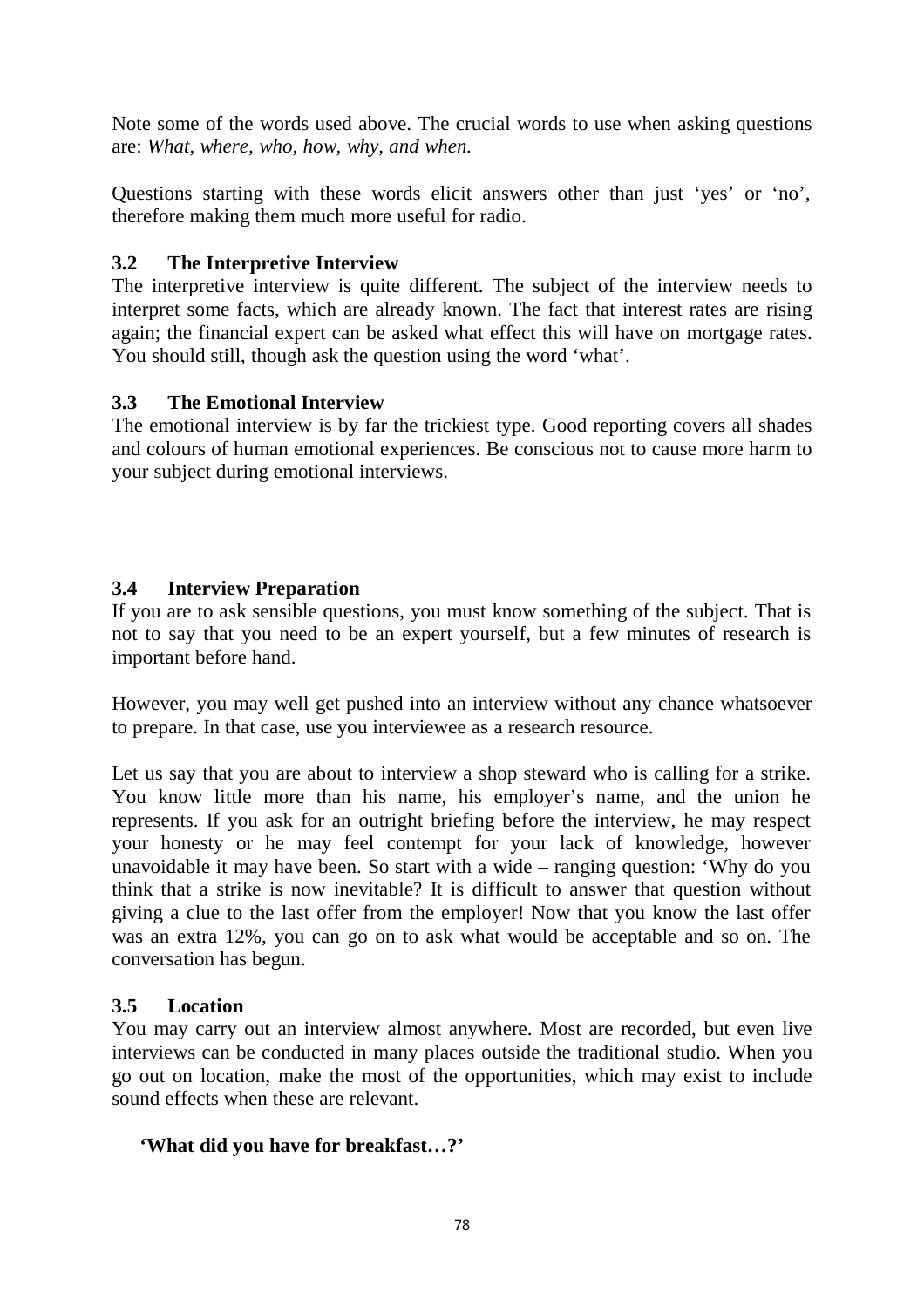Note some of the words used above. The crucial words to use when asking questions are: *What, where, who, how, why, and when.*

Questions starting with these words elicit answers other than just 'yes' or 'no', therefore making them much more useful for radio.

### 3.2 The Interpretive Interview

The interpretive interview is quite different. The subject of the interview needs to interpret some facts, which are already known. The fact that interest rates are rising again; the financial expert can be asked what effect this will have on mortgage rates. You should still, though ask the question using the word 'what'.

### 3.3 The Emotional Interview

The emotional interview is by far the trickiest type. Good reporting covers all shades and colours of human emotional experiences. Be conscious not to cause more harm to your subject during emotional interviews.

### 3.4 Interview Preparation

If you are to ask sensible questions, you must know something of the subject. That is not to say that you need to be an expert yourself, but a few minutes of research is important before hand.

However, you may well get pushed into an interview without any chance whatsoever to prepare. In that case, use you interviewee as a research resource.

Let us say that you are about to interview a shop steward who is calling for a strike. You know little more than his name, his employer's name, and the union he represents. If you ask for an outright briefing before the interview, he may respect your honesty or he may feel contempt for your lack of knowledge, however unavoidable it may have been. So start with a wide – ranging question: 'Why do you think that a strike is now inevitable? It is difficult to answer that question without giving a clue to the last offer from the employer! Now that you know the last offer was an extra 12%, you can go on to ask what would be acceptable and so on. The conversation has begun.

### 3.5 Location

You may carry out an interview almost anywhere. Most are recorded, but even live interviews can be conducted in many places outside the traditional studio. When you go out on location, make the most of the opportunities, which may exist to include sound effects when these are relevant.

**'What did you have for breakfast…?'**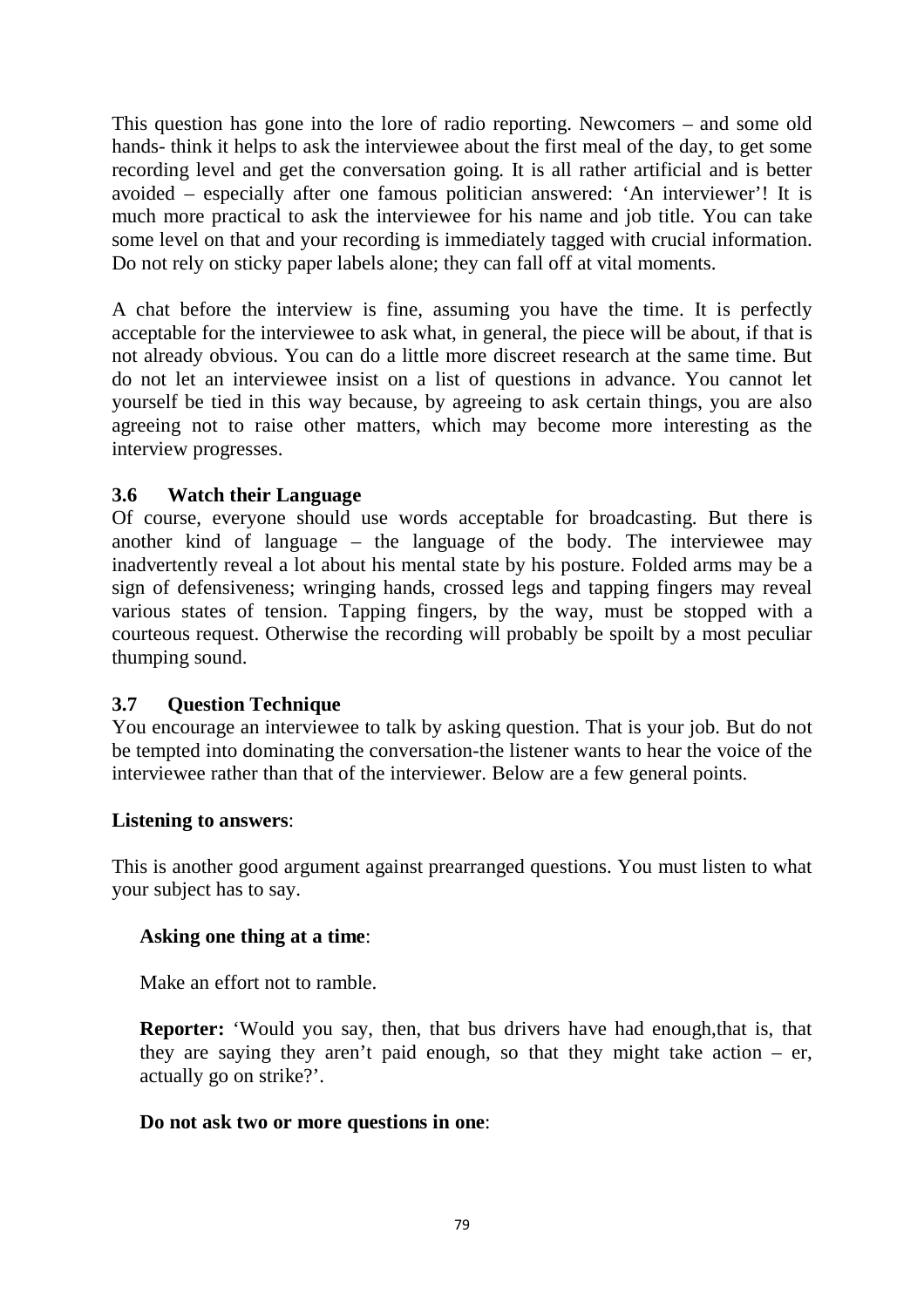This question has gone into the lore of radio reporting. Newcomers – and some old hands- think it helps to ask the interviewee about the first meal of the day, to get some recording level and get the conversation going. It is all rather artificial and is better avoided – especially after one famous politician answered: 'An interviewer'! It is much more practical to ask the interviewee for his name and job title. You can take some level on that and your recording is immediately tagged with crucial information. Do not rely on sticky paper labels alone; they can fall off at vital moments.

A chat before the interview is fine, assuming you have the time. It is perfectly acceptable for the interviewee to ask what, in general, the piece will be about, if that is not already obvious. You can do a little more discreet research at the same time. But do not let an interviewee insist on a list of questions in advance. You cannot let yourself be tied in this way because, by agreeing to ask certain things, you are also agreeing not to raise other matters, which may become more interesting as the interview progresses.

### 3.6 Watch their Language

Of course, everyone should use words acceptable for broadcasting. But there is another kind of language – the language of the body. The interviewee may inadvertently reveal a lot about his mental state by his posture. Folded arms may be a sign of defensiveness; wringing hands, crossed legs and tapping fingers may reveal various states of tension. Tapping fingers, by the way, must be stopped with a courteous request. Otherwise the recording will probably be spoilt by a most peculiar thumping sound.

### 3.7 Question Technique

You encourage an interviewee to talk by asking question. That is your job. But do not be tempted into dominating the conversation-the listener wants to hear the voice of the interviewee rather than that of the interviewer. Below are a few general points.

**Listening to answers**:

This is another good argument against prearranged questions. You must listen to what your subject has to say.

**Asking one thing at a time**:

Make an effort not to ramble.

**Reporter:** 'Would you say, then, that bus drivers have had enough,that is, that they are saying they aren't paid enough, so that they might take action – er, actually go on strike?'.

**Do not ask two or more questions in one**: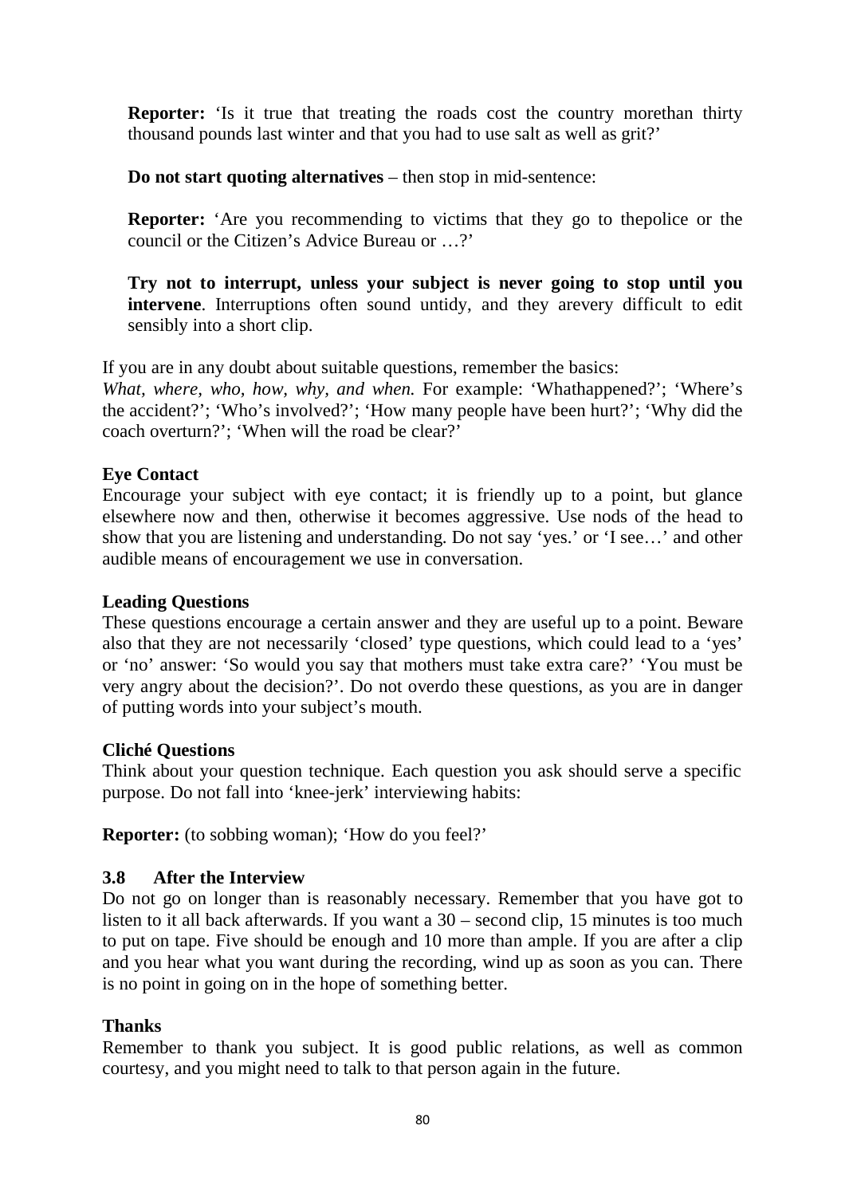**Reporter:** 'Is it true that treating the roads cost the country morethan thirty thousand pounds last winter and that you had to use salt as well as grit?'

**Do not start quoting alternatives** – then stop in mid-sentence:

**Reporter:** 'Are you recommending to victims that they go to thepolice or the council or the Citizen's Advice Bureau or …?'

**Try not to interrupt, unless your subject is never going to stop until you intervene**. Interruptions often sound untidy, and they arevery difficult to edit sensibly into a short clip.

If you are in any doubt about suitable questions, remember the basics:
*What, where, who, how, why, and when.* For example: 'Whathappened?'; 'Where's the accident?'; 'Who's involved?'; 'How many people have been hurt?'; 'Why did the coach overturn?'; 'When will the road be clear?'

**Eye Contact**

Encourage your subject with eye contact; it is friendly up to a point, but glance elsewhere now and then, otherwise it becomes aggressive. Use nods of the head to show that you are listening and understanding. Do not say 'yes.' or 'I see…' and other audible means of encouragement we use in conversation.

**Leading Questions**

These questions encourage a certain answer and they are useful up to a point. Beware also that they are not necessarily 'closed' type questions, which could lead to a 'yes' or 'no' answer: 'So would you say that mothers must take extra care?' 'You must be very angry about the decision?'. Do not overdo these questions, as you are in danger of putting words into your subject's mouth.

**Cliché Questions**

Think about your question technique. Each question you ask should serve a specific purpose. Do not fall into 'knee-jerk' interviewing habits:

**Reporter:** (to sobbing woman); 'How do you feel?'

### 3.8 After the Interview

Do not go on longer than is reasonably necessary. Remember that you have got to listen to it all back afterwards. If you want a 30 – second clip, 15 minutes is too much to put on tape. Five should be enough and 10 more than ample. If you are after a clip and you hear what you want during the recording, wind up as soon as you can. There is no point in going on in the hope of something better.

**Thanks**

Remember to thank you subject. It is good public relations, as well as common courtesy, and you might need to talk to that person again in the future.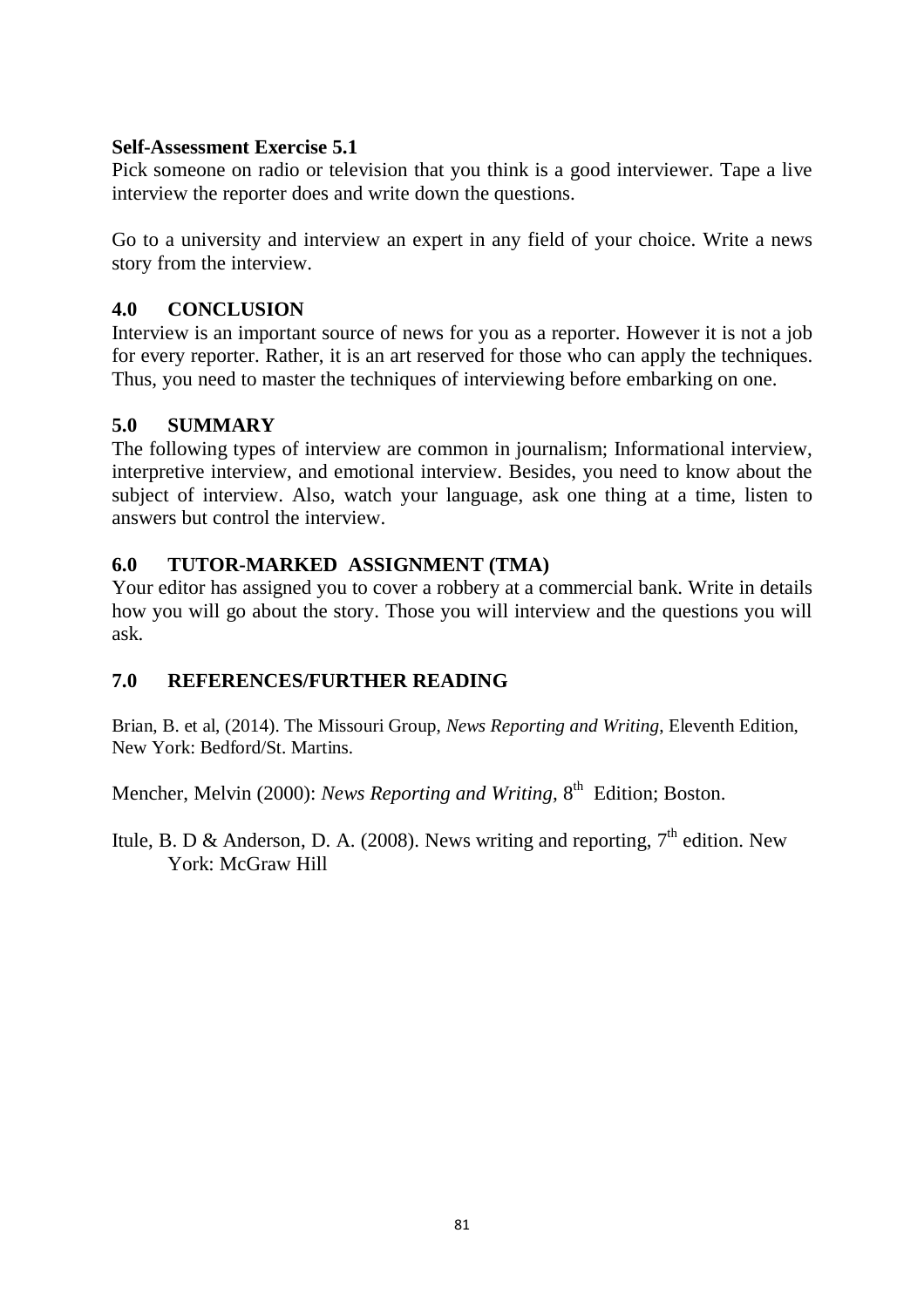**Self-Assessment Exercise 5.1**

Pick someone on radio or television that you think is a good interviewer. Tape a live interview the reporter does and write down the questions.

Go to a university and interview an expert in any field of your choice. Write a news story from the interview.

## 4.0 CONCLUSION

Interview is an important source of news for you as a reporter. However it is not a job for every reporter. Rather, it is an art reserved for those who can apply the techniques. Thus, you need to master the techniques of interviewing before embarking on one.

## 5.0 SUMMARY

The following types of interview are common in journalism; Informational interview, interpretive interview, and emotional interview. Besides, you need to know about the subject of interview. Also, watch your language, ask one thing at a time, listen to answers but control the interview.

## 6.0 TUTOR-MARKED ASSIGNMENT (TMA)

Your editor has assigned you to cover a robbery at a commercial bank. Write in details how you will go about the story. Those you will interview and the questions you will ask.

## 7.0 REFERENCES/FURTHER READING

Brian, B. et al, (2014). The Missouri Group, *News Reporting and Writing*, Eleventh Edition, New York: Bedford/St. Martins.

Mencher, Melvin (2000): *News Reporting and Writing*, 8th Edition; Boston.

Itule, B. D & Anderson, D. A. (2008). News writing and reporting, 7th edition. New York: McGraw Hill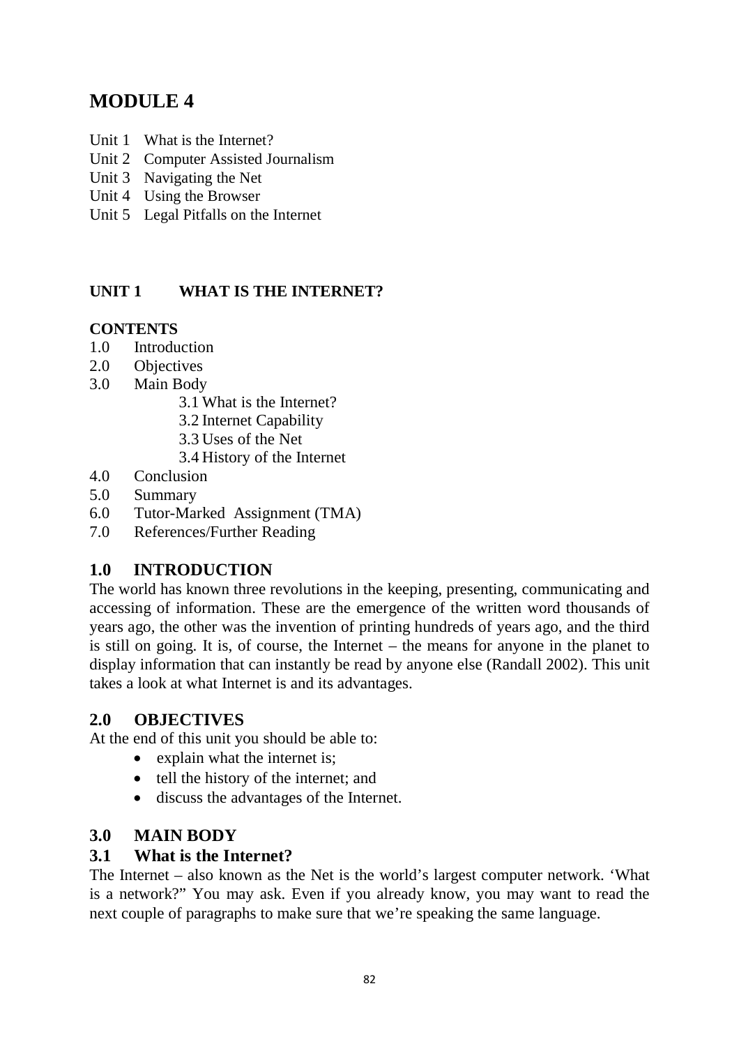# MODULE 4

Unit 1 What is the Internet?
Unit 2 Computer Assisted Journalism
Unit 3 Navigating the Net
Unit 4 Using the Browser
Unit 5 Legal Pitfalls on the Internet

## UNIT 1 WHAT IS THE INTERNET?

**CONTENTS**

1.0 Introduction
2.0 Objectives
3.0 Main Body
  3.1 What is the Internet?
  3.2 Internet Capability
  3.3 Uses of the Net
  3.4 History of the Internet
4.0 Conclusion
5.0 Summary
6.0 Tutor-Marked Assignment (TMA)
7.0 References/Further Reading

## 1.0 INTRODUCTION

The world has known three revolutions in the keeping, presenting, communicating and accessing of information. These are the emergence of the written word thousands of years ago, the other was the invention of printing hundreds of years ago, and the third is still on going. It is, of course, the Internet – the means for anyone in the planet to display information that can instantly be read by anyone else (Randall 2002). This unit takes a look at what Internet is and its advantages.

## 2.0 OBJECTIVES

At the end of this unit you should be able to:

- explain what the internet is;
- tell the history of the internet; and
- discuss the advantages of the Internet.

## 3.0 MAIN BODY

### 3.1 What is the Internet?

The Internet – also known as the Net is the world's largest computer network. 'What is a network?" You may ask. Even if you already know, you may want to read the next couple of paragraphs to make sure that we're speaking the same language.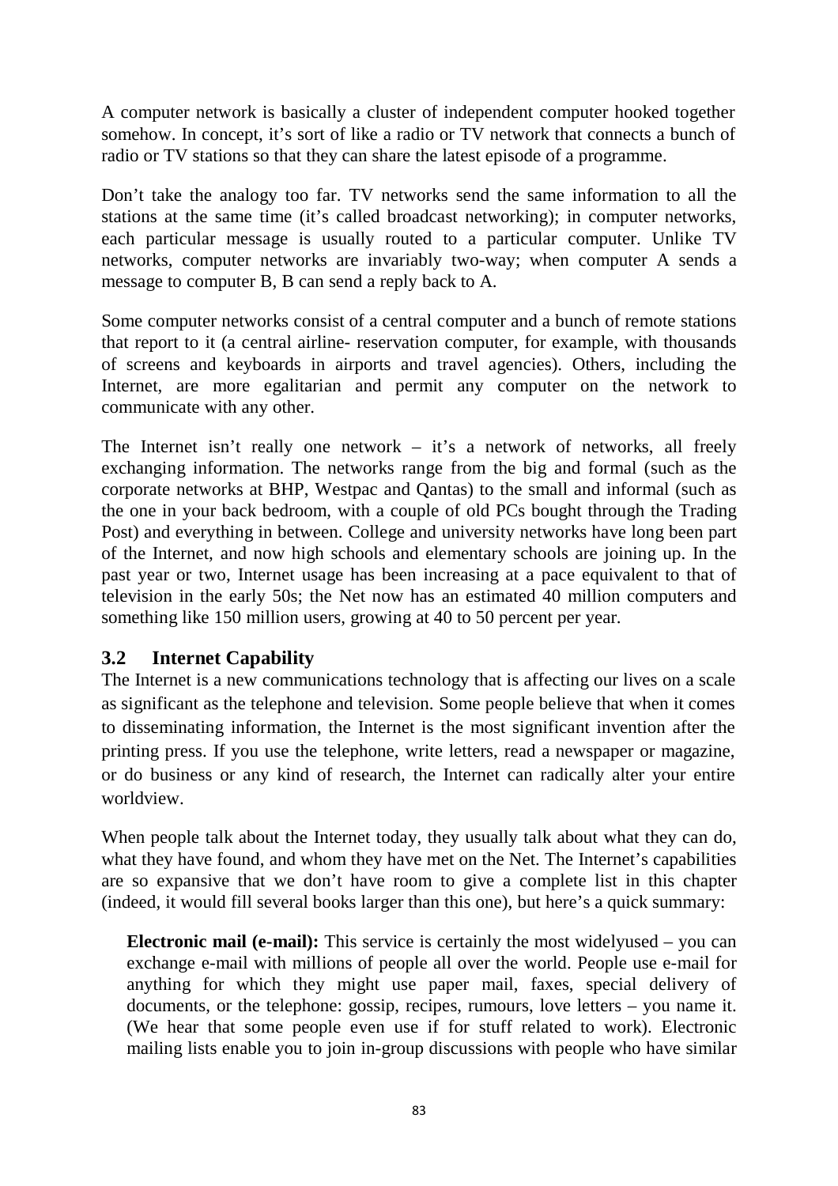A computer network is basically a cluster of independent computer hooked together somehow. In concept, it's sort of like a radio or TV network that connects a bunch of radio or TV stations so that they can share the latest episode of a programme.

Don't take the analogy too far. TV networks send the same information to all the stations at the same time (it's called broadcast networking); in computer networks, each particular message is usually routed to a particular computer. Unlike TV networks, computer networks are invariably two-way; when computer A sends a message to computer B, B can send a reply back to A.

Some computer networks consist of a central computer and a bunch of remote stations that report to it (a central airline- reservation computer, for example, with thousands of screens and keyboards in airports and travel agencies). Others, including the Internet, are more egalitarian and permit any computer on the network to communicate with any other.

The Internet isn't really one network – it's a network of networks, all freely exchanging information. The networks range from the big and formal (such as the corporate networks at BHP, Westpac and Qantas) to the small and informal (such as the one in your back bedroom, with a couple of old PCs bought through the Trading Post) and everything in between. College and university networks have long been part of the Internet, and now high schools and elementary schools are joining up. In the past year or two, Internet usage has been increasing at a pace equivalent to that of television in the early 50s; the Net now has an estimated 40 million computers and something like 150 million users, growing at 40 to 50 percent per year.

## 3.2 Internet Capability

The Internet is a new communications technology that is affecting our lives on a scale as significant as the telephone and television. Some people believe that when it comes to disseminating information, the Internet is the most significant invention after the printing press. If you use the telephone, write letters, read a newspaper or magazine, or do business or any kind of research, the Internet can radically alter your entire worldview.

When people talk about the Internet today, they usually talk about what they can do, what they have found, and whom they have met on the Net. The Internet's capabilities are so expansive that we don't have room to give a complete list in this chapter (indeed, it would fill several books larger than this one), but here's a quick summary:

**Electronic mail (e-mail):** This service is certainly the most widelyused – you can exchange e-mail with millions of people all over the world. People use e-mail for anything for which they might use paper mail, faxes, special delivery of documents, or the telephone: gossip, recipes, rumours, love letters – you name it. (We hear that some people even use if for stuff related to work). Electronic mailing lists enable you to join in-group discussions with people who have similar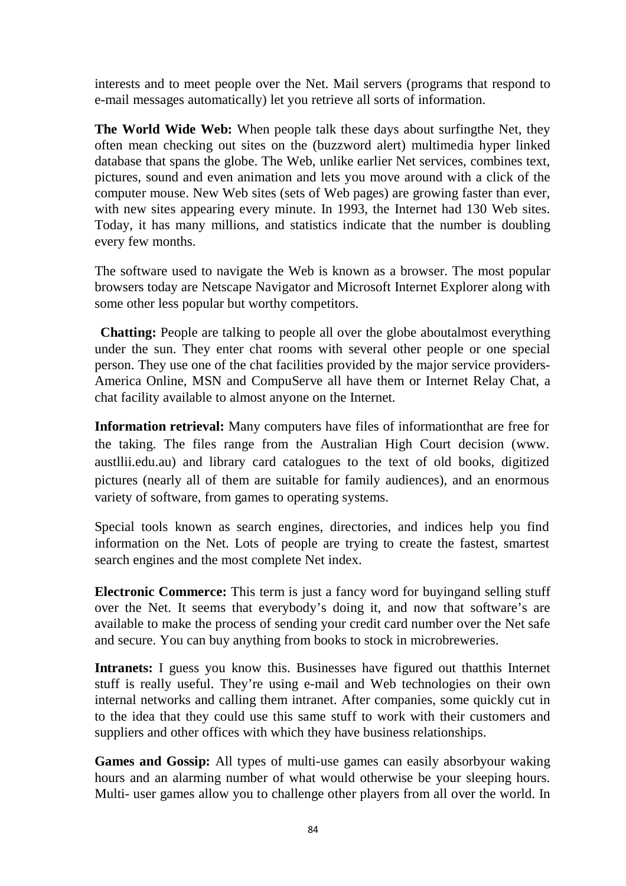interests and to meet people over the Net. Mail servers (programs that respond to e-mail messages automatically) let you retrieve all sorts of information.

**The World Wide Web:** When people talk these days about surfingthe Net, they often mean checking out sites on the (buzzword alert) multimedia hyper linked database that spans the globe. The Web, unlike earlier Net services, combines text, pictures, sound and even animation and lets you move around with a click of the computer mouse. New Web sites (sets of Web pages) are growing faster than ever, with new sites appearing every minute. In 1993, the Internet had 130 Web sites. Today, it has many millions, and statistics indicate that the number is doubling every few months.

The software used to navigate the Web is known as a browser. The most popular browsers today are Netscape Navigator and Microsoft Internet Explorer along with some other less popular but worthy competitors.

**Chatting:** People are talking to people all over the globe aboutalmost everything under the sun. They enter chat rooms with several other people or one special person. They use one of the chat facilities provided by the major service providers-America Online, MSN and CompuServe all have them or Internet Relay Chat, a chat facility available to almost anyone on the Internet.

**Information retrieval:** Many computers have files of informationthat are free for the taking. The files range from the Australian High Court decision (www. austllii.edu.au) and library card catalogues to the text of old books, digitized pictures (nearly all of them are suitable for family audiences), and an enormous variety of software, from games to operating systems.

Special tools known as search engines, directories, and indices help you find information on the Net. Lots of people are trying to create the fastest, smartest search engines and the most complete Net index.

**Electronic Commerce:** This term is just a fancy word for buyingand selling stuff over the Net. It seems that everybody's doing it, and now that software's are available to make the process of sending your credit card number over the Net safe and secure. You can buy anything from books to stock in microbreweries.

**Intranets:** I guess you know this. Businesses have figured out thatthis Internet stuff is really useful. They're using e-mail and Web technologies on their own internal networks and calling them intranet. After companies, some quickly cut in to the idea that they could use this same stuff to work with their customers and suppliers and other offices with which they have business relationships.

**Games and Gossip:** All types of multi-use games can easily absorbyour waking hours and an alarming number of what would otherwise be your sleeping hours. Multi- user games allow you to challenge other players from all over the world. In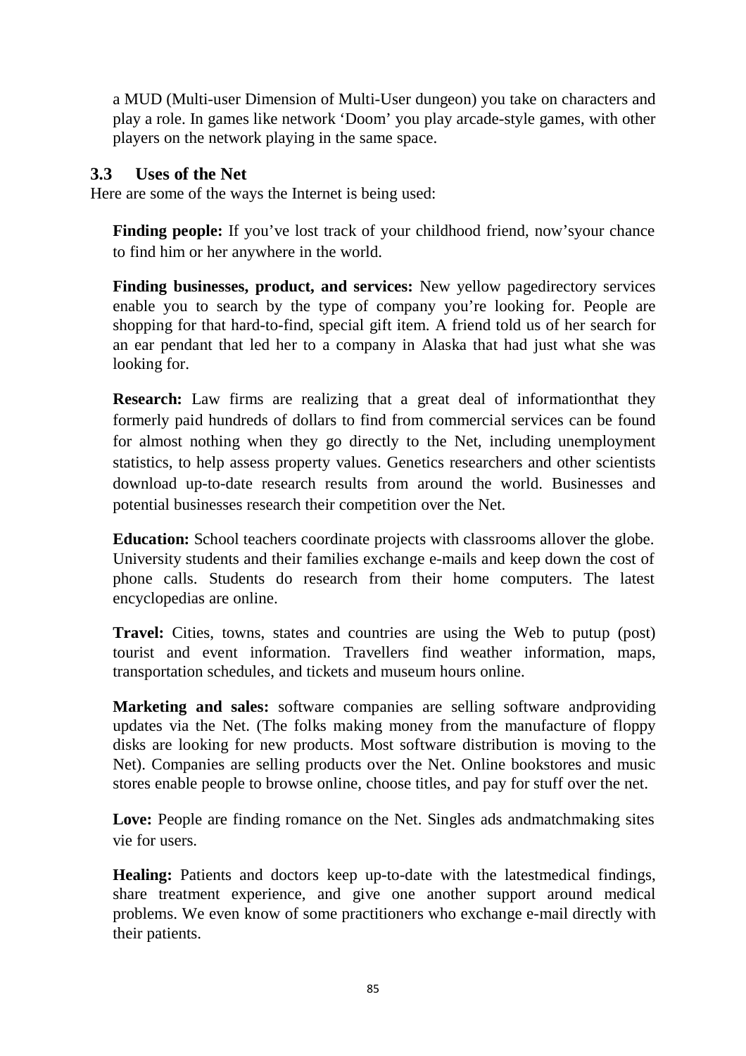a MUD (Multi-user Dimension of Multi-User dungeon) you take on characters and play a role. In games like network 'Doom' you play arcade-style games, with other players on the network playing in the same space.

### 3.3 Uses of the Net

Here are some of the ways the Internet is being used:

**Finding people:** If you've lost track of your childhood friend, now'syour chance to find him or her anywhere in the world.

**Finding businesses, product, and services:** New yellow pagedirectory services enable you to search by the type of company you're looking for. People are shopping for that hard-to-find, special gift item. A friend told us of her search for an ear pendant that led her to a company in Alaska that had just what she was looking for.

**Research:** Law firms are realizing that a great deal of informationthat they formerly paid hundreds of dollars to find from commercial services can be found for almost nothing when they go directly to the Net, including unemployment statistics, to help assess property values. Genetics researchers and other scientists download up-to-date research results from around the world. Businesses and potential businesses research their competition over the Net.

**Education:** School teachers coordinate projects with classrooms allover the globe. University students and their families exchange e-mails and keep down the cost of phone calls. Students do research from their home computers. The latest encyclopedias are online.

**Travel:** Cities, towns, states and countries are using the Web to putup (post) tourist and event information. Travellers find weather information, maps, transportation schedules, and tickets and museum hours online.

**Marketing and sales:** software companies are selling software andproviding updates via the Net. (The folks making money from the manufacture of floppy disks are looking for new products. Most software distribution is moving to the Net). Companies are selling products over the Net. Online bookstores and music stores enable people to browse online, choose titles, and pay for stuff over the net.

**Love:** People are finding romance on the Net. Singles ads andmatchmaking sites vie for users.

**Healing:** Patients and doctors keep up-to-date with the latestmedical findings, share treatment experience, and give one another support around medical problems. We even know of some practitioners who exchange e-mail directly with their patients.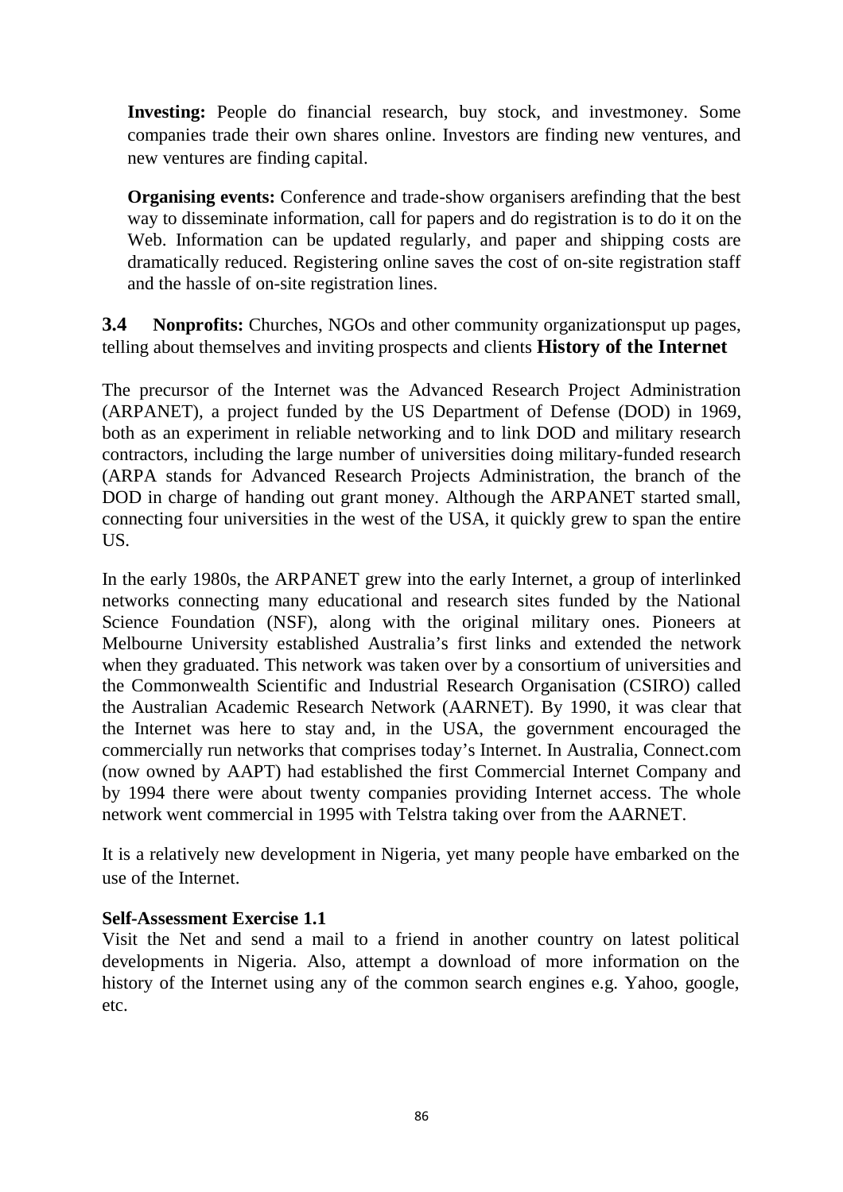**Investing:** People do financial research, buy stock, and investmoney. Some companies trade their own shares online. Investors are finding new ventures, and new ventures are finding capital.

**Organising events:** Conference and trade-show organisers arefinding that the best way to disseminate information, call for papers and do registration is to do it on the Web. Information can be updated regularly, and paper and shipping costs are dramatically reduced. Registering online saves the cost of on-site registration staff and the hassle of on-site registration lines.

**3.4 Nonprofits:** Churches, NGOs and other community organizationsput up pages, telling about themselves and inviting prospects and clients **History of the Internet**

The precursor of the Internet was the Advanced Research Project Administration (ARPANET), a project funded by the US Department of Defense (DOD) in 1969, both as an experiment in reliable networking and to link DOD and military research contractors, including the large number of universities doing military-funded research (ARPA stands for Advanced Research Projects Administration, the branch of the DOD in charge of handing out grant money. Although the ARPANET started small, connecting four universities in the west of the USA, it quickly grew to span the entire US.

In the early 1980s, the ARPANET grew into the early Internet, a group of interlinked networks connecting many educational and research sites funded by the National Science Foundation (NSF), along with the original military ones. Pioneers at Melbourne University established Australia's first links and extended the network when they graduated. This network was taken over by a consortium of universities and the Commonwealth Scientific and Industrial Research Organisation (CSIRO) called the Australian Academic Research Network (AARNET). By 1990, it was clear that the Internet was here to stay and, in the USA, the government encouraged the commercially run networks that comprises today's Internet. In Australia, Connect.com (now owned by AAPT) had established the first Commercial Internet Company and by 1994 there were about twenty companies providing Internet access. The whole network went commercial in 1995 with Telstra taking over from the AARNET.

It is a relatively new development in Nigeria, yet many people have embarked on the use of the Internet.

**Self-Assessment Exercise 1.1**

Visit the Net and send a mail to a friend in another country on latest political developments in Nigeria. Also, attempt a download of more information on the history of the Internet using any of the common search engines e.g. Yahoo, google, etc.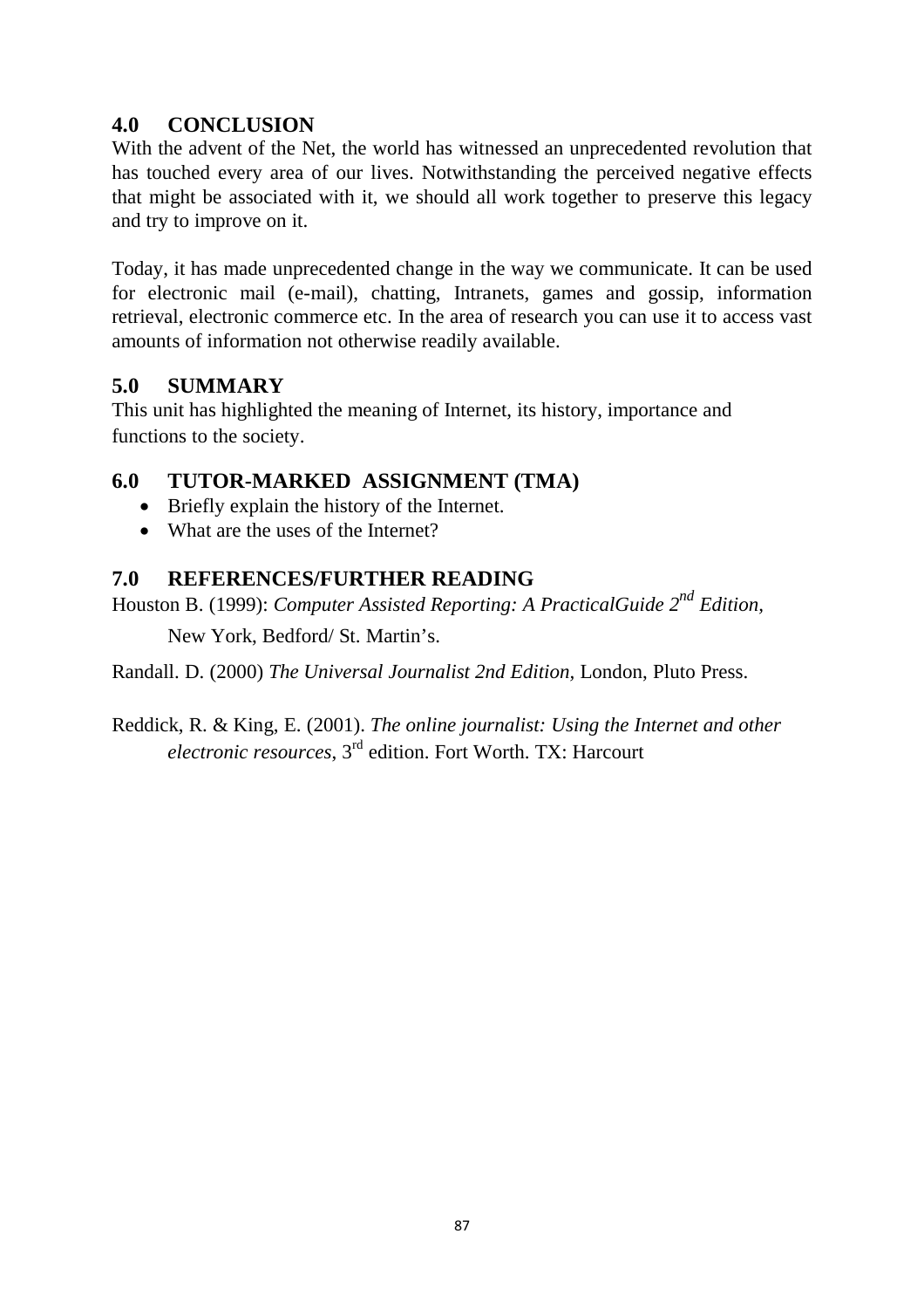## 4.0 CONCLUSION

With the advent of the Net, the world has witnessed an unprecedented revolution that has touched every area of our lives. Notwithstanding the perceived negative effects that might be associated with it, we should all work together to preserve this legacy and try to improve on it.

Today, it has made unprecedented change in the way we communicate. It can be used for electronic mail (e-mail), chatting, Intranets, games and gossip, information retrieval, electronic commerce etc. In the area of research you can use it to access vast amounts of information not otherwise readily available.

## 5.0 SUMMARY

This unit has highlighted the meaning of Internet, its history, importance and functions to the society.

## 6.0 TUTOR-MARKED ASSIGNMENT (TMA)

- Briefly explain the history of the Internet.
- What are the uses of the Internet?

## 7.0 REFERENCES/FURTHER READING

Houston B. (1999): *Computer Assisted Reporting: A PracticalGuide 2nd Edition,* New York, Bedford/ St. Martin's.

Randall. D. (2000) *The Universal Journalist 2nd Edition,* London, Pluto Press.

Reddick, R. & King, E. (2001). *The online journalist: Using the Internet and other electronic resources*, 3rd edition. Fort Worth. TX: Harcourt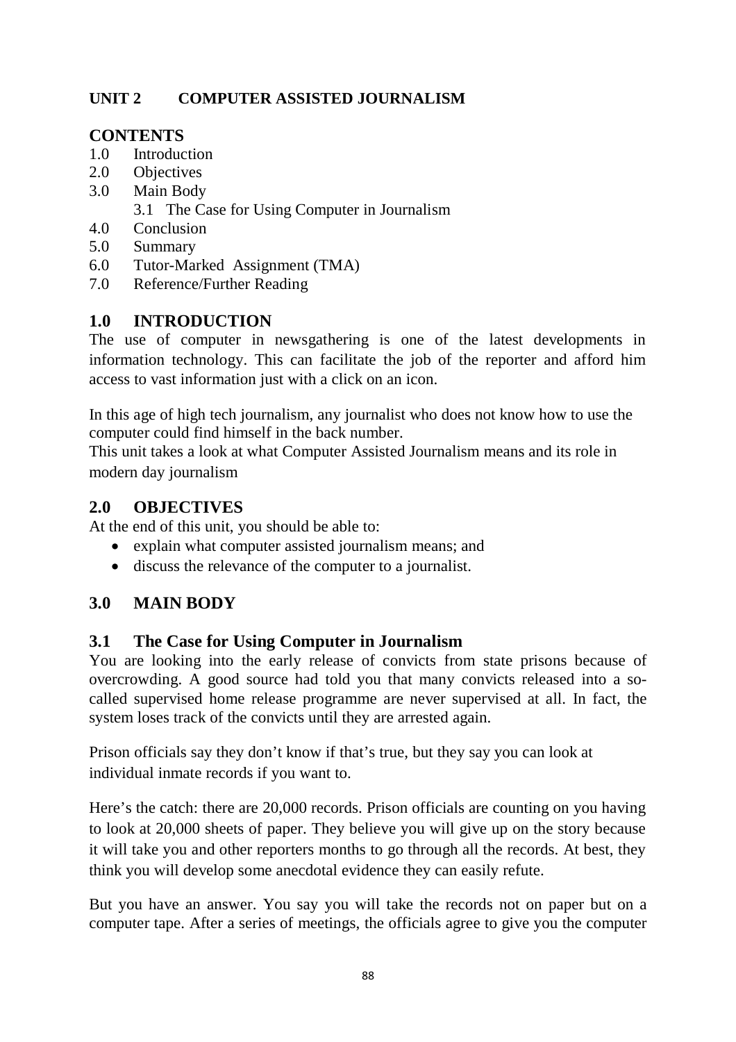## UNIT 2 COMPUTER ASSISTED JOURNALISM

### CONTENTS

1.0 Introduction
2.0 Objectives
3.0 Main Body
    3.1 The Case for Using Computer in Journalism
4.0 Conclusion
5.0 Summary
6.0 Tutor-Marked Assignment (TMA)
7.0 Reference/Further Reading

### 1.0 INTRODUCTION

The use of computer in newsgathering is one of the latest developments in information technology. This can facilitate the job of the reporter and afford him access to vast information just with a click on an icon.

In this age of high tech journalism, any journalist who does not know how to use the computer could find himself in the back number.
This unit takes a look at what Computer Assisted Journalism means and its role in modern day journalism

### 2.0 OBJECTIVES

At the end of this unit, you should be able to:

- explain what computer assisted journalism means; and
- discuss the relevance of the computer to a journalist.

### 3.0 MAIN BODY

### 3.1 The Case for Using Computer in Journalism

You are looking into the early release of convicts from state prisons because of overcrowding. A good source had told you that many convicts released into a so-called supervised home release programme are never supervised at all. In fact, the system loses track of the convicts until they are arrested again.

Prison officials say they don't know if that's true, but they say you can look at individual inmate records if you want to.

Here's the catch: there are 20,000 records. Prison officials are counting on you having to look at 20,000 sheets of paper. They believe you will give up on the story because it will take you and other reporters months to go through all the records. At best, they think you will develop some anecdotal evidence they can easily refute.

But you have an answer. You say you will take the records not on paper but on a computer tape. After a series of meetings, the officials agree to give you the computer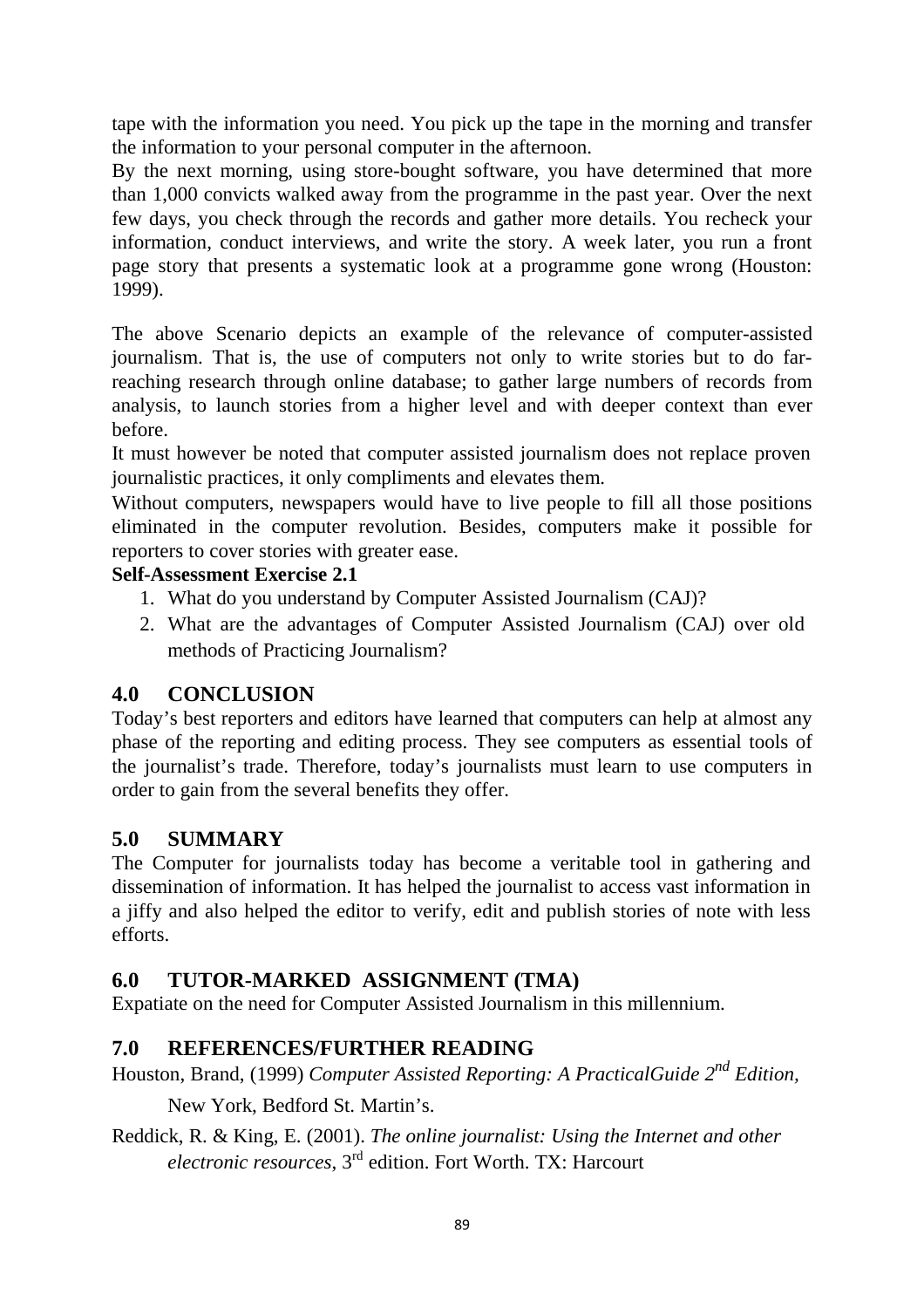tape with the information you need. You pick up the tape in the morning and transfer the information to your personal computer in the afternoon.

By the next morning, using store-bought software, you have determined that more than 1,000 convicts walked away from the programme in the past year. Over the next few days, you check through the records and gather more details. You recheck your information, conduct interviews, and write the story. A week later, you run a front page story that presents a systematic look at a programme gone wrong (Houston: 1999).

The above Scenario depicts an example of the relevance of computer-assisted journalism. That is, the use of computers not only to write stories but to do far-reaching research through online database; to gather large numbers of records from analysis, to launch stories from a higher level and with deeper context than ever before.

It must however be noted that computer assisted journalism does not replace proven journalistic practices, it only compliments and elevates them.

Without computers, newspapers would have to live people to fill all those positions eliminated in the computer revolution. Besides, computers make it possible for reporters to cover stories with greater ease.

**Self-Assessment Exercise 2.1**

1. What do you understand by Computer Assisted Journalism (CAJ)?
2. What are the advantages of Computer Assisted Journalism (CAJ) over old methods of Practicing Journalism?

## 4.0 CONCLUSION

Today's best reporters and editors have learned that computers can help at almost any phase of the reporting and editing process. They see computers as essential tools of the journalist's trade. Therefore, today's journalists must learn to use computers in order to gain from the several benefits they offer.

## 5.0 SUMMARY

The Computer for journalists today has become a veritable tool in gathering and dissemination of information. It has helped the journalist to access vast information in a jiffy and also helped the editor to verify, edit and publish stories of note with less efforts.

## 6.0 TUTOR-MARKED ASSIGNMENT (TMA)

Expatiate on the need for Computer Assisted Journalism in this millennium.

## 7.0 REFERENCES/FURTHER READING

Houston, Brand, (1999) *Computer Assisted Reporting: A PracticalGuide 2nd Edition,* New York, Bedford St. Martin's.

Reddick, R. & King, E. (2001). *The online journalist: Using the Internet and other electronic resources*, 3rd edition. Fort Worth. TX: Harcourt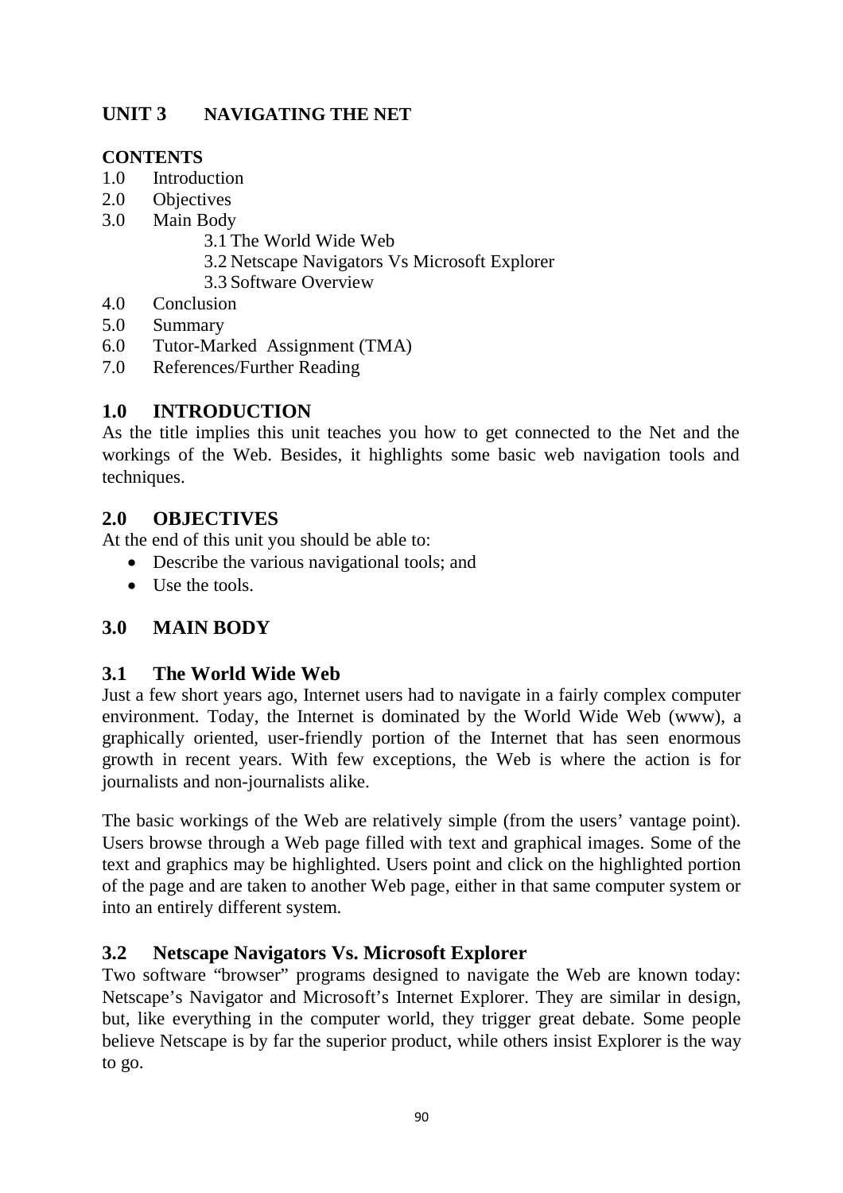## UNIT 3 NAVIGATING THE NET

**CONTENTS**

1.0 Introduction
2.0 Objectives
3.0 Main Body
   3.1 The World Wide Web
   3.2 Netscape Navigators Vs Microsoft Explorer
   3.3 Software Overview
4.0 Conclusion
5.0 Summary
6.0 Tutor-Marked Assignment (TMA)
7.0 References/Further Reading

### 1.0 INTRODUCTION

As the title implies this unit teaches you how to get connected to the Net and the workings of the Web. Besides, it highlights some basic web navigation tools and techniques.

### 2.0 OBJECTIVES

At the end of this unit you should be able to:

- Describe the various navigational tools; and
- Use the tools.

### 3.0 MAIN BODY

### 3.1 The World Wide Web

Just a few short years ago, Internet users had to navigate in a fairly complex computer environment. Today, the Internet is dominated by the World Wide Web (www), a graphically oriented, user-friendly portion of the Internet that has seen enormous growth in recent years. With few exceptions, the Web is where the action is for journalists and non-journalists alike.

The basic workings of the Web are relatively simple (from the users' vantage point). Users browse through a Web page filled with text and graphical images. Some of the text and graphics may be highlighted. Users point and click on the highlighted portion of the page and are taken to another Web page, either in that same computer system or into an entirely different system.

### 3.2 Netscape Navigators Vs. Microsoft Explorer

Two software "browser" programs designed to navigate the Web are known today: Netscape's Navigator and Microsoft's Internet Explorer. They are similar in design, but, like everything in the computer world, they trigger great debate. Some people believe Netscape is by far the superior product, while others insist Explorer is the way to go.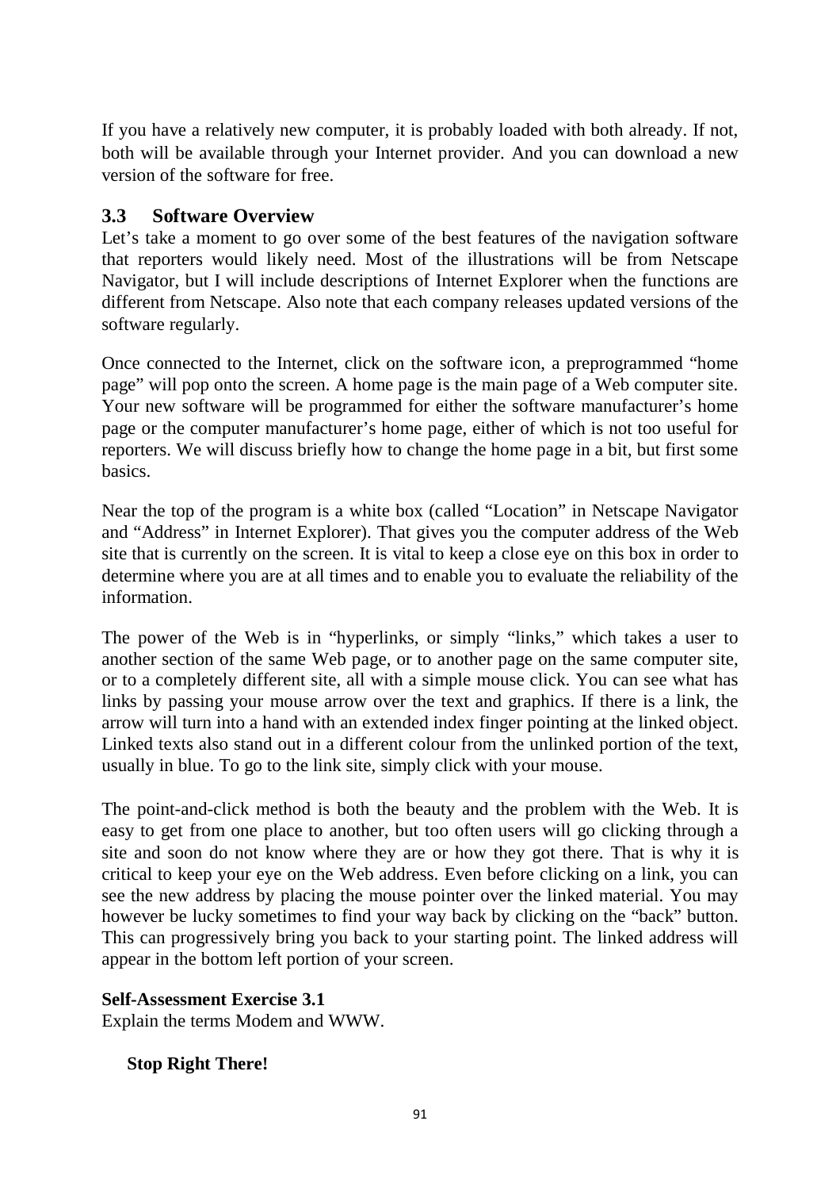If you have a relatively new computer, it is probably loaded with both already. If not, both will be available through your Internet provider. And you can download a new version of the software for free.

## 3.3 Software Overview

Let's take a moment to go over some of the best features of the navigation software that reporters would likely need. Most of the illustrations will be from Netscape Navigator, but I will include descriptions of Internet Explorer when the functions are different from Netscape. Also note that each company releases updated versions of the software regularly.

Once connected to the Internet, click on the software icon, a preprogrammed "home page" will pop onto the screen. A home page is the main page of a Web computer site. Your new software will be programmed for either the software manufacturer's home page or the computer manufacturer's home page, either of which is not too useful for reporters. We will discuss briefly how to change the home page in a bit, but first some basics.

Near the top of the program is a white box (called "Location" in Netscape Navigator and "Address" in Internet Explorer). That gives you the computer address of the Web site that is currently on the screen. It is vital to keep a close eye on this box in order to determine where you are at all times and to enable you to evaluate the reliability of the information.

The power of the Web is in "hyperlinks, or simply "links," which takes a user to another section of the same Web page, or to another page on the same computer site, or to a completely different site, all with a simple mouse click. You can see what has links by passing your mouse arrow over the text and graphics. If there is a link, the arrow will turn into a hand with an extended index finger pointing at the linked object. Linked texts also stand out in a different colour from the unlinked portion of the text, usually in blue. To go to the link site, simply click with your mouse.

The point-and-click method is both the beauty and the problem with the Web. It is easy to get from one place to another, but too often users will go clicking through a site and soon do not know where they are or how they got there. That is why it is critical to keep your eye on the Web address. Even before clicking on a link, you can see the new address by placing the mouse pointer over the linked material. You may however be lucky sometimes to find your way back by clicking on the "back" button. This can progressively bring you back to your starting point. The linked address will appear in the bottom left portion of your screen.

**Self-Assessment Exercise 3.1**

Explain the terms Modem and WWW.

**Stop Right There!**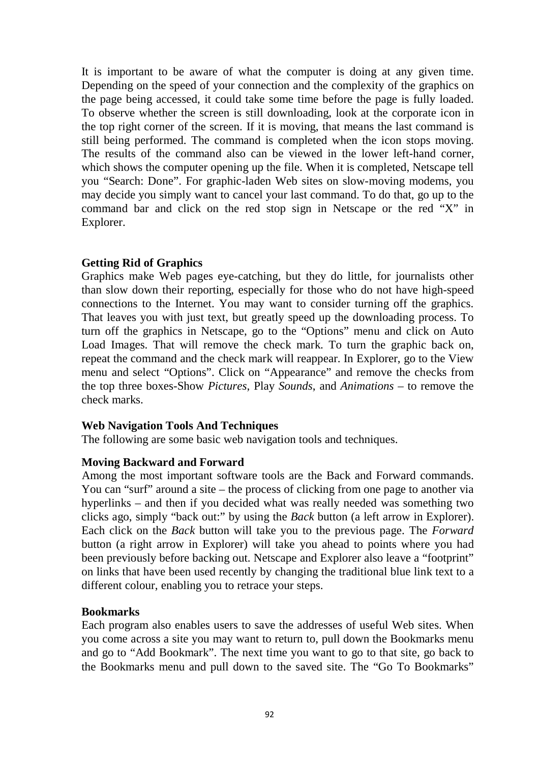It is important to be aware of what the computer is doing at any given time. Depending on the speed of your connection and the complexity of the graphics on the page being accessed, it could take some time before the page is fully loaded. To observe whether the screen is still downloading, look at the corporate icon in the top right corner of the screen. If it is moving, that means the last command is still being performed. The command is completed when the icon stops moving. The results of the command also can be viewed in the lower left-hand corner, which shows the computer opening up the file. When it is completed, Netscape tell you "Search: Done". For graphic-laden Web sites on slow-moving modems, you may decide you simply want to cancel your last command. To do that, go up to the command bar and click on the red stop sign in Netscape or the red "X" in Explorer.

**Getting Rid of Graphics**

Graphics make Web pages eye-catching, but they do little, for journalists other than slow down their reporting, especially for those who do not have high-speed connections to the Internet. You may want to consider turning off the graphics. That leaves you with just text, but greatly speed up the downloading process. To turn off the graphics in Netscape, go to the "Options" menu and click on Auto Load Images. That will remove the check mark. To turn the graphic back on, repeat the command and the check mark will reappear. In Explorer, go to the View menu and select "Options". Click on "Appearance" and remove the checks from the top three boxes-Show *Pictures*, Play *Sounds*, and *Animations* – to remove the check marks.

**Web Navigation Tools And Techniques**

The following are some basic web navigation tools and techniques.

**Moving Backward and Forward**

Among the most important software tools are the Back and Forward commands. You can "surf" around a site – the process of clicking from one page to another via hyperlinks – and then if you decided what was really needed was something two clicks ago, simply "back out:" by using the *Back* button (a left arrow in Explorer). Each click on the *Back* button will take you to the previous page. The *Forward* button (a right arrow in Explorer) will take you ahead to points where you had been previously before backing out. Netscape and Explorer also leave a "footprint" on links that have been used recently by changing the traditional blue link text to a different colour, enabling you to retrace your steps.

**Bookmarks**

Each program also enables users to save the addresses of useful Web sites. When you come across a site you may want to return to, pull down the Bookmarks menu and go to "Add Bookmark". The next time you want to go to that site, go back to the Bookmarks menu and pull down to the saved site. The "Go To Bookmarks"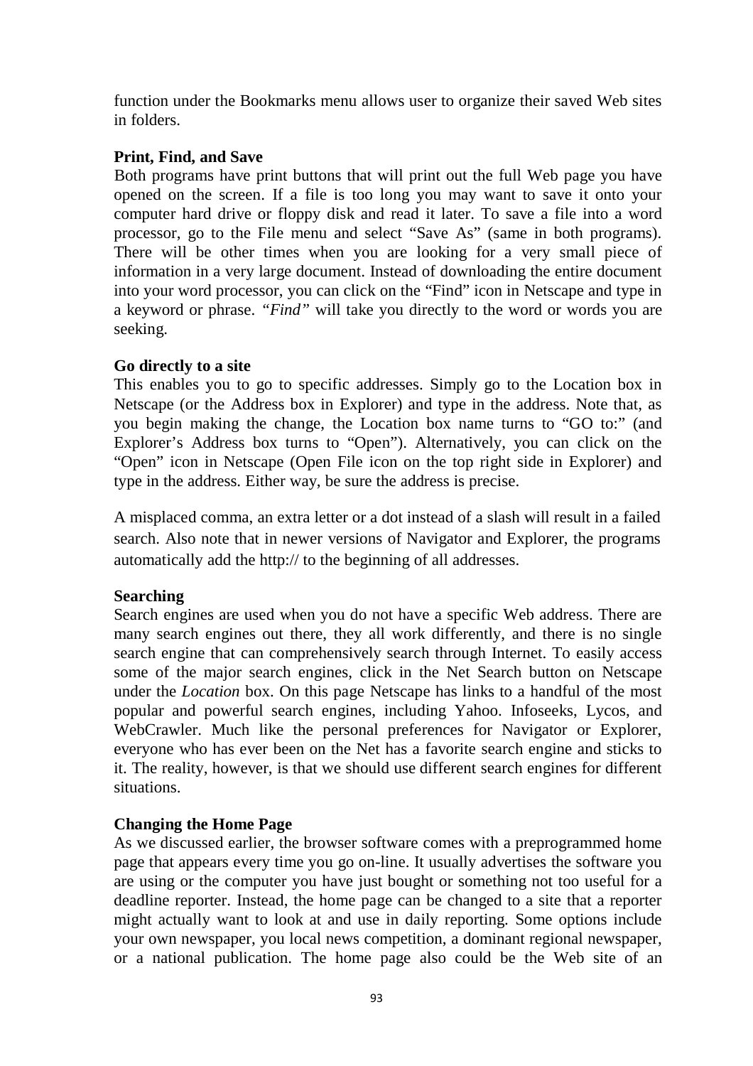function under the Bookmarks menu allows user to organize their saved Web sites in folders.

**Print, Find, and Save**

Both programs have print buttons that will print out the full Web page you have opened on the screen. If a file is too long you may want to save it onto your computer hard drive or floppy disk and read it later. To save a file into a word processor, go to the File menu and select "Save As" (same in both programs). There will be other times when you are looking for a very small piece of information in a very large document. Instead of downloading the entire document into your word processor, you can click on the "Find" icon in Netscape and type in a keyword or phrase. *"Find"* will take you directly to the word or words you are seeking.

**Go directly to a site**

This enables you to go to specific addresses. Simply go to the Location box in Netscape (or the Address box in Explorer) and type in the address. Note that, as you begin making the change, the Location box name turns to "GO to:" (and Explorer's Address box turns to "Open"). Alternatively, you can click on the "Open" icon in Netscape (Open File icon on the top right side in Explorer) and type in the address. Either way, be sure the address is precise.

A misplaced comma, an extra letter or a dot instead of a slash will result in a failed search. Also note that in newer versions of Navigator and Explorer, the programs automatically add the http:// to the beginning of all addresses.

**Searching**

Search engines are used when you do not have a specific Web address. There are many search engines out there, they all work differently, and there is no single search engine that can comprehensively search through Internet. To easily access some of the major search engines, click in the Net Search button on Netscape under the *Location* box. On this page Netscape has links to a handful of the most popular and powerful search engines, including Yahoo. Infoseeks, Lycos, and WebCrawler. Much like the personal preferences for Navigator or Explorer, everyone who has ever been on the Net has a favorite search engine and sticks to it. The reality, however, is that we should use different search engines for different situations.

**Changing the Home Page**

As we discussed earlier, the browser software comes with a preprogrammed home page that appears every time you go on-line. It usually advertises the software you are using or the computer you have just bought or something not too useful for a deadline reporter. Instead, the home page can be changed to a site that a reporter might actually want to look at and use in daily reporting. Some options include your own newspaper, you local news competition, a dominant regional newspaper, or a national publication. The home page also could be the Web site of an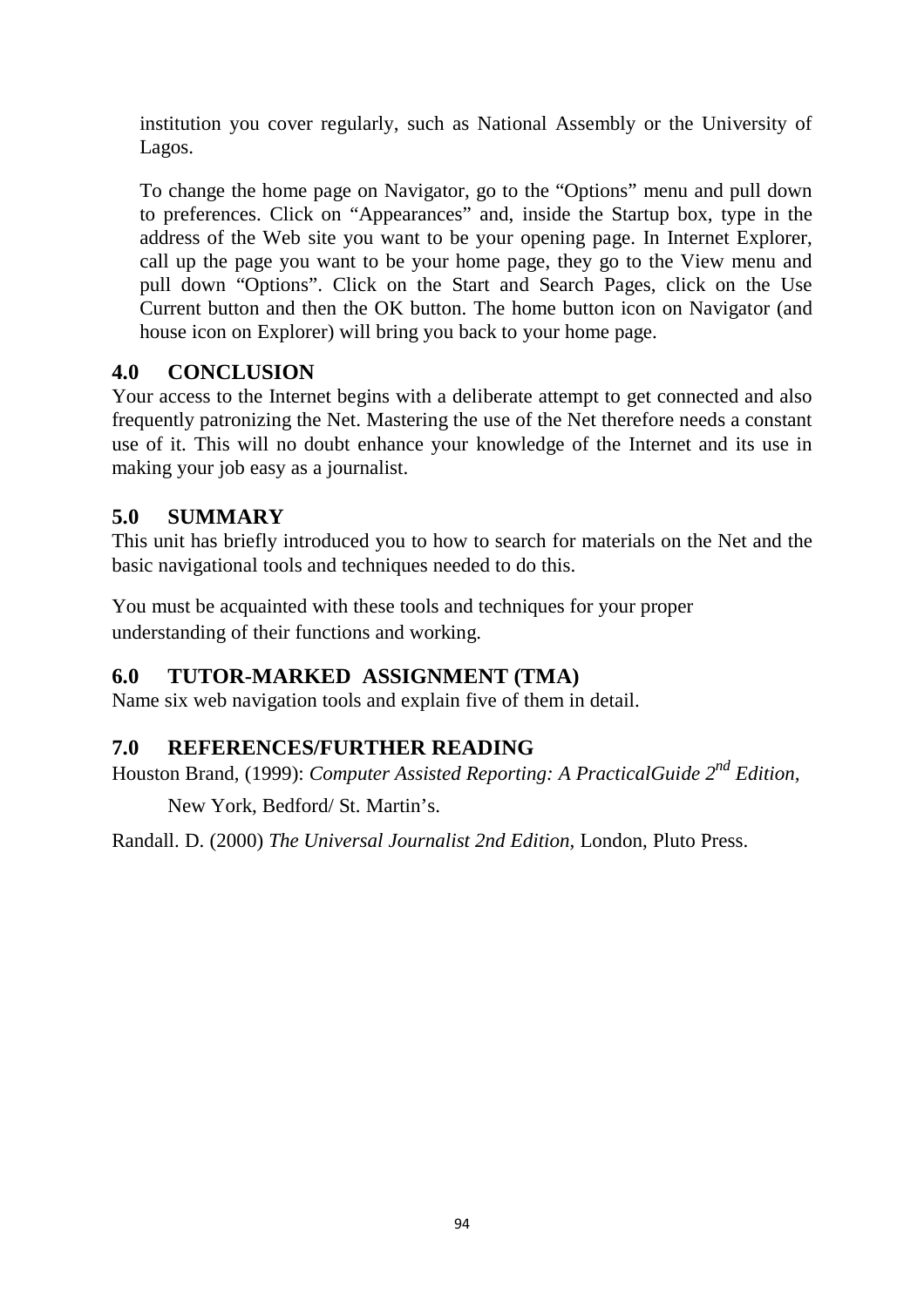institution you cover regularly, such as National Assembly or the University of Lagos.

To change the home page on Navigator, go to the "Options" menu and pull down to preferences. Click on "Appearances" and, inside the Startup box, type in the address of the Web site you want to be your opening page. In Internet Explorer, call up the page you want to be your home page, they go to the View menu and pull down "Options". Click on the Start and Search Pages, click on the Use Current button and then the OK button. The home button icon on Navigator (and house icon on Explorer) will bring you back to your home page.

## 4.0 CONCLUSION

Your access to the Internet begins with a deliberate attempt to get connected and also frequently patronizing the Net. Mastering the use of the Net therefore needs a constant use of it. This will no doubt enhance your knowledge of the Internet and its use in making your job easy as a journalist.

## 5.0 SUMMARY

This unit has briefly introduced you to how to search for materials on the Net and the basic navigational tools and techniques needed to do this.

You must be acquainted with these tools and techniques for your proper understanding of their functions and working.

## 6.0 TUTOR-MARKED ASSIGNMENT (TMA)

Name six web navigation tools and explain five of them in detail.

## 7.0 REFERENCES/FURTHER READING

Houston Brand, (1999): *Computer Assisted Reporting: A PracticalGuide 2nd Edition*, New York, Bedford/ St. Martin's.

Randall. D. (2000) *The Universal Journalist 2nd Edition*, London, Pluto Press.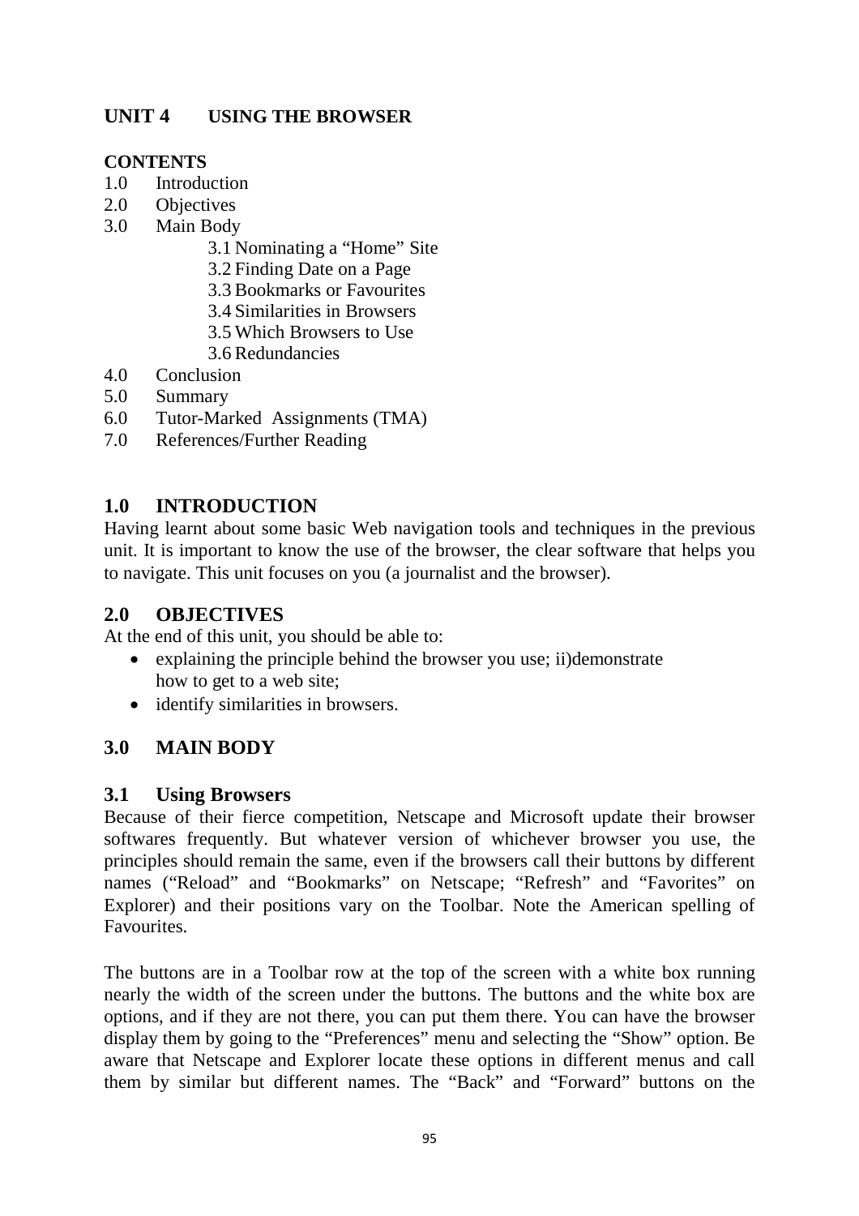## UNIT 4 USING THE BROWSER

**CONTENTS**

1.0 Introduction
2.0 Objectives
3.0 Main Body
  3.1 Nominating a "Home" Site
  3.2 Finding Date on a Page
  3.3 Bookmarks or Favourites
  3.4 Similarities in Browsers
  3.5 Which Browsers to Use
  3.6 Redundancies
4.0 Conclusion
5.0 Summary
6.0 Tutor-Marked Assignments (TMA)
7.0 References/Further Reading

## 1.0 INTRODUCTION

Having learnt about some basic Web navigation tools and techniques in the previous unit. It is important to know the use of the browser, the clear software that helps you to navigate. This unit focuses on you (a journalist and the browser).

## 2.0 OBJECTIVES

At the end of this unit, you should be able to:

- explaining the principle behind the browser you use; ii)demonstrate how to get to a web site;
- identify similarities in browsers.

## 3.0 MAIN BODY

### 3.1 Using Browsers

Because of their fierce competition, Netscape and Microsoft update their browser softwares frequently. But whatever version of whichever browser you use, the principles should remain the same, even if the browsers call their buttons by different names ("Reload" and "Bookmarks" on Netscape; "Refresh" and "Favorites" on Explorer) and their positions vary on the Toolbar. Note the American spelling of Favourites.

The buttons are in a Toolbar row at the top of the screen with a white box running nearly the width of the screen under the buttons. The buttons and the white box are options, and if they are not there, you can put them there. You can have the browser display them by going to the "Preferences" menu and selecting the "Show" option. Be aware that Netscape and Explorer locate these options in different menus and call them by similar but different names. The "Back" and "Forward" buttons on the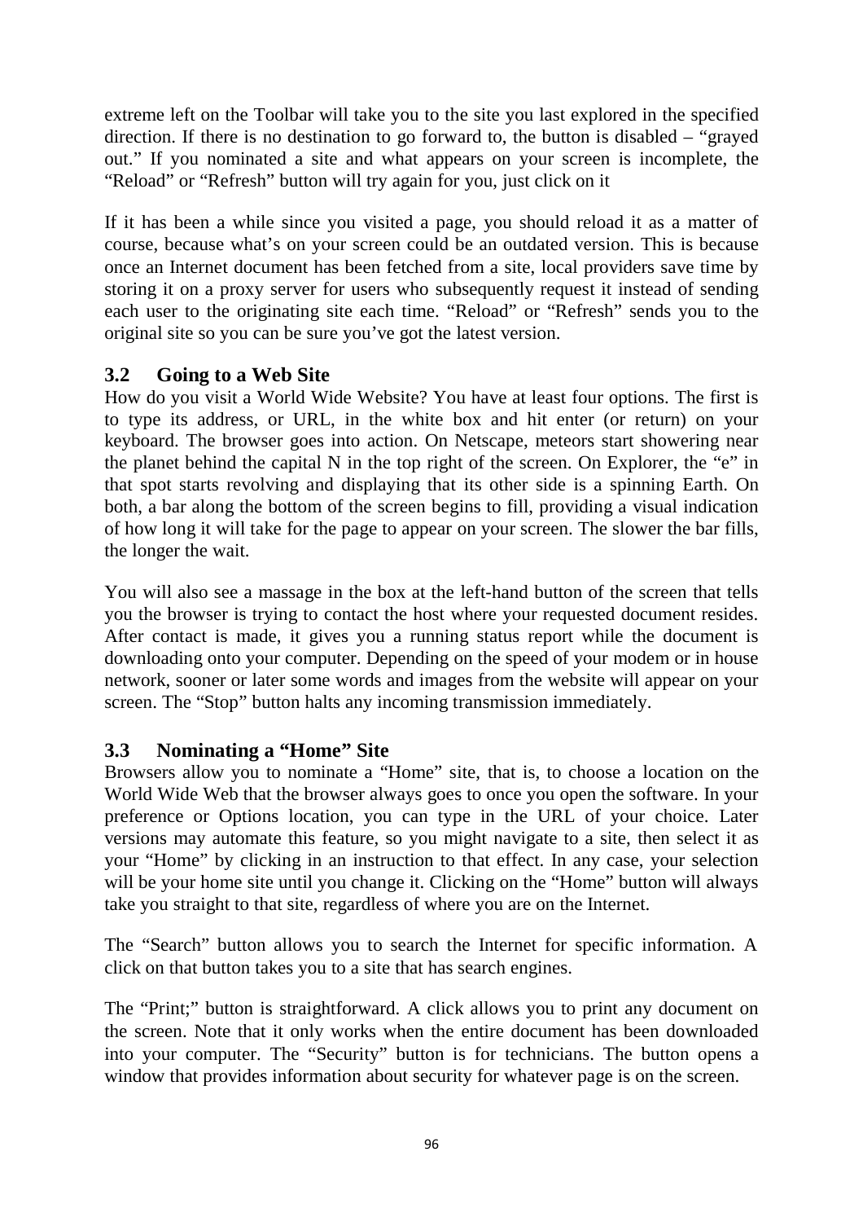extreme left on the Toolbar will take you to the site you last explored in the specified direction. If there is no destination to go forward to, the button is disabled – "grayed out." If you nominated a site and what appears on your screen is incomplete, the "Reload" or "Refresh" button will try again for you, just click on it

If it has been a while since you visited a page, you should reload it as a matter of course, because what's on your screen could be an outdated version. This is because once an Internet document has been fetched from a site, local providers save time by storing it on a proxy server for users who subsequently request it instead of sending each user to the originating site each time. "Reload" or "Refresh" sends you to the original site so you can be sure you've got the latest version.

### 3.2 Going to a Web Site

How do you visit a World Wide Website? You have at least four options. The first is to type its address, or URL, in the white box and hit enter (or return) on your keyboard. The browser goes into action. On Netscape, meteors start showering near the planet behind the capital N in the top right of the screen. On Explorer, the "e" in that spot starts revolving and displaying that its other side is a spinning Earth. On both, a bar along the bottom of the screen begins to fill, providing a visual indication of how long it will take for the page to appear on your screen. The slower the bar fills, the longer the wait.

You will also see a massage in the box at the left-hand button of the screen that tells you the browser is trying to contact the host where your requested document resides. After contact is made, it gives you a running status report while the document is downloading onto your computer. Depending on the speed of your modem or in house network, sooner or later some words and images from the website will appear on your screen. The "Stop" button halts any incoming transmission immediately.

### 3.3 Nominating a "Home" Site

Browsers allow you to nominate a "Home" site, that is, to choose a location on the World Wide Web that the browser always goes to once you open the software. In your preference or Options location, you can type in the URL of your choice. Later versions may automate this feature, so you might navigate to a site, then select it as your "Home" by clicking in an instruction to that effect. In any case, your selection will be your home site until you change it. Clicking on the "Home" button will always take you straight to that site, regardless of where you are on the Internet.

The "Search" button allows you to search the Internet for specific information. A click on that button takes you to a site that has search engines.

The "Print;" button is straightforward. A click allows you to print any document on the screen. Note that it only works when the entire document has been downloaded into your computer. The "Security" button is for technicians. The button opens a window that provides information about security for whatever page is on the screen.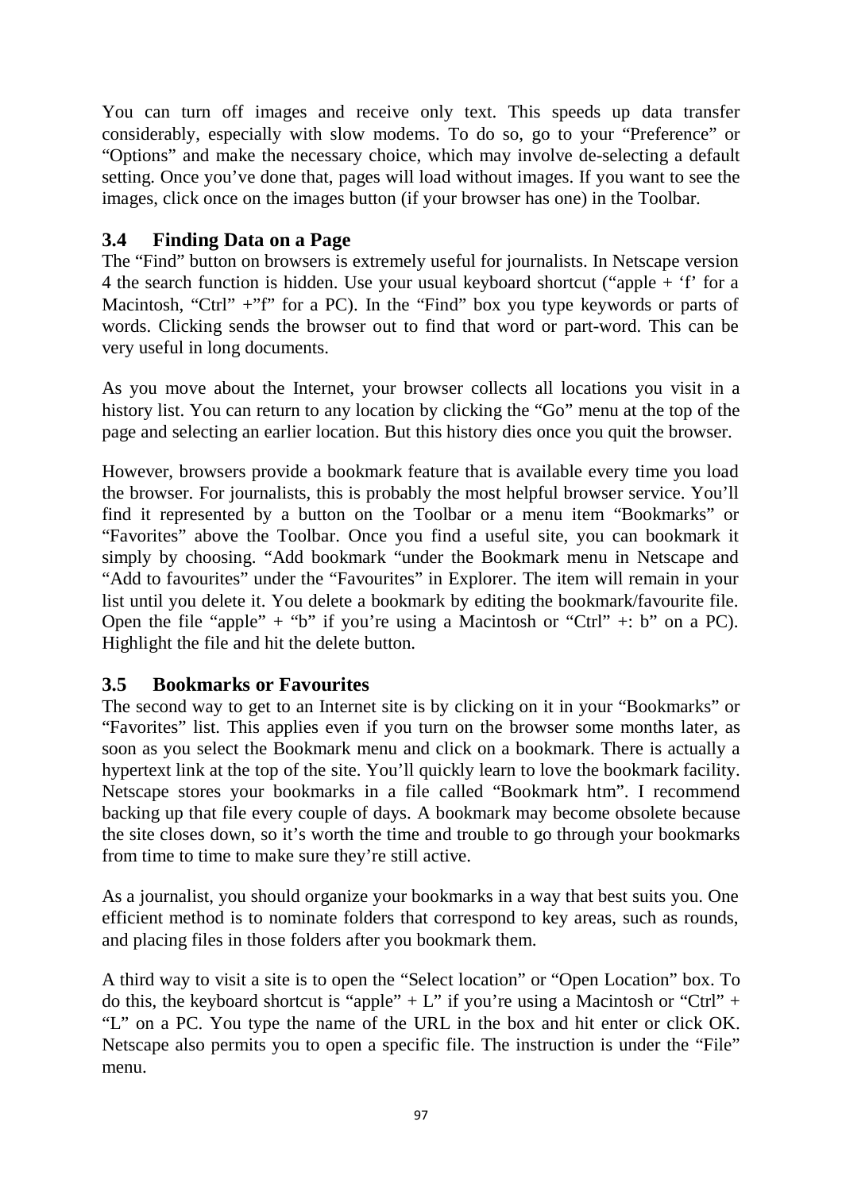You can turn off images and receive only text. This speeds up data transfer considerably, especially with slow modems. To do so, go to your "Preference" or "Options" and make the necessary choice, which may involve de-selecting a default setting. Once you've done that, pages will load without images. If you want to see the images, click once on the images button (if your browser has one) in the Toolbar.

### 3.4 Finding Data on a Page

The "Find" button on browsers is extremely useful for journalists. In Netscape version 4 the search function is hidden. Use your usual keyboard shortcut ("apple + 'f' for a Macintosh, "Ctrl" +"f" for a PC). In the "Find" box you type keywords or parts of words. Clicking sends the browser out to find that word or part-word. This can be very useful in long documents.

As you move about the Internet, your browser collects all locations you visit in a history list. You can return to any location by clicking the "Go" menu at the top of the page and selecting an earlier location. But this history dies once you quit the browser.

However, browsers provide a bookmark feature that is available every time you load the browser. For journalists, this is probably the most helpful browser service. You'll find it represented by a button on the Toolbar or a menu item "Bookmarks" or "Favorites" above the Toolbar. Once you find a useful site, you can bookmark it simply by choosing. "Add bookmark "under the Bookmark menu in Netscape and "Add to favourites" under the "Favourites" in Explorer. The item will remain in your list until you delete it. You delete a bookmark by editing the bookmark/favourite file. Open the file "apple" + "b" if you're using a Macintosh or "Ctrl" +: b" on a PC). Highlight the file and hit the delete button.

### 3.5 Bookmarks or Favourites

The second way to get to an Internet site is by clicking on it in your "Bookmarks" or "Favorites" list. This applies even if you turn on the browser some months later, as soon as you select the Bookmark menu and click on a bookmark. There is actually a hypertext link at the top of the site. You'll quickly learn to love the bookmark facility. Netscape stores your bookmarks in a file called "Bookmark htm". I recommend backing up that file every couple of days. A bookmark may become obsolete because the site closes down, so it's worth the time and trouble to go through your bookmarks from time to time to make sure they're still active.

As a journalist, you should organize your bookmarks in a way that best suits you. One efficient method is to nominate folders that correspond to key areas, such as rounds, and placing files in those folders after you bookmark them.

A third way to visit a site is to open the "Select location" or "Open Location" box. To do this, the keyboard shortcut is "apple" + L" if you're using a Macintosh or "Ctrl" + "L" on a PC. You type the name of the URL in the box and hit enter or click OK. Netscape also permits you to open a specific file. The instruction is under the "File" menu.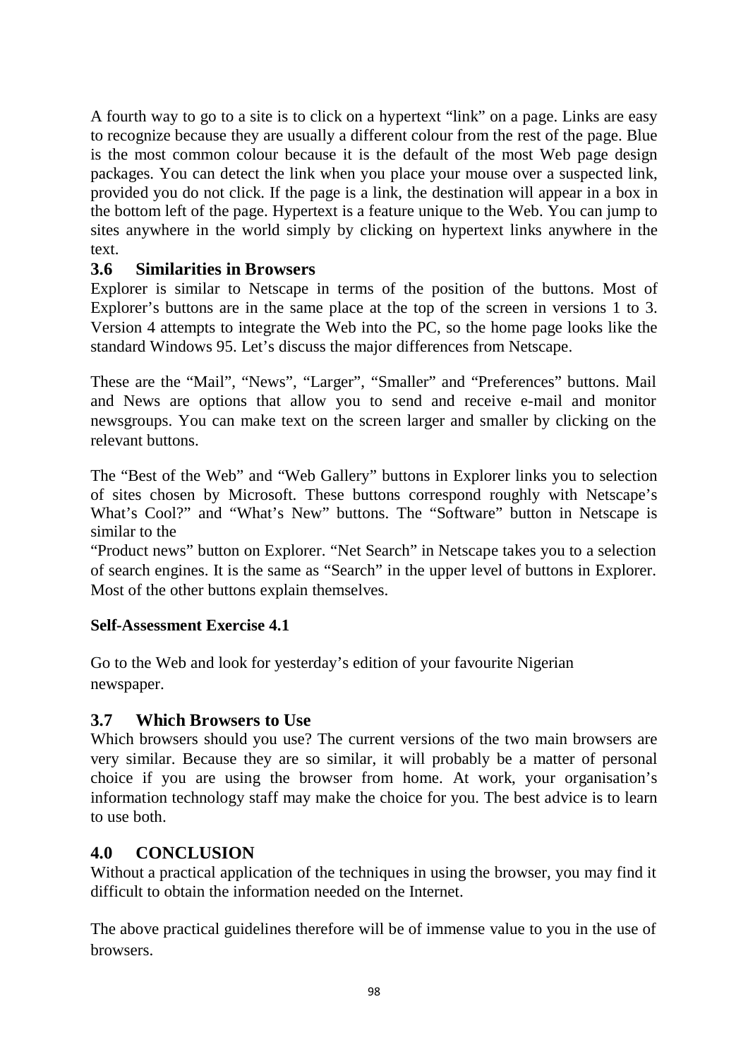A fourth way to go to a site is to click on a hypertext "link" on a page. Links are easy to recognize because they are usually a different colour from the rest of the page. Blue is the most common colour because it is the default of the most Web page design packages. You can detect the link when you place your mouse over a suspected link, provided you do not click. If the page is a link, the destination will appear in a box in the bottom left of the page. Hypertext is a feature unique to the Web. You can jump to sites anywhere in the world simply by clicking on hypertext links anywhere in the text.

### 3.6 Similarities in Browsers

Explorer is similar to Netscape in terms of the position of the buttons. Most of Explorer's buttons are in the same place at the top of the screen in versions 1 to 3. Version 4 attempts to integrate the Web into the PC, so the home page looks like the standard Windows 95. Let's discuss the major differences from Netscape.

These are the "Mail", "News", "Larger", "Smaller" and "Preferences" buttons. Mail and News are options that allow you to send and receive e-mail and monitor newsgroups. You can make text on the screen larger and smaller by clicking on the relevant buttons.

The "Best of the Web" and "Web Gallery" buttons in Explorer links you to selection of sites chosen by Microsoft. These buttons correspond roughly with Netscape's What's Cool?" and "What's New" buttons. The "Software" button in Netscape is similar to the

"Product news" button on Explorer. "Net Search" in Netscape takes you to a selection of search engines. It is the same as "Search" in the upper level of buttons in Explorer. Most of the other buttons explain themselves.

**Self-Assessment Exercise 4.1**

Go to the Web and look for yesterday's edition of your favourite Nigerian newspaper.

### 3.7 Which Browsers to Use

Which browsers should you use? The current versions of the two main browsers are very similar. Because they are so similar, it will probably be a matter of personal choice if you are using the browser from home. At work, your organisation's information technology staff may make the choice for you. The best advice is to learn to use both.

## 4.0 CONCLUSION

Without a practical application of the techniques in using the browser, you may find it difficult to obtain the information needed on the Internet.

The above practical guidelines therefore will be of immense value to you in the use of browsers.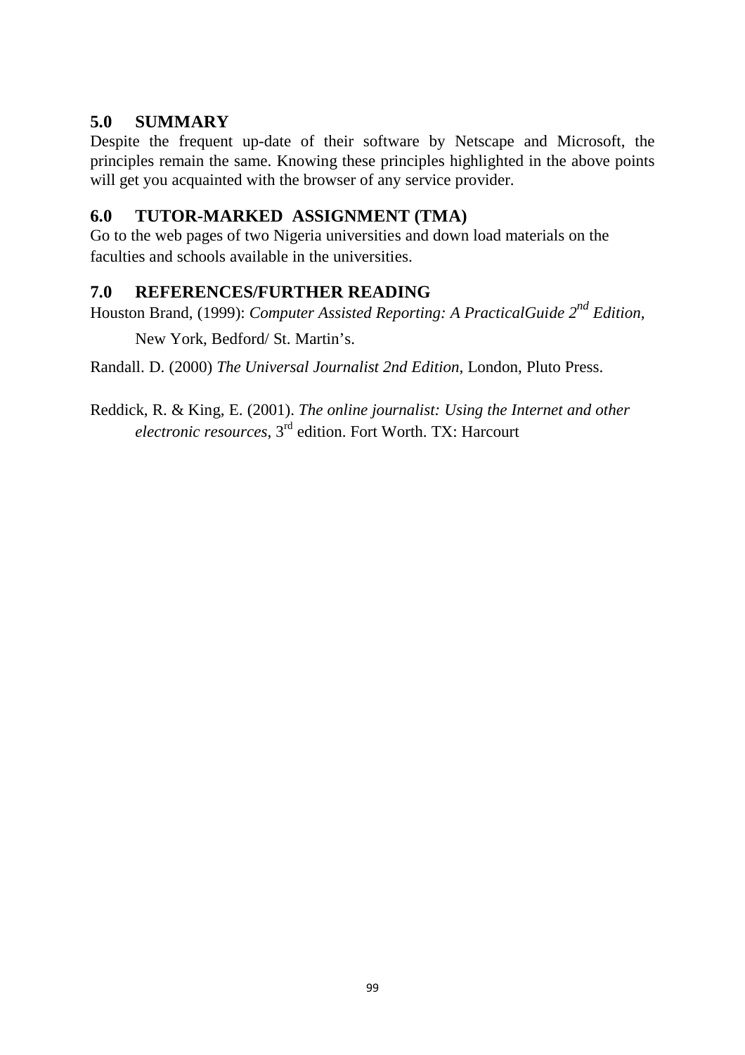## 5.0 SUMMARY

Despite the frequent up-date of their software by Netscape and Microsoft, the principles remain the same. Knowing these principles highlighted in the above points will get you acquainted with the browser of any service provider.

## 6.0 TUTOR-MARKED ASSIGNMENT (TMA)

Go to the web pages of two Nigeria universities and down load materials on the faculties and schools available in the universities.

## 7.0 REFERENCES/FURTHER READING

Houston Brand, (1999): *Computer Assisted Reporting: A PracticalGuide 2nd Edition*, New York, Bedford/ St. Martin's.

Randall. D. (2000) *The Universal Journalist 2nd Edition,* London, Pluto Press.

Reddick, R. & King, E. (2001). *The online journalist: Using the Internet and other electronic resources*, 3rd edition. Fort Worth. TX: Harcourt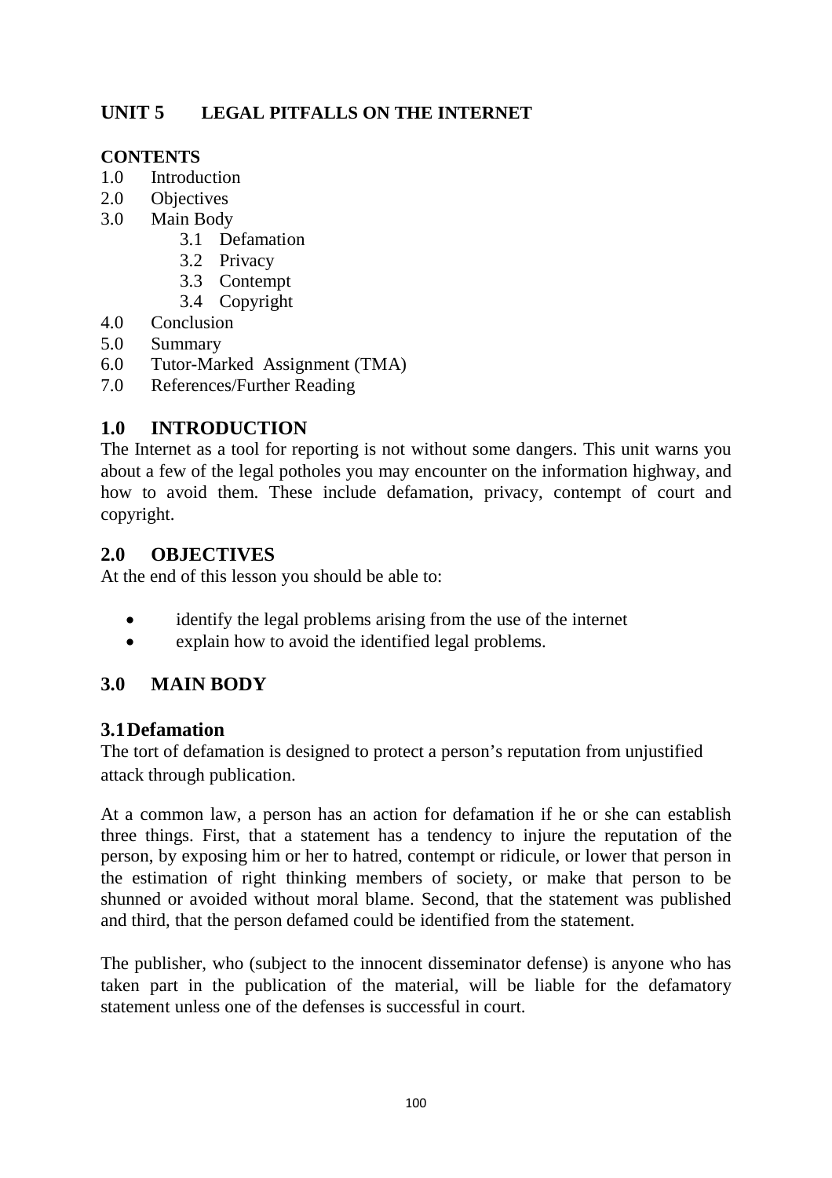## UNIT 5 LEGAL PITFALLS ON THE INTERNET

**CONTENTS**

1.0 Introduction
2.0 Objectives
3.0 Main Body
   3.1 Defamation
   3.2 Privacy
   3.3 Contempt
   3.4 Copyright
4.0 Conclusion
5.0 Summary
6.0 Tutor-Marked Assignment (TMA)
7.0 References/Further Reading

### 1.0 INTRODUCTION

The Internet as a tool for reporting is not without some dangers. This unit warns you about a few of the legal potholes you may encounter on the information highway, and how to avoid them. These include defamation, privacy, contempt of court and copyright.

### 2.0 OBJECTIVES

At the end of this lesson you should be able to:

- identify the legal problems arising from the use of the internet
- explain how to avoid the identified legal problems.

### 3.0 MAIN BODY

#### 3.1 Defamation

The tort of defamation is designed to protect a person's reputation from unjustified attack through publication.

At a common law, a person has an action for defamation if he or she can establish three things. First, that a statement has a tendency to injure the reputation of the person, by exposing him or her to hatred, contempt or ridicule, or lower that person in the estimation of right thinking members of society, or make that person to be shunned or avoided without moral blame. Second, that the statement was published and third, that the person defamed could be identified from the statement.

The publisher, who (subject to the innocent disseminator defense) is anyone who has taken part in the publication of the material, will be liable for the defamatory statement unless one of the defenses is successful in court.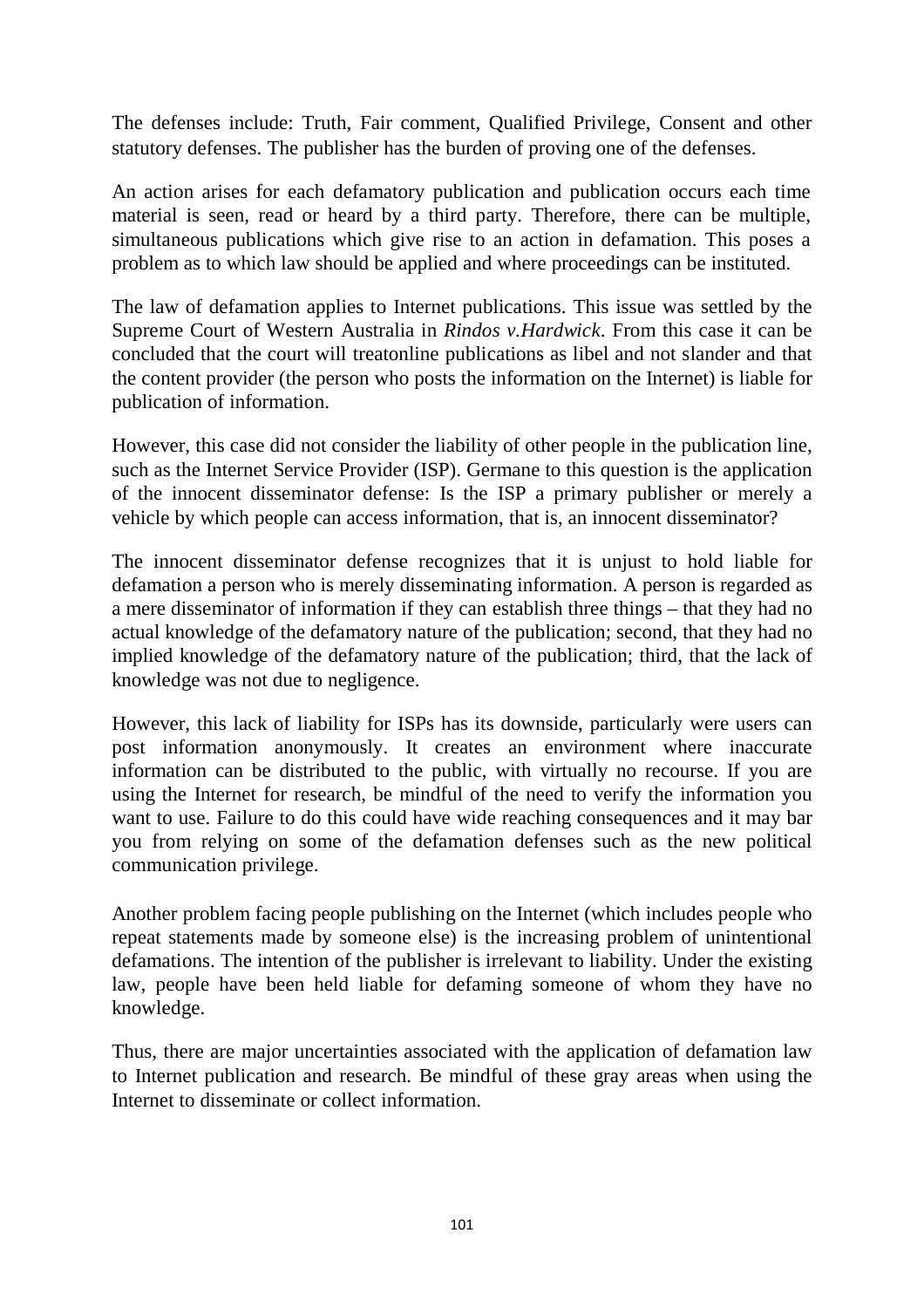The defenses include: Truth, Fair comment, Qualified Privilege, Consent and other statutory defenses. The publisher has the burden of proving one of the defenses.

An action arises for each defamatory publication and publication occurs each time material is seen, read or heard by a third party. Therefore, there can be multiple, simultaneous publications which give rise to an action in defamation. This poses a problem as to which law should be applied and where proceedings can be instituted.

The law of defamation applies to Internet publications. This issue was settled by the Supreme Court of Western Australia in *Rindos v.Hardwick*. From this case it can be concluded that the court will treatonline publications as libel and not slander and that the content provider (the person who posts the information on the Internet) is liable for publication of information.

However, this case did not consider the liability of other people in the publication line, such as the Internet Service Provider (ISP). Germane to this question is the application of the innocent disseminator defense: Is the ISP a primary publisher or merely a vehicle by which people can access information, that is, an innocent disseminator?

The innocent disseminator defense recognizes that it is unjust to hold liable for defamation a person who is merely disseminating information. A person is regarded as a mere disseminator of information if they can establish three things – that they had no actual knowledge of the defamatory nature of the publication; second, that they had no implied knowledge of the defamatory nature of the publication; third, that the lack of knowledge was not due to negligence.

However, this lack of liability for ISPs has its downside, particularly were users can post information anonymously. It creates an environment where inaccurate information can be distributed to the public, with virtually no recourse. If you are using the Internet for research, be mindful of the need to verify the information you want to use. Failure to do this could have wide reaching consequences and it may bar you from relying on some of the defamation defenses such as the new political communication privilege.

Another problem facing people publishing on the Internet (which includes people who repeat statements made by someone else) is the increasing problem of unintentional defamations. The intention of the publisher is irrelevant to liability. Under the existing law, people have been held liable for defaming someone of whom they have no knowledge.

Thus, there are major uncertainties associated with the application of defamation law to Internet publication and research. Be mindful of these gray areas when using the Internet to disseminate or collect information.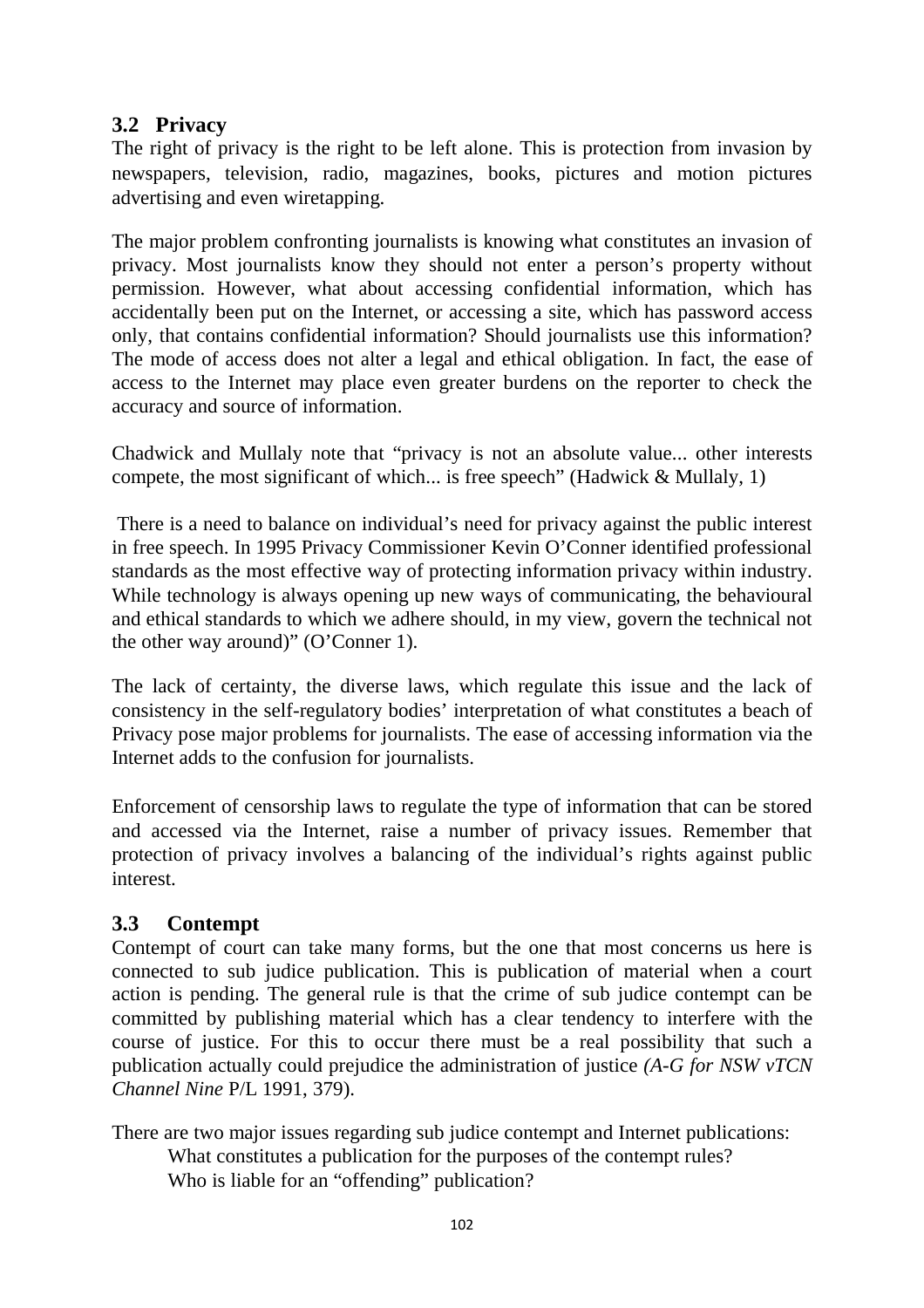### 3.2 Privacy

The right of privacy is the right to be left alone. This is protection from invasion by newspapers, television, radio, magazines, books, pictures and motion pictures advertising and even wiretapping.

The major problem confronting journalists is knowing what constitutes an invasion of privacy. Most journalists know they should not enter a person's property without permission. However, what about accessing confidential information, which has accidentally been put on the Internet, or accessing a site, which has password access only, that contains confidential information? Should journalists use this information? The mode of access does not alter a legal and ethical obligation. In fact, the ease of access to the Internet may place even greater burdens on the reporter to check the accuracy and source of information.

Chadwick and Mullaly note that "privacy is not an absolute value... other interests compete, the most significant of which... is free speech" (Hadwick & Mullaly, 1)

There is a need to balance on individual's need for privacy against the public interest in free speech. In 1995 Privacy Commissioner Kevin O'Conner identified professional standards as the most effective way of protecting information privacy within industry. While technology is always opening up new ways of communicating, the behavioural and ethical standards to which we adhere should, in my view, govern the technical not the other way around)" (O'Conner 1).

The lack of certainty, the diverse laws, which regulate this issue and the lack of consistency in the self-regulatory bodies' interpretation of what constitutes a beach of Privacy pose major problems for journalists. The ease of accessing information via the Internet adds to the confusion for journalists.

Enforcement of censorship laws to regulate the type of information that can be stored and accessed via the Internet, raise a number of privacy issues. Remember that protection of privacy involves a balancing of the individual's rights against public interest.

### 3.3 Contempt

Contempt of court can take many forms, but the one that most concerns us here is connected to sub judice publication. This is publication of material when a court action is pending. The general rule is that the crime of sub judice contempt can be committed by publishing material which has a clear tendency to interfere with the course of justice. For this to occur there must be a real possibility that such a publication actually could prejudice the administration of justice *(A-G for NSW vTCN Channel Nine* P/L 1991, 379).

There are two major issues regarding sub judice contempt and Internet publications:

What constitutes a publication for the purposes of the contempt rules?

Who is liable for an "offending" publication?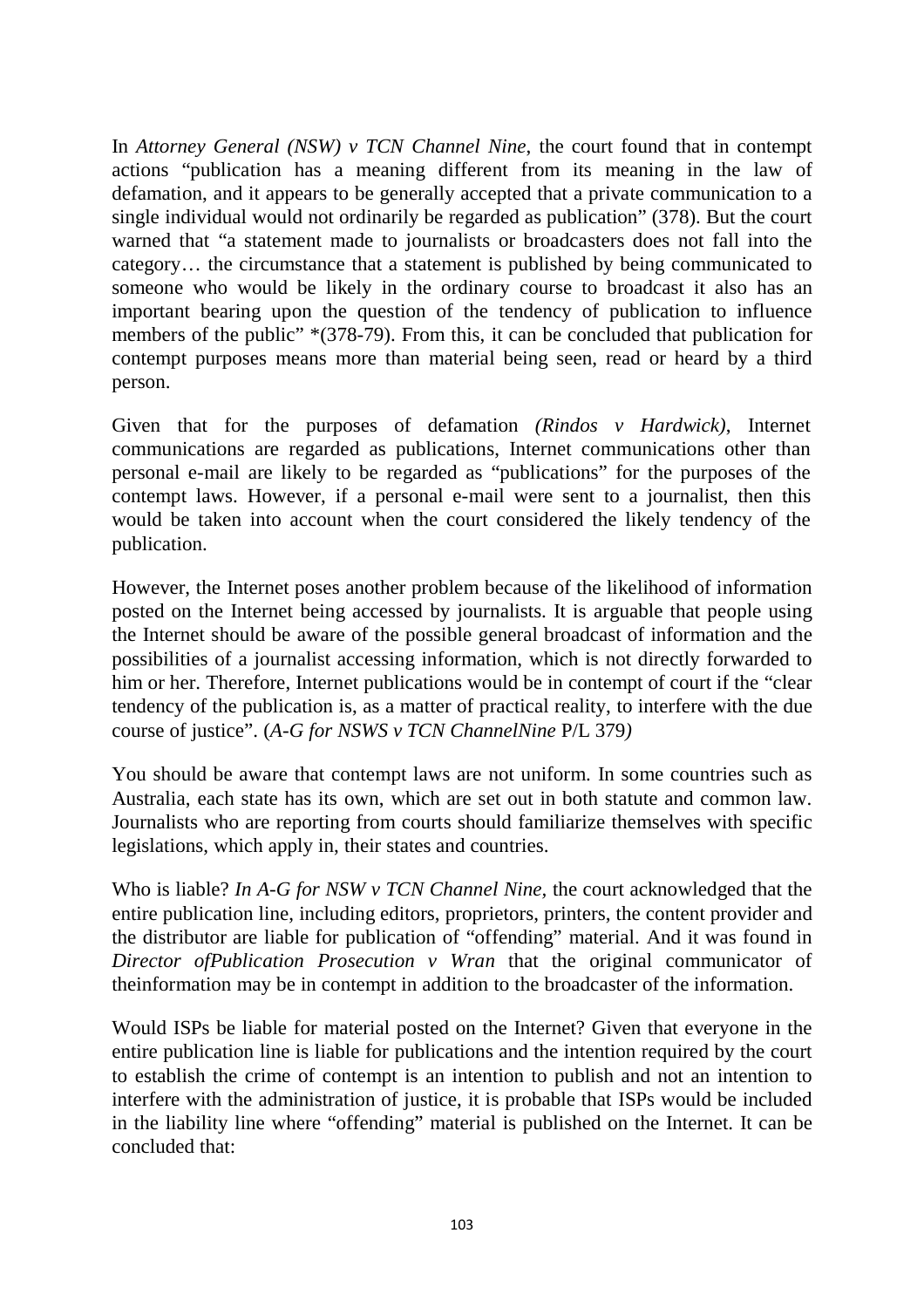In *Attorney General (NSW) v TCN Channel Nine*, the court found that in contempt actions "publication has a meaning different from its meaning in the law of defamation, and it appears to be generally accepted that a private communication to a single individual would not ordinarily be regarded as publication" (378). But the court warned that "a statement made to journalists or broadcasters does not fall into the category… the circumstance that a statement is published by being communicated to someone who would be likely in the ordinary course to broadcast it also has an important bearing upon the question of the tendency of publication to influence members of the public" *(378-79). From this, it can be concluded that publication for contempt purposes means more than material being seen, read or heard by a third person.

Given that for the purposes of defamation *(Rindos v Hardwick)*, Internet communications are regarded as publications, Internet communications other than personal e-mail are likely to be regarded as "publications" for the purposes of the contempt laws. However, if a personal e-mail were sent to a journalist, then this would be taken into account when the court considered the likely tendency of the publication.

However, the Internet poses another problem because of the likelihood of information posted on the Internet being accessed by journalists. It is arguable that people using the Internet should be aware of the possible general broadcast of information and the possibilities of a journalist accessing information, which is not directly forwarded to him or her. Therefore, Internet publications would be in contempt of court if the "clear tendency of the publication is, as a matter of practical reality, to interfere with the due course of justice". (*A-G for NSWS v TCN ChannelNine* P/L 379*)*

You should be aware that contempt laws are not uniform. In some countries such as Australia, each state has its own, which are set out in both statute and common law. Journalists who are reporting from courts should familiarize themselves with specific legislations, which apply in, their states and countries.

Who is liable? *In A-G for NSW v TCN Channel Nine,* the court acknowledged that the entire publication line, including editors, proprietors, printers, the content provider and the distributor are liable for publication of "offending" material. And it was found in *Director ofPublication Prosecution v Wran* that the original communicator of theinformation may be in contempt in addition to the broadcaster of the information.

Would ISPs be liable for material posted on the Internet? Given that everyone in the entire publication line is liable for publications and the intention required by the court to establish the crime of contempt is an intention to publish and not an intention to interfere with the administration of justice, it is probable that ISPs would be included in the liability line where "offending" material is published on the Internet. It can be concluded that: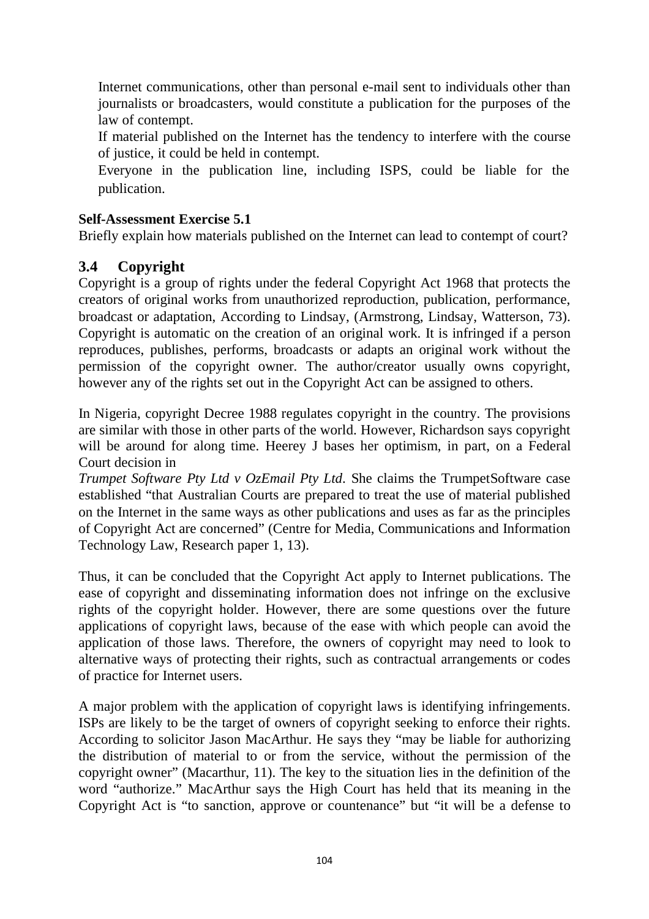Internet communications, other than personal e-mail sent to individuals other than journalists or broadcasters, would constitute a publication for the purposes of the law of contempt.

If material published on the Internet has the tendency to interfere with the course of justice, it could be held in contempt.

Everyone in the publication line, including ISPS, could be liable for the publication.

**Self-Assessment Exercise 5.1**

Briefly explain how materials published on the Internet can lead to contempt of court?

## 3.4 Copyright

Copyright is a group of rights under the federal Copyright Act 1968 that protects the creators of original works from unauthorized reproduction, publication, performance, broadcast or adaptation, According to Lindsay, (Armstrong, Lindsay, Watterson, 73). Copyright is automatic on the creation of an original work. It is infringed if a person reproduces, publishes, performs, broadcasts or adapts an original work without the permission of the copyright owner. The author/creator usually owns copyright, however any of the rights set out in the Copyright Act can be assigned to others.

In Nigeria, copyright Decree 1988 regulates copyright in the country. The provisions are similar with those in other parts of the world. However, Richardson says copyright will be around for along time. Heerey J bases her optimism, in part, on a Federal Court decision in *Trumpet Software Pty Ltd v OzEmail Pty Ltd*. She claims the TrumpetSoftware case established "that Australian Courts are prepared to treat the use of material published on the Internet in the same ways as other publications and uses as far as the principles of Copyright Act are concerned" (Centre for Media, Communications and Information Technology Law, Research paper 1, 13).

Thus, it can be concluded that the Copyright Act apply to Internet publications. The ease of copyright and disseminating information does not infringe on the exclusive rights of the copyright holder. However, there are some questions over the future applications of copyright laws, because of the ease with which people can avoid the application of those laws. Therefore, the owners of copyright may need to look to alternative ways of protecting their rights, such as contractual arrangements or codes of practice for Internet users.

A major problem with the application of copyright laws is identifying infringements. ISPs are likely to be the target of owners of copyright seeking to enforce their rights. According to solicitor Jason MacArthur. He says they "may be liable for authorizing the distribution of material to or from the service, without the permission of the copyright owner" (Macarthur, 11). The key to the situation lies in the definition of the word "authorize." MacArthur says the High Court has held that its meaning in the Copyright Act is "to sanction, approve or countenance" but "it will be a defense to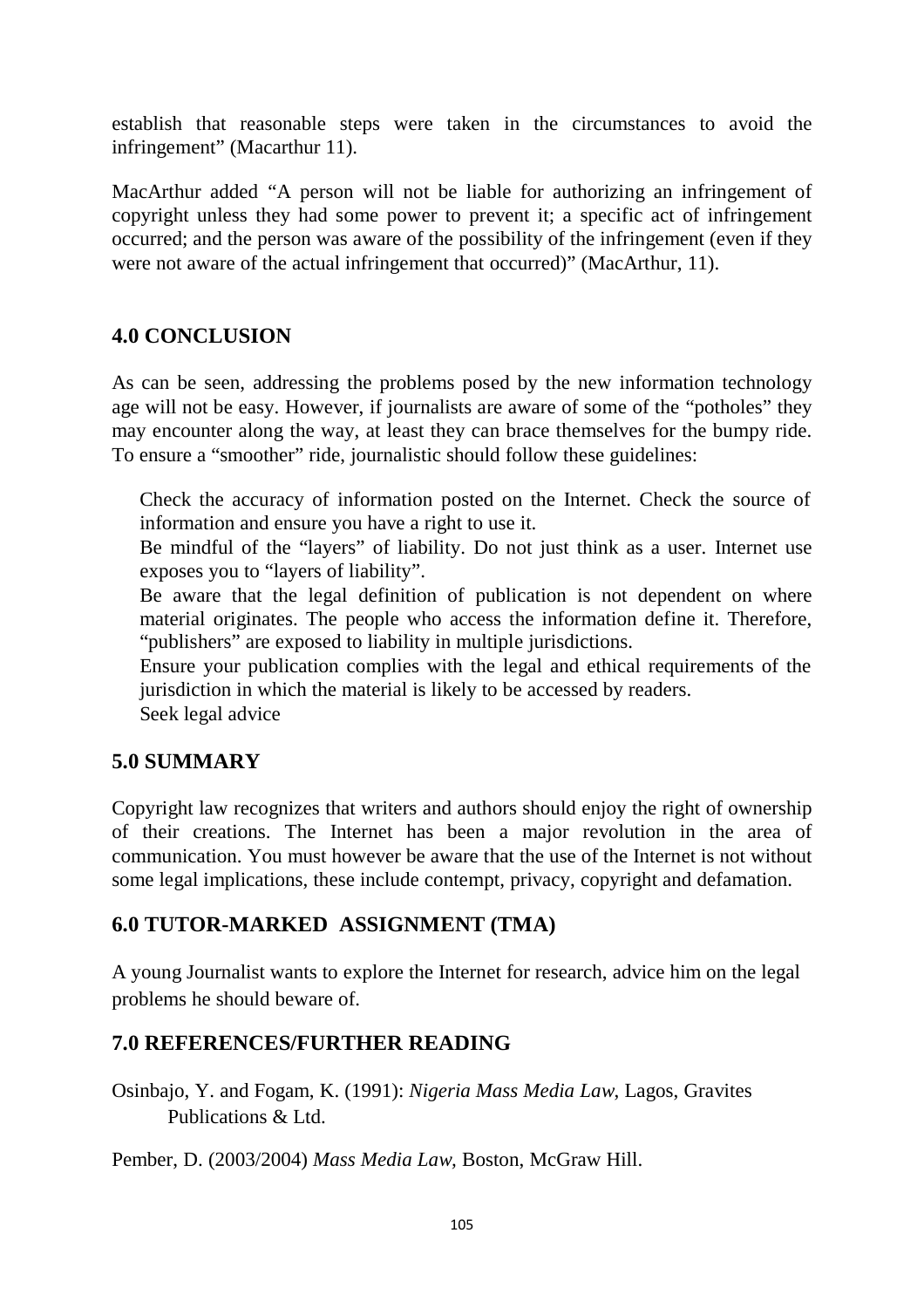establish that reasonable steps were taken in the circumstances to avoid the infringement" (Macarthur 11).

MacArthur added "A person will not be liable for authorizing an infringement of copyright unless they had some power to prevent it; a specific act of infringement occurred; and the person was aware of the possibility of the infringement (even if they were not aware of the actual infringement that occurred)" (MacArthur, 11).

## 4.0 CONCLUSION

As can be seen, addressing the problems posed by the new information technology age will not be easy. However, if journalists are aware of some of the "potholes" they may encounter along the way, at least they can brace themselves for the bumpy ride. To ensure a "smoother" ride, journalistic should follow these guidelines:

Check the accuracy of information posted on the Internet. Check the source of information and ensure you have a right to use it.
Be mindful of the "layers" of liability. Do not just think as a user. Internet use exposes you to "layers of liability".
Be aware that the legal definition of publication is not dependent on where material originates. The people who access the information define it. Therefore, "publishers" are exposed to liability in multiple jurisdictions.
Ensure your publication complies with the legal and ethical requirements of the jurisdiction in which the material is likely to be accessed by readers.
Seek legal advice

## 5.0 SUMMARY

Copyright law recognizes that writers and authors should enjoy the right of ownership of their creations. The Internet has been a major revolution in the area of communication. You must however be aware that the use of the Internet is not without some legal implications, these include contempt, privacy, copyright and defamation.

## 6.0 TUTOR-MARKED ASSIGNMENT (TMA)

A young Journalist wants to explore the Internet for research, advice him on the legal problems he should beware of.

## 7.0 REFERENCES/FURTHER READING

Osinbajo, Y. and Fogam, K. (1991): *Nigeria Mass Media Law*, Lagos, Gravites Publications & Ltd.

Pember, D. (2003/2004) *Mass Media Law*, Boston, McGraw Hill.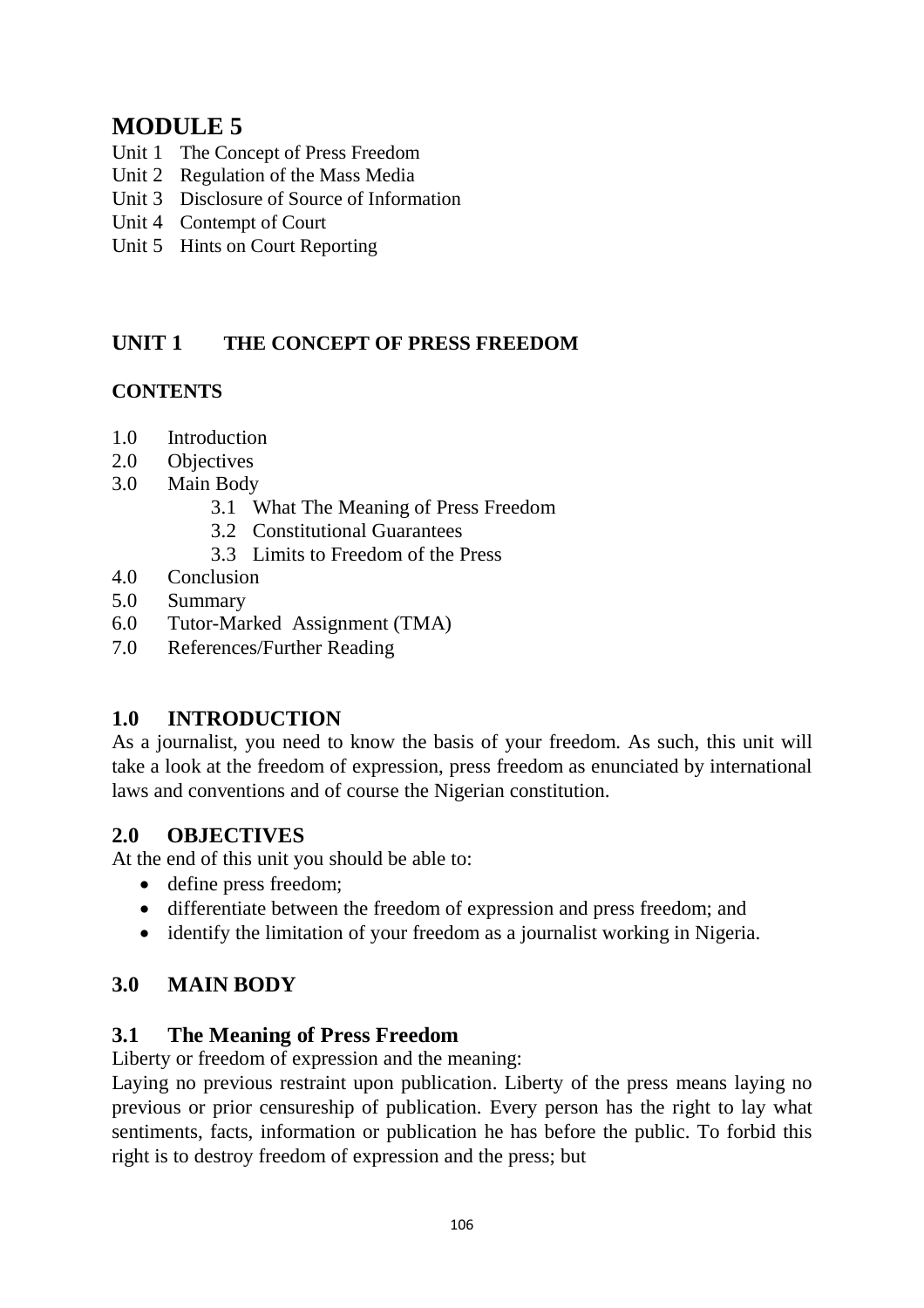# MODULE 5

Unit 1 The Concept of Press Freedom
Unit 2 Regulation of the Mass Media
Unit 3 Disclosure of Source of Information
Unit 4 Contempt of Court
Unit 5 Hints on Court Reporting

## UNIT 1 THE CONCEPT OF PRESS FREEDOM

### CONTENTS

1.0 Introduction
2.0 Objectives
3.0 Main Body
  3.1 What The Meaning of Press Freedom
  3.2 Constitutional Guarantees
  3.3 Limits to Freedom of the Press
4.0 Conclusion
5.0 Summary
6.0 Tutor-Marked Assignment (TMA)
7.0 References/Further Reading

## 1.0 INTRODUCTION

As a journalist, you need to know the basis of your freedom. As such, this unit will take a look at the freedom of expression, press freedom as enunciated by international laws and conventions and of course the Nigerian constitution.

## 2.0 OBJECTIVES

At the end of this unit you should be able to:

- define press freedom;
- differentiate between the freedom of expression and press freedom; and
- identify the limitation of your freedom as a journalist working in Nigeria.

## 3.0 MAIN BODY

### 3.1 The Meaning of Press Freedom

Liberty or freedom of expression and the meaning:

Laying no previous restraint upon publication. Liberty of the press means laying no previous or prior censureship of publication. Every person has the right to lay what sentiments, facts, information or publication he has before the public. To forbid this right is to destroy freedom of expression and the press; but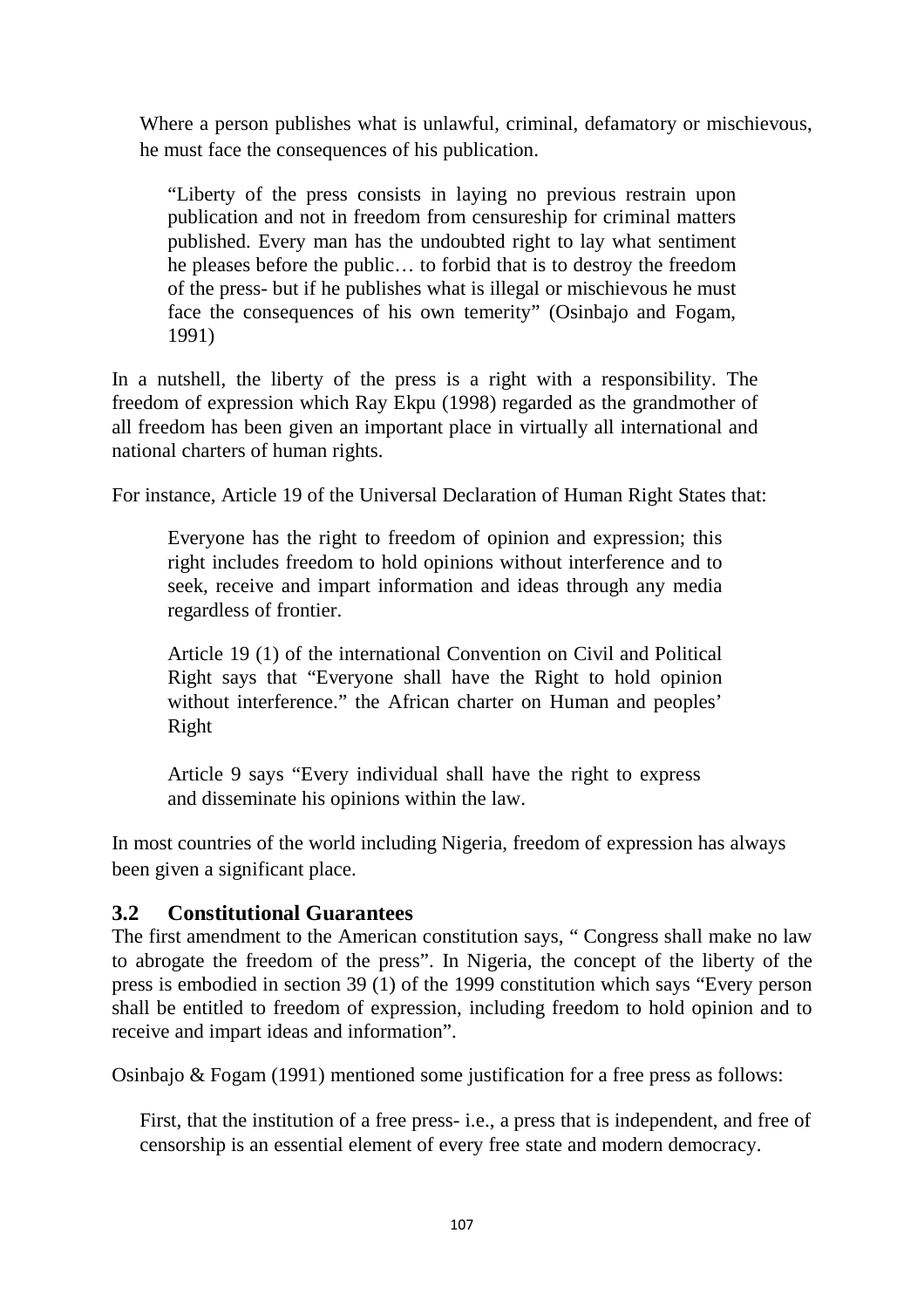Where a person publishes what is unlawful, criminal, defamatory or mischievous, he must face the consequences of his publication.

> "Liberty of the press consists in laying no previous restrain upon publication and not in freedom from censureship for criminal matters published. Every man has the undoubted right to lay what sentiment he pleases before the public… to forbid that is to destroy the freedom of the press- but if he publishes what is illegal or mischievous he must face the consequences of his own temerity" (Osinbajo and Fogam, 1991)

In a nutshell, the liberty of the press is a right with a responsibility. The freedom of expression which Ray Ekpu (1998) regarded as the grandmother of all freedom has been given an important place in virtually all international and national charters of human rights.

For instance, Article 19 of the Universal Declaration of Human Right States that:

> Everyone has the right to freedom of opinion and expression; this right includes freedom to hold opinions without interference and to seek, receive and impart information and ideas through any media regardless of frontier.
>
> Article 19 (1) of the international Convention on Civil and Political Right says that "Everyone shall have the Right to hold opinion without interference." the African charter on Human and peoples' Right
>
> Article 9 says "Every individual shall have the right to express and disseminate his opinions within the law.

In most countries of the world including Nigeria, freedom of expression has always been given a significant place.

### 3.2 Constitutional Guarantees

The first amendment to the American constitution says, " Congress shall make no law to abrogate the freedom of the press". In Nigeria, the concept of the liberty of the press is embodied in section 39 (1) of the 1999 constitution which says "Every person shall be entitled to freedom of expression, including freedom to hold opinion and to receive and impart ideas and information".

Osinbajo & Fogam (1991) mentioned some justification for a free press as follows:

First, that the institution of a free press- i.e., a press that is independent, and free of censorship is an essential element of every free state and modern democracy.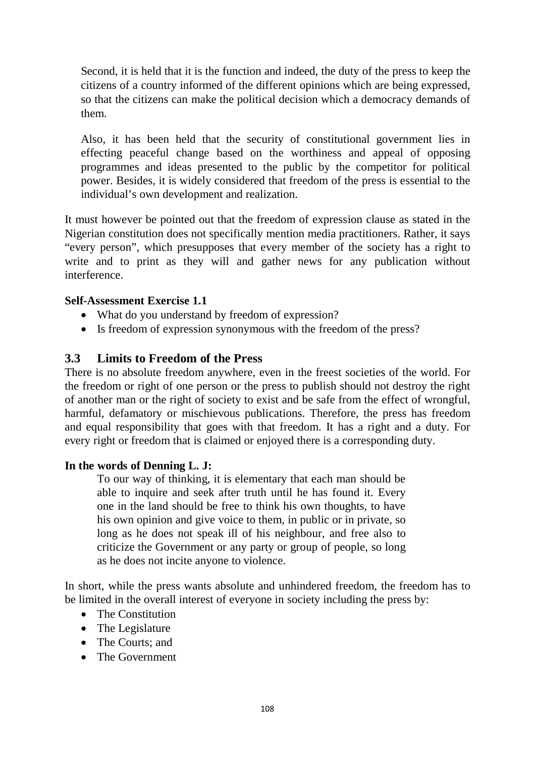Second, it is held that it is the function and indeed, the duty of the press to keep the citizens of a country informed of the different opinions which are being expressed, so that the citizens can make the political decision which a democracy demands of them.

Also, it has been held that the security of constitutional government lies in effecting peaceful change based on the worthiness and appeal of opposing programmes and ideas presented to the public by the competitor for political power. Besides, it is widely considered that freedom of the press is essential to the individual's own development and realization.

It must however be pointed out that the freedom of expression clause as stated in the Nigerian constitution does not specifically mention media practitioners. Rather, it says "every person", which presupposes that every member of the society has a right to write and to print as they will and gather news for any publication without interference.

**Self-Assessment Exercise 1.1**

- What do you understand by freedom of expression?
- Is freedom of expression synonymous with the freedom of the press?

## 3.3 Limits to Freedom of the Press

There is no absolute freedom anywhere, even in the freest societies of the world. For the freedom or right of one person or the press to publish should not destroy the right of another man or the right of society to exist and be safe from the effect of wrongful, harmful, defamatory or mischievous publications. Therefore, the press has freedom and equal responsibility that goes with that freedom. It has a right and a duty. For every right or freedom that is claimed or enjoyed there is a corresponding duty.

**In the words of Denning L. J:**

> To our way of thinking, it is elementary that each man should be able to inquire and seek after truth until he has found it. Every one in the land should be free to think his own thoughts, to have his own opinion and give voice to them, in public or in private, so long as he does not speak ill of his neighbour, and free also to criticize the Government or any party or group of people, so long as he does not incite anyone to violence.

In short, while the press wants absolute and unhindered freedom, the freedom has to be limited in the overall interest of everyone in society including the press by:

- The Constitution
- The Legislature
- The Courts; and
- The Government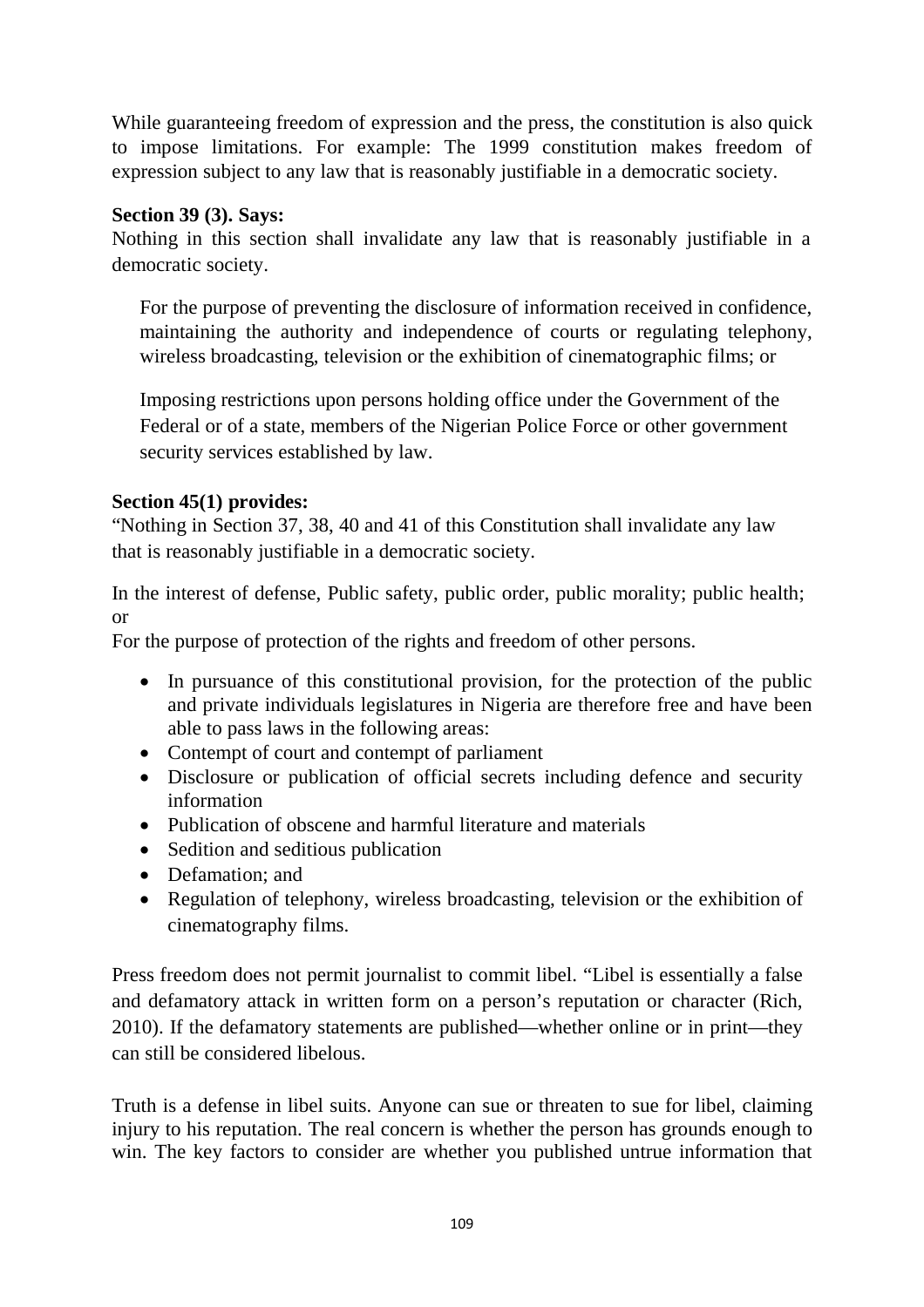While guaranteeing freedom of expression and the press, the constitution is also quick to impose limitations. For example: The 1999 constitution makes freedom of expression subject to any law that is reasonably justifiable in a democratic society.

**Section 39 (3). Says:**
Nothing in this section shall invalidate any law that is reasonably justifiable in a democratic society.

For the purpose of preventing the disclosure of information received in confidence, maintaining the authority and independence of courts or regulating telephony, wireless broadcasting, television or the exhibition of cinematographic films; or

Imposing restrictions upon persons holding office under the Government of the Federal or of a state, members of the Nigerian Police Force or other government security services established by law.

**Section 45(1) provides:**
"Nothing in Section 37, 38, 40 and 41 of this Constitution shall invalidate any law that is reasonably justifiable in a democratic society.

In the interest of defense, Public safety, public order, public morality; public health; or
For the purpose of protection of the rights and freedom of other persons.

- In pursuance of this constitutional provision, for the protection of the public and private individuals legislatures in Nigeria are therefore free and have been able to pass laws in the following areas:
- Contempt of court and contempt of parliament
- Disclosure or publication of official secrets including defence and security information
- Publication of obscene and harmful literature and materials
- Sedition and seditious publication
- Defamation; and
- Regulation of telephony, wireless broadcasting, television or the exhibition of cinematography films.

Press freedom does not permit journalist to commit libel. "Libel is essentially a false and defamatory attack in written form on a person's reputation or character (Rich, 2010). If the defamatory statements are published—whether online or in print—they can still be considered libelous.

Truth is a defense in libel suits. Anyone can sue or threaten to sue for libel, claiming injury to his reputation. The real concern is whether the person has grounds enough to win. The key factors to consider are whether you published untrue information that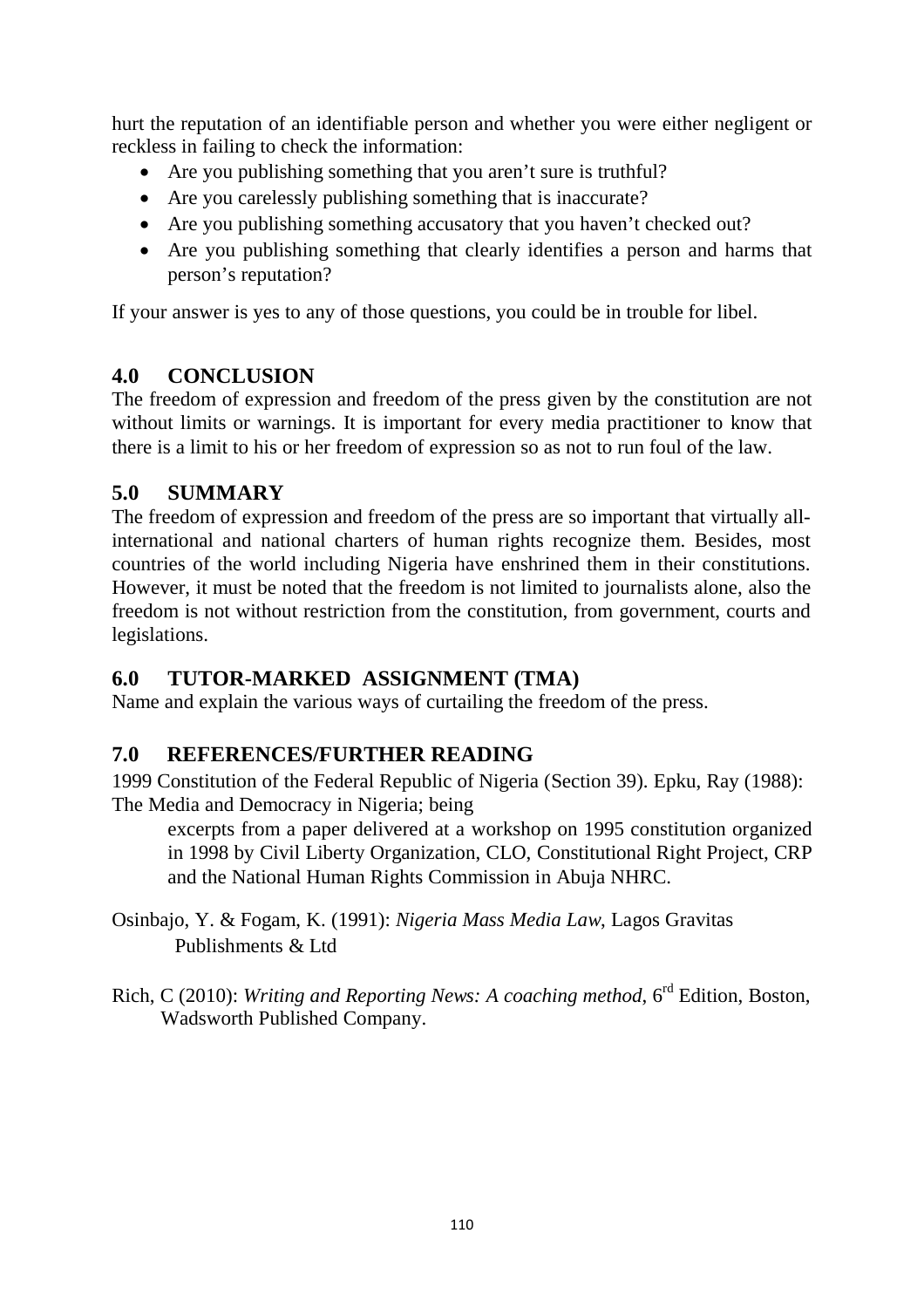hurt the reputation of an identifiable person and whether you were either negligent or reckless in failing to check the information:

- Are you publishing something that you aren't sure is truthful?
- Are you carelessly publishing something that is inaccurate?
- Are you publishing something accusatory that you haven't checked out?
- Are you publishing something that clearly identifies a person and harms that person's reputation?

If your answer is yes to any of those questions, you could be in trouble for libel.

## 4.0 CONCLUSION

The freedom of expression and freedom of the press given by the constitution are not without limits or warnings. It is important for every media practitioner to know that there is a limit to his or her freedom of expression so as not to run foul of the law.

## 5.0 SUMMARY

The freedom of expression and freedom of the press are so important that virtually all-international and national charters of human rights recognize them. Besides, most countries of the world including Nigeria have enshrined them in their constitutions. However, it must be noted that the freedom is not limited to journalists alone, also the freedom is not without restriction from the constitution, from government, courts and legislations.

## 6.0 TUTOR-MARKED ASSIGNMENT (TMA)

Name and explain the various ways of curtailing the freedom of the press.

## 7.0 REFERENCES/FURTHER READING

1999 Constitution of the Federal Republic of Nigeria (Section 39). Epku, Ray (1988): The Media and Democracy in Nigeria; being excerpts from a paper delivered at a workshop on 1995 constitution organized in 1998 by Civil Liberty Organization, CLO, Constitutional Right Project, CRP and the National Human Rights Commission in Abuja NHRC.

Osinbajo, Y. & Fogam, K. (1991): *Nigeria Mass Media Law*, Lagos Gravitas Publishments & Ltd

Rich, C (2010): *Writing and Reporting News: A coaching method*, 6rd Edition, Boston, Wadsworth Published Company.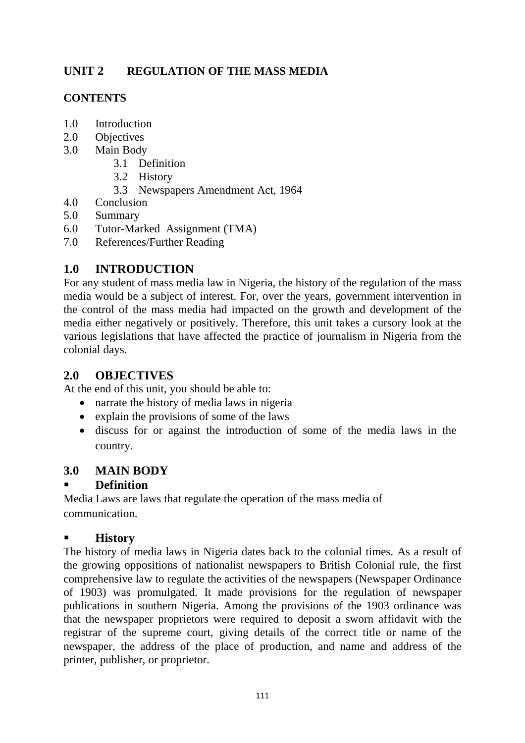## UNIT 2 REGULATION OF THE MASS MEDIA

### CONTENTS

1.0 Introduction
2.0 Objectives
3.0 Main Body
    3.1 Definition
    3.2 History
    3.3 Newspapers Amendment Act, 1964
4.0 Conclusion
5.0 Summary
6.0 Tutor-Marked Assignment (TMA)
7.0 References/Further Reading

### 1.0 INTRODUCTION

For any student of mass media law in Nigeria, the history of the regulation of the mass media would be a subject of interest. For, over the years, government intervention in the control of the mass media had impacted on the growth and development of the media either negatively or positively. Therefore, this unit takes a cursory look at the various legislations that have affected the practice of journalism in Nigeria from the colonial days.

### 2.0 OBJECTIVES

At the end of this unit, you should be able to:

- narrate the history of media laws in nigeria
- explain the provisions of some of the laws
- discuss for or against the introduction of some of the media laws in the country.

### 3.0 MAIN BODY

- **Definition**

Media Laws are laws that regulate the operation of the mass media of communication.

- **History**

The history of media laws in Nigeria dates back to the colonial times. As a result of the growing oppositions of nationalist newspapers to British Colonial rule, the first comprehensive law to regulate the activities of the newspapers (Newspaper Ordinance of 1903) was promulgated. It made provisions for the regulation of newspaper publications in southern Nigeria. Among the provisions of the 1903 ordinance was that the newspaper proprietors were required to deposit a sworn affidavit with the registrar of the supreme court, giving details of the correct title or name of the newspaper, the address of the place of production, and name and address of the printer, publisher, or proprietor.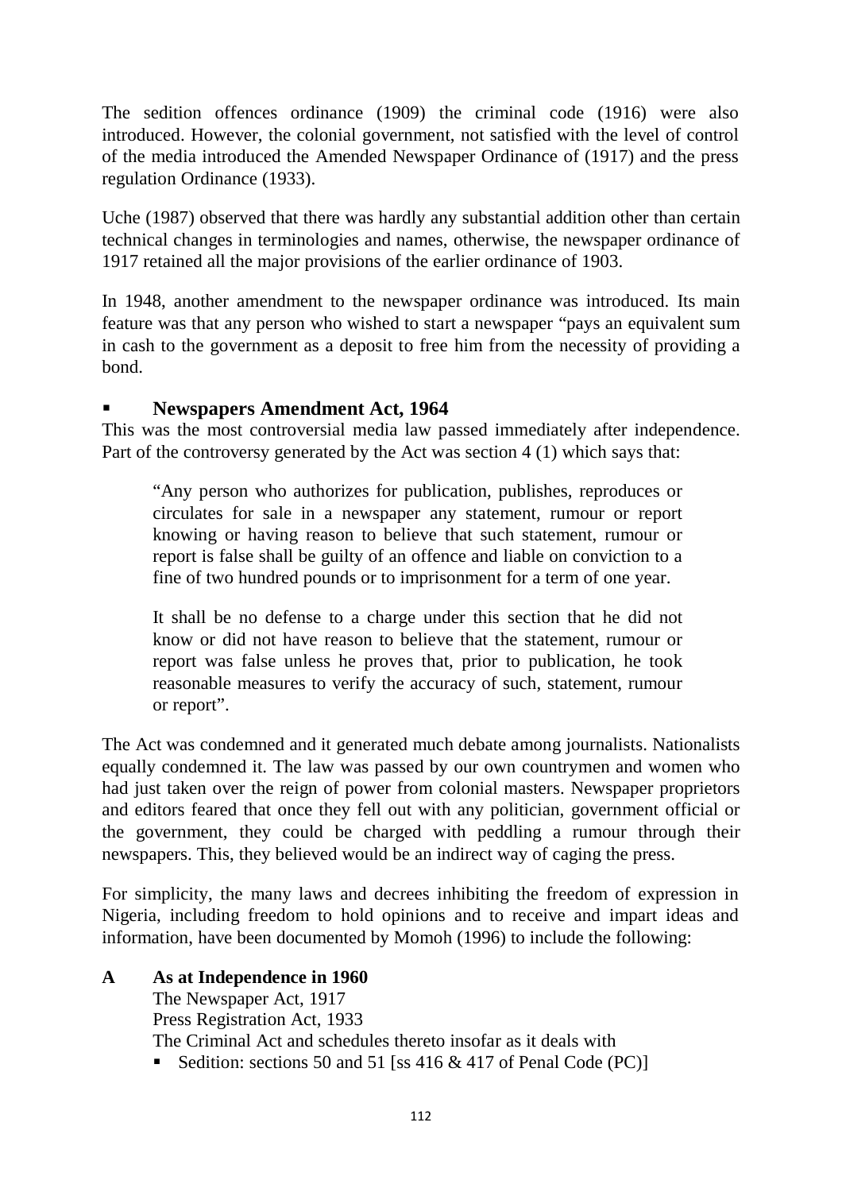The sedition offences ordinance (1909) the criminal code (1916) were also introduced. However, the colonial government, not satisfied with the level of control of the media introduced the Amended Newspaper Ordinance of (1917) and the press regulation Ordinance (1933).

Uche (1987) observed that there was hardly any substantial addition other than certain technical changes in terminologies and names, otherwise, the newspaper ordinance of 1917 retained all the major provisions of the earlier ordinance of 1903.

In 1948, another amendment to the newspaper ordinance was introduced. Its main feature was that any person who wished to start a newspaper "pays an equivalent sum in cash to the government as a deposit to free him from the necessity of providing a bond.

- **Newspapers Amendment Act, 1964**

This was the most controversial media law passed immediately after independence. Part of the controversy generated by the Act was section 4 (1) which says that:

> "Any person who authorizes for publication, publishes, reproduces or circulates for sale in a newspaper any statement, rumour or report knowing or having reason to believe that such statement, rumour or report is false shall be guilty of an offence and liable on conviction to a fine of two hundred pounds or to imprisonment for a term of one year.
>
> It shall be no defense to a charge under this section that he did not know or did not have reason to believe that the statement, rumour or report was false unless he proves that, prior to publication, he took reasonable measures to verify the accuracy of such, statement, rumour or report".

The Act was condemned and it generated much debate among journalists. Nationalists equally condemned it. The law was passed by our own countrymen and women who had just taken over the reign of power from colonial masters. Newspaper proprietors and editors feared that once they fell out with any politician, government official or the government, they could be charged with peddling a rumour through their newspapers. This, they believed would be an indirect way of caging the press.

For simplicity, the many laws and decrees inhibiting the freedom of expression in Nigeria, including freedom to hold opinions and to receive and impart ideas and information, have been documented by Momoh (1996) to include the following:

**A As at Independence in 1960**

The Newspaper Act, 1917
Press Registration Act, 1933
The Criminal Act and schedules thereto insofar as it deals with

- Sedition: sections 50 and 51 [ss 416 & 417 of Penal Code (PC)]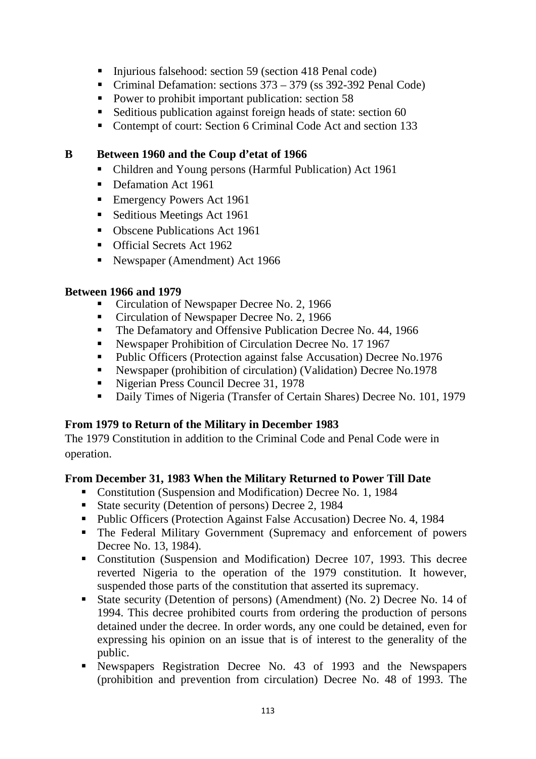- Injurious falsehood: section 59 (section 418 Penal code)
- Criminal Defamation: sections 373 – 379 (ss 392-392 Penal Code)
- Power to prohibit important publication: section 58
- Seditious publication against foreign heads of state: section 60
- Contempt of court: Section 6 Criminal Code Act and section 133

**B Between 1960 and the Coup d'etat of 1966**

- Children and Young persons (Harmful Publication) Act 1961
- Defamation Act 1961
- Emergency Powers Act 1961
- Seditious Meetings Act 1961
- Obscene Publications Act 1961
- Official Secrets Act 1962
- Newspaper (Amendment) Act 1966

**Between 1966 and 1979**

- Circulation of Newspaper Decree No. 2, 1966
- Circulation of Newspaper Decree No. 2, 1966
- The Defamatory and Offensive Publication Decree No. 44, 1966
- Newspaper Prohibition of Circulation Decree No. 17 1967
- Public Officers (Protection against false Accusation) Decree No.1976
- Newspaper (prohibition of circulation) (Validation) Decree No.1978
- Nigerian Press Council Decree 31, 1978
- Daily Times of Nigeria (Transfer of Certain Shares) Decree No. 101, 1979

**From 1979 to Return of the Military in December 1983**

The 1979 Constitution in addition to the Criminal Code and Penal Code were in operation.

**From December 31, 1983 When the Military Returned to Power Till Date**

- Constitution (Suspension and Modification) Decree No. 1, 1984
- State security (Detention of persons) Decree 2, 1984
- Public Officers (Protection Against False Accusation) Decree No. 4, 1984
- The Federal Military Government (Supremacy and enforcement of powers Decree No. 13, 1984).
- Constitution (Suspension and Modification) Decree 107, 1993. This decree reverted Nigeria to the operation of the 1979 constitution. It however, suspended those parts of the constitution that asserted its supremacy.
- State security (Detention of persons) (Amendment) (No. 2) Decree No. 14 of 1994. This decree prohibited courts from ordering the production of persons detained under the decree. In order words, any one could be detained, even for expressing his opinion on an issue that is of interest to the generality of the public.
- Newspapers Registration Decree No. 43 of 1993 and the Newspapers (prohibition and prevention from circulation) Decree No. 48 of 1993. The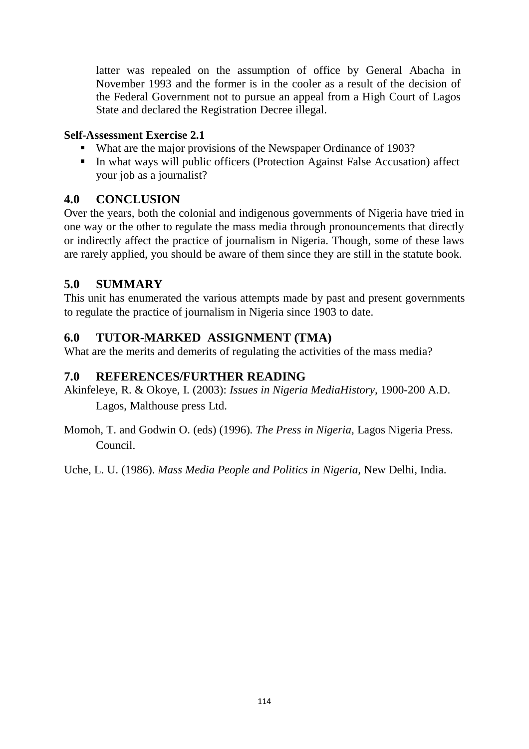latter was repealed on the assumption of office by General Abacha in November 1993 and the former is in the cooler as a result of the decision of the Federal Government not to pursue an appeal from a High Court of Lagos State and declared the Registration Decree illegal.

**Self-Assessment Exercise 2.1**

- What are the major provisions of the Newspaper Ordinance of 1903?
- In what ways will public officers (Protection Against False Accusation) affect your job as a journalist?

## 4.0 CONCLUSION

Over the years, both the colonial and indigenous governments of Nigeria have tried in one way or the other to regulate the mass media through pronouncements that directly or indirectly affect the practice of journalism in Nigeria. Though, some of these laws are rarely applied, you should be aware of them since they are still in the statute book.

## 5.0 SUMMARY

This unit has enumerated the various attempts made by past and present governments to regulate the practice of journalism in Nigeria since 1903 to date.

## 6.0 TUTOR-MARKED ASSIGNMENT (TMA)

What are the merits and demerits of regulating the activities of the mass media?

## 7.0 REFERENCES/FURTHER READING

Akinfeleye, R. & Okoye, I. (2003): *Issues in Nigeria MediaHistory,* 1900-200 A.D. Lagos, Malthouse press Ltd.

Momoh, T. and Godwin O. (eds) (1996). *The Press in Nigeria,* Lagos Nigeria Press. Council.

Uche, L. U. (1986). *Mass Media People and Politics in Nigeria,* New Delhi, India.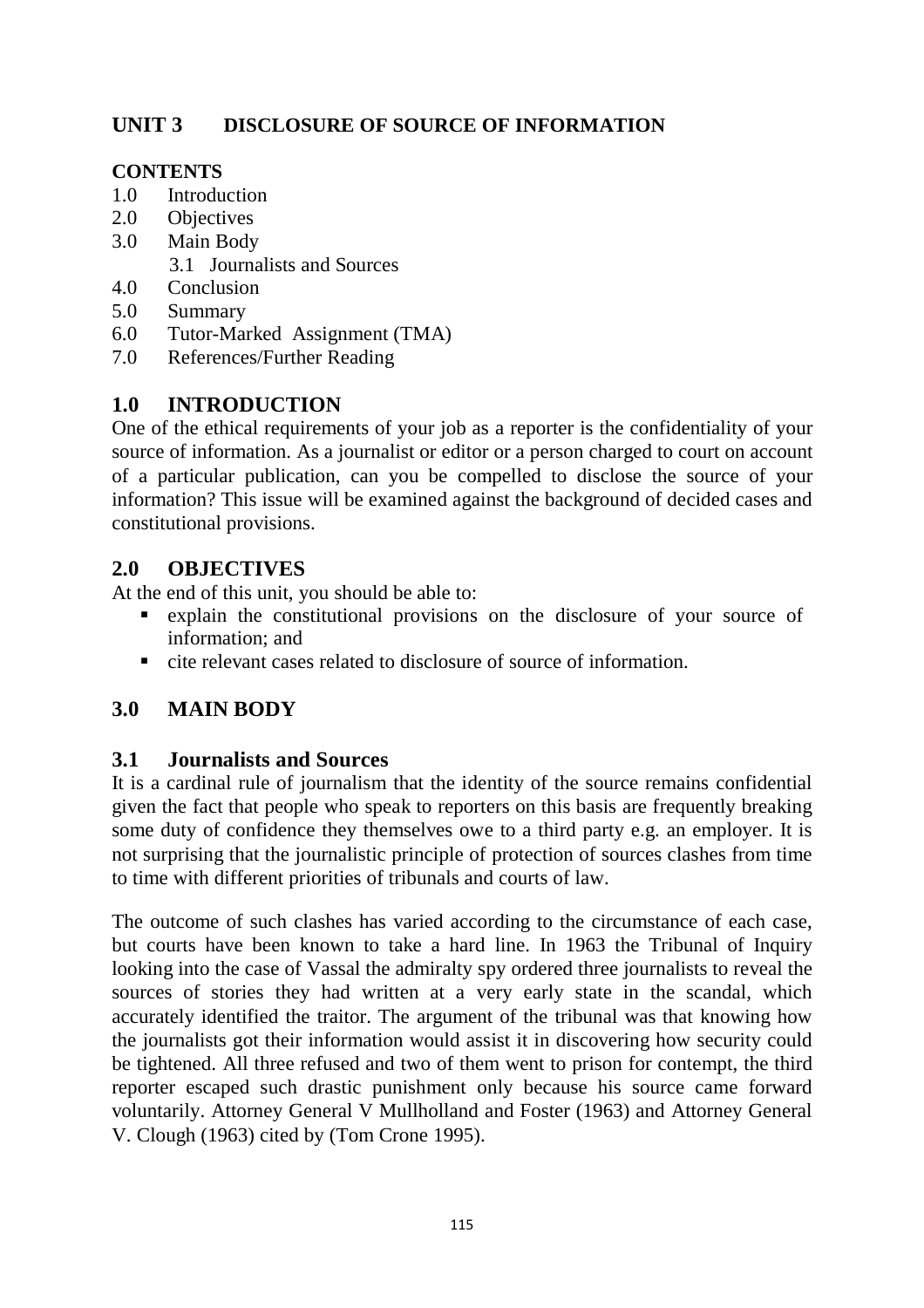## UNIT 3 DISCLOSURE OF SOURCE OF INFORMATION

**CONTENTS**

1.0 Introduction
2.0 Objectives
3.0 Main Body
 3.1 Journalists and Sources
4.0 Conclusion
5.0 Summary
6.0 Tutor-Marked Assignment (TMA)
7.0 References/Further Reading

## 1.0 INTRODUCTION

One of the ethical requirements of your job as a reporter is the confidentiality of your source of information. As a journalist or editor or a person charged to court on account of a particular publication, can you be compelled to disclose the source of your information? This issue will be examined against the background of decided cases and constitutional provisions.

## 2.0 OBJECTIVES

At the end of this unit, you should be able to:

- explain the constitutional provisions on the disclosure of your source of information; and
- cite relevant cases related to disclosure of source of information.

## 3.0 MAIN BODY

### 3.1 Journalists and Sources

It is a cardinal rule of journalism that the identity of the source remains confidential given the fact that people who speak to reporters on this basis are frequently breaking some duty of confidence they themselves owe to a third party e.g. an employer. It is not surprising that the journalistic principle of protection of sources clashes from time to time with different priorities of tribunals and courts of law.

The outcome of such clashes has varied according to the circumstance of each case, but courts have been known to take a hard line. In 1963 the Tribunal of Inquiry looking into the case of Vassal the admiralty spy ordered three journalists to reveal the sources of stories they had written at a very early state in the scandal, which accurately identified the traitor. The argument of the tribunal was that knowing how the journalists got their information would assist it in discovering how security could be tightened. All three refused and two of them went to prison for contempt, the third reporter escaped such drastic punishment only because his source came forward voluntarily. Attorney General V Mullholland and Foster (1963) and Attorney General V. Clough (1963) cited by (Tom Crone 1995).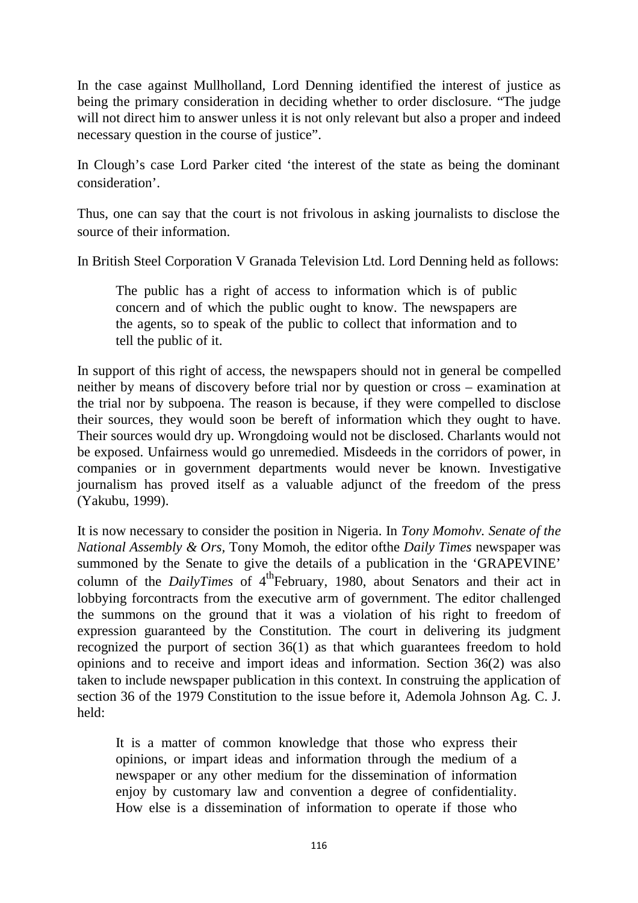In the case against Mullholland, Lord Denning identified the interest of justice as being the primary consideration in deciding whether to order disclosure. "The judge will not direct him to answer unless it is not only relevant but also a proper and indeed necessary question in the course of justice".

In Clough's case Lord Parker cited 'the interest of the state as being the dominant consideration'.

Thus, one can say that the court is not frivolous in asking journalists to disclose the source of their information.

In British Steel Corporation V Granada Television Ltd. Lord Denning held as follows:

> The public has a right of access to information which is of public concern and of which the public ought to know. The newspapers are the agents, so to speak of the public to collect that information and to tell the public of it.

In support of this right of access, the newspapers should not in general be compelled neither by means of discovery before trial nor by question or cross – examination at the trial nor by subpoena. The reason is because, if they were compelled to disclose their sources, they would soon be bereft of information which they ought to have. Their sources would dry up. Wrongdoing would not be disclosed. Charlants would not be exposed. Unfairness would go unremedied. Misdeeds in the corridors of power, in companies or in government departments would never be known. Investigative journalism has proved itself as a valuable adjunct of the freedom of the press (Yakubu, 1999).

It is now necessary to consider the position in Nigeria. In *Tony Momohv. Senate of the National Assembly & Ors,* Tony Momoh, the editor ofthe *Daily Times* newspaper was summoned by the Senate to give the details of a publication in the 'GRAPEVINE' column of the *DailyTimes* of 4thFebruary, 1980, about Senators and their act in lobbying forcontracts from the executive arm of government. The editor challenged the summons on the ground that it was a violation of his right to freedom of expression guaranteed by the Constitution. The court in delivering its judgment recognized the purport of section 36(1) as that which guarantees freedom to hold opinions and to receive and import ideas and information. Section 36(2) was also taken to include newspaper publication in this context. In construing the application of section 36 of the 1979 Constitution to the issue before it, Ademola Johnson Ag. C. J. held:

> It is a matter of common knowledge that those who express their opinions, or impart ideas and information through the medium of a newspaper or any other medium for the dissemination of information enjoy by customary law and convention a degree of confidentiality. How else is a dissemination of information to operate if those who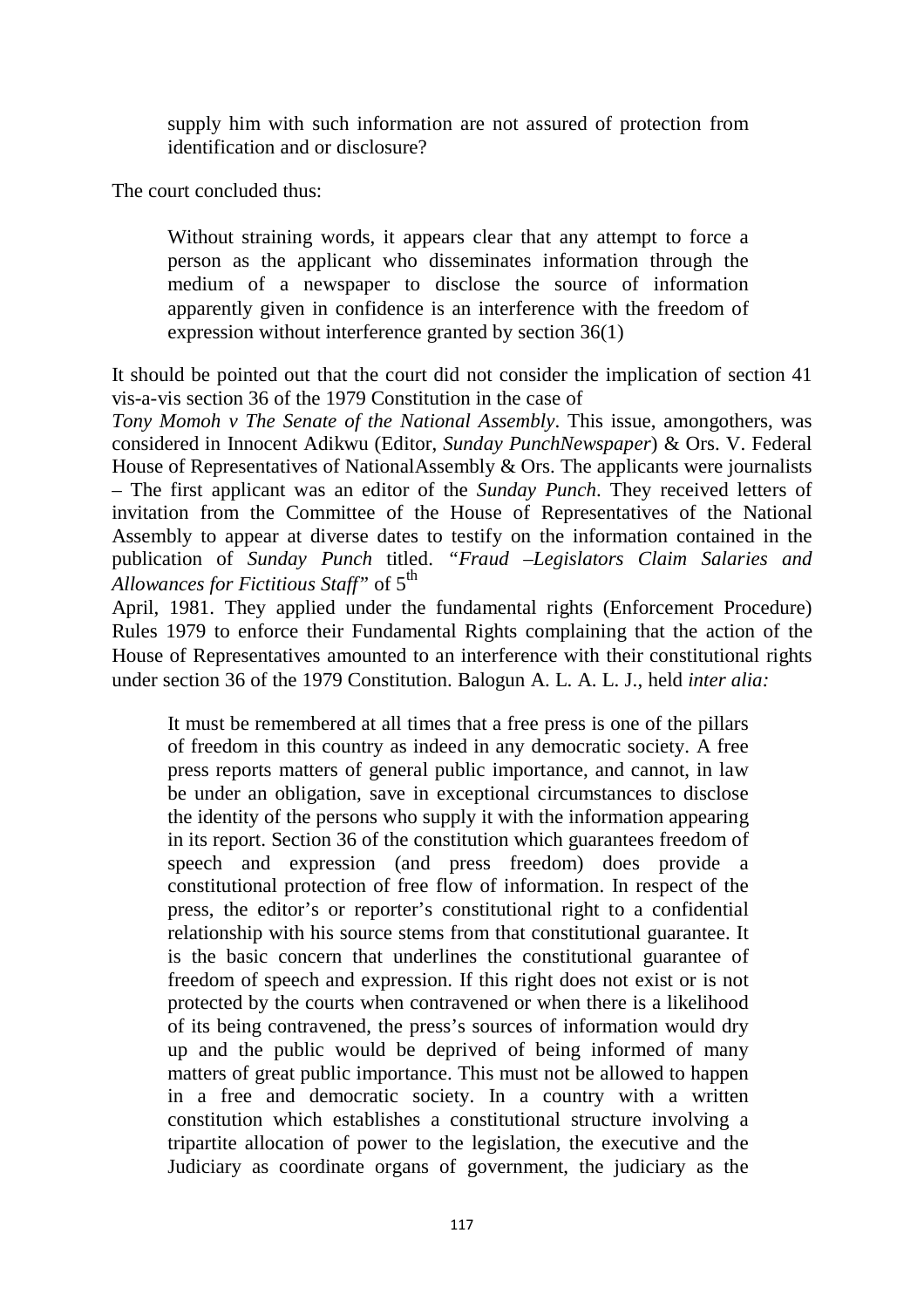supply him with such information are not assured of protection from identification and or disclosure?

The court concluded thus:

> Without straining words, it appears clear that any attempt to force a person as the applicant who disseminates information through the medium of a newspaper to disclose the source of information apparently given in confidence is an interference with the freedom of expression without interference granted by section 36(1)

It should be pointed out that the court did not consider the implication of section 41 vis-a-vis section 36 of the 1979 Constitution in the case of *Tony Momoh v The Senate of the National Assembly*. This issue, amongothers, was considered in Innocent Adikwu (Editor, *Sunday PunchNewspaper*) & Ors. V. Federal House of Representatives of NationalAssembly & Ors. The applicants were journalists – The first applicant was an editor of the *Sunday Punch*. They received letters of invitation from the Committee of the House of Representatives of the National Assembly to appear at diverse dates to testify on the information contained in the publication of *Sunday Punch* titled. "*Fraud –Legislators Claim Salaries and Allowances for Fictitious Staff*" of 5th April, 1981. They applied under the fundamental rights (Enforcement Procedure) Rules 1979 to enforce their Fundamental Rights complaining that the action of the House of Representatives amounted to an interference with their constitutional rights under section 36 of the 1979 Constitution. Balogun A. L. A. L. J., held *inter alia:*

> It must be remembered at all times that a free press is one of the pillars of freedom in this country as indeed in any democratic society. A free press reports matters of general public importance, and cannot, in law be under an obligation, save in exceptional circumstances to disclose the identity of the persons who supply it with the information appearing in its report. Section 36 of the constitution which guarantees freedom of speech and expression (and press freedom) does provide a constitutional protection of free flow of information. In respect of the press, the editor's or reporter's constitutional right to a confidential relationship with his source stems from that constitutional guarantee. It is the basic concern that underlines the constitutional guarantee of freedom of speech and expression. If this right does not exist or is not protected by the courts when contravened or when there is a likelihood of its being contravened, the press's sources of information would dry up and the public would be deprived of being informed of many matters of great public importance. This must not be allowed to happen in a free and democratic society. In a country with a written constitution which establishes a constitutional structure involving a tripartite allocation of power to the legislation, the executive and the Judiciary as coordinate organs of government, the judiciary as the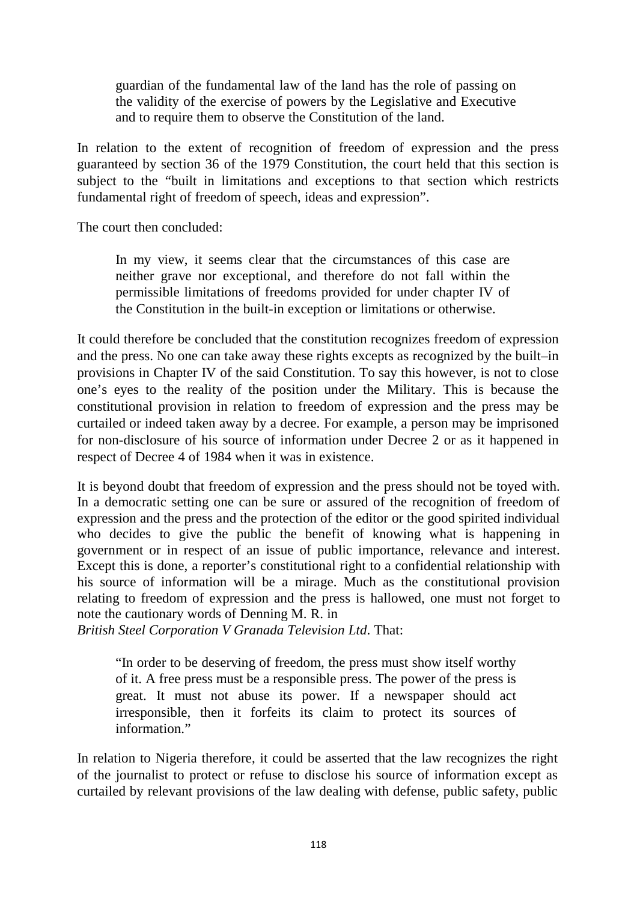> guardian of the fundamental law of the land has the role of passing on the validity of the exercise of powers by the Legislative and Executive and to require them to observe the Constitution of the land.

In relation to the extent of recognition of freedom of expression and the press guaranteed by section 36 of the 1979 Constitution, the court held that this section is subject to the "built in limitations and exceptions to that section which restricts fundamental right of freedom of speech, ideas and expression".

The court then concluded:

> In my view, it seems clear that the circumstances of this case are neither grave nor exceptional, and therefore do not fall within the permissible limitations of freedoms provided for under chapter IV of the Constitution in the built-in exception or limitations or otherwise.

It could therefore be concluded that the constitution recognizes freedom of expression and the press. No one can take away these rights excepts as recognized by the built–in provisions in Chapter IV of the said Constitution. To say this however, is not to close one's eyes to the reality of the position under the Military. This is because the constitutional provision in relation to freedom of expression and the press may be curtailed or indeed taken away by a decree. For example, a person may be imprisoned for non-disclosure of his source of information under Decree 2 or as it happened in respect of Decree 4 of 1984 when it was in existence.

It is beyond doubt that freedom of expression and the press should not be toyed with. In a democratic setting one can be sure or assured of the recognition of freedom of expression and the press and the protection of the editor or the good spirited individual who decides to give the public the benefit of knowing what is happening in government or in respect of an issue of public importance, relevance and interest. Except this is done, a reporter's constitutional right to a confidential relationship with his source of information will be a mirage. Much as the constitutional provision relating to freedom of expression and the press is hallowed, one must not forget to note the cautionary words of Denning M. R. in
*British Steel Corporation V Granada Television Ltd.* That:

> "In order to be deserving of freedom, the press must show itself worthy of it. A free press must be a responsible press. The power of the press is great. It must not abuse its power. If a newspaper should act irresponsible, then it forfeits its claim to protect its sources of information."

In relation to Nigeria therefore, it could be asserted that the law recognizes the right of the journalist to protect or refuse to disclose his source of information except as curtailed by relevant provisions of the law dealing with defense, public safety, public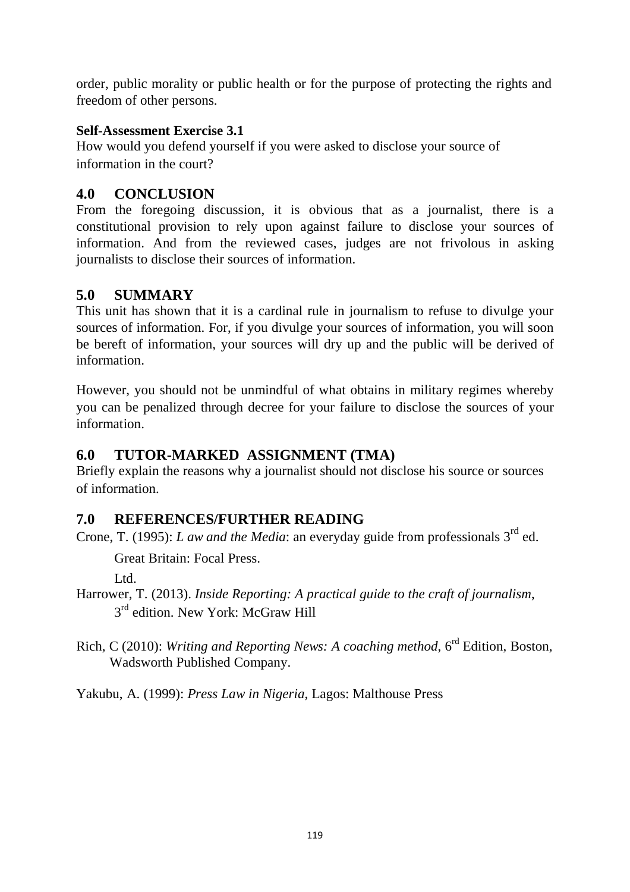order, public morality or public health or for the purpose of protecting the rights and freedom of other persons.

**Self-Assessment Exercise 3.1**

How would you defend yourself if you were asked to disclose your source of information in the court?

## 4.0 CONCLUSION

From the foregoing discussion, it is obvious that as a journalist, there is a constitutional provision to rely upon against failure to disclose your sources of information. And from the reviewed cases, judges are not frivolous in asking journalists to disclose their sources of information.

## 5.0 SUMMARY

This unit has shown that it is a cardinal rule in journalism to refuse to divulge your sources of information. For, if you divulge your sources of information, you will soon be bereft of information, your sources will dry up and the public will be derived of information.

However, you should not be unmindful of what obtains in military regimes whereby you can be penalized through decree for your failure to disclose the sources of your information.

## 6.0 TUTOR-MARKED ASSIGNMENT (TMA)

Briefly explain the reasons why a journalist should not disclose his source or sources of information.

## 7.0 REFERENCES/FURTHER READING

Crone, T. (1995): *L aw and the Media*: an everyday guide from professionals 3rd ed. Great Britain: Focal Press. Ltd.

Harrower, T. (2013). *Inside Reporting: A practical guide to the craft of journalism*, 3rd edition. New York: McGraw Hill

Rich, C (2010): *Writing and Reporting News: A coaching method*, 6rd Edition, Boston, Wadsworth Published Company.

Yakubu, A. (1999): *Press Law in Nigeria*, Lagos: Malthouse Press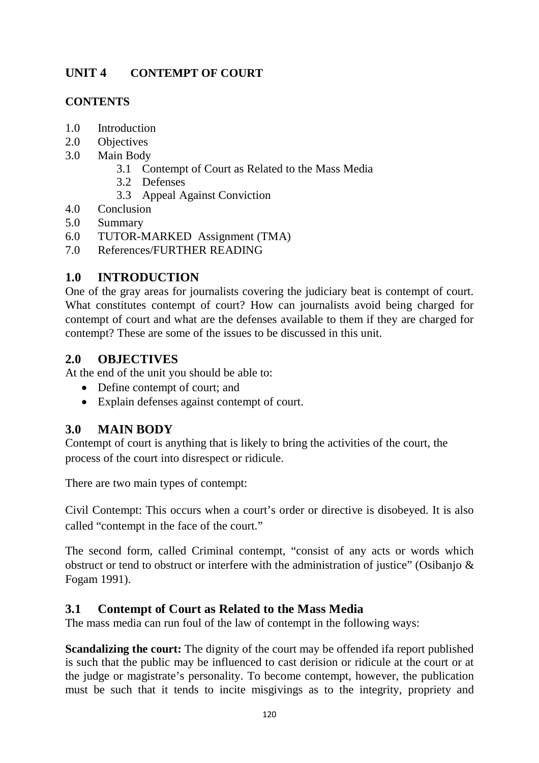## UNIT 4 CONTEMPT OF COURT

### CONTENTS

1.0 Introduction
2.0 Objectives
3.0 Main Body
 3.1 Contempt of Court as Related to the Mass Media
 3.2 Defenses
 3.3 Appeal Against Conviction
4.0 Conclusion
5.0 Summary
6.0 TUTOR-MARKED Assignment (TMA)
7.0 References/FURTHER READING

### 1.0 INTRODUCTION

One of the gray areas for journalists covering the judiciary beat is contempt of court. What constitutes contempt of court? How can journalists avoid being charged for contempt of court and what are the defenses available to them if they are charged for contempt? These are some of the issues to be discussed in this unit.

### 2.0 OBJECTIVES

At the end of the unit you should be able to:

- Define contempt of court; and
- Explain defenses against contempt of court.

### 3.0 MAIN BODY

Contempt of court is anything that is likely to bring the activities of the court, the process of the court into disrespect or ridicule.

There are two main types of contempt:

Civil Contempt: This occurs when a court's order or directive is disobeyed. It is also called "contempt in the face of the court."

The second form, called Criminal contempt, "consist of any acts or words which obstruct or tend to obstruct or interfere with the administration of justice" (Osibanjo & Fogam 1991).

### 3.1 Contempt of Court as Related to the Mass Media

The mass media can run foul of the law of contempt in the following ways:

**Scandalizing the court:** The dignity of the court may be offended ifa report published is such that the public may be influenced to cast derision or ridicule at the court or at the judge or magistrate's personality. To become contempt, however, the publication must be such that it tends to incite misgivings as to the integrity, propriety and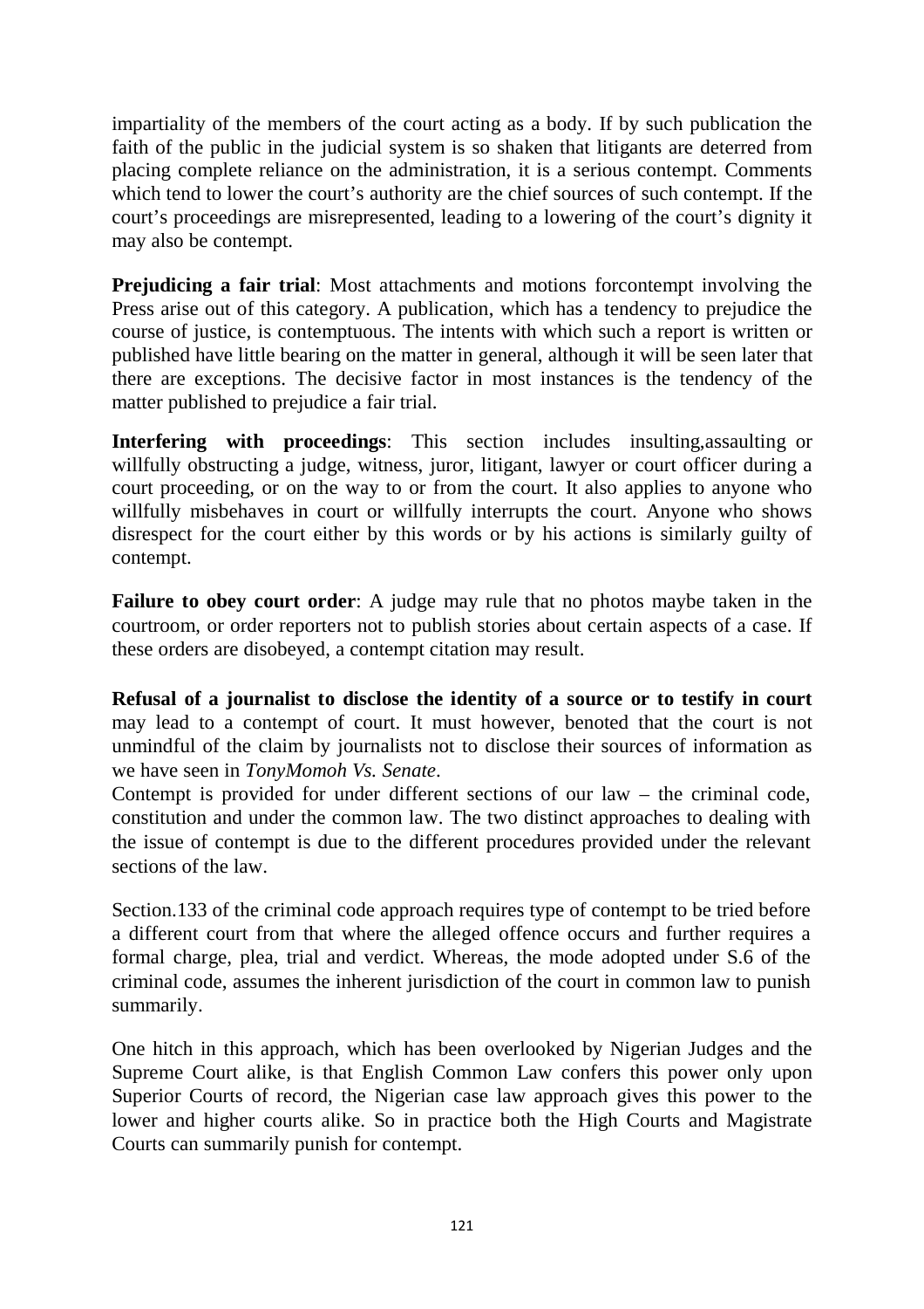impartiality of the members of the court acting as a body. If by such publication the faith of the public in the judicial system is so shaken that litigants are deterred from placing complete reliance on the administration, it is a serious contempt. Comments which tend to lower the court's authority are the chief sources of such contempt. If the court's proceedings are misrepresented, leading to a lowering of the court's dignity it may also be contempt.

**Prejudicing a fair trial**: Most attachments and motions forcontempt involving the Press arise out of this category. A publication, which has a tendency to prejudice the course of justice, is contemptuous. The intents with which such a report is written or published have little bearing on the matter in general, although it will be seen later that there are exceptions. The decisive factor in most instances is the tendency of the matter published to prejudice a fair trial.

**Interfering with proceedings**: This section includes insulting,assaulting or willfully obstructing a judge, witness, juror, litigant, lawyer or court officer during a court proceeding, or on the way to or from the court. It also applies to anyone who willfully misbehaves in court or willfully interrupts the court. Anyone who shows disrespect for the court either by this words or by his actions is similarly guilty of contempt.

**Failure to obey court order**: A judge may rule that no photos maybe taken in the courtroom, or order reporters not to publish stories about certain aspects of a case. If these orders are disobeyed, a contempt citation may result.

**Refusal of a journalist to disclose the identity of a source or to testify in court** may lead to a contempt of court. It must however, benoted that the court is not unmindful of the claim by journalists not to disclose their sources of information as we have seen in *TonyMomoh Vs. Senate*.

Contempt is provided for under different sections of our law – the criminal code, constitution and under the common law. The two distinct approaches to dealing with the issue of contempt is due to the different procedures provided under the relevant sections of the law.

Section.133 of the criminal code approach requires type of contempt to be tried before a different court from that where the alleged offence occurs and further requires a formal charge, plea, trial and verdict. Whereas, the mode adopted under S.6 of the criminal code, assumes the inherent jurisdiction of the court in common law to punish summarily.

One hitch in this approach, which has been overlooked by Nigerian Judges and the Supreme Court alike, is that English Common Law confers this power only upon Superior Courts of record, the Nigerian case law approach gives this power to the lower and higher courts alike. So in practice both the High Courts and Magistrate Courts can summarily punish for contempt.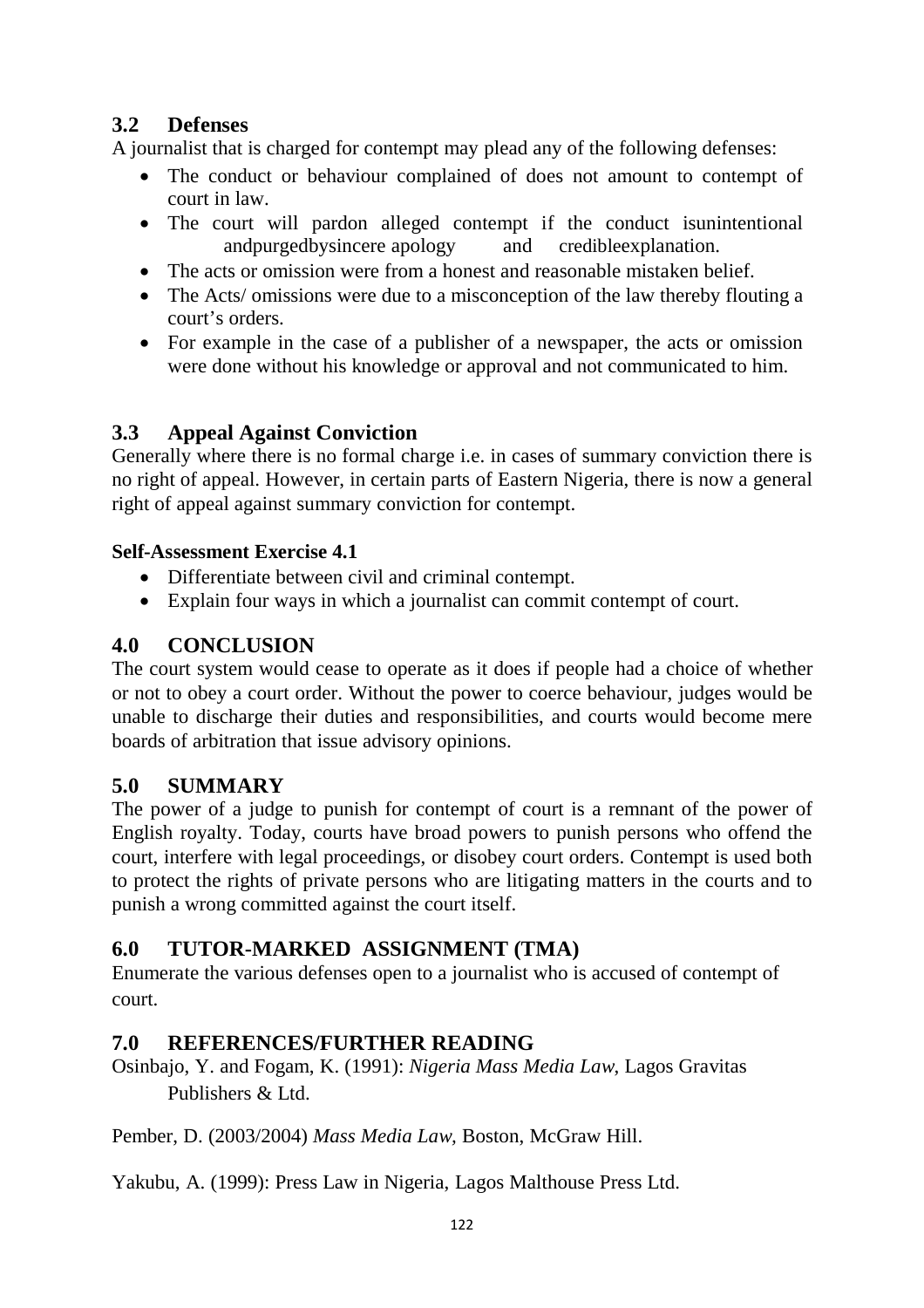## 3.2 Defenses

A journalist that is charged for contempt may plead any of the following defenses:

- The conduct or behaviour complained of does not amount to contempt of court in law.
- The court will pardon alleged contempt if the conduct isunintentional andpurgedbysincere apology and credibleexplanation.
- The acts or omission were from a honest and reasonable mistaken belief.
- The Acts/ omissions were due to a misconception of the law thereby flouting a court's orders.
- For example in the case of a publisher of a newspaper, the acts or omission were done without his knowledge or approval and not communicated to him.

## 3.3 Appeal Against Conviction

Generally where there is no formal charge i.e. in cases of summary conviction there is no right of appeal. However, in certain parts of Eastern Nigeria, there is now a general right of appeal against summary conviction for contempt.

**Self-Assessment Exercise 4.1**

- Differentiate between civil and criminal contempt.
- Explain four ways in which a journalist can commit contempt of court.

## 4.0 CONCLUSION

The court system would cease to operate as it does if people had a choice of whether or not to obey a court order. Without the power to coerce behaviour, judges would be unable to discharge their duties and responsibilities, and courts would become mere boards of arbitration that issue advisory opinions.

## 5.0 SUMMARY

The power of a judge to punish for contempt of court is a remnant of the power of English royalty. Today, courts have broad powers to punish persons who offend the court, interfere with legal proceedings, or disobey court orders. Contempt is used both to protect the rights of private persons who are litigating matters in the courts and to punish a wrong committed against the court itself.

## 6.0 TUTOR-MARKED ASSIGNMENT (TMA)

Enumerate the various defenses open to a journalist who is accused of contempt of court.

## 7.0 REFERENCES/FURTHER READING

Osinbajo, Y. and Fogam, K. (1991): *Nigeria Mass Media Law*, Lagos Gravitas Publishers & Ltd.

Pember, D. (2003/2004) *Mass Media Law*, Boston, McGraw Hill.

Yakubu, A. (1999): Press Law in Nigeria, Lagos Malthouse Press Ltd.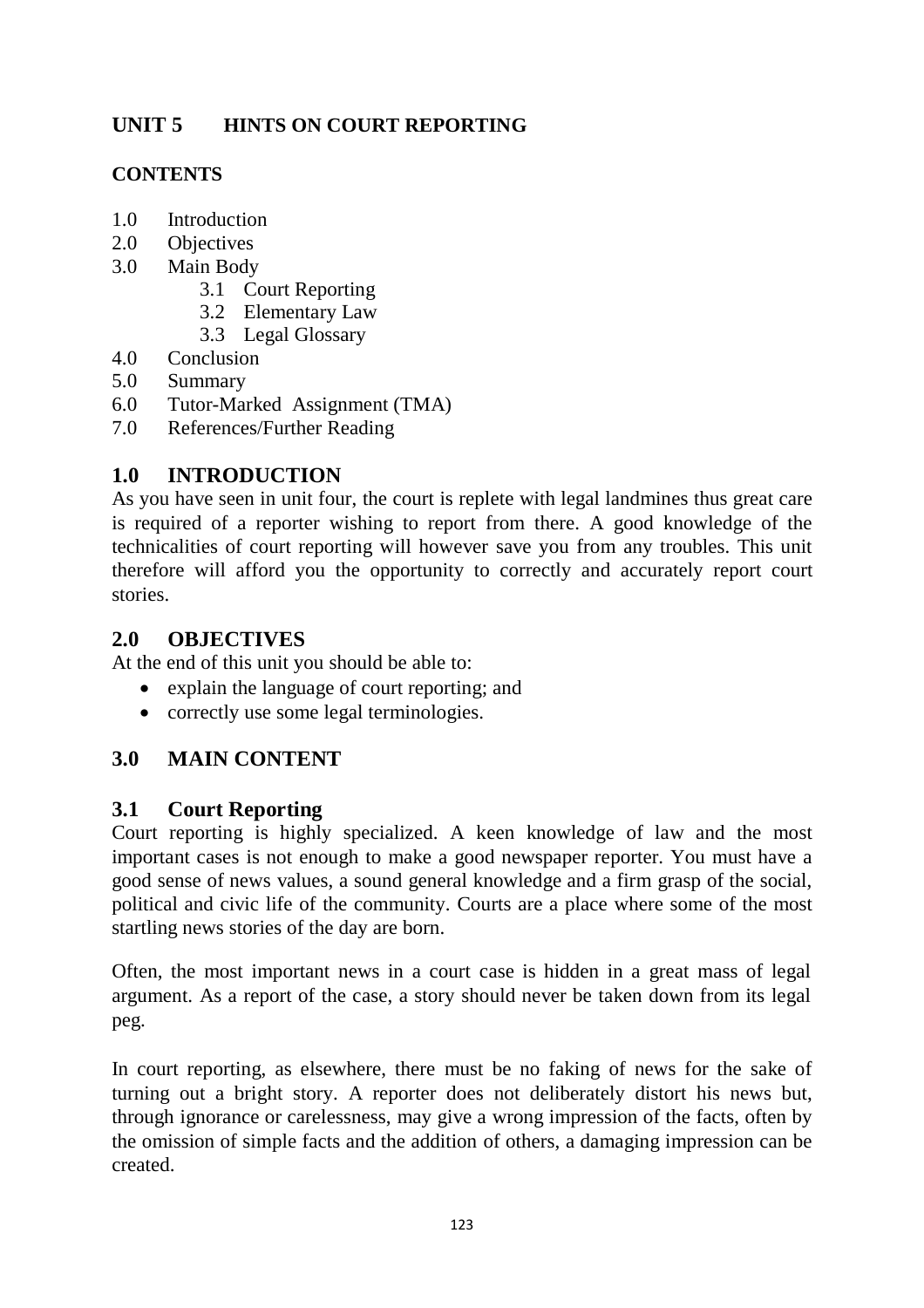## UNIT 5 HINTS ON COURT REPORTING

**CONTENTS**

- 1.0 Introduction
- 2.0 Objectives
- 3.0 Main Body
    - 3.1 Court Reporting
    - 3.2 Elementary Law
    - 3.3 Legal Glossary
- 4.0 Conclusion
- 5.0 Summary
- 6.0 Tutor-Marked Assignment (TMA)
- 7.0 References/Further Reading

### 1.0 INTRODUCTION

As you have seen in unit four, the court is replete with legal landmines thus great care is required of a reporter wishing to report from there. A good knowledge of the technicalities of court reporting will however save you from any troubles. This unit therefore will afford you the opportunity to correctly and accurately report court stories.

### 2.0 OBJECTIVES

At the end of this unit you should be able to:

- explain the language of court reporting; and
- correctly use some legal terminologies.

### 3.0 MAIN CONTENT

### 3.1 Court Reporting

Court reporting is highly specialized. A keen knowledge of law and the most important cases is not enough to make a good newspaper reporter. You must have a good sense of news values, a sound general knowledge and a firm grasp of the social, political and civic life of the community. Courts are a place where some of the most startling news stories of the day are born.

Often, the most important news in a court case is hidden in a great mass of legal argument. As a report of the case, a story should never be taken down from its legal peg.

In court reporting, as elsewhere, there must be no faking of news for the sake of turning out a bright story. A reporter does not deliberately distort his news but, through ignorance or carelessness, may give a wrong impression of the facts, often by the omission of simple facts and the addition of others, a damaging impression can be created.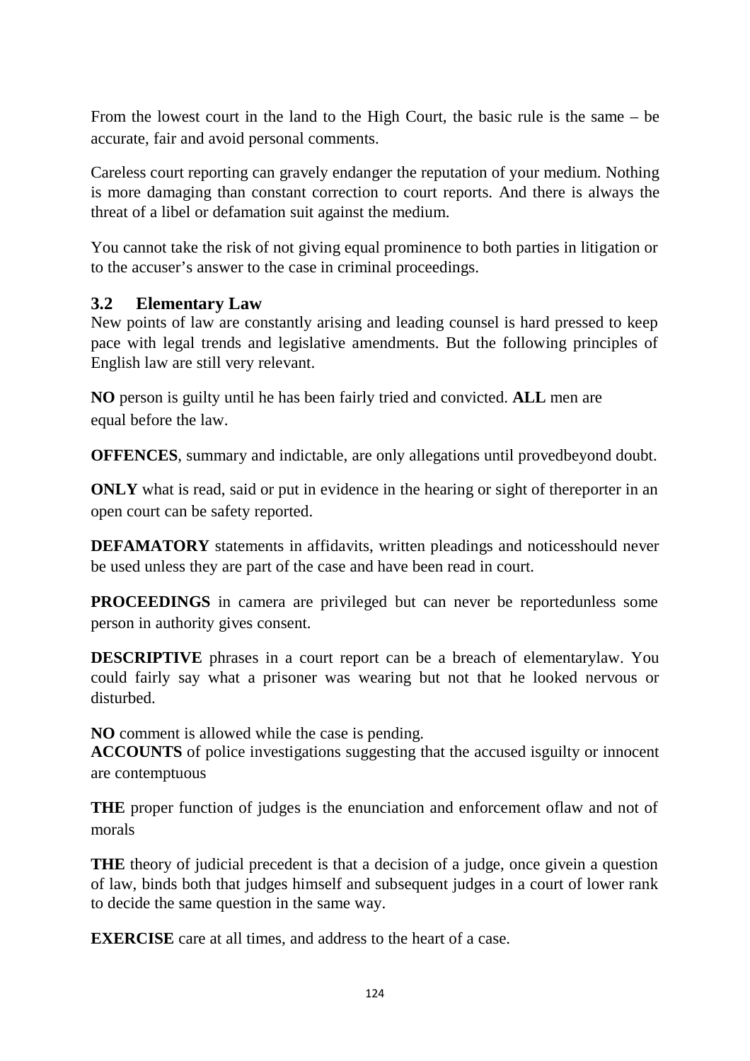From the lowest court in the land to the High Court, the basic rule is the same – be accurate, fair and avoid personal comments.

Careless court reporting can gravely endanger the reputation of your medium. Nothing is more damaging than constant correction to court reports. And there is always the threat of a libel or defamation suit against the medium.

You cannot take the risk of not giving equal prominence to both parties in litigation or to the accuser's answer to the case in criminal proceedings.

### 3.2 Elementary Law

New points of law are constantly arising and leading counsel is hard pressed to keep pace with legal trends and legislative amendments. But the following principles of English law are still very relevant.

**NO** person is guilty until he has been fairly tried and convicted. **ALL** men are equal before the law.

**OFFENCES**, summary and indictable, are only allegations until provedbeyond doubt.

**ONLY** what is read, said or put in evidence in the hearing or sight of thereporter in an open court can be safety reported.

**DEFAMATORY** statements in affidavits, written pleadings and noticesshould never be used unless they are part of the case and have been read in court.

**PROCEEDINGS** in camera are privileged but can never be reportedunless some person in authority gives consent.

**DESCRIPTIVE** phrases in a court report can be a breach of elementarylaw. You could fairly say what a prisoner was wearing but not that he looked nervous or disturbed.

**NO** comment is allowed while the case is pending.
**ACCOUNTS** of police investigations suggesting that the accused isguilty or innocent are contemptuous

**THE** proper function of judges is the enunciation and enforcement oflaw and not of morals

**THE** theory of judicial precedent is that a decision of a judge, once givein a question of law, binds both that judges himself and subsequent judges in a court of lower rank to decide the same question in the same way.

**EXERCISE** care at all times, and address to the heart of a case.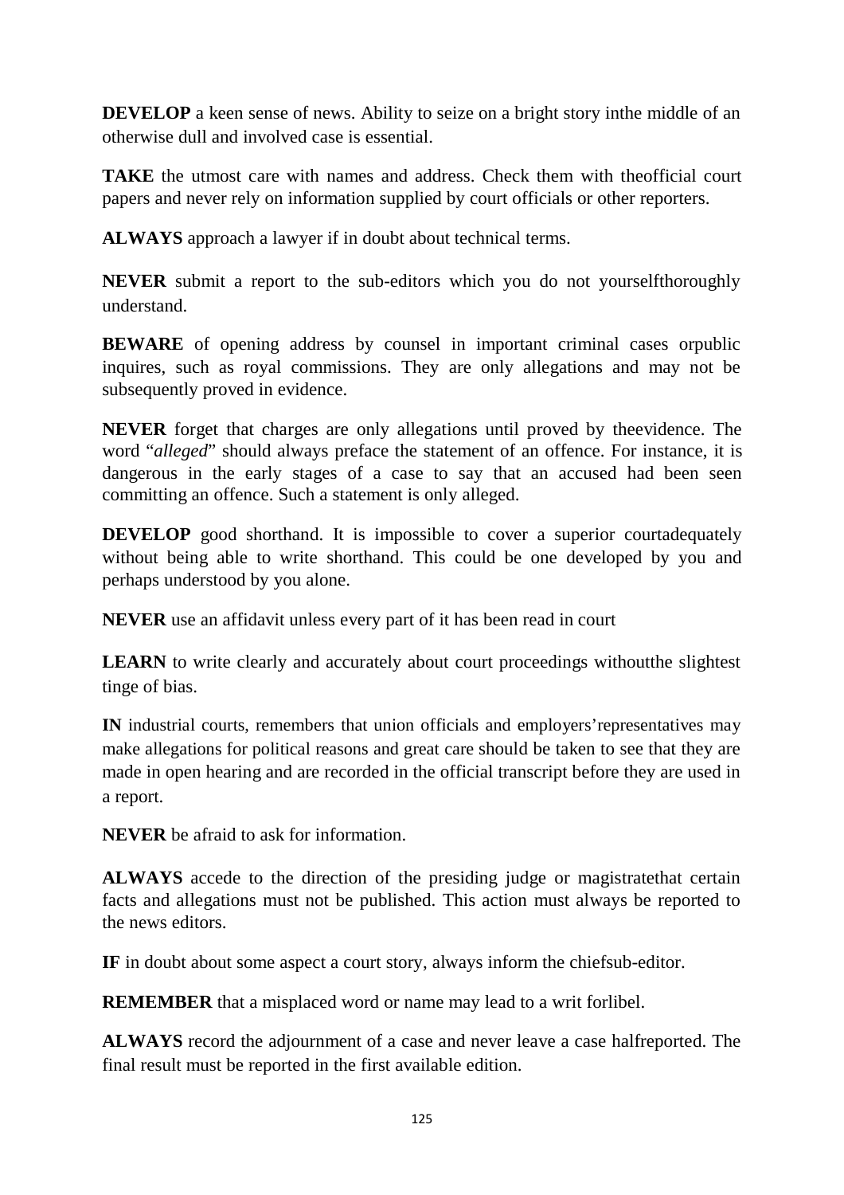**DEVELOP** a keen sense of news. Ability to seize on a bright story inthe middle of an otherwise dull and involved case is essential.

**TAKE** the utmost care with names and address. Check them with theofficial court papers and never rely on information supplied by court officials or other reporters.

**ALWAYS** approach a lawyer if in doubt about technical terms.

**NEVER** submit a report to the sub-editors which you do not yourselfthoroughly understand.

**BEWARE** of opening address by counsel in important criminal cases orpublic inquires, such as royal commissions. They are only allegations and may not be subsequently proved in evidence.

**NEVER** forget that charges are only allegations until proved by theevidence. The word "*alleged*" should always preface the statement of an offence. For instance, it is dangerous in the early stages of a case to say that an accused had been seen committing an offence. Such a statement is only alleged.

**DEVELOP** good shorthand. It is impossible to cover a superior courtadequately without being able to write shorthand. This could be one developed by you and perhaps understood by you alone.

**NEVER** use an affidavit unless every part of it has been read in court

**LEARN** to write clearly and accurately about court proceedings withoutthe slightest tinge of bias.

**IN** industrial courts, remembers that union officials and employers'representatives may make allegations for political reasons and great care should be taken to see that they are made in open hearing and are recorded in the official transcript before they are used in a report.

**NEVER** be afraid to ask for information.

**ALWAYS** accede to the direction of the presiding judge or magistratethat certain facts and allegations must not be published. This action must always be reported to the news editors.

**IF** in doubt about some aspect a court story, always inform the chiefsub-editor.

**REMEMBER** that a misplaced word or name may lead to a writ forlibel.

**ALWAYS** record the adjournment of a case and never leave a case halfreported. The final result must be reported in the first available edition.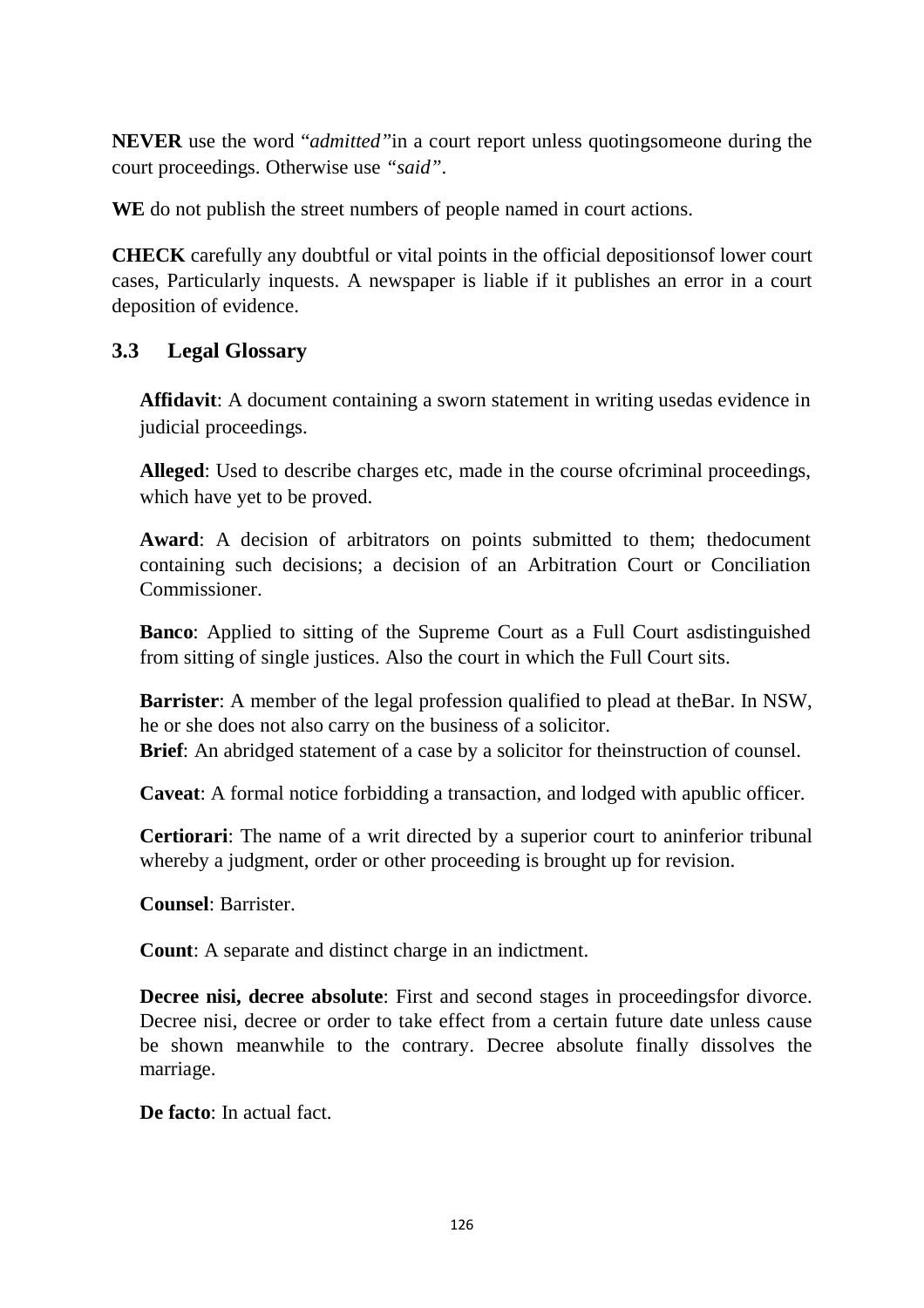**NEVER** use the word "*admitted"*in a court report unless quotingsomeone during the court proceedings. Otherwise use *"said"*.

**WE** do not publish the street numbers of people named in court actions.

**CHECK** carefully any doubtful or vital points in the official depositionsof lower court cases, Particularly inquests. A newspaper is liable if it publishes an error in a court deposition of evidence.

## 3.3 Legal Glossary

**Affidavit**: A document containing a sworn statement in writing usedas evidence in judicial proceedings.

**Alleged**: Used to describe charges etc, made in the course ofcriminal proceedings, which have yet to be proved.

**Award**: A decision of arbitrators on points submitted to them; thedocument containing such decisions; a decision of an Arbitration Court or Conciliation Commissioner.

**Banco**: Applied to sitting of the Supreme Court as a Full Court asdistinguished from sitting of single justices. Also the court in which the Full Court sits.

**Barrister**: A member of the legal profession qualified to plead at theBar. In NSW, he or she does not also carry on the business of a solicitor.
**Brief**: An abridged statement of a case by a solicitor for theinstruction of counsel.

**Caveat**: A formal notice forbidding a transaction, and lodged with apublic officer.

**Certiorari**: The name of a writ directed by a superior court to aninferior tribunal whereby a judgment, order or other proceeding is brought up for revision.

**Counsel**: Barrister.

**Count**: A separate and distinct charge in an indictment.

**Decree nisi, decree absolute**: First and second stages in proceedingsfor divorce. Decree nisi, decree or order to take effect from a certain future date unless cause be shown meanwhile to the contrary. Decree absolute finally dissolves the marriage.

**De facto**: In actual fact.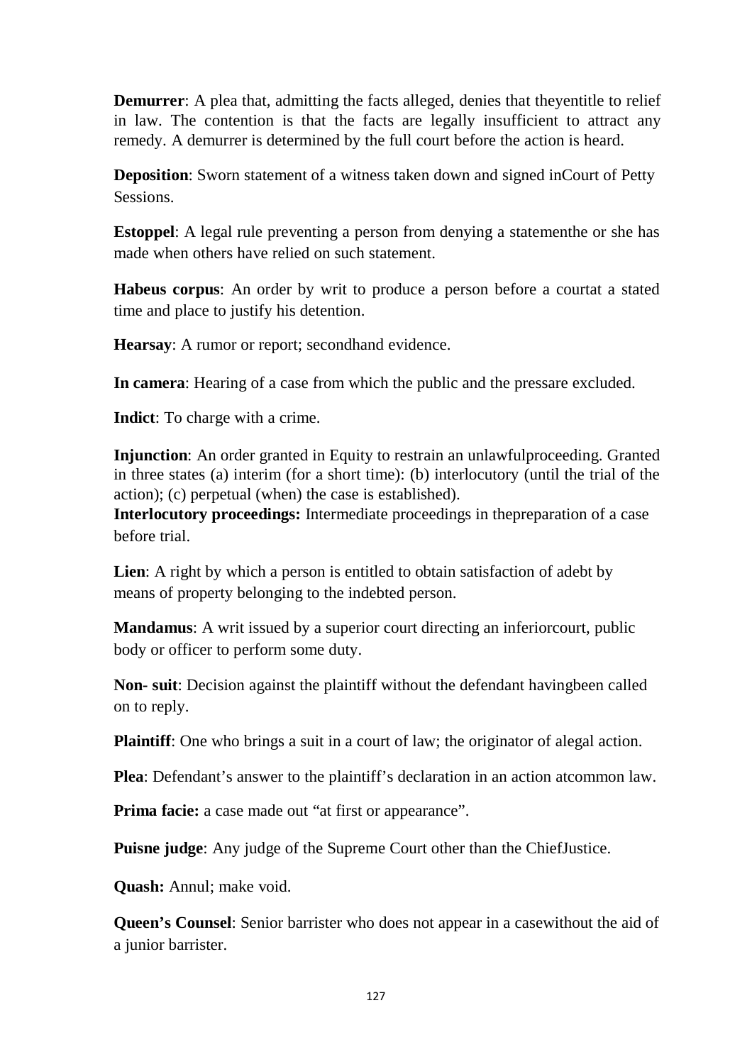**Demurrer**: A plea that, admitting the facts alleged, denies that theyentitle to relief in law. The contention is that the facts are legally insufficient to attract any remedy. A demurrer is determined by the full court before the action is heard.

**Deposition**: Sworn statement of a witness taken down and signed inCourt of Petty Sessions.

**Estoppel**: A legal rule preventing a person from denying a statementhe or she has made when others have relied on such statement.

**Habeus corpus**: An order by writ to produce a person before a courtat a stated time and place to justify his detention.

**Hearsay**: A rumor or report; secondhand evidence.

**In camera**: Hearing of a case from which the public and the pressare excluded.

**Indict**: To charge with a crime.

**Injunction**: An order granted in Equity to restrain an unlawfulproceeding. Granted in three states (a) interim (for a short time): (b) interlocutory (until the trial of the action); (c) perpetual (when) the case is established).

**Interlocutory proceedings:** Intermediate proceedings in thepreparation of a case before trial.

**Lien**: A right by which a person is entitled to obtain satisfaction of adebt by means of property belonging to the indebted person.

**Mandamus**: A writ issued by a superior court directing an inferiorcourt, public body or officer to perform some duty.

**Non- suit**: Decision against the plaintiff without the defendant havingbeen called on to reply.

**Plaintiff**: One who brings a suit in a court of law; the originator of alegal action.

**Plea**: Defendant's answer to the plaintiff's declaration in an action atcommon law.

**Prima facie:** a case made out "at first or appearance".

**Puisne judge**: Any judge of the Supreme Court other than the ChiefJustice.

**Quash:** Annul; make void.

**Queen's Counsel**: Senior barrister who does not appear in a casewithout the aid of a junior barrister.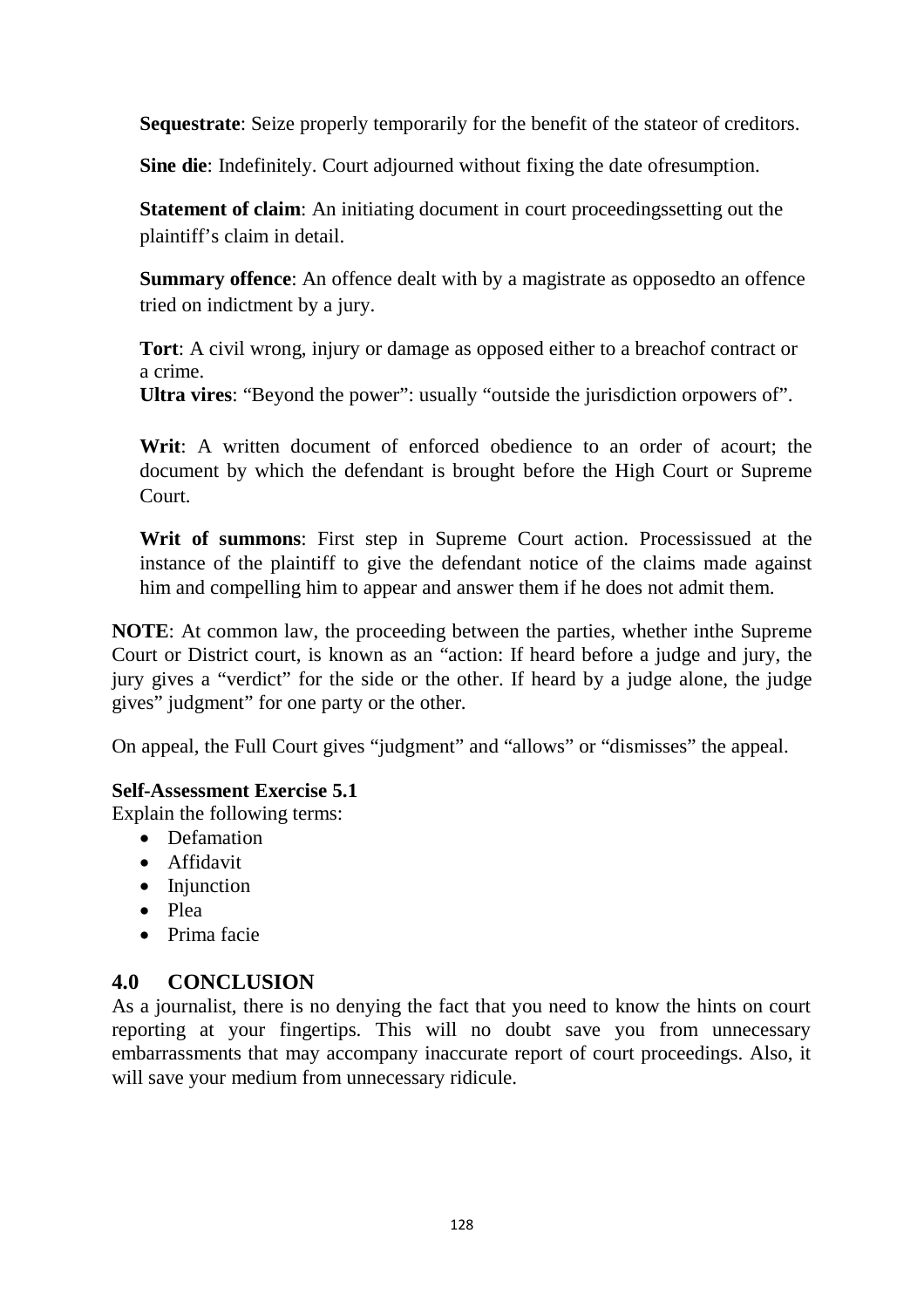**Sequestrate**: Seize properly temporarily for the benefit of the stateor of creditors.

**Sine die**: Indefinitely. Court adjourned without fixing the date ofresumption.

**Statement of claim**: An initiating document in court proceedingssetting out the plaintiff's claim in detail.

**Summary offence**: An offence dealt with by a magistrate as opposedto an offence tried on indictment by a jury.

**Tort**: A civil wrong, injury or damage as opposed either to a breachof contract or a crime.

**Ultra vires**: "Beyond the power": usually "outside the jurisdiction orpowers of".

**Writ**: A written document of enforced obedience to an order of acourt; the document by which the defendant is brought before the High Court or Supreme Court.

**Writ of summons**: First step in Supreme Court action. Processissued at the instance of the plaintiff to give the defendant notice of the claims made against him and compelling him to appear and answer them if he does not admit them.

**NOTE**: At common law, the proceeding between the parties, whether inthe Supreme Court or District court, is known as an "action: If heard before a judge and jury, the jury gives a "verdict" for the side or the other. If heard by a judge alone, the judge gives" judgment" for one party or the other.

On appeal, the Full Court gives "judgment" and "allows" or "dismisses" the appeal.

**Self-Assessment Exercise 5.1**

Explain the following terms:

- Defamation
- Affidavit
- Injunction
- Plea
- Prima facie

## 4.0 CONCLUSION

As a journalist, there is no denying the fact that you need to know the hints on court reporting at your fingertips. This will no doubt save you from unnecessary embarrassments that may accompany inaccurate report of court proceedings. Also, it will save your medium from unnecessary ridicule.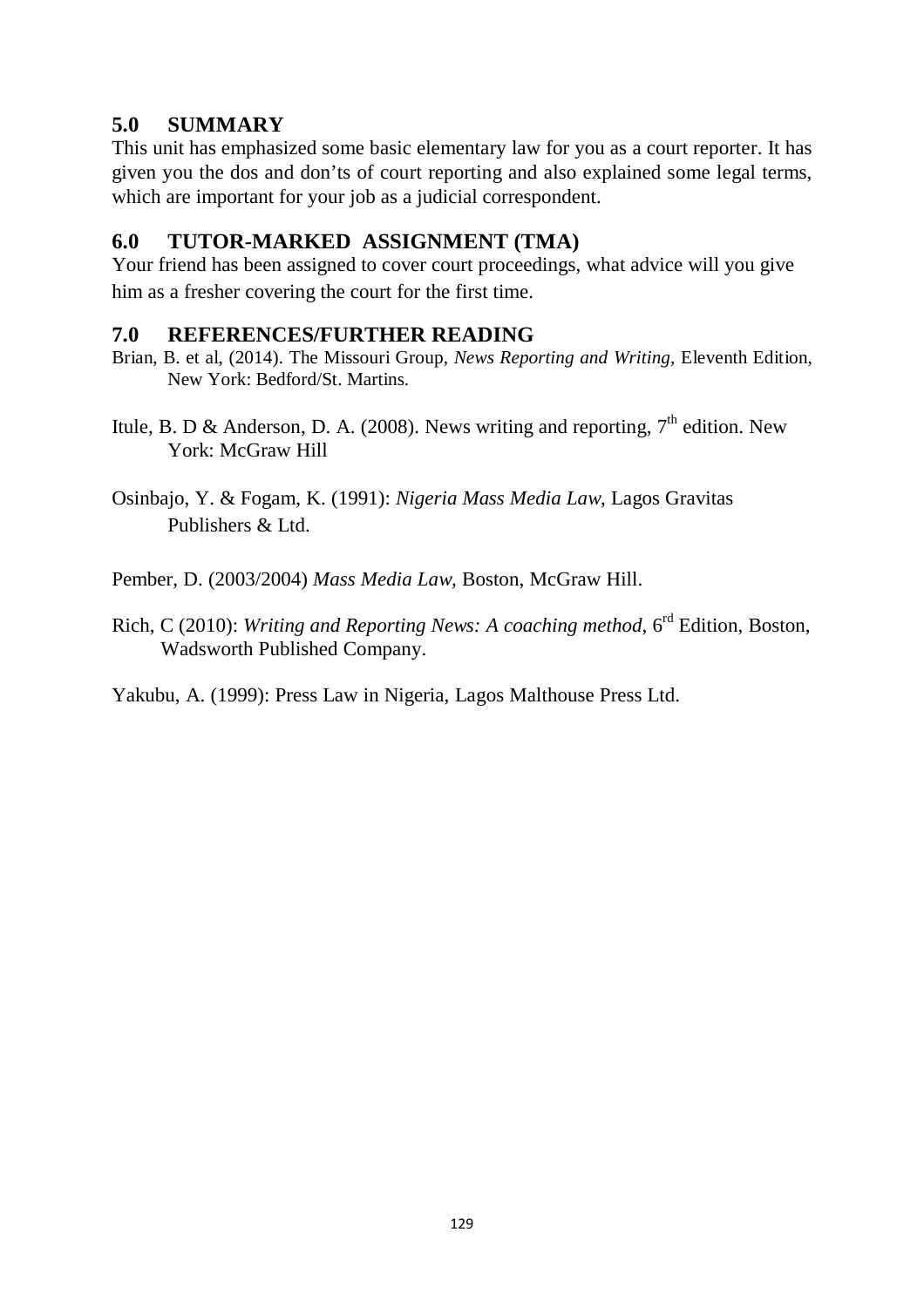## 5.0 SUMMARY

This unit has emphasized some basic elementary law for you as a court reporter. It has given you the dos and don'ts of court reporting and also explained some legal terms, which are important for your job as a judicial correspondent.

## 6.0 TUTOR-MARKED ASSIGNMENT (TMA)

Your friend has been assigned to cover court proceedings, what advice will you give him as a fresher covering the court for the first time.

## 7.0 REFERENCES/FURTHER READING

Brian, B. et al, (2014). The Missouri Group, *News Reporting and Writing*, Eleventh Edition, New York: Bedford/St. Martins.

Itule, B. D & Anderson, D. A. (2008). News writing and reporting, 7th edition. New York: McGraw Hill

Osinbajo, Y. & Fogam, K. (1991): *Nigeria Mass Media Law*, Lagos Gravitas Publishers & Ltd.

Pember, D. (2003/2004) *Mass Media Law,* Boston, McGraw Hill.

Rich, C (2010): *Writing and Reporting News: A coaching method*, 6rd Edition, Boston, Wadsworth Published Company.

Yakubu, A. (1999): Press Law in Nigeria, Lagos Malthouse Press Ltd.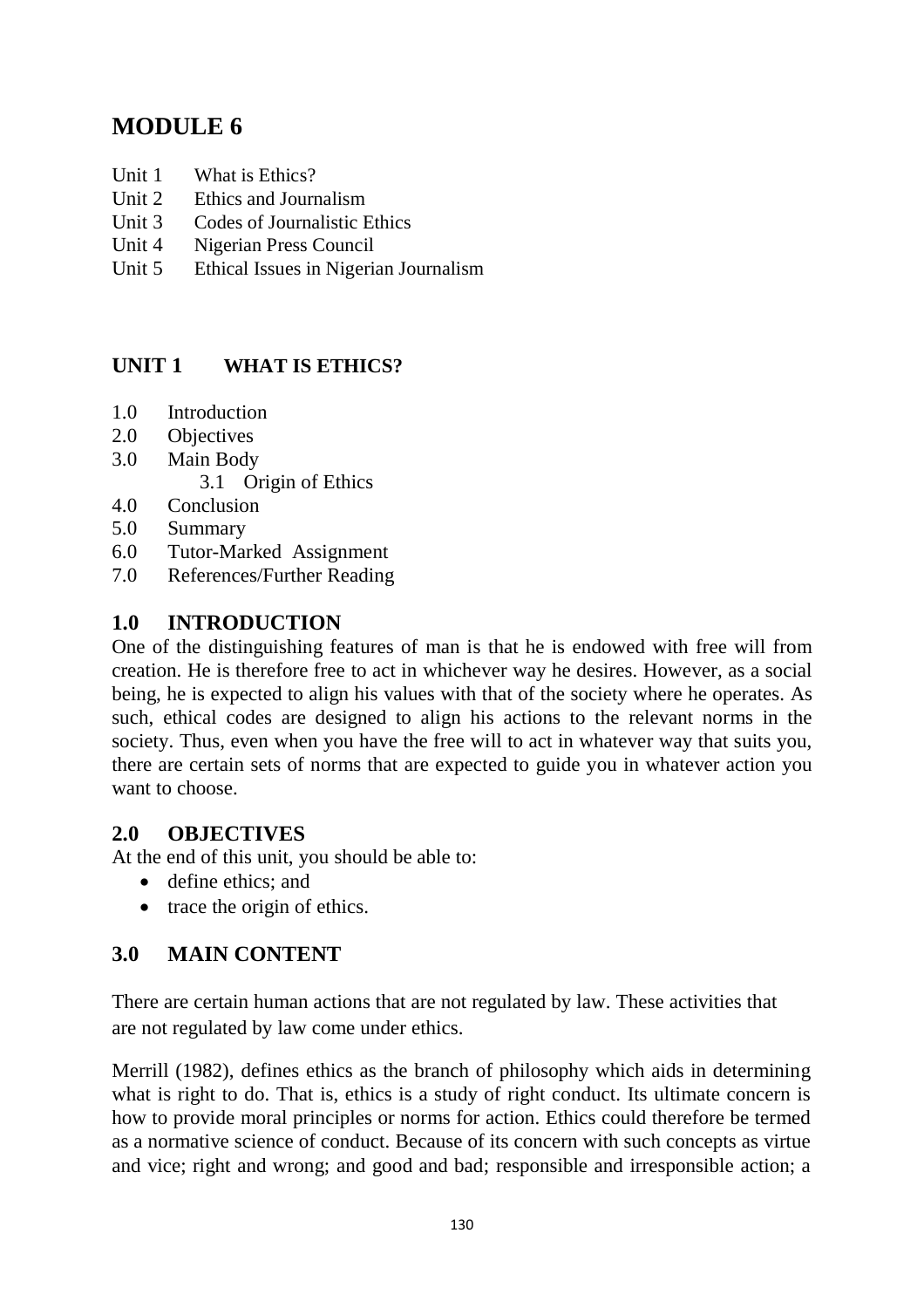# MODULE 6

Unit 1 What is Ethics?
Unit 2 Ethics and Journalism
Unit 3 Codes of Journalistic Ethics
Unit 4 Nigerian Press Council
Unit 5 Ethical Issues in Nigerian Journalism

## UNIT 1 WHAT IS ETHICS?

1.0 Introduction
2.0 Objectives
3.0 Main Body
 3.1 Origin of Ethics
4.0 Conclusion
5.0 Summary
6.0 Tutor-Marked Assignment
7.0 References/Further Reading

## 1.0 INTRODUCTION

One of the distinguishing features of man is that he is endowed with free will from creation. He is therefore free to act in whichever way he desires. However, as a social being, he is expected to align his values with that of the society where he operates. As such, ethical codes are designed to align his actions to the relevant norms in the society. Thus, even when you have the free will to act in whatever way that suits you, there are certain sets of norms that are expected to guide you in whatever action you want to choose.

## 2.0 OBJECTIVES

At the end of this unit, you should be able to:

- define ethics; and
- trace the origin of ethics.

## 3.0 MAIN CONTENT

There are certain human actions that are not regulated by law. These activities that are not regulated by law come under ethics.

Merrill (1982), defines ethics as the branch of philosophy which aids in determining what is right to do. That is, ethics is a study of right conduct. Its ultimate concern is how to provide moral principles or norms for action. Ethics could therefore be termed as a normative science of conduct. Because of its concern with such concepts as virtue and vice; right and wrong; and good and bad; responsible and irresponsible action; a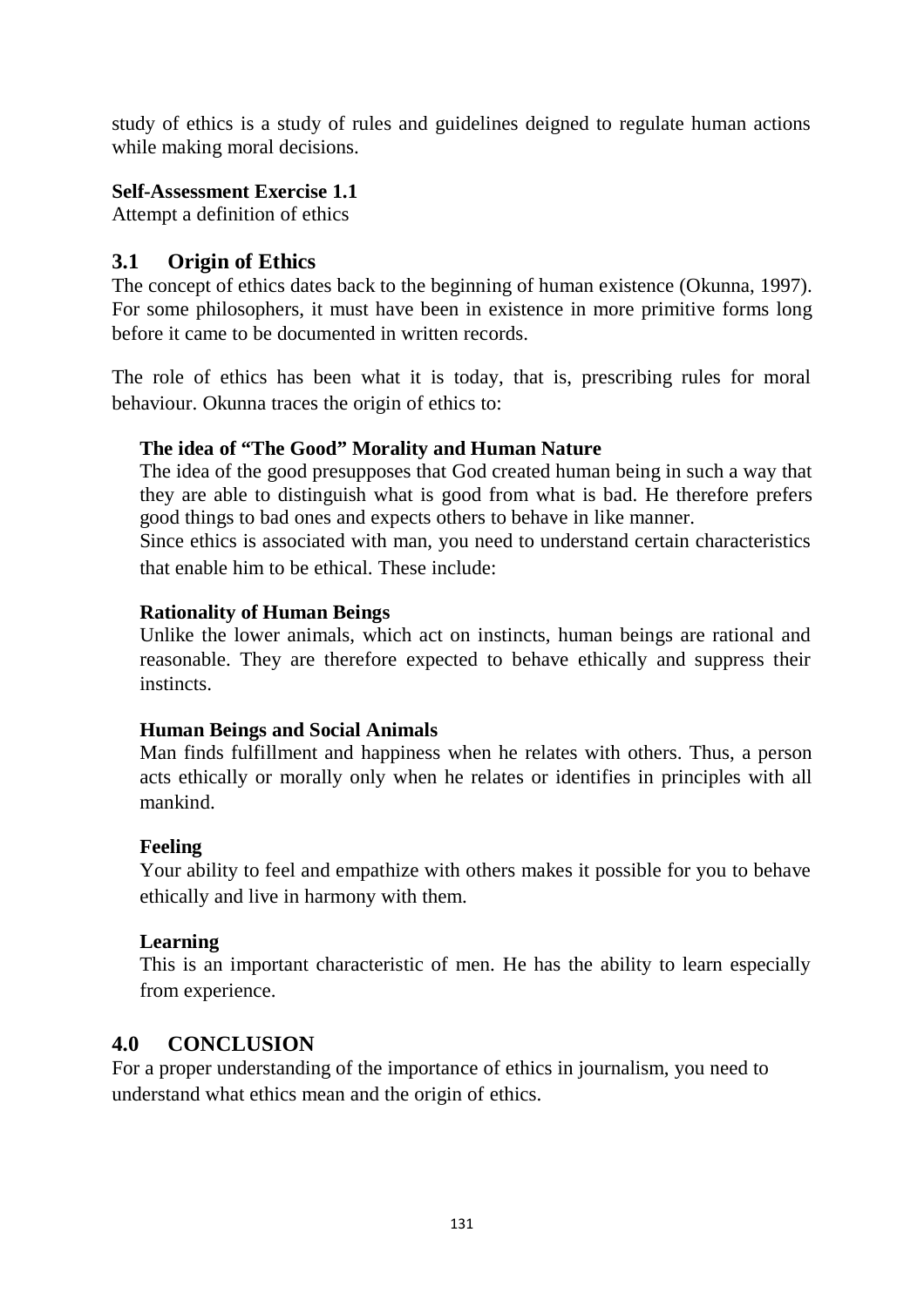study of ethics is a study of rules and guidelines deigned to regulate human actions while making moral decisions.

**Self-Assessment Exercise 1.1**
Attempt a definition of ethics

## 3.1 Origin of Ethics

The concept of ethics dates back to the beginning of human existence (Okunna, 1997). For some philosophers, it must have been in existence in more primitive forms long before it came to be documented in written records.

The role of ethics has been what it is today, that is, prescribing rules for moral behaviour. Okunna traces the origin of ethics to:

**The idea of "The Good" Morality and Human Nature**
The idea of the good presupposes that God created human being in such a way that they are able to distinguish what is good from what is bad. He therefore prefers good things to bad ones and expects others to behave in like manner.
Since ethics is associated with man, you need to understand certain characteristics that enable him to be ethical. These include:

**Rationality of Human Beings**
Unlike the lower animals, which act on instincts, human beings are rational and reasonable. They are therefore expected to behave ethically and suppress their instincts.

**Human Beings and Social Animals**
Man finds fulfillment and happiness when he relates with others. Thus, a person acts ethically or morally only when he relates or identifies in principles with all mankind.

**Feeling**
Your ability to feel and empathize with others makes it possible for you to behave ethically and live in harmony with them.

**Learning**
This is an important characteristic of men. He has the ability to learn especially from experience.

## 4.0 CONCLUSION

For a proper understanding of the importance of ethics in journalism, you need to understand what ethics mean and the origin of ethics.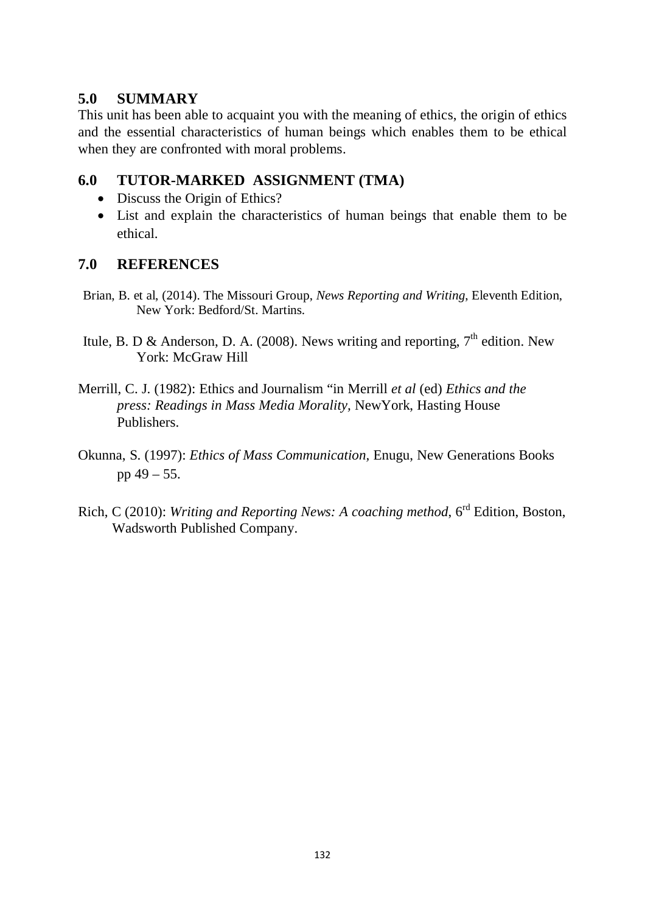## 5.0 SUMMARY

This unit has been able to acquaint you with the meaning of ethics, the origin of ethics and the essential characteristics of human beings which enables them to be ethical when they are confronted with moral problems.

## 6.0 TUTOR-MARKED ASSIGNMENT (TMA)

- Discuss the Origin of Ethics?
- List and explain the characteristics of human beings that enable them to be ethical.

## 7.0 REFERENCES

Brian, B. et al, (2014). The Missouri Group, *News Reporting and Writing*, Eleventh Edition, New York: Bedford/St. Martins.

Itule, B. D & Anderson, D. A. (2008). News writing and reporting, 7th edition. New York: McGraw Hill

Merrill, C. J. (1982): Ethics and Journalism "in Merrill *et al* (ed) *Ethics and the press: Readings in Mass Media Morality*, NewYork, Hasting House Publishers.

Okunna, S. (1997): *Ethics of Mass Communication*, Enugu, New Generations Books pp 49 – 55.

Rich, C (2010): *Writing and Reporting News: A coaching method*, 6rd Edition, Boston, Wadsworth Published Company.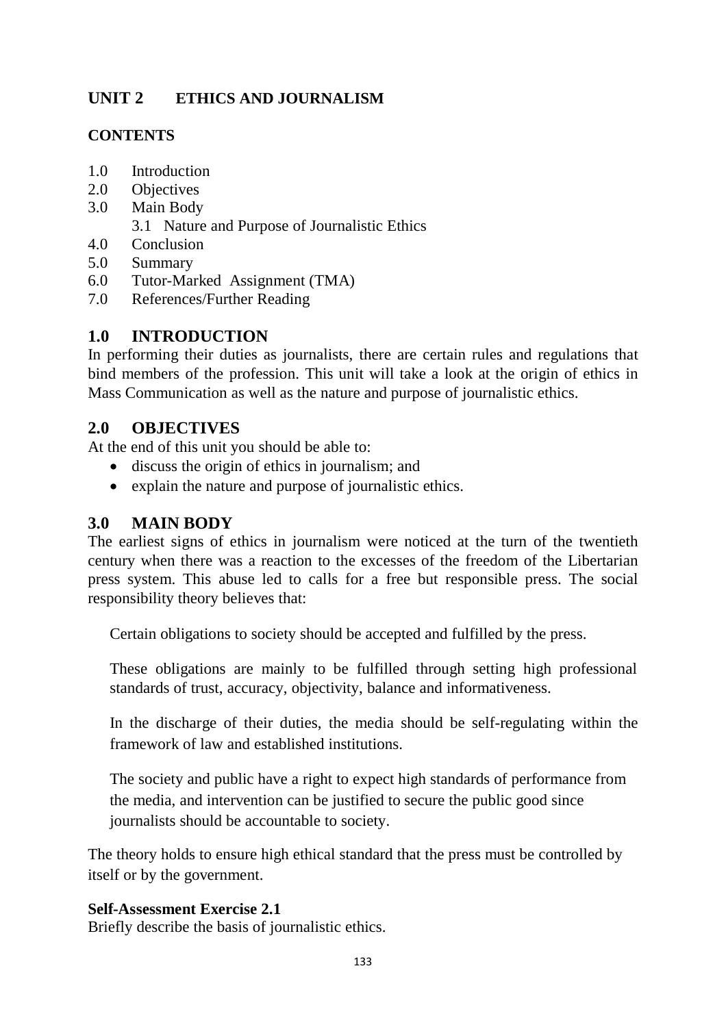# UNIT 2 ETHICS AND JOURNALISM

## CONTENTS

1.0 Introduction
2.0 Objectives
3.0 Main Body
    3.1 Nature and Purpose of Journalistic Ethics
4.0 Conclusion
5.0 Summary
6.0 Tutor-Marked Assignment (TMA)
7.0 References/Further Reading

## 1.0 INTRODUCTION

In performing their duties as journalists, there are certain rules and regulations that bind members of the profession. This unit will take a look at the origin of ethics in Mass Communication as well as the nature and purpose of journalistic ethics.

## 2.0 OBJECTIVES

At the end of this unit you should be able to:

- discuss the origin of ethics in journalism; and
- explain the nature and purpose of journalistic ethics.

## 3.0 MAIN BODY

The earliest signs of ethics in journalism were noticed at the turn of the twentieth century when there was a reaction to the excesses of the freedom of the Libertarian press system. This abuse led to calls for a free but responsible press. The social responsibility theory believes that:

> Certain obligations to society should be accepted and fulfilled by the press.
>
> These obligations are mainly to be fulfilled through setting high professional standards of trust, accuracy, objectivity, balance and informativeness.
>
> In the discharge of their duties, the media should be self-regulating within the framework of law and established institutions.
>
> The society and public have a right to expect high standards of performance from the media, and intervention can be justified to secure the public good since journalists should be accountable to society.

The theory holds to ensure high ethical standard that the press must be controlled by itself or by the government.

**Self-Assessment Exercise 2.1**
Briefly describe the basis of journalistic ethics.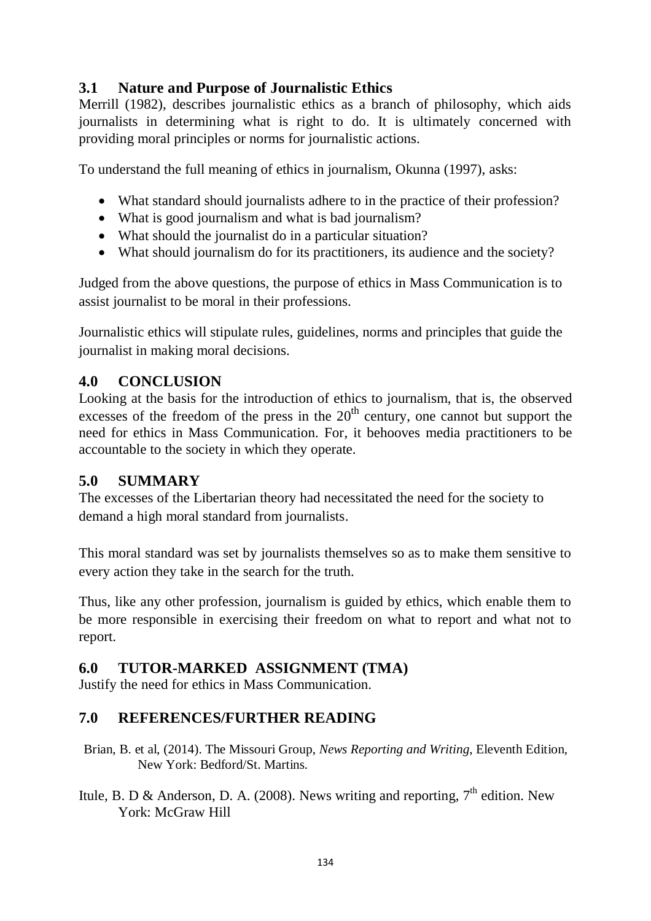## 3.1 Nature and Purpose of Journalistic Ethics

Merrill (1982), describes journalistic ethics as a branch of philosophy, which aids journalists in determining what is right to do. It is ultimately concerned with providing moral principles or norms for journalistic actions.

To understand the full meaning of ethics in journalism, Okunna (1997), asks:

- What standard should journalists adhere to in the practice of their profession?
- What is good journalism and what is bad journalism?
- What should the journalist do in a particular situation?
- What should journalism do for its practitioners, its audience and the society?

Judged from the above questions, the purpose of ethics in Mass Communication is to assist journalist to be moral in their professions.

Journalistic ethics will stipulate rules, guidelines, norms and principles that guide the journalist in making moral decisions.

## 4.0 CONCLUSION

Looking at the basis for the introduction of ethics to journalism, that is, the observed excesses of the freedom of the press in the 20th century, one cannot but support the need for ethics in Mass Communication. For, it behooves media practitioners to be accountable to the society in which they operate.

## 5.0 SUMMARY

The excesses of the Libertarian theory had necessitated the need for the society to demand a high moral standard from journalists.

This moral standard was set by journalists themselves so as to make them sensitive to every action they take in the search for the truth.

Thus, like any other profession, journalism is guided by ethics, which enable them to be more responsible in exercising their freedom on what to report and what not to report.

## 6.0 TUTOR-MARKED ASSIGNMENT (TMA)

Justify the need for ethics in Mass Communication.

## 7.0 REFERENCES/FURTHER READING

Brian, B. et al, (2014). The Missouri Group, *News Reporting and Writing*, Eleventh Edition, New York: Bedford/St. Martins.

Itule, B. D & Anderson, D. A. (2008). News writing and reporting, 7th edition. New York: McGraw Hill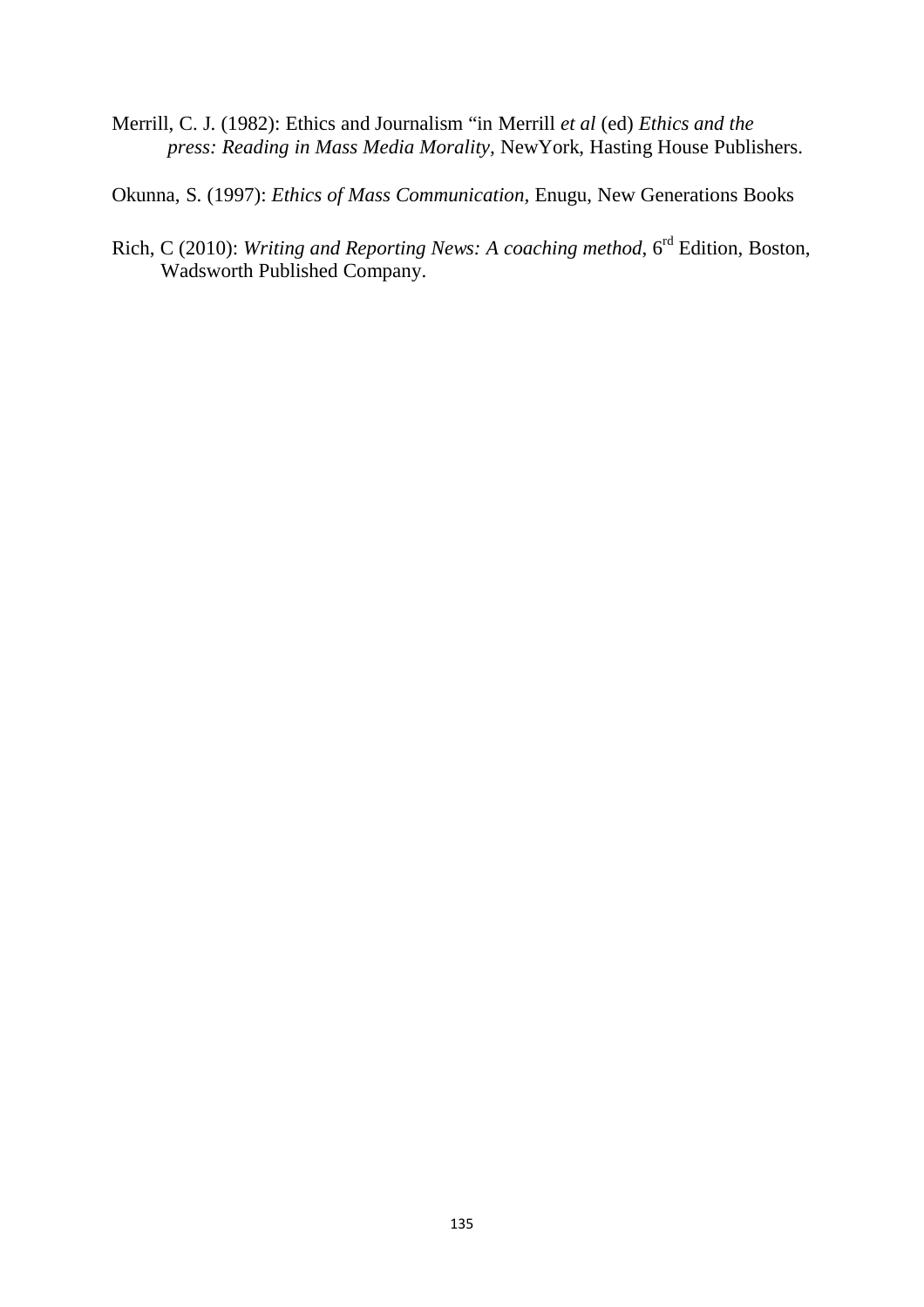Merrill, C. J. (1982): Ethics and Journalism "in Merrill *et al* (ed) *Ethics and the press: Reading in Mass Media Morality,* NewYork, Hasting House Publishers.

Okunna, S. (1997): *Ethics of Mass Communication*, Enugu, New Generations Books

Rich, C (2010): *Writing and Reporting News: A coaching method*, 6rd Edition, Boston, Wadsworth Published Company.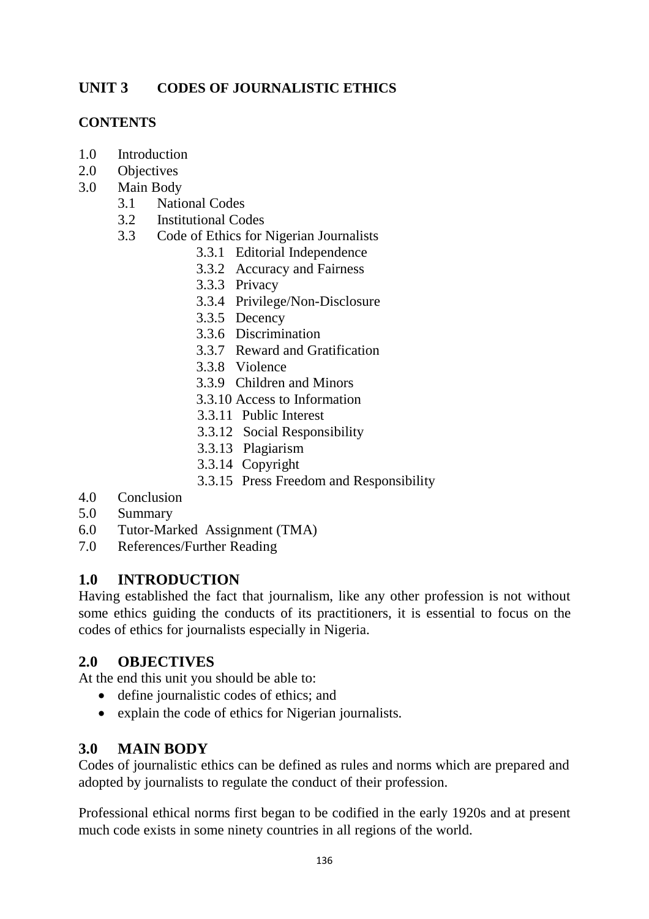## UNIT 3 CODES OF JOURNALISTIC ETHICS

**CONTENTS**

1.0 Introduction
2.0 Objectives
3.0 Main Body
   - 3.1 National Codes
   - 3.2 Institutional Codes
   - 3.3 Code of Ethics for Nigerian Journalists
      - 3.3.1 Editorial Independence
      - 3.3.2 Accuracy and Fairness
      - 3.3.3 Privacy
      - 3.3.4 Privilege/Non-Disclosure
      - 3.3.5 Decency
      - 3.3.6 Discrimination
      - 3.3.7 Reward and Gratification
      - 3.3.8 Violence
      - 3.3.9 Children and Minors
      - 3.3.10 Access to Information
      - 3.3.11 Public Interest
      - 3.3.12 Social Responsibility
      - 3.3.13 Plagiarism
      - 3.3.14 Copyright
      - 3.3.15 Press Freedom and Responsibility

4.0 Conclusion
5.0 Summary
6.0 Tutor-Marked Assignment (TMA)
7.0 References/Further Reading

### 1.0 INTRODUCTION

Having established the fact that journalism, like any other profession is not without some ethics guiding the conducts of its practitioners, it is essential to focus on the codes of ethics for journalists especially in Nigeria.

### 2.0 OBJECTIVES

At the end this unit you should be able to:

- define journalistic codes of ethics; and
- explain the code of ethics for Nigerian journalists.

### 3.0 MAIN BODY

Codes of journalistic ethics can be defined as rules and norms which are prepared and adopted by journalists to regulate the conduct of their profession.

Professional ethical norms first began to be codified in the early 1920s and at present much code exists in some ninety countries in all regions of the world.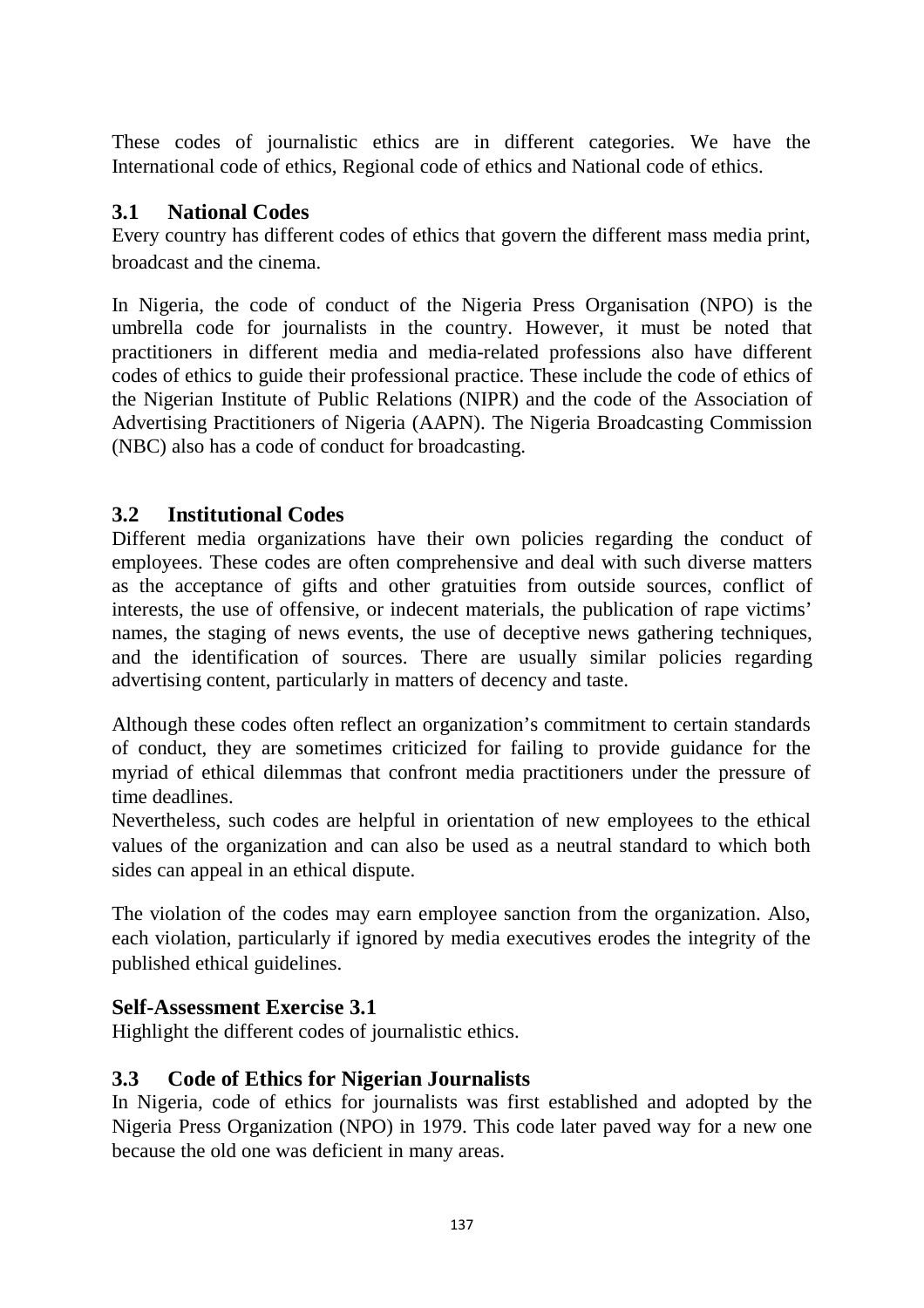These codes of journalistic ethics are in different categories. We have the International code of ethics, Regional code of ethics and National code of ethics.

## 3.1 National Codes

Every country has different codes of ethics that govern the different mass media print, broadcast and the cinema.

In Nigeria, the code of conduct of the Nigeria Press Organisation (NPO) is the umbrella code for journalists in the country. However, it must be noted that practitioners in different media and media-related professions also have different codes of ethics to guide their professional practice. These include the code of ethics of the Nigerian Institute of Public Relations (NIPR) and the code of the Association of Advertising Practitioners of Nigeria (AAPN). The Nigeria Broadcasting Commission (NBC) also has a code of conduct for broadcasting.

## 3.2 Institutional Codes

Different media organizations have their own policies regarding the conduct of employees. These codes are often comprehensive and deal with such diverse matters as the acceptance of gifts and other gratuities from outside sources, conflict of interests, the use of offensive, or indecent materials, the publication of rape victims' names, the staging of news events, the use of deceptive news gathering techniques, and the identification of sources. There are usually similar policies regarding advertising content, particularly in matters of decency and taste.

Although these codes often reflect an organization's commitment to certain standards of conduct, they are sometimes criticized for failing to provide guidance for the myriad of ethical dilemmas that confront media practitioners under the pressure of time deadlines.

Nevertheless, such codes are helpful in orientation of new employees to the ethical values of the organization and can also be used as a neutral standard to which both sides can appeal in an ethical dispute.

The violation of the codes may earn employee sanction from the organization. Also, each violation, particularly if ignored by media executives erodes the integrity of the published ethical guidelines.

### Self-Assessment Exercise 3.1

Highlight the different codes of journalistic ethics.

## 3.3 Code of Ethics for Nigerian Journalists

In Nigeria, code of ethics for journalists was first established and adopted by the Nigeria Press Organization (NPO) in 1979. This code later paved way for a new one because the old one was deficient in many areas.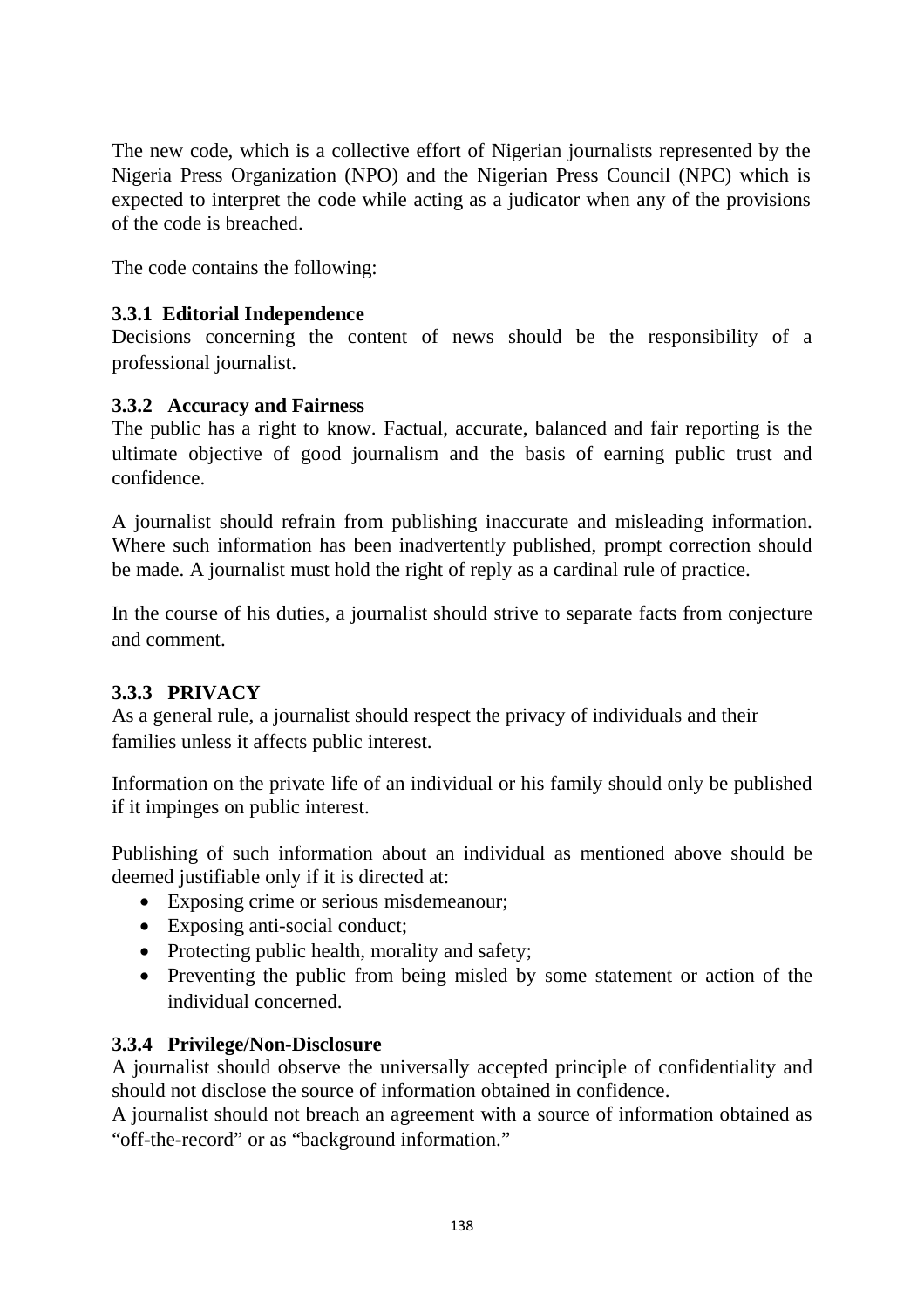The new code, which is a collective effort of Nigerian journalists represented by the Nigeria Press Organization (NPO) and the Nigerian Press Council (NPC) which is expected to interpret the code while acting as a judicator when any of the provisions of the code is breached.

The code contains the following:

### 3.3.1 Editorial Independence

Decisions concerning the content of news should be the responsibility of a professional journalist.

### 3.3.2 Accuracy and Fairness

The public has a right to know. Factual, accurate, balanced and fair reporting is the ultimate objective of good journalism and the basis of earning public trust and confidence.

A journalist should refrain from publishing inaccurate and misleading information. Where such information has been inadvertently published, prompt correction should be made. A journalist must hold the right of reply as a cardinal rule of practice.

In the course of his duties, a journalist should strive to separate facts from conjecture and comment.

### 3.3.3 PRIVACY

As a general rule, a journalist should respect the privacy of individuals and their families unless it affects public interest.

Information on the private life of an individual or his family should only be published if it impinges on public interest.

Publishing of such information about an individual as mentioned above should be deemed justifiable only if it is directed at:

- Exposing crime or serious misdemeanour;
- Exposing anti-social conduct;
- Protecting public health, morality and safety;
- Preventing the public from being misled by some statement or action of the individual concerned.

### 3.3.4 Privilege/Non-Disclosure

A journalist should observe the universally accepted principle of confidentiality and should not disclose the source of information obtained in confidence.

A journalist should not breach an agreement with a source of information obtained as "off-the-record" or as "background information."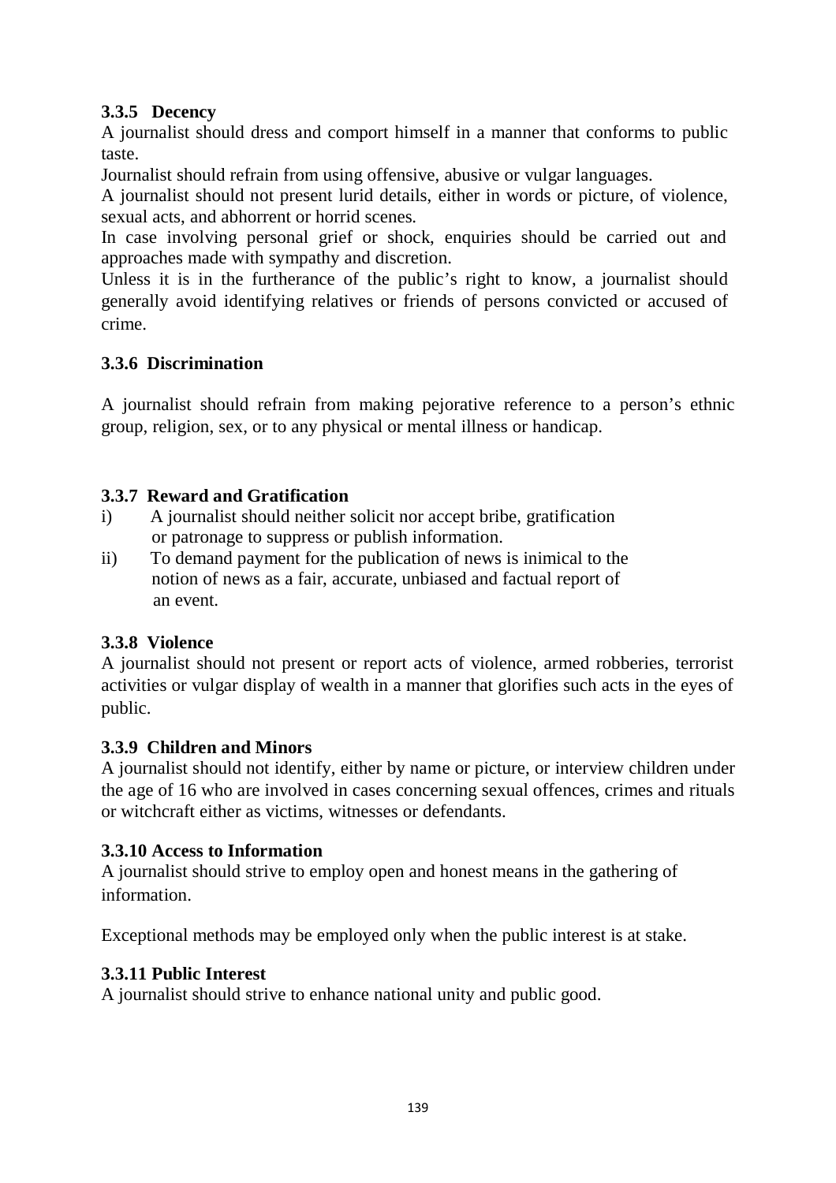### 3.3.5 Decency

A journalist should dress and comport himself in a manner that conforms to public taste.

Journalist should refrain from using offensive, abusive or vulgar languages.

A journalist should not present lurid details, either in words or picture, of violence, sexual acts, and abhorrent or horrid scenes.

In case involving personal grief or shock, enquiries should be carried out and approaches made with sympathy and discretion.

Unless it is in the furtherance of the public's right to know, a journalist should generally avoid identifying relatives or friends of persons convicted or accused of crime.

### 3.3.6 Discrimination

A journalist should refrain from making pejorative reference to a person's ethnic group, religion, sex, or to any physical or mental illness or handicap.

### 3.3.7 Reward and Gratification

i) A journalist should neither solicit nor accept bribe, gratification or patronage to suppress or publish information.

ii) To demand payment for the publication of news is inimical to the notion of news as a fair, accurate, unbiased and factual report of an event.

### 3.3.8 Violence

A journalist should not present or report acts of violence, armed robberies, terrorist activities or vulgar display of wealth in a manner that glorifies such acts in the eyes of public.

### 3.3.9 Children and Minors

A journalist should not identify, either by name or picture, or interview children under the age of 16 who are involved in cases concerning sexual offences, crimes and rituals or witchcraft either as victims, witnesses or defendants.

### 3.3.10 Access to Information

A journalist should strive to employ open and honest means in the gathering of information.

Exceptional methods may be employed only when the public interest is at stake.

### 3.3.11 Public Interest

A journalist should strive to enhance national unity and public good.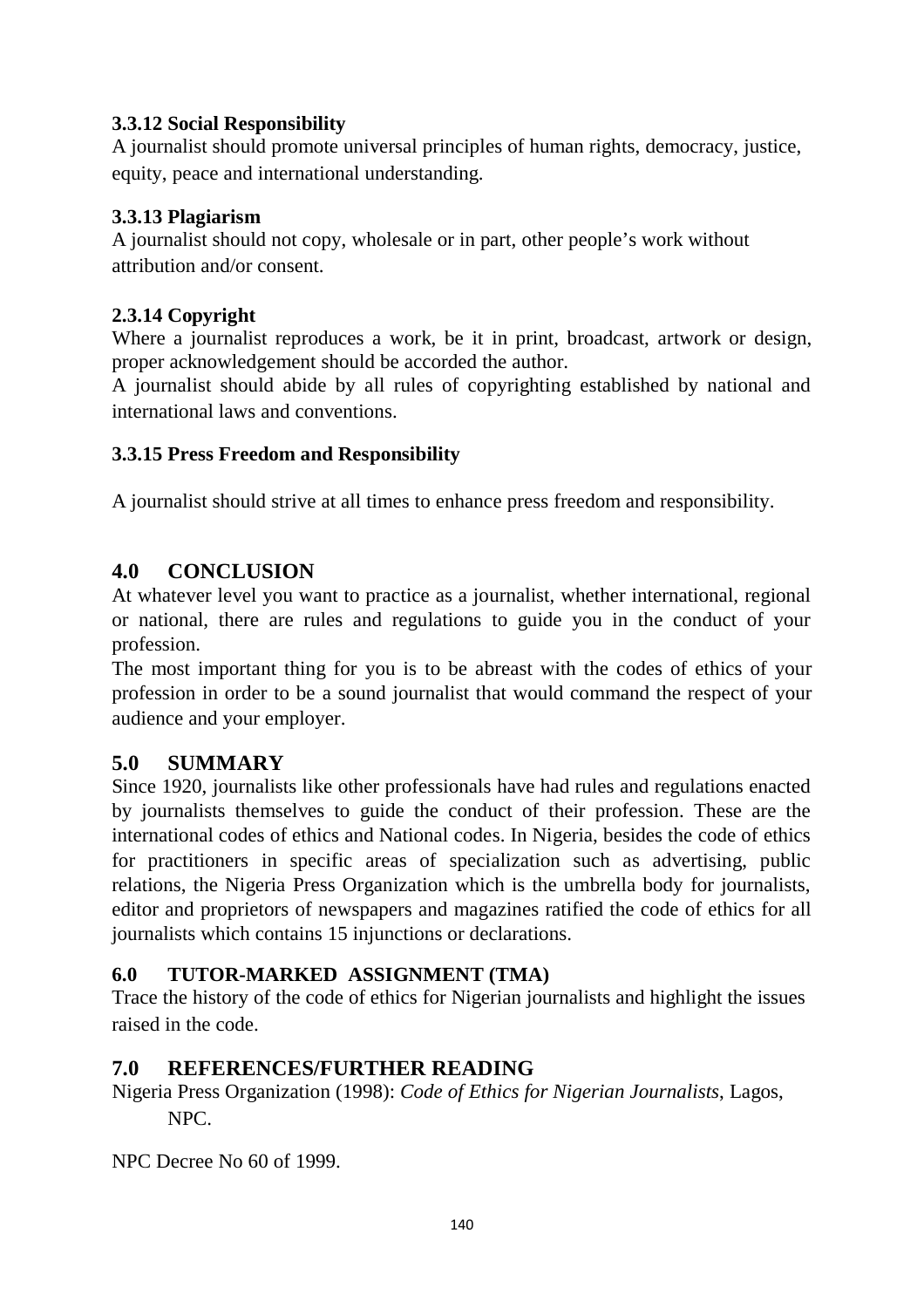### 3.3.12 Social Responsibility

A journalist should promote universal principles of human rights, democracy, justice, equity, peace and international understanding.

### 3.3.13 Plagiarism

A journalist should not copy, wholesale or in part, other people's work without attribution and/or consent.

### 2.3.14 Copyright

Where a journalist reproduces a work, be it in print, broadcast, artwork or design, proper acknowledgement should be accorded the author.

A journalist should abide by all rules of copyrighting established by national and international laws and conventions.

### 3.3.15 Press Freedom and Responsibility

A journalist should strive at all times to enhance press freedom and responsibility.

## 4.0 CONCLUSION

At whatever level you want to practice as a journalist, whether international, regional or national, there are rules and regulations to guide you in the conduct of your profession.

The most important thing for you is to be abreast with the codes of ethics of your profession in order to be a sound journalist that would command the respect of your audience and your employer.

## 5.0 SUMMARY

Since 1920, journalists like other professionals have had rules and regulations enacted by journalists themselves to guide the conduct of their profession. These are the international codes of ethics and National codes. In Nigeria, besides the code of ethics for practitioners in specific areas of specialization such as advertising, public relations, the Nigeria Press Organization which is the umbrella body for journalists, editor and proprietors of newspapers and magazines ratified the code of ethics for all journalists which contains 15 injunctions or declarations.

## 6.0 TUTOR-MARKED ASSIGNMENT (TMA)

Trace the history of the code of ethics for Nigerian journalists and highlight the issues raised in the code.

## 7.0 REFERENCES/FURTHER READING

Nigeria Press Organization (1998): *Code of Ethics for Nigerian Journalists*, Lagos, NPC.

NPC Decree No 60 of 1999.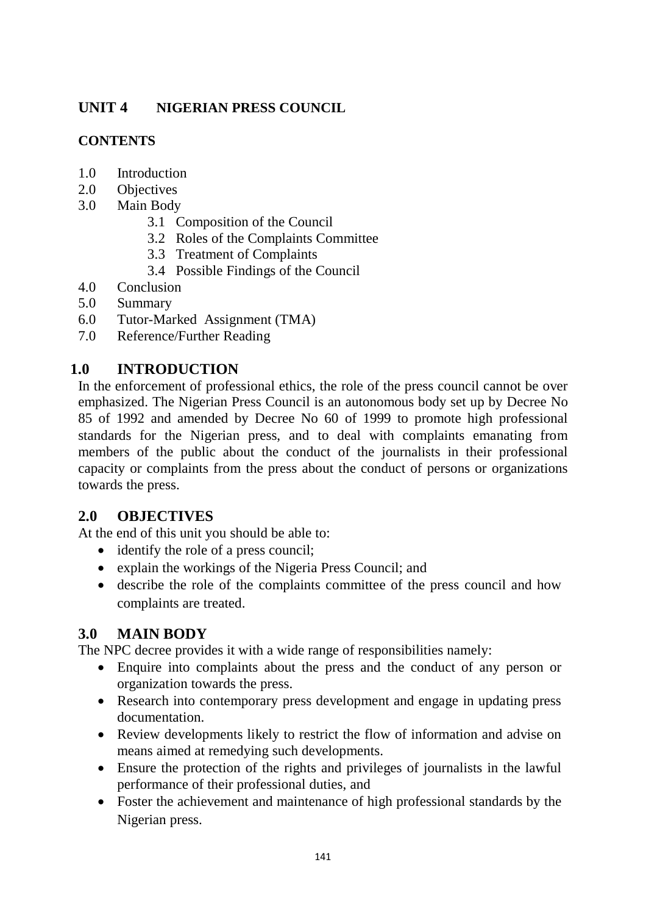## UNIT 4 NIGERIAN PRESS COUNCIL

### CONTENTS

1.0 Introduction
2.0 Objectives
3.0 Main Body
    3.1 Composition of the Council
    3.2 Roles of the Complaints Committee
    3.3 Treatment of Complaints
    3.4 Possible Findings of the Council
4.0 Conclusion
5.0 Summary
6.0 Tutor-Marked Assignment (TMA)
7.0 Reference/Further Reading

### 1.0 INTRODUCTION

In the enforcement of professional ethics, the role of the press council cannot be over emphasized. The Nigerian Press Council is an autonomous body set up by Decree No 85 of 1992 and amended by Decree No 60 of 1999 to promote high professional standards for the Nigerian press, and to deal with complaints emanating from members of the public about the conduct of the journalists in their professional capacity or complaints from the press about the conduct of persons or organizations towards the press.

### 2.0 OBJECTIVES

At the end of this unit you should be able to:

- identify the role of a press council;
- explain the workings of the Nigeria Press Council; and
- describe the role of the complaints committee of the press council and how complaints are treated.

### 3.0 MAIN BODY

The NPC decree provides it with a wide range of responsibilities namely:

- Enquire into complaints about the press and the conduct of any person or organization towards the press.
- Research into contemporary press development and engage in updating press documentation.
- Review developments likely to restrict the flow of information and advise on means aimed at remedying such developments.
- Ensure the protection of the rights and privileges of journalists in the lawful performance of their professional duties, and
- Foster the achievement and maintenance of high professional standards by the Nigerian press.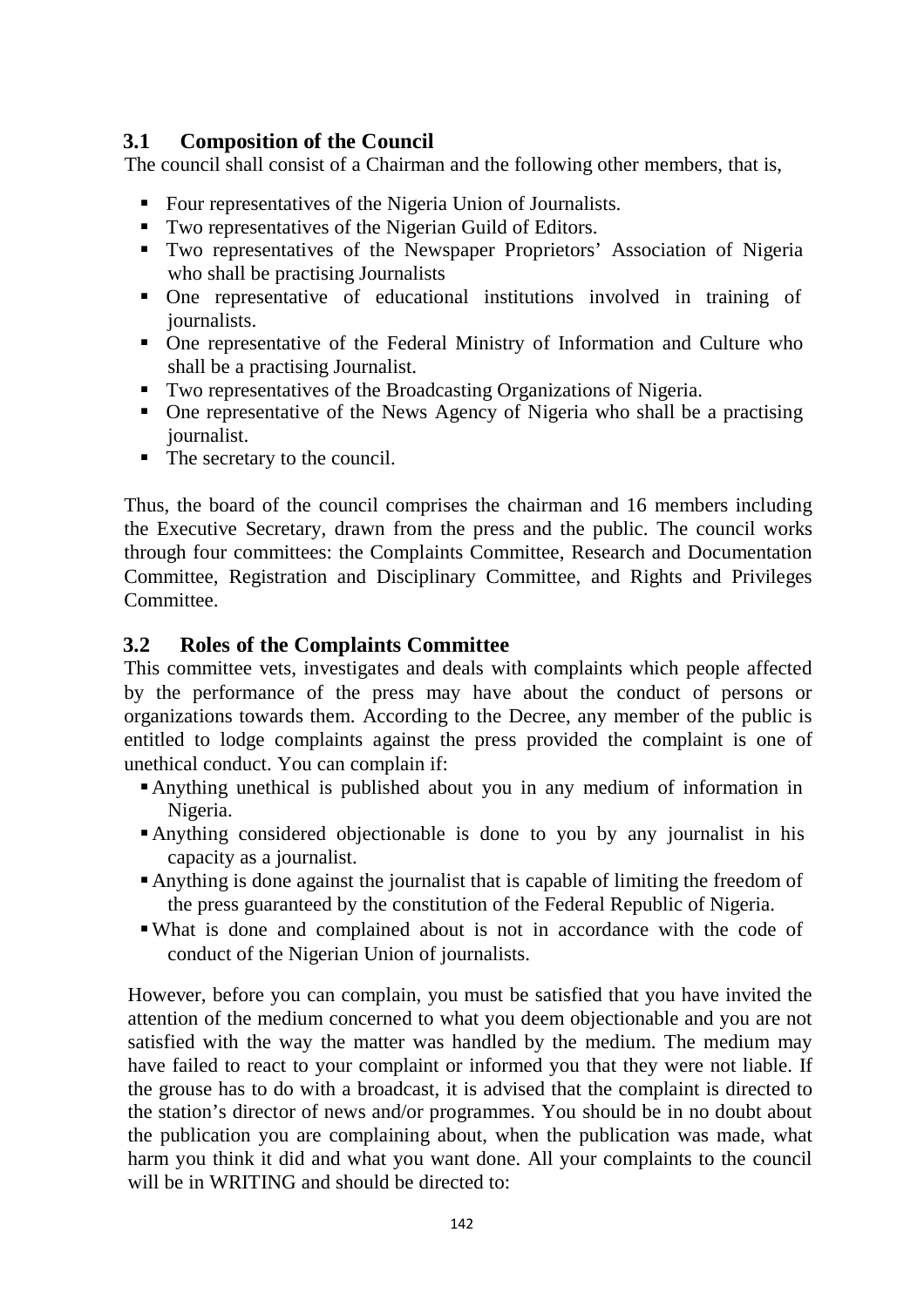## 3.1 Composition of the Council

The council shall consist of a Chairman and the following other members, that is,

- Four representatives of the Nigeria Union of Journalists.
- Two representatives of the Nigerian Guild of Editors.
- Two representatives of the Newspaper Proprietors' Association of Nigeria who shall be practising Journalists
- One representative of educational institutions involved in training of journalists.
- One representative of the Federal Ministry of Information and Culture who shall be a practising Journalist.
- Two representatives of the Broadcasting Organizations of Nigeria.
- One representative of the News Agency of Nigeria who shall be a practising journalist.
- The secretary to the council.

Thus, the board of the council comprises the chairman and 16 members including the Executive Secretary, drawn from the press and the public. The council works through four committees: the Complaints Committee, Research and Documentation Committee, Registration and Disciplinary Committee, and Rights and Privileges Committee.

## 3.2 Roles of the Complaints Committee

This committee vets, investigates and deals with complaints which people affected by the performance of the press may have about the conduct of persons or organizations towards them. According to the Decree, any member of the public is entitled to lodge complaints against the press provided the complaint is one of unethical conduct. You can complain if:

- Anything unethical is published about you in any medium of information in Nigeria.
- Anything considered objectionable is done to you by any journalist in his capacity as a journalist.
- Anything is done against the journalist that is capable of limiting the freedom of the press guaranteed by the constitution of the Federal Republic of Nigeria.
- What is done and complained about is not in accordance with the code of conduct of the Nigerian Union of journalists.

However, before you can complain, you must be satisfied that you have invited the attention of the medium concerned to what you deem objectionable and you are not satisfied with the way the matter was handled by the medium. The medium may have failed to react to your complaint or informed you that they were not liable. If the grouse has to do with a broadcast, it is advised that the complaint is directed to the station's director of news and/or programmes. You should be in no doubt about the publication you are complaining about, when the publication was made, what harm you think it did and what you want done. All your complaints to the council will be in WRITING and should be directed to: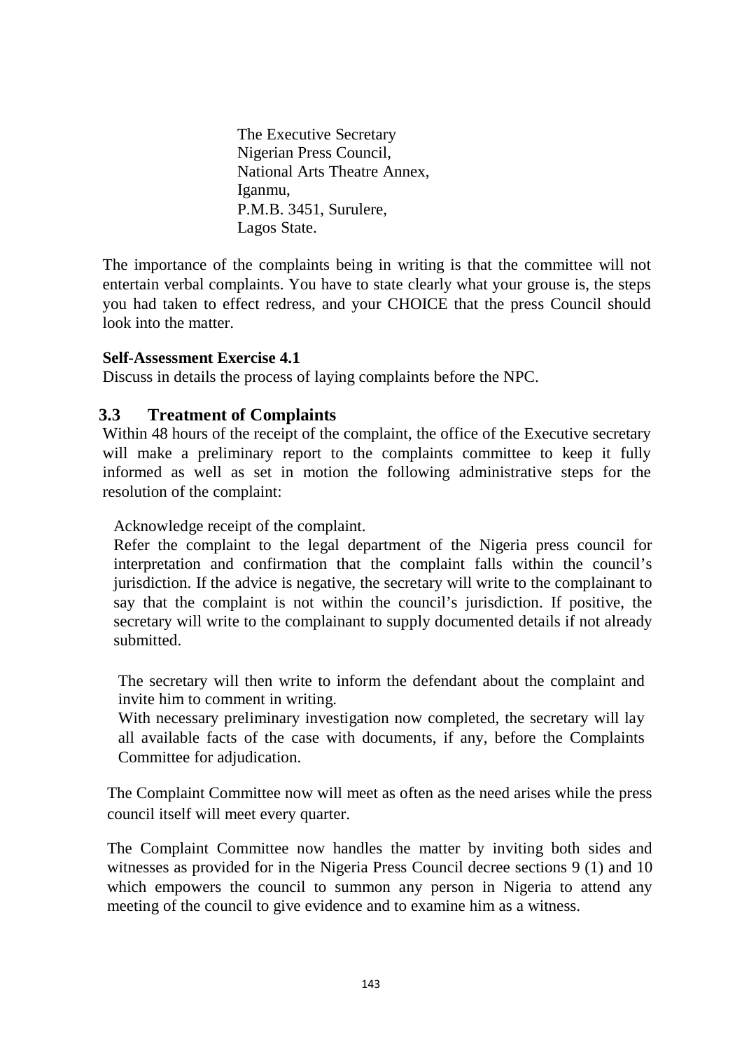The Executive Secretary
Nigerian Press Council,
National Arts Theatre Annex,
Iganmu,
P.M.B. 3451, Surulere,
Lagos State.

The importance of the complaints being in writing is that the committee will not entertain verbal complaints. You have to state clearly what your grouse is, the steps you had taken to effect redress, and your CHOICE that the press Council should look into the matter.

**Self-Assessment Exercise 4.1**

Discuss in details the process of laying complaints before the NPC.

## 3.3 Treatment of Complaints

Within 48 hours of the receipt of the complaint, the office of the Executive secretary will make a preliminary report to the complaints committee to keep it fully informed as well as set in motion the following administrative steps for the resolution of the complaint:

Acknowledge receipt of the complaint.

Refer the complaint to the legal department of the Nigeria press council for interpretation and confirmation that the complaint falls within the council's jurisdiction. If the advice is negative, the secretary will write to the complainant to say that the complaint is not within the council's jurisdiction. If positive, the secretary will write to the complainant to supply documented details if not already submitted.

The secretary will then write to inform the defendant about the complaint and invite him to comment in writing.

With necessary preliminary investigation now completed, the secretary will lay all available facts of the case with documents, if any, before the Complaints Committee for adjudication.

The Complaint Committee now will meet as often as the need arises while the press council itself will meet every quarter.

The Complaint Committee now handles the matter by inviting both sides and witnesses as provided for in the Nigeria Press Council decree sections 9 (1) and 10 which empowers the council to summon any person in Nigeria to attend any meeting of the council to give evidence and to examine him as a witness.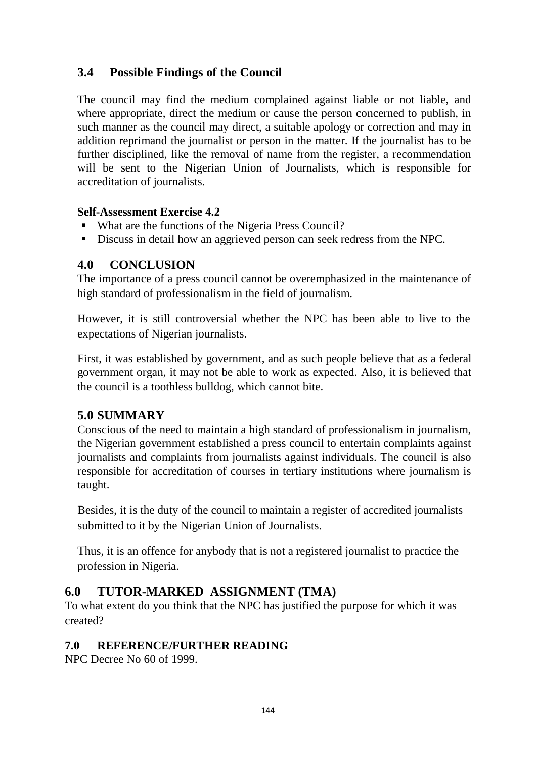## 3.4 Possible Findings of the Council

The council may find the medium complained against liable or not liable, and where appropriate, direct the medium or cause the person concerned to publish, in such manner as the council may direct, a suitable apology or correction and may in addition reprimand the journalist or person in the matter. If the journalist has to be further disciplined, like the removal of name from the register, a recommendation will be sent to the Nigerian Union of Journalists, which is responsible for accreditation of journalists.

**Self-Assessment Exercise 4.2**

- What are the functions of the Nigeria Press Council?
- Discuss in detail how an aggrieved person can seek redress from the NPC.

## 4.0 CONCLUSION

The importance of a press council cannot be overemphasized in the maintenance of high standard of professionalism in the field of journalism.

However, it is still controversial whether the NPC has been able to live to the expectations of Nigerian journalists.

First, it was established by government, and as such people believe that as a federal government organ, it may not be able to work as expected. Also, it is believed that the council is a toothless bulldog, which cannot bite.

## 5.0 SUMMARY

Conscious of the need to maintain a high standard of professionalism in journalism, the Nigerian government established a press council to entertain complaints against journalists and complaints from journalists against individuals. The council is also responsible for accreditation of courses in tertiary institutions where journalism is taught.

Besides, it is the duty of the council to maintain a register of accredited journalists submitted to it by the Nigerian Union of Journalists.

Thus, it is an offence for anybody that is not a registered journalist to practice the profession in Nigeria.

## 6.0 TUTOR-MARKED ASSIGNMENT (TMA)

To what extent do you think that the NPC has justified the purpose for which it was created?

## 7.0 REFERENCE/FURTHER READING

NPC Decree No 60 of 1999.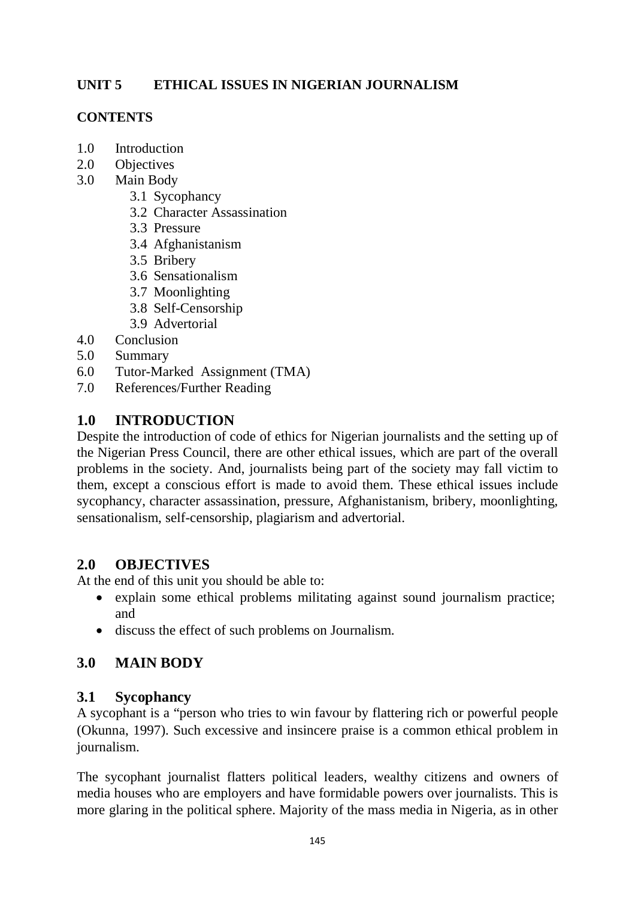**UNIT 5 ETHICAL ISSUES IN NIGERIAN JOURNALISM**

**CONTENTS**

- 1.0 Introduction
- 2.0 Objectives
- 3.0 Main Body
  - 3.1 Sycophancy
  - 3.2 Character Assassination
  - 3.3 Pressure
  - 3.4 Afghanistanism
  - 3.5 Bribery
  - 3.6 Sensationalism
  - 3.7 Moonlighting
  - 3.8 Self-Censorship
  - 3.9 Advertorial
- 4.0 Conclusion
- 5.0 Summary
- 6.0 Tutor-Marked Assignment (TMA)
- 7.0 References/Further Reading

## 1.0 INTRODUCTION

Despite the introduction of code of ethics for Nigerian journalists and the setting up of the Nigerian Press Council, there are other ethical issues, which are part of the overall problems in the society. And, journalists being part of the society may fall victim to them, except a conscious effort is made to avoid them. These ethical issues include sycophancy, character assassination, pressure, Afghanistanism, bribery, moonlighting, sensationalism, self-censorship, plagiarism and advertorial.

## 2.0 OBJECTIVES

At the end of this unit you should be able to:

- explain some ethical problems militating against sound journalism practice; and
- discuss the effect of such problems on Journalism.

## 3.0 MAIN BODY

### 3.1 Sycophancy

A sycophant is a "person who tries to win favour by flattering rich or powerful people (Okunna, 1997). Such excessive and insincere praise is a common ethical problem in journalism.

The sycophant journalist flatters political leaders, wealthy citizens and owners of media houses who are employers and have formidable powers over journalists. This is more glaring in the political sphere. Majority of the mass media in Nigeria, as in other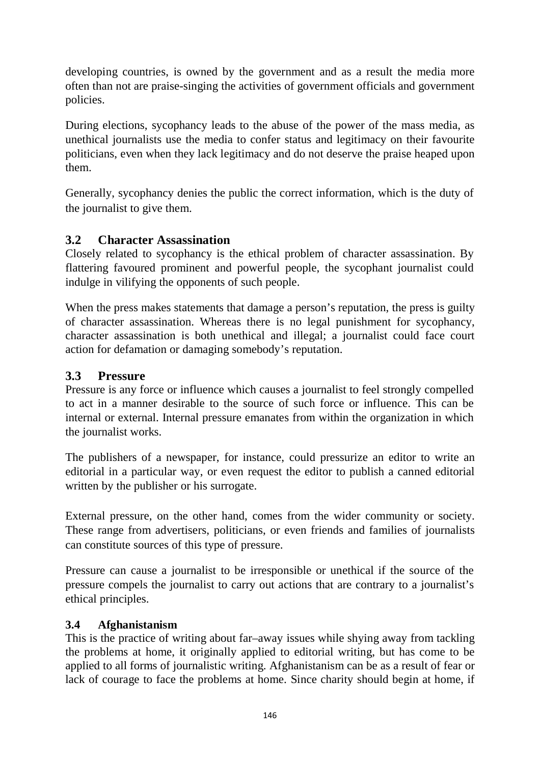developing countries, is owned by the government and as a result the media more often than not are praise-singing the activities of government officials and government policies.

During elections, sycophancy leads to the abuse of the power of the mass media, as unethical journalists use the media to confer status and legitimacy on their favourite politicians, even when they lack legitimacy and do not deserve the praise heaped upon them.

Generally, sycophancy denies the public the correct information, which is the duty of the journalist to give them.

## 3.2 Character Assassination

Closely related to sycophancy is the ethical problem of character assassination. By flattering favoured prominent and powerful people, the sycophant journalist could indulge in vilifying the opponents of such people.

When the press makes statements that damage a person's reputation, the press is guilty of character assassination. Whereas there is no legal punishment for sycophancy, character assassination is both unethical and illegal; a journalist could face court action for defamation or damaging somebody's reputation.

## 3.3 Pressure

Pressure is any force or influence which causes a journalist to feel strongly compelled to act in a manner desirable to the source of such force or influence. This can be internal or external. Internal pressure emanates from within the organization in which the journalist works.

The publishers of a newspaper, for instance, could pressurize an editor to write an editorial in a particular way, or even request the editor to publish a canned editorial written by the publisher or his surrogate.

External pressure, on the other hand, comes from the wider community or society. These range from advertisers, politicians, or even friends and families of journalists can constitute sources of this type of pressure.

Pressure can cause a journalist to be irresponsible or unethical if the source of the pressure compels the journalist to carry out actions that are contrary to a journalist's ethical principles.

### 3.4 Afghanistanism

This is the practice of writing about far–away issues while shying away from tackling the problems at home, it originally applied to editorial writing, but has come to be applied to all forms of journalistic writing. Afghanistanism can be as a result of fear or lack of courage to face the problems at home. Since charity should begin at home, if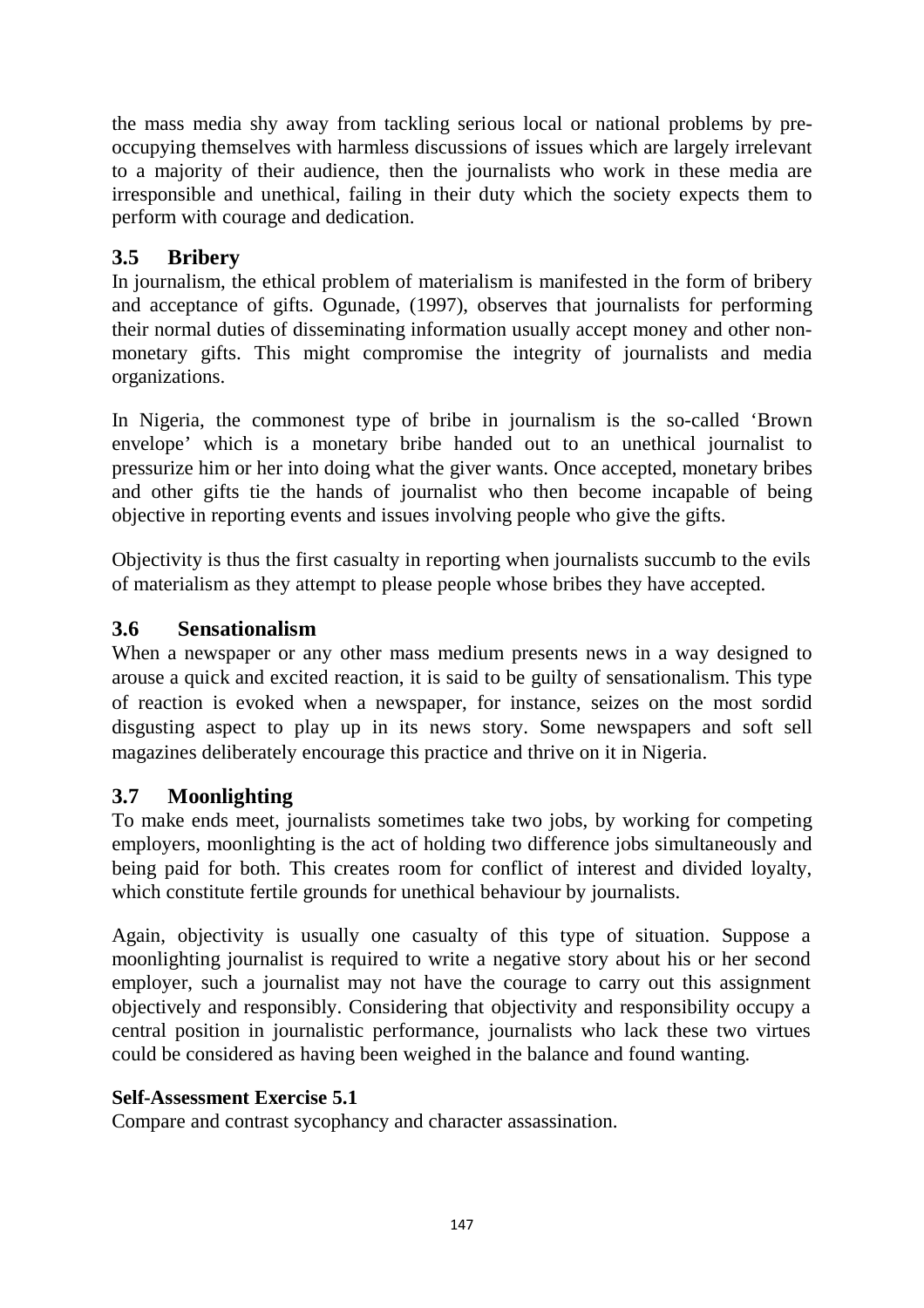the mass media shy away from tackling serious local or national problems by pre-occupying themselves with harmless discussions of issues which are largely irrelevant to a majority of their audience, then the journalists who work in these media are irresponsible and unethical, failing in their duty which the society expects them to perform with courage and dedication.

### 3.5 Bribery

In journalism, the ethical problem of materialism is manifested in the form of bribery and acceptance of gifts. Ogunade, (1997), observes that journalists for performing their normal duties of disseminating information usually accept money and other non-monetary gifts. This might compromise the integrity of journalists and media organizations.

In Nigeria, the commonest type of bribe in journalism is the so-called 'Brown envelope' which is a monetary bribe handed out to an unethical journalist to pressurize him or her into doing what the giver wants. Once accepted, monetary bribes and other gifts tie the hands of journalist who then become incapable of being objective in reporting events and issues involving people who give the gifts.

Objectivity is thus the first casualty in reporting when journalists succumb to the evils of materialism as they attempt to please people whose bribes they have accepted.

### 3.6 Sensationalism

When a newspaper or any other mass medium presents news in a way designed to arouse a quick and excited reaction, it is said to be guilty of sensationalism. This type of reaction is evoked when a newspaper, for instance, seizes on the most sordid disgusting aspect to play up in its news story. Some newspapers and soft sell magazines deliberately encourage this practice and thrive on it in Nigeria.

### 3.7 Moonlighting

To make ends meet, journalists sometimes take two jobs, by working for competing employers, moonlighting is the act of holding two difference jobs simultaneously and being paid for both. This creates room for conflict of interest and divided loyalty, which constitute fertile grounds for unethical behaviour by journalists.

Again, objectivity is usually one casualty of this type of situation. Suppose a moonlighting journalist is required to write a negative story about his or her second employer, such a journalist may not have the courage to carry out this assignment objectively and responsibly. Considering that objectivity and responsibility occupy a central position in journalistic performance, journalists who lack these two virtues could be considered as having been weighed in the balance and found wanting.

**Self-Assessment Exercise 5.1**

Compare and contrast sycophancy and character assassination.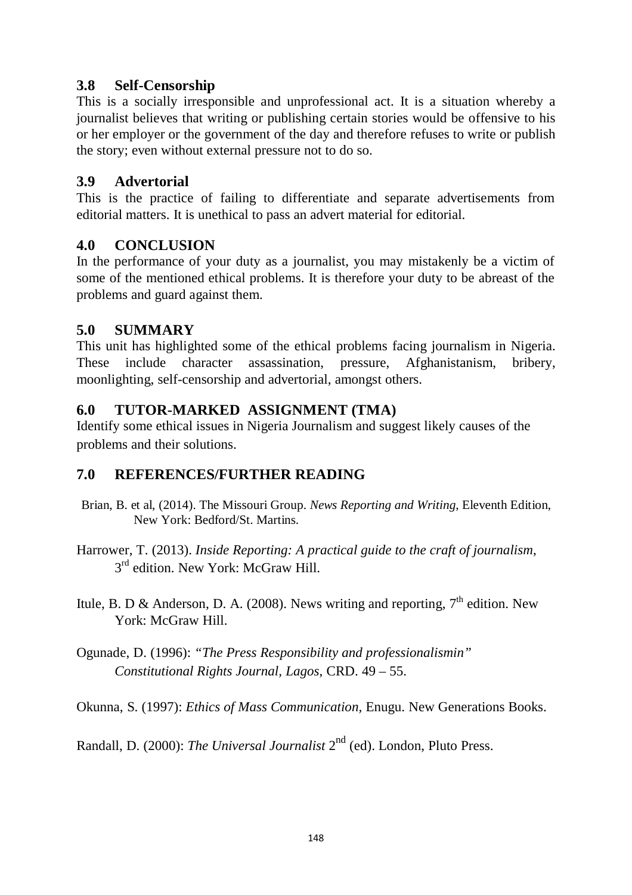### 3.8 Self-Censorship

This is a socially irresponsible and unprofessional act. It is a situation whereby a journalist believes that writing or publishing certain stories would be offensive to his or her employer or the government of the day and therefore refuses to write or publish the story; even without external pressure not to do so.

### 3.9 Advertorial

This is the practice of failing to differentiate and separate advertisements from editorial matters. It is unethical to pass an advert material for editorial.

## 4.0 CONCLUSION

In the performance of your duty as a journalist, you may mistakenly be a victim of some of the mentioned ethical problems. It is therefore your duty to be abreast of the problems and guard against them.

## 5.0 SUMMARY

This unit has highlighted some of the ethical problems facing journalism in Nigeria. These include character assassination, pressure, Afghanistanism, bribery, moonlighting, self-censorship and advertorial, amongst others.

## 6.0 TUTOR-MARKED ASSIGNMENT (TMA)

Identify some ethical issues in Nigeria Journalism and suggest likely causes of the problems and their solutions.

## 7.0 REFERENCES/FURTHER READING

Brian, B. et al, (2014). The Missouri Group. *News Reporting and Writing*, Eleventh Edition, New York: Bedford/St. Martins.

Harrower, T. (2013). *Inside Reporting: A practical guide to the craft of journalism*, 3rd edition. New York: McGraw Hill.

Itule, B. D & Anderson, D. A. (2008). News writing and reporting, 7th edition. New York: McGraw Hill.

Ogunade, D. (1996): *"The Press Responsibility and professionalismin" Constitutional Rights Journal, Lagos*, CRD. 49 – 55.

Okunna, S. (1997): *Ethics of Mass Communication*, Enugu. New Generations Books.

Randall, D. (2000): *The Universal Journalist* 2nd (ed). London, Pluto Press.